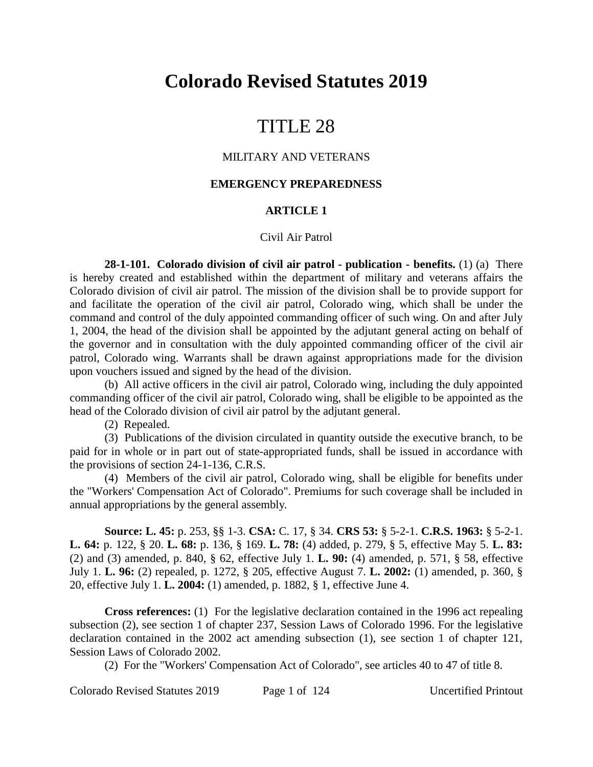# Colorado Revised Statutes 2019

# TITLE 28

## MILITARY AND VETERANS

### EMERGENCY PREPAREDNESS

### ARTICLE 1

Civil Air Patrol

**28-1-101. Colorado division of civil air patrol - publication - benefits.** (1) (a) There is hereby created and established within the department of military and veterans affairs the Colorado division of civil air patrol. The mission of the division shall be to provide support for and facilitate the operation of the civil air patrol, Colorado wing, which shall be under the command and control of the duly appointed commanding officer of such wing. On and after July 1, 2004, the head of the division shall be appointed by the adjutant general acting on behalf of the governor and in consultation with the duly appointed commanding officer of the civil air patrol, Colorado wing. Warrants shall be drawn against appropriations made for the division upon vouchers issued and signed by the head of the division.

(b) All active officers in the civil air patrol, Colorado wing, including the duly appointed commanding officer of the civil air patrol, Colorado wing, shall be eligible to be appointed as the head of the Colorado division of civil air patrol by the adjutant general.

(2) Repealed.

(3) Publications of the division circulated in quantity outside the executive branch, to be paid for in whole or in part out of state-appropriated funds, shall be issued in accordance with the provisions of section 24-1-136, C.R.S.

(4) Members of the civil air patrol, Colorado wing, shall be eligible for benefits under the "Workers' Compensation Act of Colorado". Premiums for such coverage shall be included in annual appropriations by the general assembly.

**Source: L. 45:** p. 253, §§ 1-3. **CSA:** C. 17, § 34. **CRS 53:** § 5-2-1. **C.R.S. 1963:** § 5-2-1. **L. 64:** p. 122, § 20. **L. 68:** p. 136, § 169. **L. 78:** (4) added, p. 279, § 5, effective May 5. **L. 83:** (2) and (3) amended, p. 840, § 62, effective July 1. **L. 90:** (4) amended, p. 571, § 58, effective July 1. **L. 96:** (2) repealed, p. 1272, § 205, effective August 7. **L. 2002:** (1) amended, p. 360, § 20, effective July 1. **L. 2004:** (1) amended, p. 1882, § 1, effective June 4.

**Cross references:** (1) For the legislative declaration contained in the 1996 act repealing subsection (2), see section 1 of chapter 237, Session Laws of Colorado 1996. For the legislative declaration contained in the 2002 act amending subsection (1), see section 1 of chapter 121, Session Laws of Colorado 2002.

(2) For the "Workers' Compensation Act of Colorado", see articles 40 to 47 of title 8.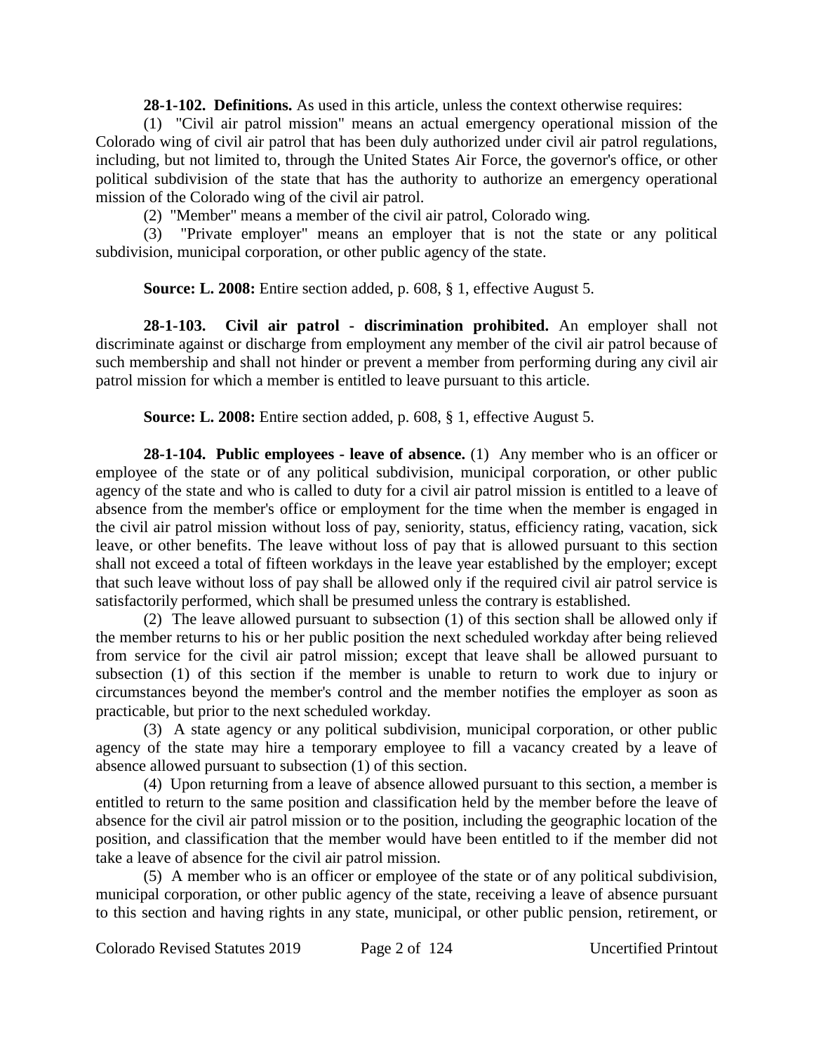**28-1-102. Definitions.** As used in this article, unless the context otherwise requires:

(1) "Civil air patrol mission" means an actual emergency operational mission of the Colorado wing of civil air patrol that has been duly authorized under civil air patrol regulations, including, but not limited to, through the United States Air Force, the governor's office, or other political subdivision of the state that has the authority to authorize an emergency operational mission of the Colorado wing of the civil air patrol.

(2) "Member" means a member of the civil air patrol, Colorado wing.

(3) "Private employer" means an employer that is not the state or any political subdivision, municipal corporation, or other public agency of the state.

**Source: L. 2008:** Entire section added, p. 608, § 1, effective August 5.

**28-1-103. Civil air patrol - discrimination prohibited.** An employer shall not discriminate against or discharge from employment any member of the civil air patrol because of such membership and shall not hinder or prevent a member from performing during any civil air patrol mission for which a member is entitled to leave pursuant to this article.

**Source: L. 2008:** Entire section added, p. 608, § 1, effective August 5.

**28-1-104. Public employees - leave of absence.** (1) Any member who is an officer or employee of the state or of any political subdivision, municipal corporation, or other public agency of the state and who is called to duty for a civil air patrol mission is entitled to a leave of absence from the member's office or employment for the time when the member is engaged in the civil air patrol mission without loss of pay, seniority, status, efficiency rating, vacation, sick leave, or other benefits. The leave without loss of pay that is allowed pursuant to this section shall not exceed a total of fifteen workdays in the leave year established by the employer; except that such leave without loss of pay shall be allowed only if the required civil air patrol service is satisfactorily performed, which shall be presumed unless the contrary is established.

(2) The leave allowed pursuant to subsection (1) of this section shall be allowed only if the member returns to his or her public position the next scheduled workday after being relieved from service for the civil air patrol mission; except that leave shall be allowed pursuant to subsection (1) of this section if the member is unable to return to work due to injury or circumstances beyond the member's control and the member notifies the employer as soon as practicable, but prior to the next scheduled workday.

(3) A state agency or any political subdivision, municipal corporation, or other public agency of the state may hire a temporary employee to fill a vacancy created by a leave of absence allowed pursuant to subsection (1) of this section.

(4) Upon returning from a leave of absence allowed pursuant to this section, a member is entitled to return to the same position and classification held by the member before the leave of absence for the civil air patrol mission or to the position, including the geographic location of the position, and classification that the member would have been entitled to if the member did not take a leave of absence for the civil air patrol mission.

(5) A member who is an officer or employee of the state or of any political subdivision, municipal corporation, or other public agency of the state, receiving a leave of absence pursuant to this section and having rights in any state, municipal, or other public pension, retirement, or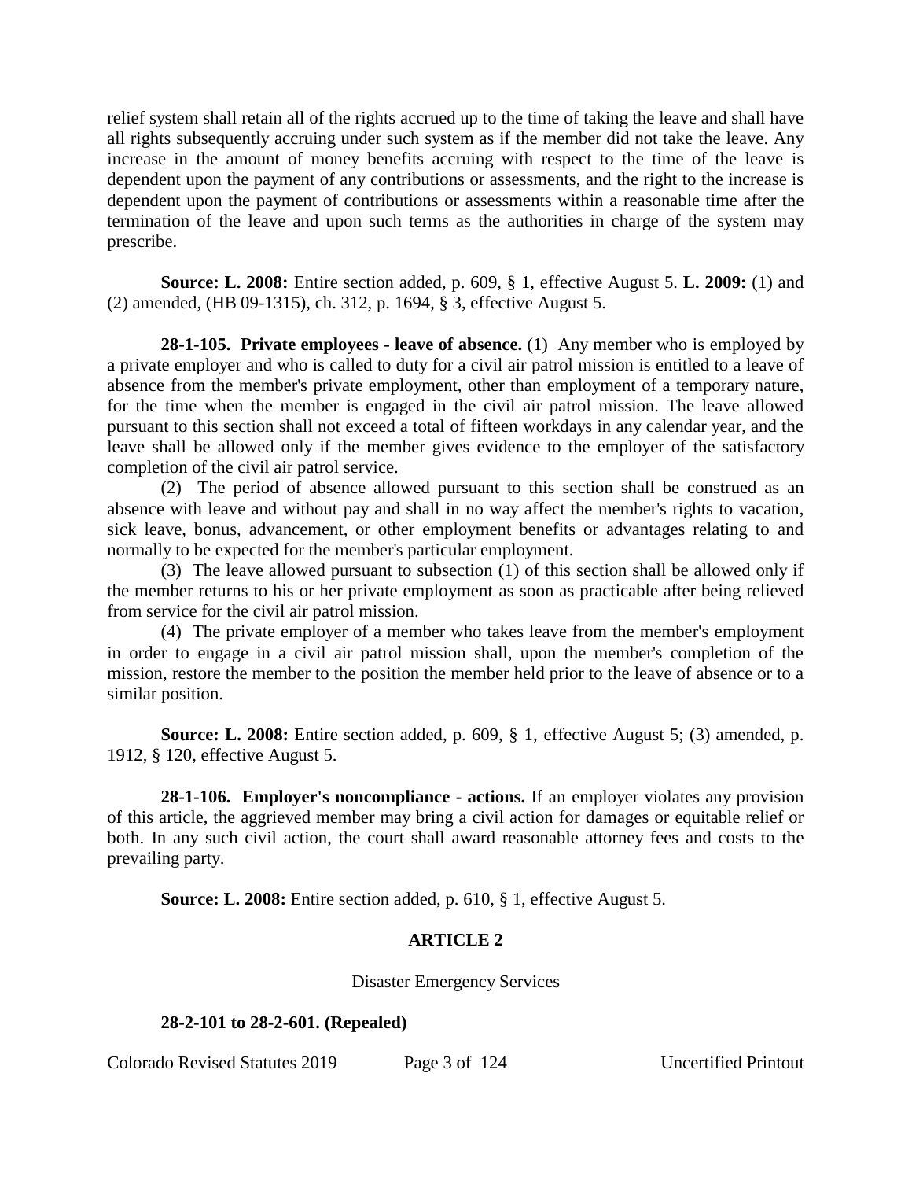relief system shall retain all of the rights accrued up to the time of taking the leave and shall have all rights subsequently accruing under such system as if the member did not take the leave. Any increase in the amount of money benefits accruing with respect to the time of the leave is dependent upon the payment of any contributions or assessments, and the right to the increase is dependent upon the payment of contributions or assessments within a reasonable time after the termination of the leave and upon such terms as the authorities in charge of the system may prescribe.

**Source: L. 2008:** Entire section added, p. 609, § 1, effective August 5. **L. 2009:** (1) and (2) amended, (HB 09-1315), ch. 312, p. 1694, § 3, effective August 5.

**28-1-105. Private employees - leave of absence.** (1) Any member who is employed by a private employer and who is called to duty for a civil air patrol mission is entitled to a leave of absence from the member's private employment, other than employment of a temporary nature, for the time when the member is engaged in the civil air patrol mission. The leave allowed pursuant to this section shall not exceed a total of fifteen workdays in any calendar year, and the leave shall be allowed only if the member gives evidence to the employer of the satisfactory completion of the civil air patrol service.

(2) The period of absence allowed pursuant to this section shall be construed as an absence with leave and without pay and shall in no way affect the member's rights to vacation, sick leave, bonus, advancement, or other employment benefits or advantages relating to and normally to be expected for the member's particular employment.

(3) The leave allowed pursuant to subsection (1) of this section shall be allowed only if the member returns to his or her private employment as soon as practicable after being relieved from service for the civil air patrol mission.

(4) The private employer of a member who takes leave from the member's employment in order to engage in a civil air patrol mission shall, upon the member's completion of the mission, restore the member to the position the member held prior to the leave of absence or to a similar position.

**Source: L. 2008:** Entire section added, p. 609, § 1, effective August 5; (3) amended, p. 1912, § 120, effective August 5.

**28-1-106. Employer's noncompliance - actions.** If an employer violates any provision of this article, the aggrieved member may bring a civil action for damages or equitable relief or both. In any such civil action, the court shall award reasonable attorney fees and costs to the prevailing party.

**Source: L. 2008:** Entire section added, p. 610, § 1, effective August 5.

## ARTICLE 2

Disaster Emergency Services

**28-2-101 to 28-2-601. (Repealed)**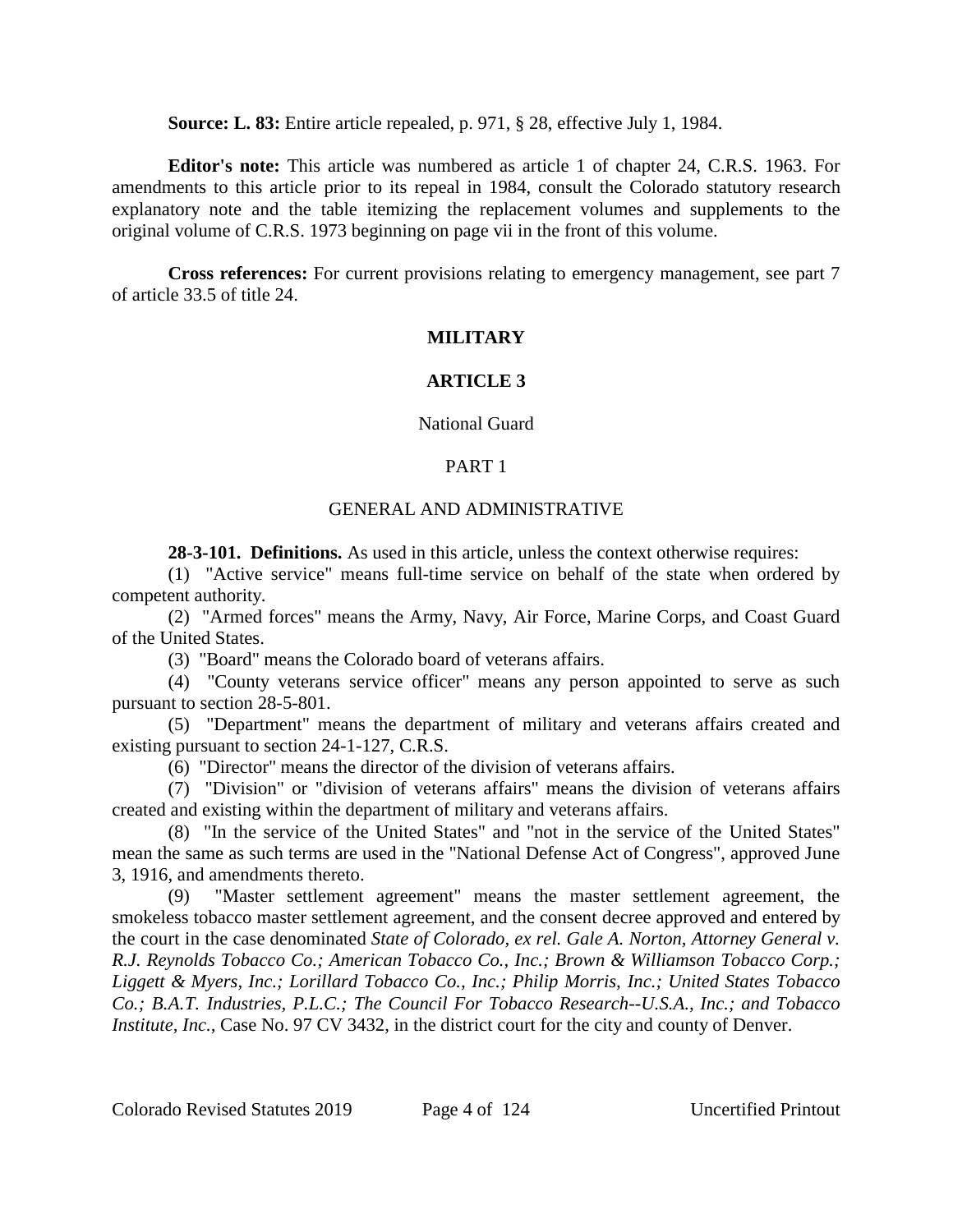**Source: L. 83:** Entire article repealed, p. 971, § 28, effective July 1, 1984.

**Editor's note:** This article was numbered as article 1 of chapter 24, C.R.S. 1963. For amendments to this article prior to its repeal in 1984, consult the Colorado statutory research explanatory note and the table itemizing the replacement volumes and supplements to the original volume of C.R.S. 1973 beginning on page vii in the front of this volume.

**Cross references:** For current provisions relating to emergency management, see part 7 of article 33.5 of title 24.

# MILITARY

## ARTICLE 3

### National Guard

### PART 1

### GENERAL AND ADMINISTRATIVE

**28-3-101. Definitions.** As used in this article, unless the context otherwise requires:

(1) "Active service" means full-time service on behalf of the state when ordered by competent authority.

(2) "Armed forces" means the Army, Navy, Air Force, Marine Corps, and Coast Guard of the United States.

(3) "Board" means the Colorado board of veterans affairs.

(4) "County veterans service officer" means any person appointed to serve as such pursuant to section 28-5-801.

(5) "Department" means the department of military and veterans affairs created and existing pursuant to section 24-1-127, C.R.S.

(6) "Director" means the director of the division of veterans affairs.

(7) "Division" or "division of veterans affairs" means the division of veterans affairs created and existing within the department of military and veterans affairs.

(8) "In the service of the United States" and "not in the service of the United States" mean the same as such terms are used in the "National Defense Act of Congress", approved June 3, 1916, and amendments thereto.

(9) "Master settlement agreement" means the master settlement agreement, the smokeless tobacco master settlement agreement, and the consent decree approved and entered by the court in the case denominated *State of Colorado, ex rel. Gale A. Norton, Attorney General v. R.J. Reynolds Tobacco Co.; American Tobacco Co., Inc.; Brown & Williamson Tobacco Corp.; Liggett & Myers, Inc.; Lorillard Tobacco Co., Inc.; Philip Morris, Inc.; United States Tobacco Co.; B.A.T. Industries, P.L.C.; The Council For Tobacco Research--U.S.A., Inc.; and Tobacco Institute, Inc.*, Case No. 97 CV 3432, in the district court for the city and county of Denver.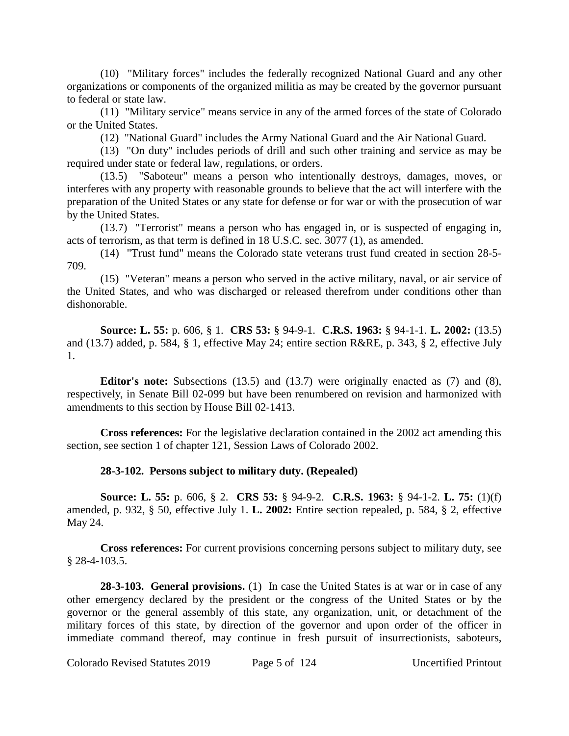(10) "Military forces" includes the federally recognized National Guard and any other organizations or components of the organized militia as may be created by the governor pursuant to federal or state law.

(11) "Military service" means service in any of the armed forces of the state of Colorado or the United States.

(12) "National Guard" includes the Army National Guard and the Air National Guard.

(13) "On duty" includes periods of drill and such other training and service as may be required under state or federal law, regulations, or orders.

(13.5) "Saboteur" means a person who intentionally destroys, damages, moves, or interferes with any property with reasonable grounds to believe that the act will interfere with the preparation of the United States or any state for defense or for war or with the prosecution of war by the United States.

(13.7) "Terrorist" means a person who has engaged in, or is suspected of engaging in, acts of terrorism, as that term is defined in 18 U.S.C. sec. 3077 (1), as amended.

(14) "Trust fund" means the Colorado state veterans trust fund created in section 28-5-709.

(15) "Veteran" means a person who served in the active military, naval, or air service of the United States, and who was discharged or released therefrom under conditions other than dishonorable.

**Source: L. 55:** p. 606, § 1. **CRS 53:** § 94-9-1. **C.R.S. 1963:** § 94-1-1. **L. 2002:** (13.5) and (13.7) added, p. 584, § 1, effective May 24; entire section R&RE, p. 343, § 2, effective July 1.

**Editor's note:** Subsections (13.5) and (13.7) were originally enacted as (7) and (8), respectively, in Senate Bill 02-099 but have been renumbered on revision and harmonized with amendments to this section by House Bill 02-1413.

**Cross references:** For the legislative declaration contained in the 2002 act amending this section, see section 1 of chapter 121, Session Laws of Colorado 2002.

**28-3-102. Persons subject to military duty. (Repealed)**

**Source: L. 55:** p. 606, § 2. **CRS 53:** § 94-9-2. **C.R.S. 1963:** § 94-1-2. **L. 75:** (1)(f) amended, p. 932, § 50, effective July 1. **L. 2002:** Entire section repealed, p. 584, § 2, effective May 24.

**Cross references:** For current provisions concerning persons subject to military duty, see § 28-4-103.5.

**28-3-103. General provisions.** (1) In case the United States is at war or in case of any other emergency declared by the president or the congress of the United States or by the governor or the general assembly of this state, any organization, unit, or detachment of the military forces of this state, by direction of the governor and upon order of the officer in immediate command thereof, may continue in fresh pursuit of insurrectionists, saboteurs,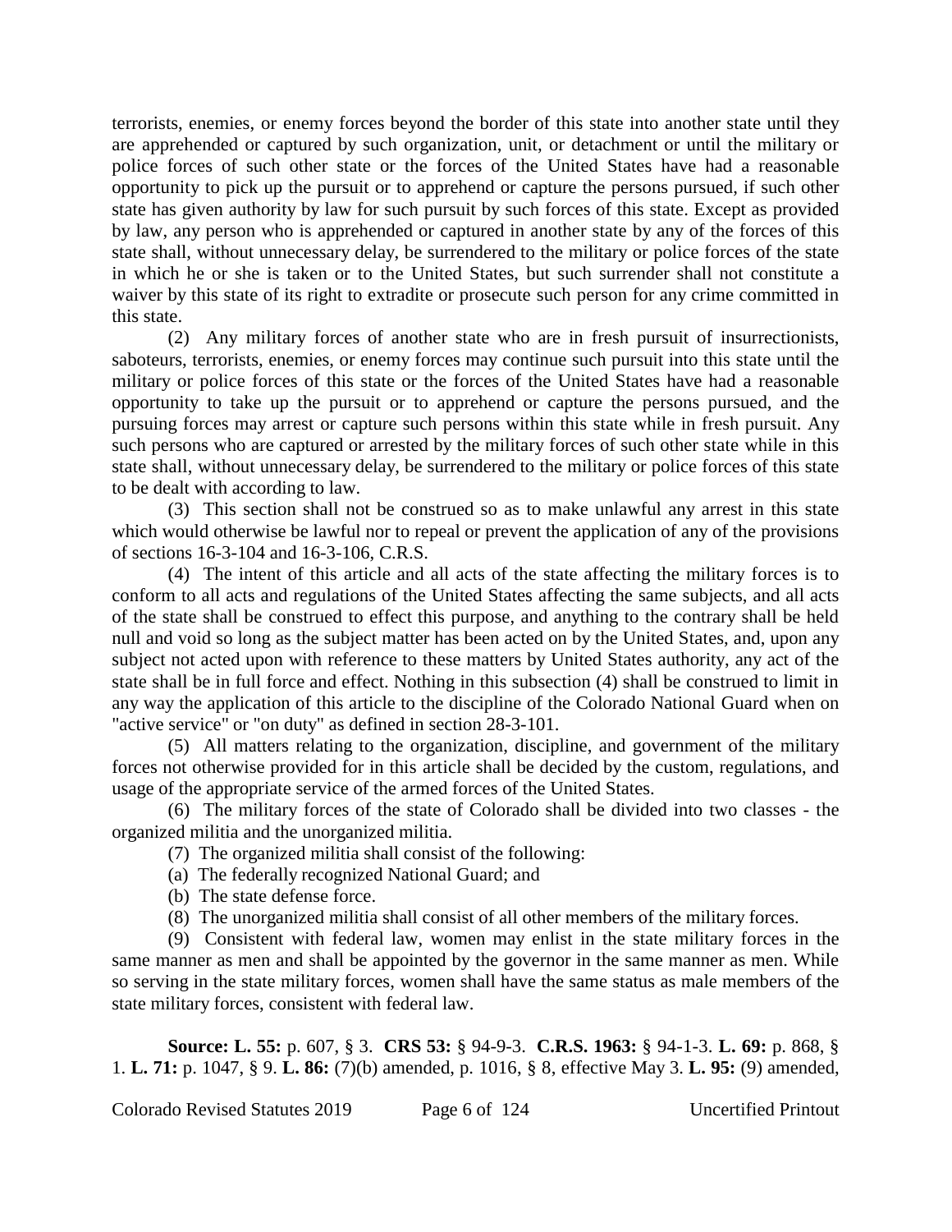terrorists, enemies, or enemy forces beyond the border of this state into another state until they are apprehended or captured by such organization, unit, or detachment or until the military or police forces of such other state or the forces of the United States have had a reasonable opportunity to pick up the pursuit or to apprehend or capture the persons pursued, if such other state has given authority by law for such pursuit by such forces of this state. Except as provided by law, any person who is apprehended or captured in another state by any of the forces of this state shall, without unnecessary delay, be surrendered to the military or police forces of the state in which he or she is taken or to the United States, but such surrender shall not constitute a waiver by this state of its right to extradite or prosecute such person for any crime committed in this state.

(2) Any military forces of another state who are in fresh pursuit of insurrectionists, saboteurs, terrorists, enemies, or enemy forces may continue such pursuit into this state until the military or police forces of this state or the forces of the United States have had a reasonable opportunity to take up the pursuit or to apprehend or capture the persons pursued, and the pursuing forces may arrest or capture such persons within this state while in fresh pursuit. Any such persons who are captured or arrested by the military forces of such other state while in this state shall, without unnecessary delay, be surrendered to the military or police forces of this state to be dealt with according to law.

(3) This section shall not be construed so as to make unlawful any arrest in this state which would otherwise be lawful nor to repeal or prevent the application of any of the provisions of sections 16-3-104 and 16-3-106, C.R.S.

(4) The intent of this article and all acts of the state affecting the military forces is to conform to all acts and regulations of the United States affecting the same subjects, and all acts of the state shall be construed to effect this purpose, and anything to the contrary shall be held null and void so long as the subject matter has been acted on by the United States, and, upon any subject not acted upon with reference to these matters by United States authority, any act of the state shall be in full force and effect. Nothing in this subsection (4) shall be construed to limit in any way the application of this article to the discipline of the Colorado National Guard when on "active service" or "on duty" as defined in section 28-3-101.

(5) All matters relating to the organization, discipline, and government of the military forces not otherwise provided for in this article shall be decided by the custom, regulations, and usage of the appropriate service of the armed forces of the United States.

(6) The military forces of the state of Colorado shall be divided into two classes - the organized militia and the unorganized militia.

(7) The organized militia shall consist of the following:

(a) The federally recognized National Guard; and

(b) The state defense force.

(8) The unorganized militia shall consist of all other members of the military forces.

(9) Consistent with federal law, women may enlist in the state military forces in the same manner as men and shall be appointed by the governor in the same manner as men. While so serving in the state military forces, women shall have the same status as male members of the state military forces, consistent with federal law.

**Source: L. 55:** p. 607, § 3. **CRS 53:** § 94-9-3. **C.R.S. 1963:** § 94-1-3. **L. 69:** p. 868, § 1. **L. 71:** p. 1047, § 9. **L. 86:** (7)(b) amended, p. 1016, § 8, effective May 3. **L. 95:** (9) amended,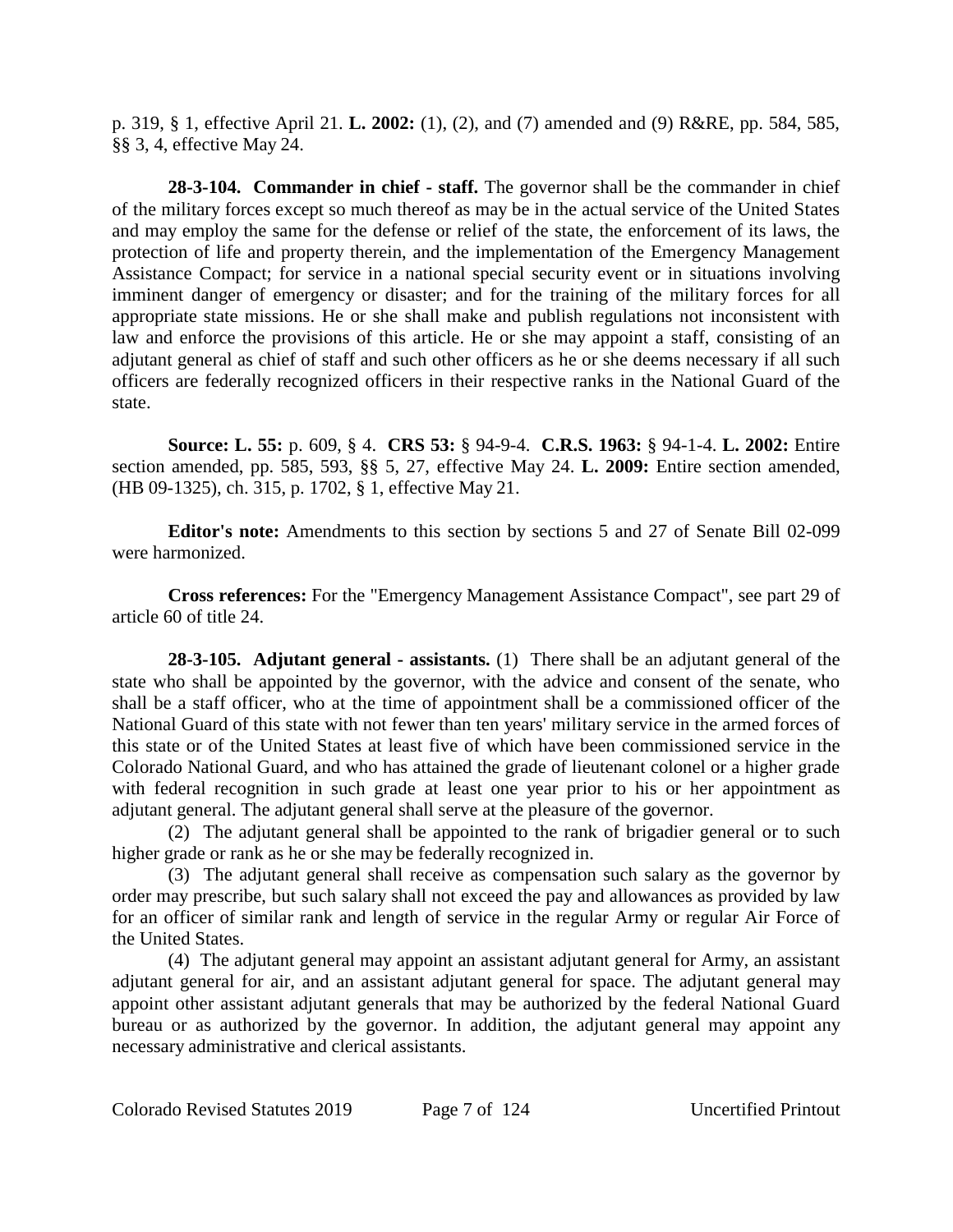p. 319, § 1, effective April 21. **L. 2002:** (1), (2), and (7) amended and (9) R&RE, pp. 584, 585, §§ 3, 4, effective May 24.

**28-3-104. Commander in chief - staff.** The governor shall be the commander in chief of the military forces except so much thereof as may be in the actual service of the United States and may employ the same for the defense or relief of the state, the enforcement of its laws, the protection of life and property therein, and the implementation of the Emergency Management Assistance Compact; for service in a national special security event or in situations involving imminent danger of emergency or disaster; and for the training of the military forces for all appropriate state missions. He or she shall make and publish regulations not inconsistent with law and enforce the provisions of this article. He or she may appoint a staff, consisting of an adjutant general as chief of staff and such other officers as he or she deems necessary if all such officers are federally recognized officers in their respective ranks in the National Guard of the state.

**Source: L. 55:** p. 609, § 4. **CRS 53:** § 94-9-4. **C.R.S. 1963:** § 94-1-4. **L. 2002:** Entire section amended, pp. 585, 593, §§ 5, 27, effective May 24. **L. 2009:** Entire section amended, (HB 09-1325), ch. 315, p. 1702, § 1, effective May 21.

**Editor's note:** Amendments to this section by sections 5 and 27 of Senate Bill 02-099 were harmonized.

**Cross references:** For the "Emergency Management Assistance Compact", see part 29 of article 60 of title 24.

**28-3-105. Adjutant general - assistants.** (1) There shall be an adjutant general of the state who shall be appointed by the governor, with the advice and consent of the senate, who shall be a staff officer, who at the time of appointment shall be a commissioned officer of the National Guard of this state with not fewer than ten years' military service in the armed forces of this state or of the United States at least five of which have been commissioned service in the Colorado National Guard, and who has attained the grade of lieutenant colonel or a higher grade with federal recognition in such grade at least one year prior to his or her appointment as adjutant general. The adjutant general shall serve at the pleasure of the governor.

(2) The adjutant general shall be appointed to the rank of brigadier general or to such higher grade or rank as he or she may be federally recognized in.

(3) The adjutant general shall receive as compensation such salary as the governor by order may prescribe, but such salary shall not exceed the pay and allowances as provided by law for an officer of similar rank and length of service in the regular Army or regular Air Force of the United States.

(4) The adjutant general may appoint an assistant adjutant general for Army, an assistant adjutant general for air, and an assistant adjutant general for space. The adjutant general may appoint other assistant adjutant generals that may be authorized by the federal National Guard bureau or as authorized by the governor. In addition, the adjutant general may appoint any necessary administrative and clerical assistants.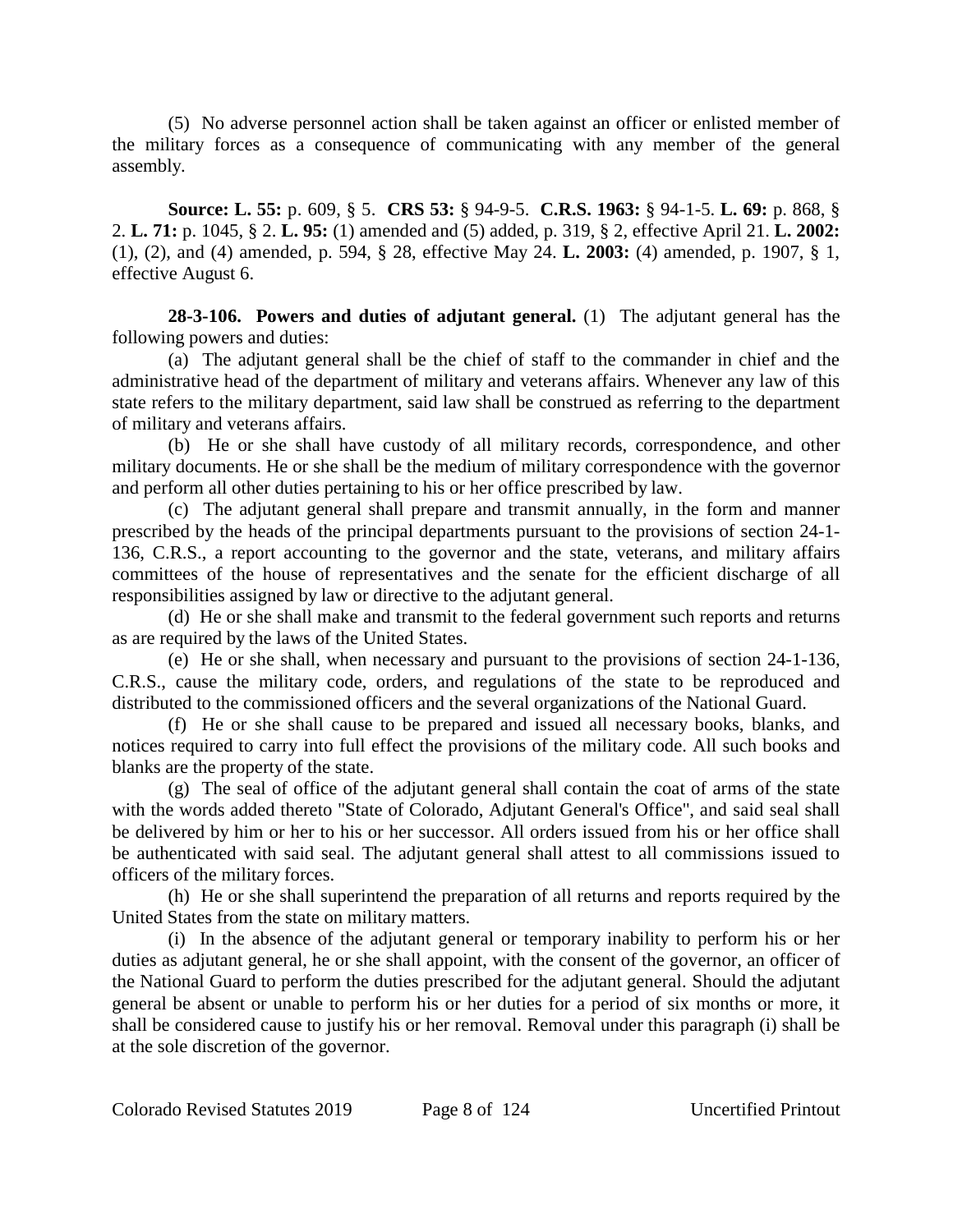(5) No adverse personnel action shall be taken against an officer or enlisted member of the military forces as a consequence of communicating with any member of the general assembly.

**Source: L. 55:** p. 609, § 5. **CRS 53:** § 94-9-5. **C.R.S. 1963:** § 94-1-5. **L. 69:** p. 868, § 2. **L. 71:** p. 1045, § 2. **L. 95:** (1) amended and (5) added, p. 319, § 2, effective April 21. **L. 2002:** (1), (2), and (4) amended, p. 594, § 28, effective May 24. **L. 2003:** (4) amended, p. 1907, § 1, effective August 6.

**28-3-106. Powers and duties of adjutant general.** (1) The adjutant general has the following powers and duties:

(a) The adjutant general shall be the chief of staff to the commander in chief and the administrative head of the department of military and veterans affairs. Whenever any law of this state refers to the military department, said law shall be construed as referring to the department of military and veterans affairs.

(b) He or she shall have custody of all military records, correspondence, and other military documents. He or she shall be the medium of military correspondence with the governor and perform all other duties pertaining to his or her office prescribed by law.

(c) The adjutant general shall prepare and transmit annually, in the form and manner prescribed by the heads of the principal departments pursuant to the provisions of section 24-1-136, C.R.S., a report accounting to the governor and the state, veterans, and military affairs committees of the house of representatives and the senate for the efficient discharge of all responsibilities assigned by law or directive to the adjutant general.

(d) He or she shall make and transmit to the federal government such reports and returns as are required by the laws of the United States.

(e) He or she shall, when necessary and pursuant to the provisions of section 24-1-136, C.R.S., cause the military code, orders, and regulations of the state to be reproduced and distributed to the commissioned officers and the several organizations of the National Guard.

(f) He or she shall cause to be prepared and issued all necessary books, blanks, and notices required to carry into full effect the provisions of the military code. All such books and blanks are the property of the state.

(g) The seal of office of the adjutant general shall contain the coat of arms of the state with the words added thereto "State of Colorado, Adjutant General's Office", and said seal shall be delivered by him or her to his or her successor. All orders issued from his or her office shall be authenticated with said seal. The adjutant general shall attest to all commissions issued to officers of the military forces.

(h) He or she shall superintend the preparation of all returns and reports required by the United States from the state on military matters.

(i) In the absence of the adjutant general or temporary inability to perform his or her duties as adjutant general, he or she shall appoint, with the consent of the governor, an officer of the National Guard to perform the duties prescribed for the adjutant general. Should the adjutant general be absent or unable to perform his or her duties for a period of six months or more, it shall be considered cause to justify his or her removal. Removal under this paragraph (i) shall be at the sole discretion of the governor.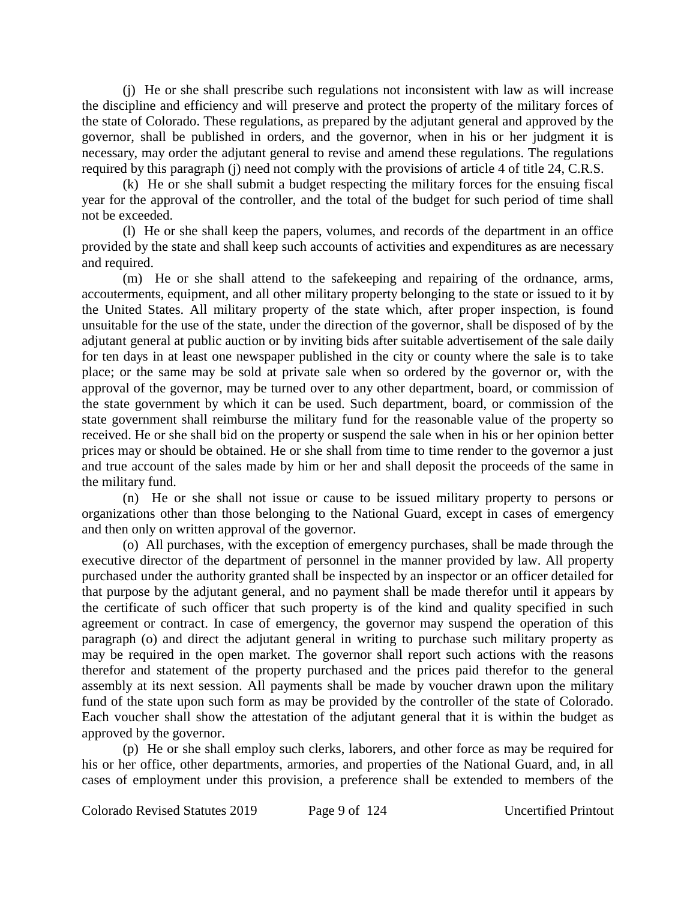(j) He or she shall prescribe such regulations not inconsistent with law as will increase the discipline and efficiency and will preserve and protect the property of the military forces of the state of Colorado. These regulations, as prepared by the adjutant general and approved by the governor, shall be published in orders, and the governor, when in his or her judgment it is necessary, may order the adjutant general to revise and amend these regulations. The regulations required by this paragraph (j) need not comply with the provisions of article 4 of title 24, C.R.S.

(k) He or she shall submit a budget respecting the military forces for the ensuing fiscal year for the approval of the controller, and the total of the budget for such period of time shall not be exceeded.

(l) He or she shall keep the papers, volumes, and records of the department in an office provided by the state and shall keep such accounts of activities and expenditures as are necessary and required.

(m) He or she shall attend to the safekeeping and repairing of the ordnance, arms, accouterments, equipment, and all other military property belonging to the state or issued to it by the United States. All military property of the state which, after proper inspection, is found unsuitable for the use of the state, under the direction of the governor, shall be disposed of by the adjutant general at public auction or by inviting bids after suitable advertisement of the sale daily for ten days in at least one newspaper published in the city or county where the sale is to take place; or the same may be sold at private sale when so ordered by the governor or, with the approval of the governor, may be turned over to any other department, board, or commission of the state government by which it can be used. Such department, board, or commission of the state government shall reimburse the military fund for the reasonable value of the property so received. He or she shall bid on the property or suspend the sale when in his or her opinion better prices may or should be obtained. He or she shall from time to time render to the governor a just and true account of the sales made by him or her and shall deposit the proceeds of the same in the military fund.

(n) He or she shall not issue or cause to be issued military property to persons or organizations other than those belonging to the National Guard, except in cases of emergency and then only on written approval of the governor.

(o) All purchases, with the exception of emergency purchases, shall be made through the executive director of the department of personnel in the manner provided by law. All property purchased under the authority granted shall be inspected by an inspector or an officer detailed for that purpose by the adjutant general, and no payment shall be made therefor until it appears by the certificate of such officer that such property is of the kind and quality specified in such agreement or contract. In case of emergency, the governor may suspend the operation of this paragraph (o) and direct the adjutant general in writing to purchase such military property as may be required in the open market. The governor shall report such actions with the reasons therefor and statement of the property purchased and the prices paid therefor to the general assembly at its next session. All payments shall be made by voucher drawn upon the military fund of the state upon such form as may be provided by the controller of the state of Colorado. Each voucher shall show the attestation of the adjutant general that it is within the budget as approved by the governor.

(p) He or she shall employ such clerks, laborers, and other force as may be required for his or her office, other departments, armories, and properties of the National Guard, and, in all cases of employment under this provision, a preference shall be extended to members of the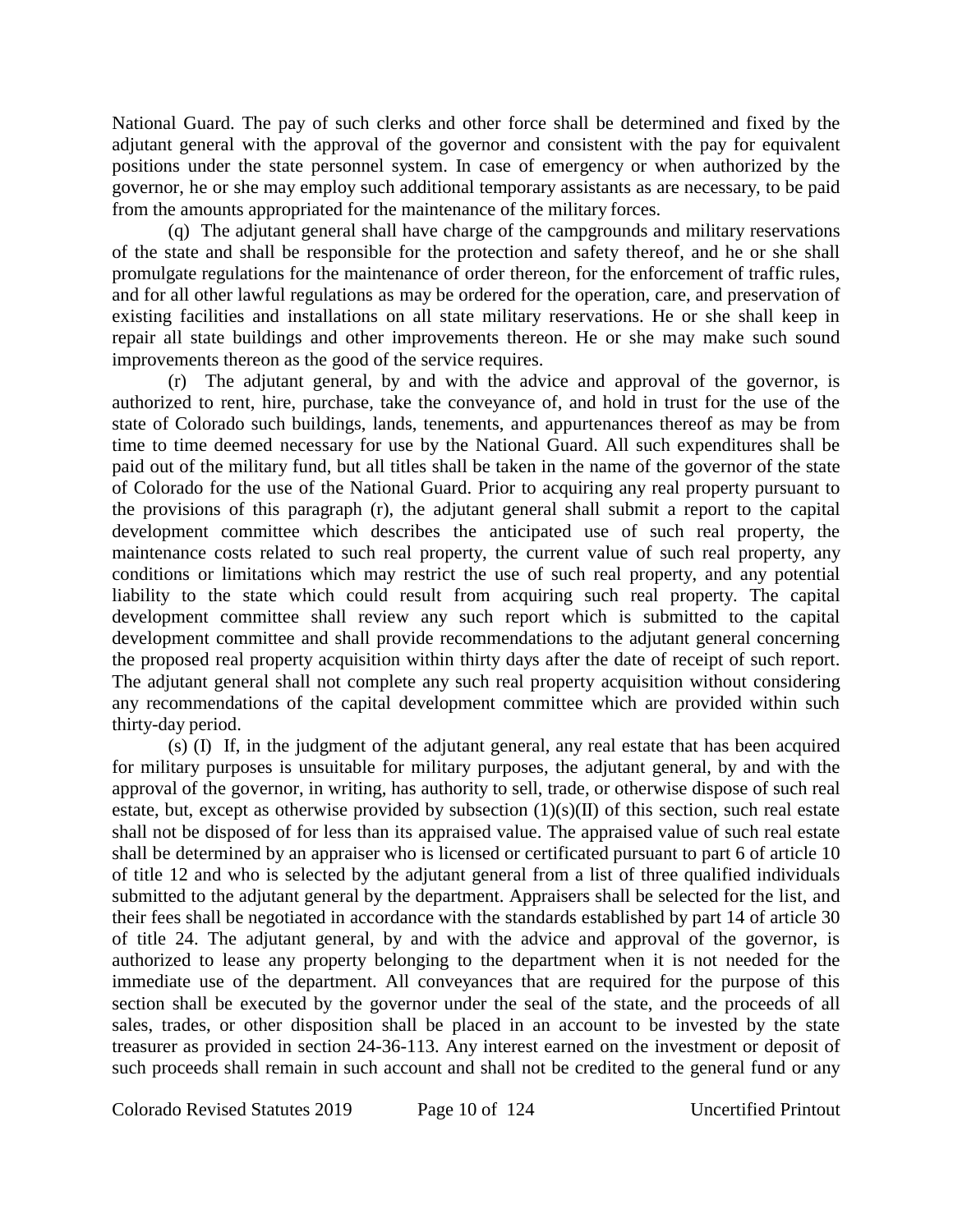National Guard. The pay of such clerks and other force shall be determined and fixed by the adjutant general with the approval of the governor and consistent with the pay for equivalent positions under the state personnel system. In case of emergency or when authorized by the governor, he or she may employ such additional temporary assistants as are necessary, to be paid from the amounts appropriated for the maintenance of the military forces.

(q) The adjutant general shall have charge of the campgrounds and military reservations of the state and shall be responsible for the protection and safety thereof, and he or she shall promulgate regulations for the maintenance of order thereon, for the enforcement of traffic rules, and for all other lawful regulations as may be ordered for the operation, care, and preservation of existing facilities and installations on all state military reservations. He or she shall keep in repair all state buildings and other improvements thereon. He or she may make such sound improvements thereon as the good of the service requires.

(r) The adjutant general, by and with the advice and approval of the governor, is authorized to rent, hire, purchase, take the conveyance of, and hold in trust for the use of the state of Colorado such buildings, lands, tenements, and appurtenances thereof as may be from time to time deemed necessary for use by the National Guard. All such expenditures shall be paid out of the military fund, but all titles shall be taken in the name of the governor of the state of Colorado for the use of the National Guard. Prior to acquiring any real property pursuant to the provisions of this paragraph (r), the adjutant general shall submit a report to the capital development committee which describes the anticipated use of such real property, the maintenance costs related to such real property, the current value of such real property, any conditions or limitations which may restrict the use of such real property, and any potential liability to the state which could result from acquiring such real property. The capital development committee shall review any such report which is submitted to the capital development committee and shall provide recommendations to the adjutant general concerning the proposed real property acquisition within thirty days after the date of receipt of such report. The adjutant general shall not complete any such real property acquisition without considering any recommendations of the capital development committee which are provided within such thirty-day period.

(s) (I) If, in the judgment of the adjutant general, any real estate that has been acquired for military purposes is unsuitable for military purposes, the adjutant general, by and with the approval of the governor, in writing, has authority to sell, trade, or otherwise dispose of such real estate, but, except as otherwise provided by subsection (1)(s)(II) of this section, such real estate shall not be disposed of for less than its appraised value. The appraised value of such real estate shall be determined by an appraiser who is licensed or certificated pursuant to part 6 of article 10 of title 12 and who is selected by the adjutant general from a list of three qualified individuals submitted to the adjutant general by the department. Appraisers shall be selected for the list, and their fees shall be negotiated in accordance with the standards established by part 14 of article 30 of title 24. The adjutant general, by and with the advice and approval of the governor, is authorized to lease any property belonging to the department when it is not needed for the immediate use of the department. All conveyances that are required for the purpose of this section shall be executed by the governor under the seal of the state, and the proceeds of all sales, trades, or other disposition shall be placed in an account to be invested by the state treasurer as provided in section 24-36-113. Any interest earned on the investment or deposit of such proceeds shall remain in such account and shall not be credited to the general fund or any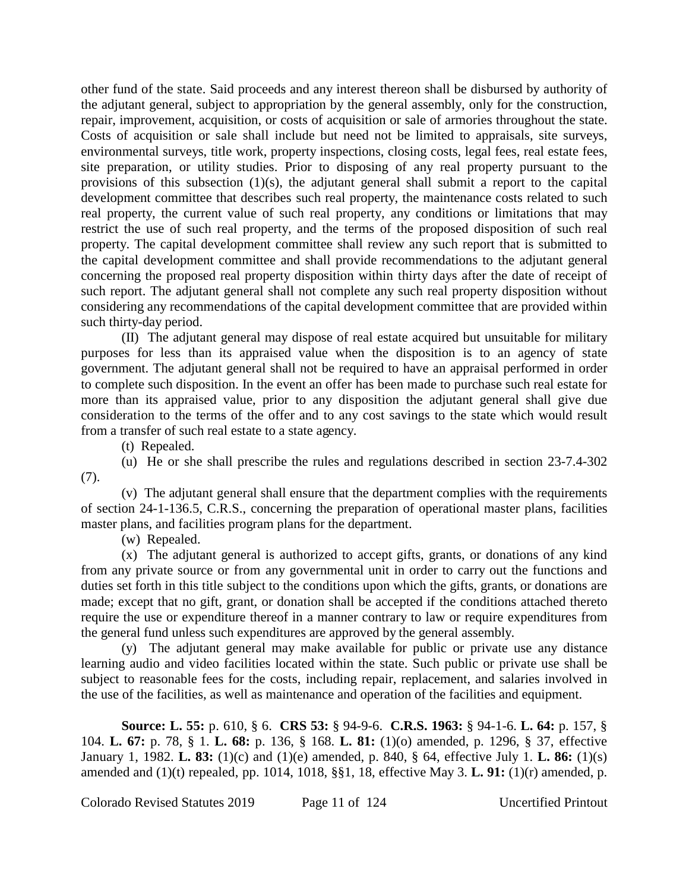other fund of the state. Said proceeds and any interest thereon shall be disbursed by authority of the adjutant general, subject to appropriation by the general assembly, only for the construction, repair, improvement, acquisition, or costs of acquisition or sale of armories throughout the state. Costs of acquisition or sale shall include but need not be limited to appraisals, site surveys, environmental surveys, title work, property inspections, closing costs, legal fees, real estate fees, site preparation, or utility studies. Prior to disposing of any real property pursuant to the provisions of this subsection (1)(s), the adjutant general shall submit a report to the capital development committee that describes such real property, the maintenance costs related to such real property, the current value of such real property, any conditions or limitations that may restrict the use of such real property, and the terms of the proposed disposition of such real property. The capital development committee shall review any such report that is submitted to the capital development committee and shall provide recommendations to the adjutant general concerning the proposed real property disposition within thirty days after the date of receipt of such report. The adjutant general shall not complete any such real property disposition without considering any recommendations of the capital development committee that are provided within such thirty-day period.

(II) The adjutant general may dispose of real estate acquired but unsuitable for military purposes for less than its appraised value when the disposition is to an agency of state government. The adjutant general shall not be required to have an appraisal performed in order to complete such disposition. In the event an offer has been made to purchase such real estate for more than its appraised value, prior to any disposition the adjutant general shall give due consideration to the terms of the offer and to any cost savings to the state which would result from a transfer of such real estate to a state agency.

(t) Repealed.

(u) He or she shall prescribe the rules and regulations described in section 23-7.4-302 (7).

(v) The adjutant general shall ensure that the department complies with the requirements of section 24-1-136.5, C.R.S., concerning the preparation of operational master plans, facilities master plans, and facilities program plans for the department.

(w) Repealed.

(x) The adjutant general is authorized to accept gifts, grants, or donations of any kind from any private source or from any governmental unit in order to carry out the functions and duties set forth in this title subject to the conditions upon which the gifts, grants, or donations are made; except that no gift, grant, or donation shall be accepted if the conditions attached thereto require the use or expenditure thereof in a manner contrary to law or require expenditures from the general fund unless such expenditures are approved by the general assembly.

(y) The adjutant general may make available for public or private use any distance learning audio and video facilities located within the state. Such public or private use shall be subject to reasonable fees for the costs, including repair, replacement, and salaries involved in the use of the facilities, as well as maintenance and operation of the facilities and equipment.

**Source: L. 55:** p. 610, § 6. **CRS 53:** § 94-9-6. **C.R.S. 1963:** § 94-1-6. **L. 64:** p. 157, § 104. **L. 67:** p. 78, § 1. **L. 68:** p. 136, § 168. **L. 81:** (1)(o) amended, p. 1296, § 37, effective January 1, 1982. **L. 83:** (1)(c) and (1)(e) amended, p. 840, § 64, effective July 1. **L. 86:** (1)(s) amended and (1)(t) repealed, pp. 1014, 1018, §§1, 18, effective May 3. **L. 91:** (1)(r) amended, p.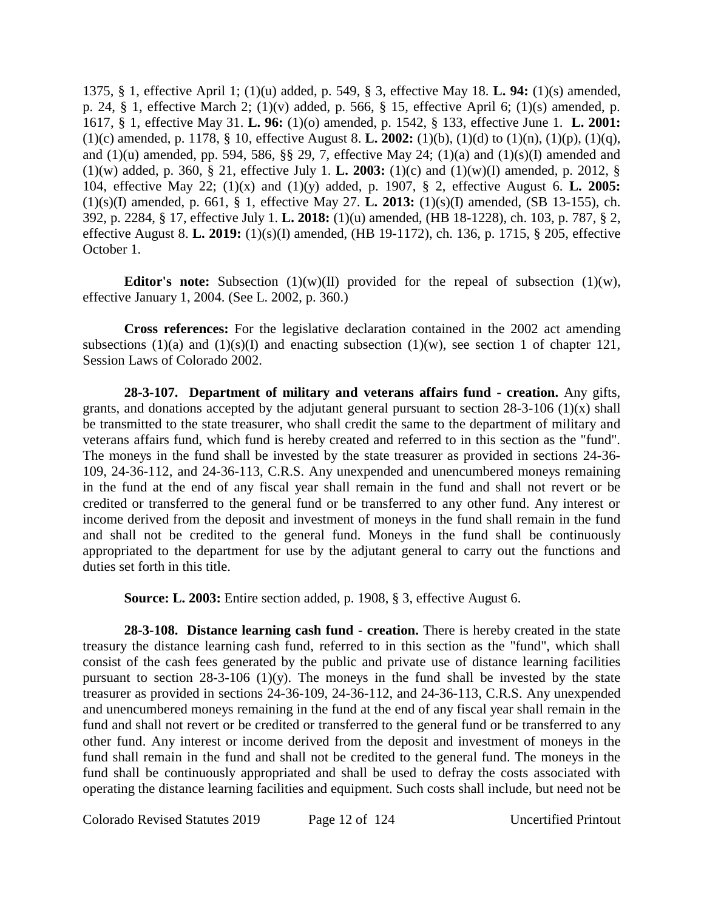1375, § 1, effective April 1; (1)(u) added, p. 549, § 3, effective May 18. **L. 94:** (1)(s) amended, p. 24, § 1, effective March 2; (1)(v) added, p. 566, § 15, effective April 6; (1)(s) amended, p. 1617, § 1, effective May 31. **L. 96:** (1)(o) amended, p. 1542, § 133, effective June 1. **L. 2001:** (1)(c) amended, p. 1178, § 10, effective August 8. **L. 2002:** (1)(b), (1)(d) to (1)(n), (1)(p), (1)(q), and (1)(u) amended, pp. 594, 586, §§ 29, 7, effective May 24; (1)(a) and (1)(s)(I) amended and (1)(w) added, p. 360, § 21, effective July 1. **L. 2003:** (1)(c) and (1)(w)(I) amended, p. 2012, § 104, effective May 22; (1)(x) and (1)(y) added, p. 1907, § 2, effective August 6. **L. 2005:** (1)(s)(I) amended, p. 661, § 1, effective May 27. **L. 2013:** (1)(s)(I) amended, (SB 13-155), ch. 392, p. 2284, § 17, effective July 1. **L. 2018:** (1)(u) amended, (HB 18-1228), ch. 103, p. 787, § 2, effective August 8. **L. 2019:** (1)(s)(I) amended, (HB 19-1172), ch. 136, p. 1715, § 205, effective October 1.

**Editor's note:** Subsection (1)(w)(II) provided for the repeal of subsection (1)(w), effective January 1, 2004. (See L. 2002, p. 360.)

**Cross references:** For the legislative declaration contained in the 2002 act amending subsections (1)(a) and (1)(s)(I) and enacting subsection (1)(w), see section 1 of chapter 121, Session Laws of Colorado 2002.

**28-3-107. Department of military and veterans affairs fund - creation.** Any gifts, grants, and donations accepted by the adjutant general pursuant to section 28-3-106 (1)(x) shall be transmitted to the state treasurer, who shall credit the same to the department of military and veterans affairs fund, which fund is hereby created and referred to in this section as the "fund". The moneys in the fund shall be invested by the state treasurer as provided in sections 24-36-109, 24-36-112, and 24-36-113, C.R.S. Any unexpended and unencumbered moneys remaining in the fund at the end of any fiscal year shall remain in the fund and shall not revert or be credited or transferred to the general fund or be transferred to any other fund. Any interest or income derived from the deposit and investment of moneys in the fund shall remain in the fund and shall not be credited to the general fund. Moneys in the fund shall be continuously appropriated to the department for use by the adjutant general to carry out the functions and duties set forth in this title.

**Source: L. 2003:** Entire section added, p. 1908, § 3, effective August 6.

**28-3-108. Distance learning cash fund - creation.** There is hereby created in the state treasury the distance learning cash fund, referred to in this section as the "fund", which shall consist of the cash fees generated by the public and private use of distance learning facilities pursuant to section 28-3-106 (1)(y). The moneys in the fund shall be invested by the state treasurer as provided in sections 24-36-109, 24-36-112, and 24-36-113, C.R.S. Any unexpended and unencumbered moneys remaining in the fund at the end of any fiscal year shall remain in the fund and shall not revert or be credited or transferred to the general fund or be transferred to any other fund. Any interest or income derived from the deposit and investment of moneys in the fund shall remain in the fund and shall not be credited to the general fund. The moneys in the fund shall be continuously appropriated and shall be used to defray the costs associated with operating the distance learning facilities and equipment. Such costs shall include, but need not be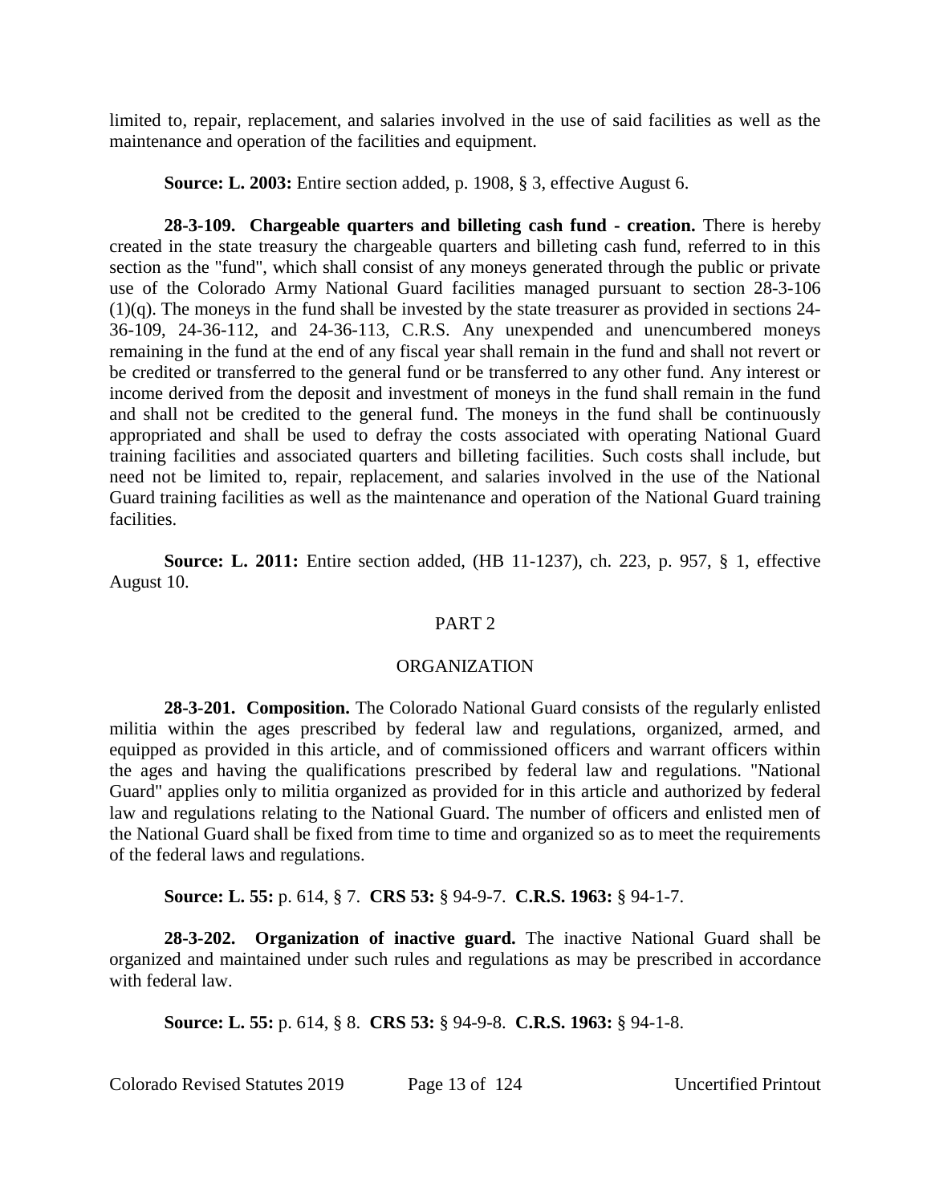limited to, repair, replacement, and salaries involved in the use of said facilities as well as the maintenance and operation of the facilities and equipment.

**Source: L. 2003:** Entire section added, p. 1908, § 3, effective August 6.

**28-3-109. Chargeable quarters and billeting cash fund - creation.** There is hereby created in the state treasury the chargeable quarters and billeting cash fund, referred to in this section as the "fund", which shall consist of any moneys generated through the public or private use of the Colorado Army National Guard facilities managed pursuant to section 28-3-106 (1)(q). The moneys in the fund shall be invested by the state treasurer as provided in sections 24-36-109, 24-36-112, and 24-36-113, C.R.S. Any unexpended and unencumbered moneys remaining in the fund at the end of any fiscal year shall remain in the fund and shall not revert or be credited or transferred to the general fund or be transferred to any other fund. Any interest or income derived from the deposit and investment of moneys in the fund shall remain in the fund and shall not be credited to the general fund. The moneys in the fund shall be continuously appropriated and shall be used to defray the costs associated with operating National Guard training facilities and associated quarters and billeting facilities. Such costs shall include, but need not be limited to, repair, replacement, and salaries involved in the use of the National Guard training facilities as well as the maintenance and operation of the National Guard training facilities.

**Source: L. 2011:** Entire section added, (HB 11-1237), ch. 223, p. 957, § 1, effective August 10.

## PART 2

## ORGANIZATION

**28-3-201. Composition.** The Colorado National Guard consists of the regularly enlisted militia within the ages prescribed by federal law and regulations, organized, armed, and equipped as provided in this article, and of commissioned officers and warrant officers within the ages and having the qualifications prescribed by federal law and regulations. "National Guard" applies only to militia organized as provided for in this article and authorized by federal law and regulations relating to the National Guard. The number of officers and enlisted men of the National Guard shall be fixed from time to time and organized so as to meet the requirements of the federal laws and regulations.

**Source: L. 55:** p. 614, § 7. **CRS 53:** § 94-9-7. **C.R.S. 1963:** § 94-1-7.

**28-3-202. Organization of inactive guard.** The inactive National Guard shall be organized and maintained under such rules and regulations as may be prescribed in accordance with federal law.

**Source: L. 55:** p. 614, § 8. **CRS 53:** § 94-9-8. **C.R.S. 1963:** § 94-1-8.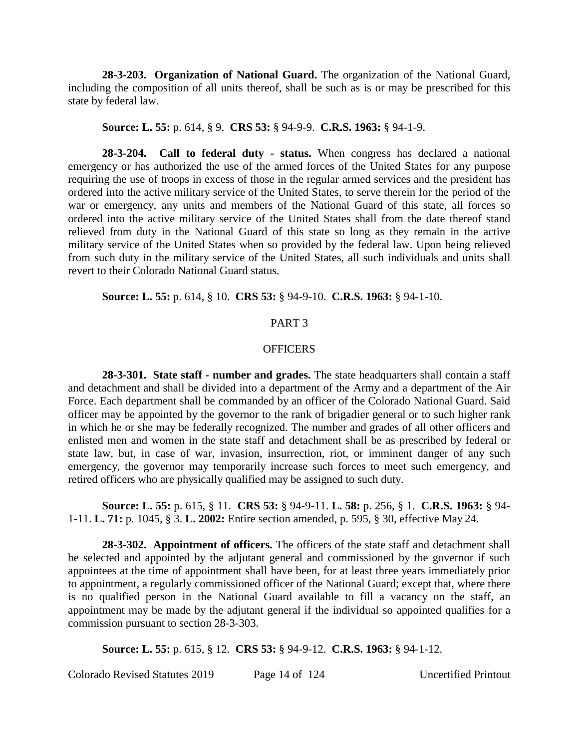**28-3-203. Organization of National Guard.** The organization of the National Guard, including the composition of all units thereof, shall be such as is or may be prescribed for this state by federal law.

**Source: L. 55:** p. 614, § 9. **CRS 53:** § 94-9-9. **C.R.S. 1963:** § 94-1-9.

**28-3-204. Call to federal duty - status.** When congress has declared a national emergency or has authorized the use of the armed forces of the United States for any purpose requiring the use of troops in excess of those in the regular armed services and the president has ordered into the active military service of the United States, to serve therein for the period of the war or emergency, any units and members of the National Guard of this state, all forces so ordered into the active military service of the United States shall from the date thereof stand relieved from duty in the National Guard of this state so long as they remain in the active military service of the United States when so provided by the federal law. Upon being relieved from such duty in the military service of the United States, all such individuals and units shall revert to their Colorado National Guard status.

**Source: L. 55:** p. 614, § 10. **CRS 53:** § 94-9-10. **C.R.S. 1963:** § 94-1-10.

## PART 3

## OFFICERS

**28-3-301. State staff - number and grades.** The state headquarters shall contain a staff and detachment and shall be divided into a department of the Army and a department of the Air Force. Each department shall be commanded by an officer of the Colorado National Guard. Said officer may be appointed by the governor to the rank of brigadier general or to such higher rank in which he or she may be federally recognized. The number and grades of all other officers and enlisted men and women in the state staff and detachment shall be as prescribed by federal or state law, but, in case of war, invasion, insurrection, riot, or imminent danger of any such emergency, the governor may temporarily increase such forces to meet such emergency, and retired officers who are physically qualified may be assigned to such duty.

**Source: L. 55:** p. 615, § 11. **CRS 53:** § 94-9-11. **L. 58:** p. 256, § 1. **C.R.S. 1963:** § 94-1-11. **L. 71:** p. 1045, § 3. **L. 2002:** Entire section amended, p. 595, § 30, effective May 24.

**28-3-302. Appointment of officers.** The officers of the state staff and detachment shall be selected and appointed by the adjutant general and commissioned by the governor if such appointees at the time of appointment shall have been, for at least three years immediately prior to appointment, a regularly commissioned officer of the National Guard; except that, where there is no qualified person in the National Guard available to fill a vacancy on the staff, an appointment may be made by the adjutant general if the individual so appointed qualifies for a commission pursuant to section 28-3-303.

**Source: L. 55:** p. 615, § 12. **CRS 53:** § 94-9-12. **C.R.S. 1963:** § 94-1-12.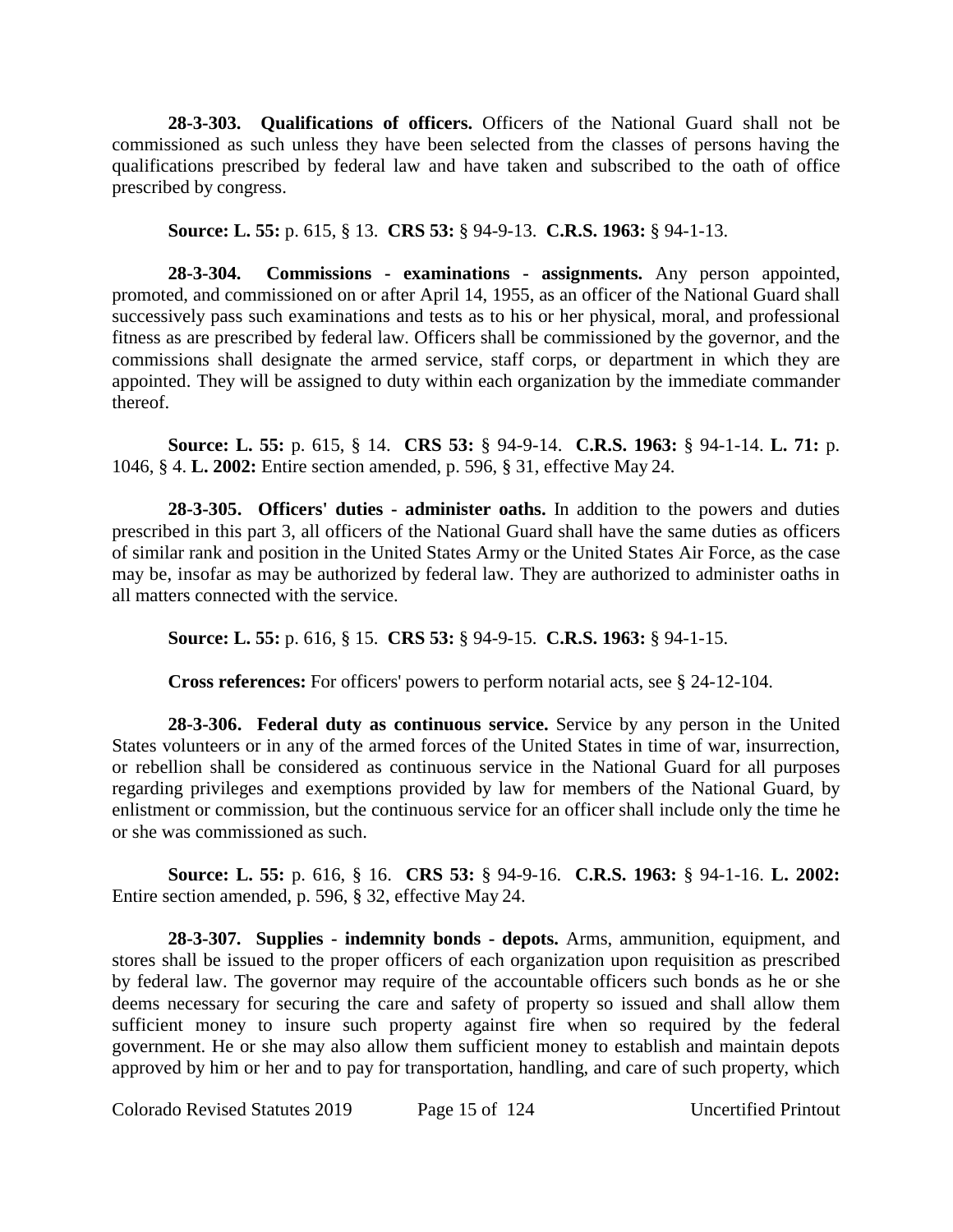**28-3-303. Qualifications of officers.** Officers of the National Guard shall not be commissioned as such unless they have been selected from the classes of persons having the qualifications prescribed by federal law and have taken and subscribed to the oath of office prescribed by congress.

**Source: L. 55:** p. 615, § 13. **CRS 53:** § 94-9-13. **C.R.S. 1963:** § 94-1-13.

**28-3-304. Commissions - examinations - assignments.** Any person appointed, promoted, and commissioned on or after April 14, 1955, as an officer of the National Guard shall successively pass such examinations and tests as to his or her physical, moral, and professional fitness as are prescribed by federal law. Officers shall be commissioned by the governor, and the commissions shall designate the armed service, staff corps, or department in which they are appointed. They will be assigned to duty within each organization by the immediate commander thereof.

**Source: L. 55:** p. 615, § 14. **CRS 53:** § 94-9-14. **C.R.S. 1963:** § 94-1-14. **L. 71:** p. 1046, § 4. **L. 2002:** Entire section amended, p. 596, § 31, effective May 24.

**28-3-305. Officers' duties - administer oaths.** In addition to the powers and duties prescribed in this part 3, all officers of the National Guard shall have the same duties as officers of similar rank and position in the United States Army or the United States Air Force, as the case may be, insofar as may be authorized by federal law. They are authorized to administer oaths in all matters connected with the service.

**Source: L. 55:** p. 616, § 15. **CRS 53:** § 94-9-15. **C.R.S. 1963:** § 94-1-15.

**Cross references:** For officers' powers to perform notarial acts, see § 24-12-104.

**28-3-306. Federal duty as continuous service.** Service by any person in the United States volunteers or in any of the armed forces of the United States in time of war, insurrection, or rebellion shall be considered as continuous service in the National Guard for all purposes regarding privileges and exemptions provided by law for members of the National Guard, by enlistment or commission, but the continuous service for an officer shall include only the time he or she was commissioned as such.

**Source: L. 55:** p. 616, § 16. **CRS 53:** § 94-9-16. **C.R.S. 1963:** § 94-1-16. **L. 2002:** Entire section amended, p. 596, § 32, effective May 24.

**28-3-307. Supplies - indemnity bonds - depots.** Arms, ammunition, equipment, and stores shall be issued to the proper officers of each organization upon requisition as prescribed by federal law. The governor may require of the accountable officers such bonds as he or she deems necessary for securing the care and safety of property so issued and shall allow them sufficient money to insure such property against fire when so required by the federal government. He or she may also allow them sufficient money to establish and maintain depots approved by him or her and to pay for transportation, handling, and care of such property, which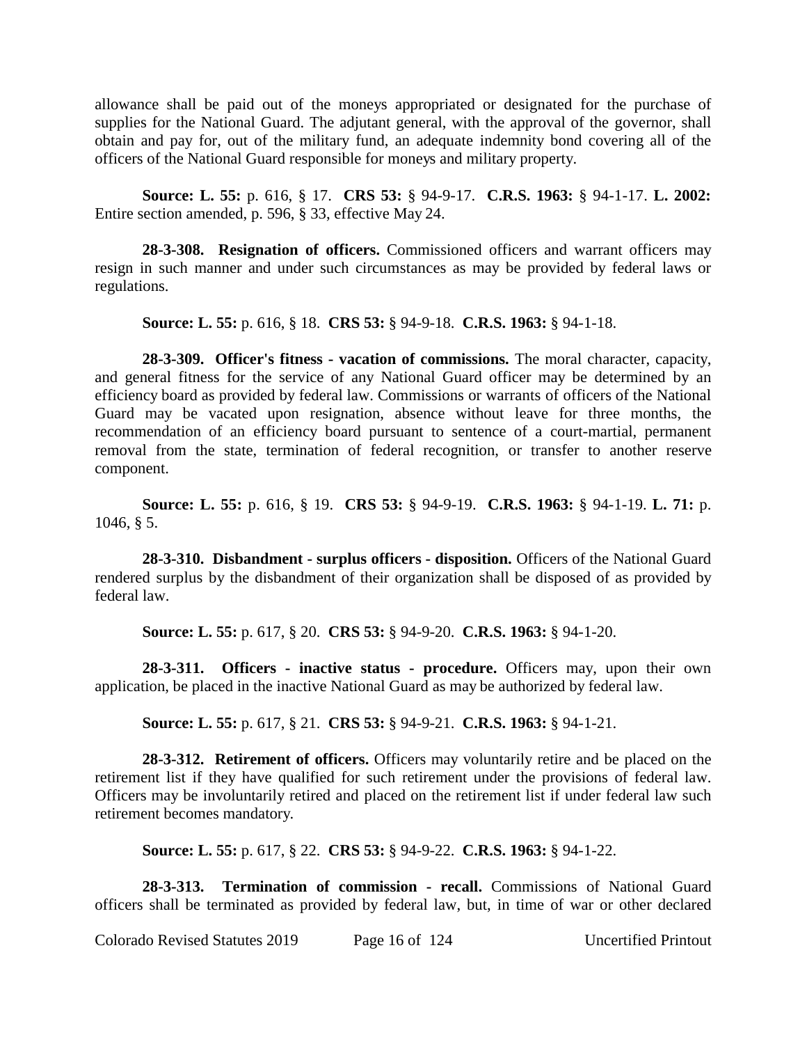allowance shall be paid out of the moneys appropriated or designated for the purchase of supplies for the National Guard. The adjutant general, with the approval of the governor, shall obtain and pay for, out of the military fund, an adequate indemnity bond covering all of the officers of the National Guard responsible for moneys and military property.

**Source: L. 55:** p. 616, § 17. **CRS 53:** § 94-9-17. **C.R.S. 1963:** § 94-1-17. **L. 2002:** Entire section amended, p. 596, § 33, effective May 24.

**28-3-308. Resignation of officers.** Commissioned officers and warrant officers may resign in such manner and under such circumstances as may be provided by federal laws or regulations.

**Source: L. 55:** p. 616, § 18. **CRS 53:** § 94-9-18. **C.R.S. 1963:** § 94-1-18.

**28-3-309. Officer's fitness - vacation of commissions.** The moral character, capacity, and general fitness for the service of any National Guard officer may be determined by an efficiency board as provided by federal law. Commissions or warrants of officers of the National Guard may be vacated upon resignation, absence without leave for three months, the recommendation of an efficiency board pursuant to sentence of a court-martial, permanent removal from the state, termination of federal recognition, or transfer to another reserve component.

**Source: L. 55:** p. 616, § 19. **CRS 53:** § 94-9-19. **C.R.S. 1963:** § 94-1-19. **L. 71:** p. 1046, § 5.

**28-3-310. Disbandment - surplus officers - disposition.** Officers of the National Guard rendered surplus by the disbandment of their organization shall be disposed of as provided by federal law.

**Source: L. 55:** p. 617, § 20. **CRS 53:** § 94-9-20. **C.R.S. 1963:** § 94-1-20.

**28-3-311. Officers - inactive status - procedure.** Officers may, upon their own application, be placed in the inactive National Guard as may be authorized by federal law.

**Source: L. 55:** p. 617, § 21. **CRS 53:** § 94-9-21. **C.R.S. 1963:** § 94-1-21.

**28-3-312. Retirement of officers.** Officers may voluntarily retire and be placed on the retirement list if they have qualified for such retirement under the provisions of federal law. Officers may be involuntarily retired and placed on the retirement list if under federal law such retirement becomes mandatory.

**Source: L. 55:** p. 617, § 22. **CRS 53:** § 94-9-22. **C.R.S. 1963:** § 94-1-22.

**28-3-313. Termination of commission - recall.** Commissions of National Guard officers shall be terminated as provided by federal law, but, in time of war or other declared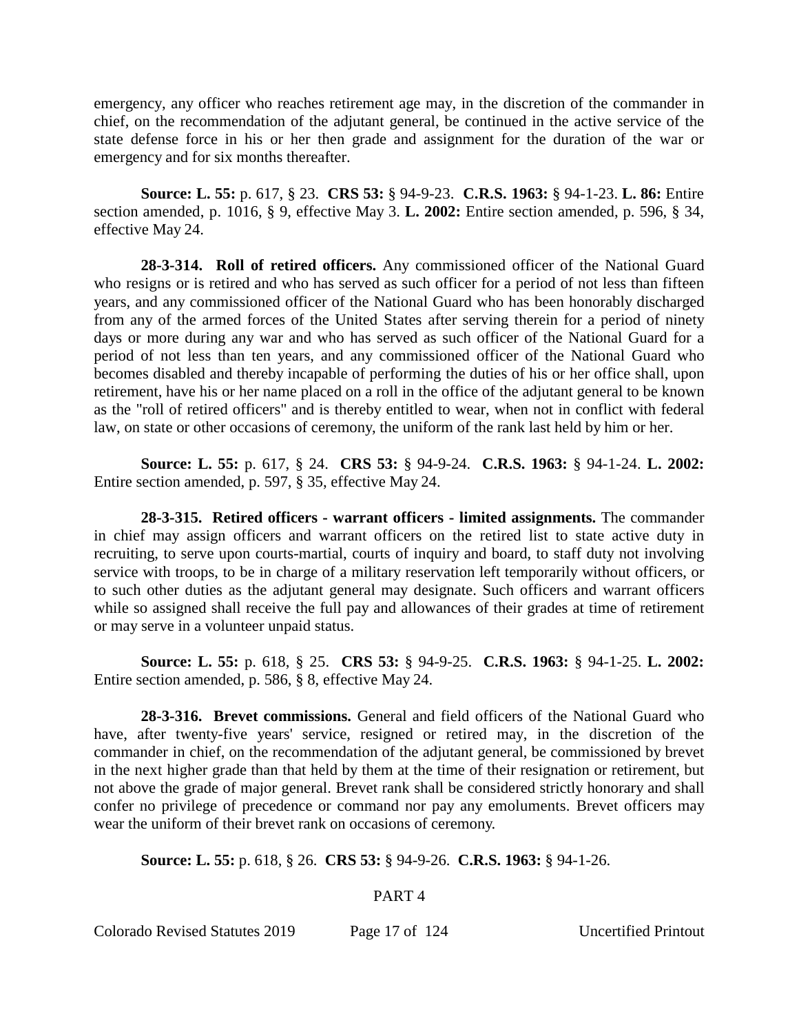emergency, any officer who reaches retirement age may, in the discretion of the commander in chief, on the recommendation of the adjutant general, be continued in the active service of the state defense force in his or her then grade and assignment for the duration of the war or emergency and for six months thereafter.

**Source: L. 55:** p. 617, § 23. **CRS 53:** § 94-9-23. **C.R.S. 1963:** § 94-1-23. **L. 86:** Entire section amended, p. 1016, § 9, effective May 3. **L. 2002:** Entire section amended, p. 596, § 34, effective May 24.

**28-3-314. Roll of retired officers.** Any commissioned officer of the National Guard who resigns or is retired and who has served as such officer for a period of not less than fifteen years, and any commissioned officer of the National Guard who has been honorably discharged from any of the armed forces of the United States after serving therein for a period of ninety days or more during any war and who has served as such officer of the National Guard for a period of not less than ten years, and any commissioned officer of the National Guard who becomes disabled and thereby incapable of performing the duties of his or her office shall, upon retirement, have his or her name placed on a roll in the office of the adjutant general to be known as the "roll of retired officers" and is thereby entitled to wear, when not in conflict with federal law, on state or other occasions of ceremony, the uniform of the rank last held by him or her.

**Source: L. 55:** p. 617, § 24. **CRS 53:** § 94-9-24. **C.R.S. 1963:** § 94-1-24. **L. 2002:** Entire section amended, p. 597, § 35, effective May 24.

**28-3-315. Retired officers - warrant officers - limited assignments.** The commander in chief may assign officers and warrant officers on the retired list to state active duty in recruiting, to serve upon courts-martial, courts of inquiry and board, to staff duty not involving service with troops, to be in charge of a military reservation left temporarily without officers, or to such other duties as the adjutant general may designate. Such officers and warrant officers while so assigned shall receive the full pay and allowances of their grades at time of retirement or may serve in a volunteer unpaid status.

**Source: L. 55:** p. 618, § 25. **CRS 53:** § 94-9-25. **C.R.S. 1963:** § 94-1-25. **L. 2002:** Entire section amended, p. 586, § 8, effective May 24.

**28-3-316. Brevet commissions.** General and field officers of the National Guard who have, after twenty-five years' service, resigned or retired may, in the discretion of the commander in chief, on the recommendation of the adjutant general, be commissioned by brevet in the next higher grade than that held by them at the time of their resignation or retirement, but not above the grade of major general. Brevet rank shall be considered strictly honorary and shall confer no privilege of precedence or command nor pay any emoluments. Brevet officers may wear the uniform of their brevet rank on occasions of ceremony.

**Source: L. 55:** p. 618, § 26. **CRS 53:** § 94-9-26. **C.R.S. 1963:** § 94-1-26.

PART 4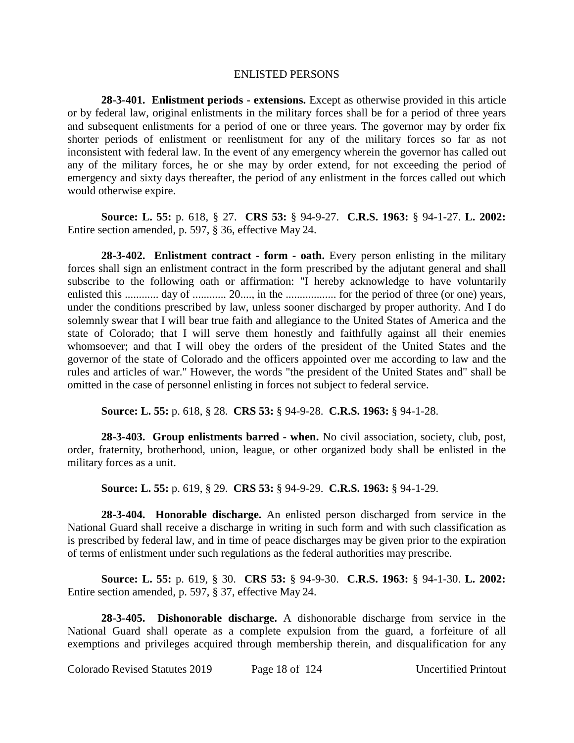## ENLISTED PERSONS

**28-3-401. Enlistment periods - extensions.** Except as otherwise provided in this article or by federal law, original enlistments in the military forces shall be for a period of three years and subsequent enlistments for a period of one or three years. The governor may by order fix shorter periods of enlistment or reenlistment for any of the military forces so far as not inconsistent with federal law. In the event of any emergency wherein the governor has called out any of the military forces, he or she may by order extend, for not exceeding the period of emergency and sixty days thereafter, the period of any enlistment in the forces called out which would otherwise expire.

**Source: L. 55:** p. 618, § 27. **CRS 53:** § 94-9-27. **C.R.S. 1963:** § 94-1-27. **L. 2002:** Entire section amended, p. 597, § 36, effective May 24.

**28-3-402. Enlistment contract - form - oath.** Every person enlisting in the military forces shall sign an enlistment contract in the form prescribed by the adjutant general and shall subscribe to the following oath or affirmation: "I hereby acknowledge to have voluntarily enlisted this ............ day of ............ 20...., in the .................. for the period of three (or one) years, under the conditions prescribed by law, unless sooner discharged by proper authority. And I do solemnly swear that I will bear true faith and allegiance to the United States of America and the state of Colorado; that I will serve them honestly and faithfully against all their enemies whomsoever; and that I will obey the orders of the president of the United States and the governor of the state of Colorado and the officers appointed over me according to law and the rules and articles of war." However, the words "the president of the United States and" shall be omitted in the case of personnel enlisting in forces not subject to federal service.

**Source: L. 55:** p. 618, § 28. **CRS 53:** § 94-9-28. **C.R.S. 1963:** § 94-1-28.

**28-3-403. Group enlistments barred - when.** No civil association, society, club, post, order, fraternity, brotherhood, union, league, or other organized body shall be enlisted in the military forces as a unit.

**Source: L. 55:** p. 619, § 29. **CRS 53:** § 94-9-29. **C.R.S. 1963:** § 94-1-29.

**28-3-404. Honorable discharge.** An enlisted person discharged from service in the National Guard shall receive a discharge in writing in such form and with such classification as is prescribed by federal law, and in time of peace discharges may be given prior to the expiration of terms of enlistment under such regulations as the federal authorities may prescribe.

**Source: L. 55:** p. 619, § 30. **CRS 53:** § 94-9-30. **C.R.S. 1963:** § 94-1-30. **L. 2002:** Entire section amended, p. 597, § 37, effective May 24.

**28-3-405. Dishonorable discharge.** A dishonorable discharge from service in the National Guard shall operate as a complete expulsion from the guard, a forfeiture of all exemptions and privileges acquired through membership therein, and disqualification for any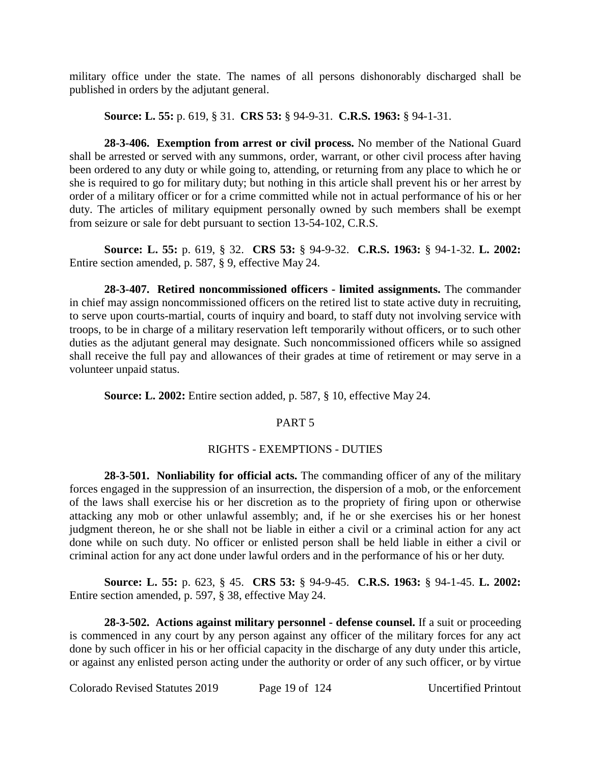military office under the state. The names of all persons dishonorably discharged shall be published in orders by the adjutant general.

**Source: L. 55:** p. 619, § 31. **CRS 53:** § 94-9-31. **C.R.S. 1963:** § 94-1-31.

**28-3-406. Exemption from arrest or civil process.** No member of the National Guard shall be arrested or served with any summons, order, warrant, or other civil process after having been ordered to any duty or while going to, attending, or returning from any place to which he or she is required to go for military duty; but nothing in this article shall prevent his or her arrest by order of a military officer or for a crime committed while not in actual performance of his or her duty. The articles of military equipment personally owned by such members shall be exempt from seizure or sale for debt pursuant to section 13-54-102, C.R.S.

**Source: L. 55:** p. 619, § 32. **CRS 53:** § 94-9-32. **C.R.S. 1963:** § 94-1-32. **L. 2002:** Entire section amended, p. 587, § 9, effective May 24.

**28-3-407. Retired noncommissioned officers - limited assignments.** The commander in chief may assign noncommissioned officers on the retired list to state active duty in recruiting, to serve upon courts-martial, courts of inquiry and board, to staff duty not involving service with troops, to be in charge of a military reservation left temporarily without officers, or to such other duties as the adjutant general may designate. Such noncommissioned officers while so assigned shall receive the full pay and allowances of their grades at time of retirement or may serve in a volunteer unpaid status.

**Source: L. 2002:** Entire section added, p. 587, § 10, effective May 24.

## PART 5

## RIGHTS - EXEMPTIONS - DUTIES

**28-3-501. Nonliability for official acts.** The commanding officer of any of the military forces engaged in the suppression of an insurrection, the dispersion of a mob, or the enforcement of the laws shall exercise his or her discretion as to the propriety of firing upon or otherwise attacking any mob or other unlawful assembly; and, if he or she exercises his or her honest judgment thereon, he or she shall not be liable in either a civil or a criminal action for any act done while on such duty. No officer or enlisted person shall be held liable in either a civil or criminal action for any act done under lawful orders and in the performance of his or her duty.

**Source: L. 55:** p. 623, § 45. **CRS 53:** § 94-9-45. **C.R.S. 1963:** § 94-1-45. **L. 2002:** Entire section amended, p. 597, § 38, effective May 24.

**28-3-502. Actions against military personnel - defense counsel.** If a suit or proceeding is commenced in any court by any person against any officer of the military forces for any act done by such officer in his or her official capacity in the discharge of any duty under this article, or against any enlisted person acting under the authority or order of any such officer, or by virtue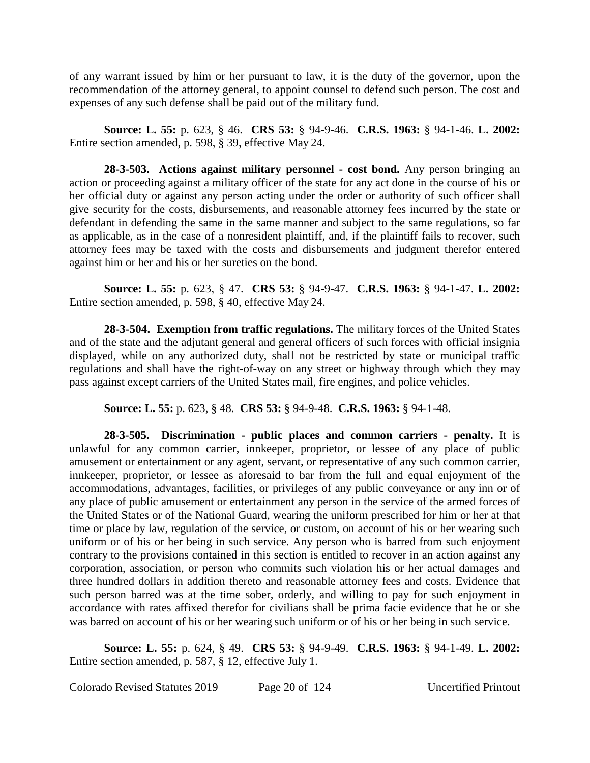of any warrant issued by him or her pursuant to law, it is the duty of the governor, upon the recommendation of the attorney general, to appoint counsel to defend such person. The cost and expenses of any such defense shall be paid out of the military fund.

**Source: L. 55:** p. 623, § 46. **CRS 53:** § 94-9-46. **C.R.S. 1963:** § 94-1-46. **L. 2002:** Entire section amended, p. 598, § 39, effective May 24.

**28-3-503. Actions against military personnel - cost bond.** Any person bringing an action or proceeding against a military officer of the state for any act done in the course of his or her official duty or against any person acting under the order or authority of such officer shall give security for the costs, disbursements, and reasonable attorney fees incurred by the state or defendant in defending the same in the same manner and subject to the same regulations, so far as applicable, as in the case of a nonresident plaintiff, and, if the plaintiff fails to recover, such attorney fees may be taxed with the costs and disbursements and judgment therefor entered against him or her and his or her sureties on the bond.

**Source: L. 55:** p. 623, § 47. **CRS 53:** § 94-9-47. **C.R.S. 1963:** § 94-1-47. **L. 2002:** Entire section amended, p. 598, § 40, effective May 24.

**28-3-504. Exemption from traffic regulations.** The military forces of the United States and of the state and the adjutant general and general officers of such forces with official insignia displayed, while on any authorized duty, shall not be restricted by state or municipal traffic regulations and shall have the right-of-way on any street or highway through which they may pass against except carriers of the United States mail, fire engines, and police vehicles.

**Source: L. 55:** p. 623, § 48. **CRS 53:** § 94-9-48. **C.R.S. 1963:** § 94-1-48.

**28-3-505. Discrimination - public places and common carriers - penalty.** It is unlawful for any common carrier, innkeeper, proprietor, or lessee of any place of public amusement or entertainment or any agent, servant, or representative of any such common carrier, innkeeper, proprietor, or lessee as aforesaid to bar from the full and equal enjoyment of the accommodations, advantages, facilities, or privileges of any public conveyance or any inn or of any place of public amusement or entertainment any person in the service of the armed forces of the United States or of the National Guard, wearing the uniform prescribed for him or her at that time or place by law, regulation of the service, or custom, on account of his or her wearing such uniform or of his or her being in such service. Any person who is barred from such enjoyment contrary to the provisions contained in this section is entitled to recover in an action against any corporation, association, or person who commits such violation his or her actual damages and three hundred dollars in addition thereto and reasonable attorney fees and costs. Evidence that such person barred was at the time sober, orderly, and willing to pay for such enjoyment in accordance with rates affixed therefor for civilians shall be prima facie evidence that he or she was barred on account of his or her wearing such uniform or of his or her being in such service.

**Source: L. 55:** p. 624, § 49. **CRS 53:** § 94-9-49. **C.R.S. 1963:** § 94-1-49. **L. 2002:** Entire section amended, p. 587, § 12, effective July 1.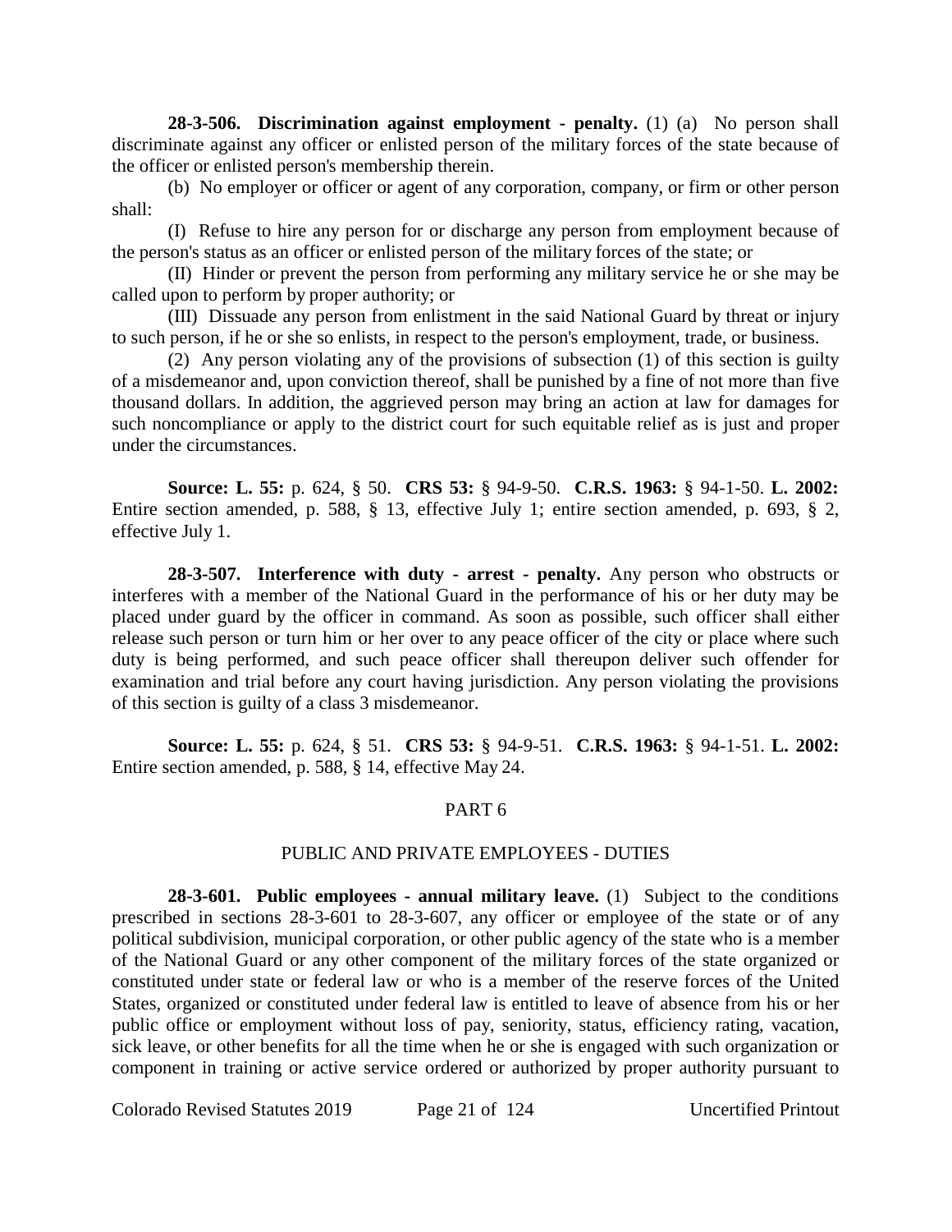**28-3-506. Discrimination against employment - penalty.** (1) (a) No person shall discriminate against any officer or enlisted person of the military forces of the state because of the officer or enlisted person's membership therein.

(b) No employer or officer or agent of any corporation, company, or firm or other person shall:

(I) Refuse to hire any person for or discharge any person from employment because of the person's status as an officer or enlisted person of the military forces of the state; or

(II) Hinder or prevent the person from performing any military service he or she may be called upon to perform by proper authority; or

(III) Dissuade any person from enlistment in the said National Guard by threat or injury to such person, if he or she so enlists, in respect to the person's employment, trade, or business.

(2) Any person violating any of the provisions of subsection (1) of this section is guilty of a misdemeanor and, upon conviction thereof, shall be punished by a fine of not more than five thousand dollars. In addition, the aggrieved person may bring an action at law for damages for such noncompliance or apply to the district court for such equitable relief as is just and proper under the circumstances.

**Source: L. 55:** p. 624, § 50. **CRS 53:** § 94-9-50. **C.R.S. 1963:** § 94-1-50. **L. 2002:** Entire section amended, p. 588, § 13, effective July 1; entire section amended, p. 693, § 2, effective July 1.

**28-3-507. Interference with duty - arrest - penalty.** Any person who obstructs or interferes with a member of the National Guard in the performance of his or her duty may be placed under guard by the officer in command. As soon as possible, such officer shall either release such person or turn him or her over to any peace officer of the city or place where such duty is being performed, and such peace officer shall thereupon deliver such offender for examination and trial before any court having jurisdiction. Any person violating the provisions of this section is guilty of a class 3 misdemeanor.

**Source: L. 55:** p. 624, § 51. **CRS 53:** § 94-9-51. **C.R.S. 1963:** § 94-1-51. **L. 2002:** Entire section amended, p. 588, § 14, effective May 24.

## PART 6

## PUBLIC AND PRIVATE EMPLOYEES - DUTIES

**28-3-601. Public employees - annual military leave.** (1) Subject to the conditions prescribed in sections 28-3-601 to 28-3-607, any officer or employee of the state or of any political subdivision, municipal corporation, or other public agency of the state who is a member of the National Guard or any other component of the military forces of the state organized or constituted under state or federal law or who is a member of the reserve forces of the United States, organized or constituted under federal law is entitled to leave of absence from his or her public office or employment without loss of pay, seniority, status, efficiency rating, vacation, sick leave, or other benefits for all the time when he or she is engaged with such organization or component in training or active service ordered or authorized by proper authority pursuant to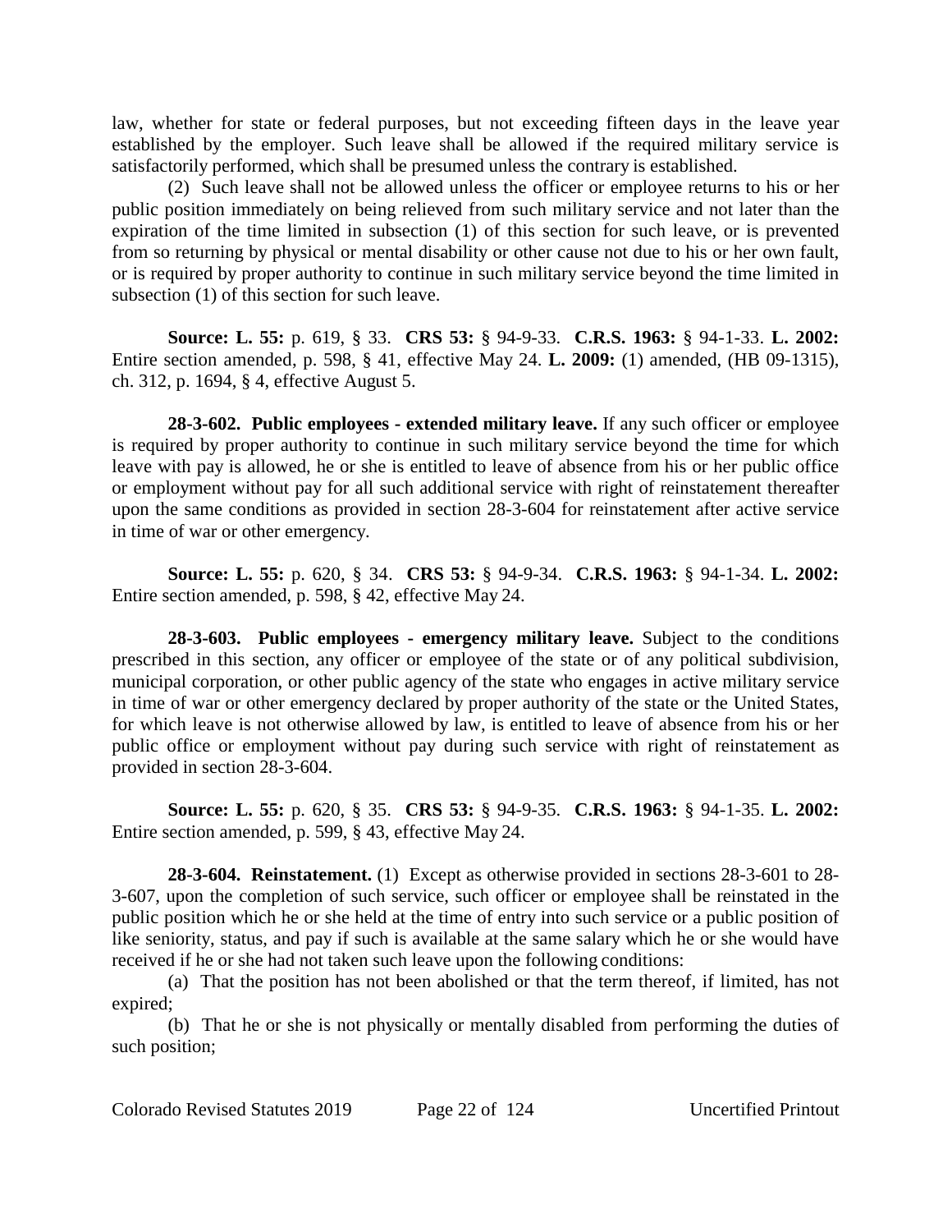law, whether for state or federal purposes, but not exceeding fifteen days in the leave year established by the employer. Such leave shall be allowed if the required military service is satisfactorily performed, which shall be presumed unless the contrary is established.

(2) Such leave shall not be allowed unless the officer or employee returns to his or her public position immediately on being relieved from such military service and not later than the expiration of the time limited in subsection (1) of this section for such leave, or is prevented from so returning by physical or mental disability or other cause not due to his or her own fault, or is required by proper authority to continue in such military service beyond the time limited in subsection (1) of this section for such leave.

**Source: L. 55:** p. 619, § 33. **CRS 53:** § 94-9-33. **C.R.S. 1963:** § 94-1-33. **L. 2002:** Entire section amended, p. 598, § 41, effective May 24. **L. 2009:** (1) amended, (HB 09-1315), ch. 312, p. 1694, § 4, effective August 5.

**28-3-602. Public employees - extended military leave.** If any such officer or employee is required by proper authority to continue in such military service beyond the time for which leave with pay is allowed, he or she is entitled to leave of absence from his or her public office or employment without pay for all such additional service with right of reinstatement thereafter upon the same conditions as provided in section 28-3-604 for reinstatement after active service in time of war or other emergency.

**Source: L. 55:** p. 620, § 34. **CRS 53:** § 94-9-34. **C.R.S. 1963:** § 94-1-34. **L. 2002:** Entire section amended, p. 598, § 42, effective May 24.

**28-3-603. Public employees - emergency military leave.** Subject to the conditions prescribed in this section, any officer or employee of the state or of any political subdivision, municipal corporation, or other public agency of the state who engages in active military service in time of war or other emergency declared by proper authority of the state or the United States, for which leave is not otherwise allowed by law, is entitled to leave of absence from his or her public office or employment without pay during such service with right of reinstatement as provided in section 28-3-604.

**Source: L. 55:** p. 620, § 35. **CRS 53:** § 94-9-35. **C.R.S. 1963:** § 94-1-35. **L. 2002:** Entire section amended, p. 599, § 43, effective May 24.

**28-3-604. Reinstatement.** (1) Except as otherwise provided in sections 28-3-601 to 28-3-607, upon the completion of such service, such officer or employee shall be reinstated in the public position which he or she held at the time of entry into such service or a public position of like seniority, status, and pay if such is available at the same salary which he or she would have received if he or she had not taken such leave upon the following conditions:

(a) That the position has not been abolished or that the term thereof, if limited, has not expired;

(b) That he or she is not physically or mentally disabled from performing the duties of such position;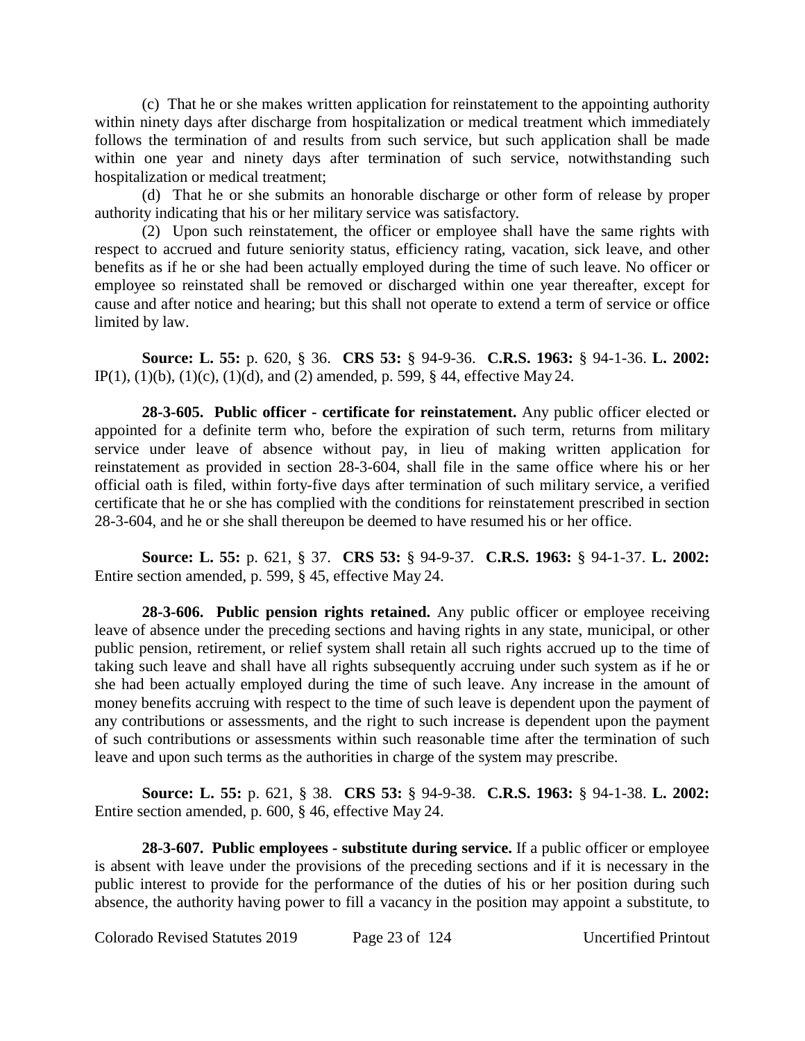(c) That he or she makes written application for reinstatement to the appointing authority within ninety days after discharge from hospitalization or medical treatment which immediately follows the termination of and results from such service, but such application shall be made within one year and ninety days after termination of such service, notwithstanding such hospitalization or medical treatment;

(d) That he or she submits an honorable discharge or other form of release by proper authority indicating that his or her military service was satisfactory.

(2) Upon such reinstatement, the officer or employee shall have the same rights with respect to accrued and future seniority status, efficiency rating, vacation, sick leave, and other benefits as if he or she had been actually employed during the time of such leave. No officer or employee so reinstated shall be removed or discharged within one year thereafter, except for cause and after notice and hearing; but this shall not operate to extend a term of service or office limited by law.

**Source: L. 55:** p. 620, § 36. **CRS 53:** § 94-9-36. **C.R.S. 1963:** § 94-1-36. **L. 2002:** IP(1), (1)(b), (1)(c), (1)(d), and (2) amended, p. 599, § 44, effective May 24.

**28-3-605. Public officer - certificate for reinstatement.** Any public officer elected or appointed for a definite term who, before the expiration of such term, returns from military service under leave of absence without pay, in lieu of making written application for reinstatement as provided in section 28-3-604, shall file in the same office where his or her official oath is filed, within forty-five days after termination of such military service, a verified certificate that he or she has complied with the conditions for reinstatement prescribed in section 28-3-604, and he or she shall thereupon be deemed to have resumed his or her office.

**Source: L. 55:** p. 621, § 37. **CRS 53:** § 94-9-37. **C.R.S. 1963:** § 94-1-37. **L. 2002:** Entire section amended, p. 599, § 45, effective May 24.

**28-3-606. Public pension rights retained.** Any public officer or employee receiving leave of absence under the preceding sections and having rights in any state, municipal, or other public pension, retirement, or relief system shall retain all such rights accrued up to the time of taking such leave and shall have all rights subsequently accruing under such system as if he or she had been actually employed during the time of such leave. Any increase in the amount of money benefits accruing with respect to the time of such leave is dependent upon the payment of any contributions or assessments, and the right to such increase is dependent upon the payment of such contributions or assessments within such reasonable time after the termination of such leave and upon such terms as the authorities in charge of the system may prescribe.

**Source: L. 55:** p. 621, § 38. **CRS 53:** § 94-9-38. **C.R.S. 1963:** § 94-1-38. **L. 2002:** Entire section amended, p. 600, § 46, effective May 24.

**28-3-607. Public employees - substitute during service.** If a public officer or employee is absent with leave under the provisions of the preceding sections and if it is necessary in the public interest to provide for the performance of the duties of his or her position during such absence, the authority having power to fill a vacancy in the position may appoint a substitute, to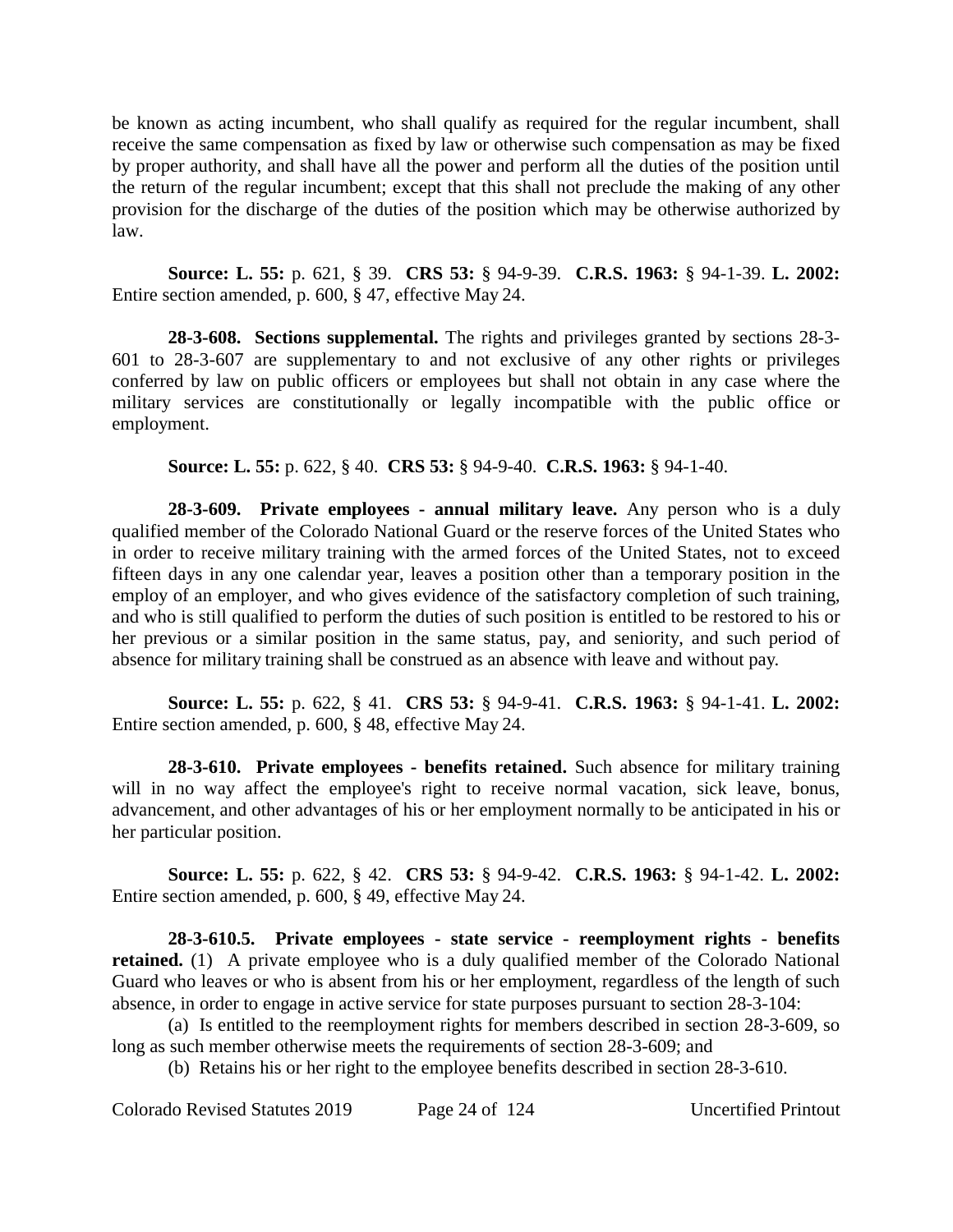be known as acting incumbent, who shall qualify as required for the regular incumbent, shall receive the same compensation as fixed by law or otherwise such compensation as may be fixed by proper authority, and shall have all the power and perform all the duties of the position until the return of the regular incumbent; except that this shall not preclude the making of any other provision for the discharge of the duties of the position which may be otherwise authorized by law.

**Source: L. 55:** p. 621, § 39. **CRS 53:** § 94-9-39. **C.R.S. 1963:** § 94-1-39. **L. 2002:** Entire section amended, p. 600, § 47, effective May 24.

**28-3-608. Sections supplemental.** The rights and privileges granted by sections 28-3-601 to 28-3-607 are supplementary to and not exclusive of any other rights or privileges conferred by law on public officers or employees but shall not obtain in any case where the military services are constitutionally or legally incompatible with the public office or employment.

**Source: L. 55:** p. 622, § 40. **CRS 53:** § 94-9-40. **C.R.S. 1963:** § 94-1-40.

**28-3-609. Private employees - annual military leave.** Any person who is a duly qualified member of the Colorado National Guard or the reserve forces of the United States who in order to receive military training with the armed forces of the United States, not to exceed fifteen days in any one calendar year, leaves a position other than a temporary position in the employ of an employer, and who gives evidence of the satisfactory completion of such training, and who is still qualified to perform the duties of such position is entitled to be restored to his or her previous or a similar position in the same status, pay, and seniority, and such period of absence for military training shall be construed as an absence with leave and without pay.

**Source: L. 55:** p. 622, § 41. **CRS 53:** § 94-9-41. **C.R.S. 1963:** § 94-1-41. **L. 2002:** Entire section amended, p. 600, § 48, effective May 24.

**28-3-610. Private employees - benefits retained.** Such absence for military training will in no way affect the employee's right to receive normal vacation, sick leave, bonus, advancement, and other advantages of his or her employment normally to be anticipated in his or her particular position.

**Source: L. 55:** p. 622, § 42. **CRS 53:** § 94-9-42. **C.R.S. 1963:** § 94-1-42. **L. 2002:** Entire section amended, p. 600, § 49, effective May 24.

**28-3-610.5. Private employees - state service - reemployment rights - benefits retained.** (1) A private employee who is a duly qualified member of the Colorado National Guard who leaves or who is absent from his or her employment, regardless of the length of such absence, in order to engage in active service for state purposes pursuant to section 28-3-104:

(a) Is entitled to the reemployment rights for members described in section 28-3-609, so long as such member otherwise meets the requirements of section 28-3-609; and

(b) Retains his or her right to the employee benefits described in section 28-3-610.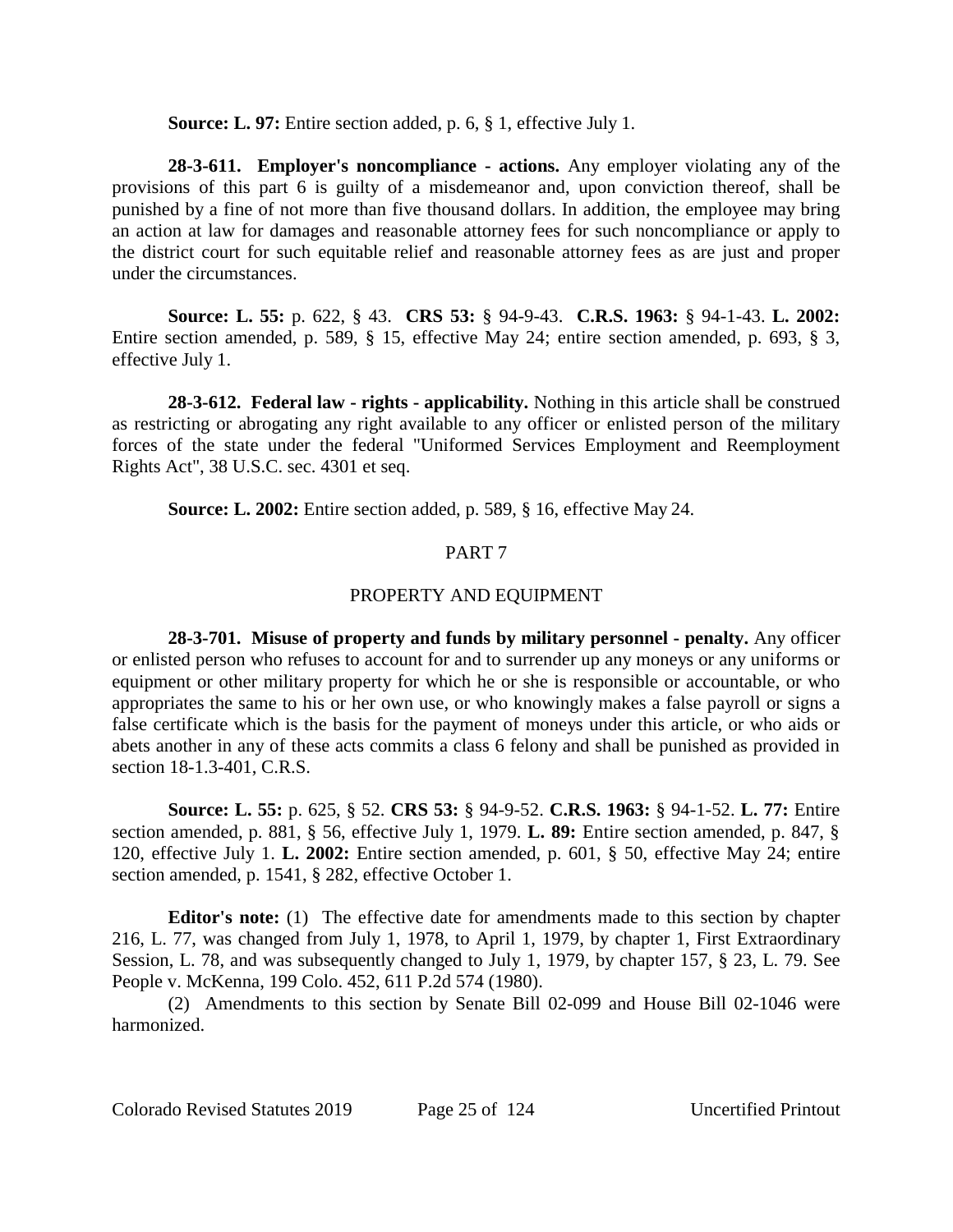**Source: L. 97:** Entire section added, p. 6, § 1, effective July 1.

**28-3-611. Employer's noncompliance - actions.** Any employer violating any of the provisions of this part 6 is guilty of a misdemeanor and, upon conviction thereof, shall be punished by a fine of not more than five thousand dollars. In addition, the employee may bring an action at law for damages and reasonable attorney fees for such noncompliance or apply to the district court for such equitable relief and reasonable attorney fees as are just and proper under the circumstances.

**Source: L. 55:** p. 622, § 43. **CRS 53:** § 94-9-43. **C.R.S. 1963:** § 94-1-43. **L. 2002:** Entire section amended, p. 589, § 15, effective May 24; entire section amended, p. 693, § 3, effective July 1.

**28-3-612. Federal law - rights - applicability.** Nothing in this article shall be construed as restricting or abrogating any right available to any officer or enlisted person of the military forces of the state under the federal "Uniformed Services Employment and Reemployment Rights Act", 38 U.S.C. sec. 4301 et seq.

**Source: L. 2002:** Entire section added, p. 589, § 16, effective May 24.

## PART 7

## PROPERTY AND EQUIPMENT

**28-3-701. Misuse of property and funds by military personnel - penalty.** Any officer or enlisted person who refuses to account for and to surrender up any moneys or any uniforms or equipment or other military property for which he or she is responsible or accountable, or who appropriates the same to his or her own use, or who knowingly makes a false payroll or signs a false certificate which is the basis for the payment of moneys under this article, or who aids or abets another in any of these acts commits a class 6 felony and shall be punished as provided in section 18-1.3-401, C.R.S.

**Source: L. 55:** p. 625, § 52. **CRS 53:** § 94-9-52. **C.R.S. 1963:** § 94-1-52. **L. 77:** Entire section amended, p. 881, § 56, effective July 1, 1979. **L. 89:** Entire section amended, p. 847, § 120, effective July 1. **L. 2002:** Entire section amended, p. 601, § 50, effective May 24; entire section amended, p. 1541, § 282, effective October 1.

**Editor's note:** (1) The effective date for amendments made to this section by chapter 216, L. 77, was changed from July 1, 1978, to April 1, 1979, by chapter 1, First Extraordinary Session, L. 78, and was subsequently changed to July 1, 1979, by chapter 157, § 23, L. 79. See People v. McKenna, 199 Colo. 452, 611 P.2d 574 (1980).

(2) Amendments to this section by Senate Bill 02-099 and House Bill 02-1046 were harmonized.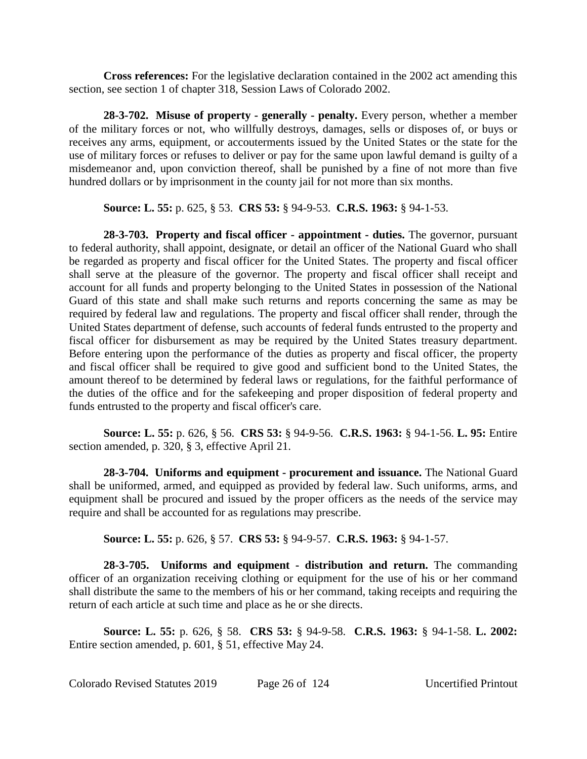**Cross references:** For the legislative declaration contained in the 2002 act amending this section, see section 1 of chapter 318, Session Laws of Colorado 2002.

**28-3-702. Misuse of property - generally - penalty.** Every person, whether a member of the military forces or not, who willfully destroys, damages, sells or disposes of, or buys or receives any arms, equipment, or accouterments issued by the United States or the state for the use of military forces or refuses to deliver or pay for the same upon lawful demand is guilty of a misdemeanor and, upon conviction thereof, shall be punished by a fine of not more than five hundred dollars or by imprisonment in the county jail for not more than six months.

**Source: L. 55:** p. 625, § 53. **CRS 53:** § 94-9-53. **C.R.S. 1963:** § 94-1-53.

**28-3-703. Property and fiscal officer - appointment - duties.** The governor, pursuant to federal authority, shall appoint, designate, or detail an officer of the National Guard who shall be regarded as property and fiscal officer for the United States. The property and fiscal officer shall serve at the pleasure of the governor. The property and fiscal officer shall receipt and account for all funds and property belonging to the United States in possession of the National Guard of this state and shall make such returns and reports concerning the same as may be required by federal law and regulations. The property and fiscal officer shall render, through the United States department of defense, such accounts of federal funds entrusted to the property and fiscal officer for disbursement as may be required by the United States treasury department. Before entering upon the performance of the duties as property and fiscal officer, the property and fiscal officer shall be required to give good and sufficient bond to the United States, the amount thereof to be determined by federal laws or regulations, for the faithful performance of the duties of the office and for the safekeeping and proper disposition of federal property and funds entrusted to the property and fiscal officer's care.

**Source: L. 55:** p. 626, § 56. **CRS 53:** § 94-9-56. **C.R.S. 1963:** § 94-1-56. **L. 95:** Entire section amended, p. 320, § 3, effective April 21.

**28-3-704. Uniforms and equipment - procurement and issuance.** The National Guard shall be uniformed, armed, and equipped as provided by federal law. Such uniforms, arms, and equipment shall be procured and issued by the proper officers as the needs of the service may require and shall be accounted for as regulations may prescribe.

**Source: L. 55:** p. 626, § 57. **CRS 53:** § 94-9-57. **C.R.S. 1963:** § 94-1-57.

**28-3-705. Uniforms and equipment - distribution and return.** The commanding officer of an organization receiving clothing or equipment for the use of his or her command shall distribute the same to the members of his or her command, taking receipts and requiring the return of each article at such time and place as he or she directs.

**Source: L. 55:** p. 626, § 58. **CRS 53:** § 94-9-58. **C.R.S. 1963:** § 94-1-58. **L. 2002:** Entire section amended, p. 601, § 51, effective May 24.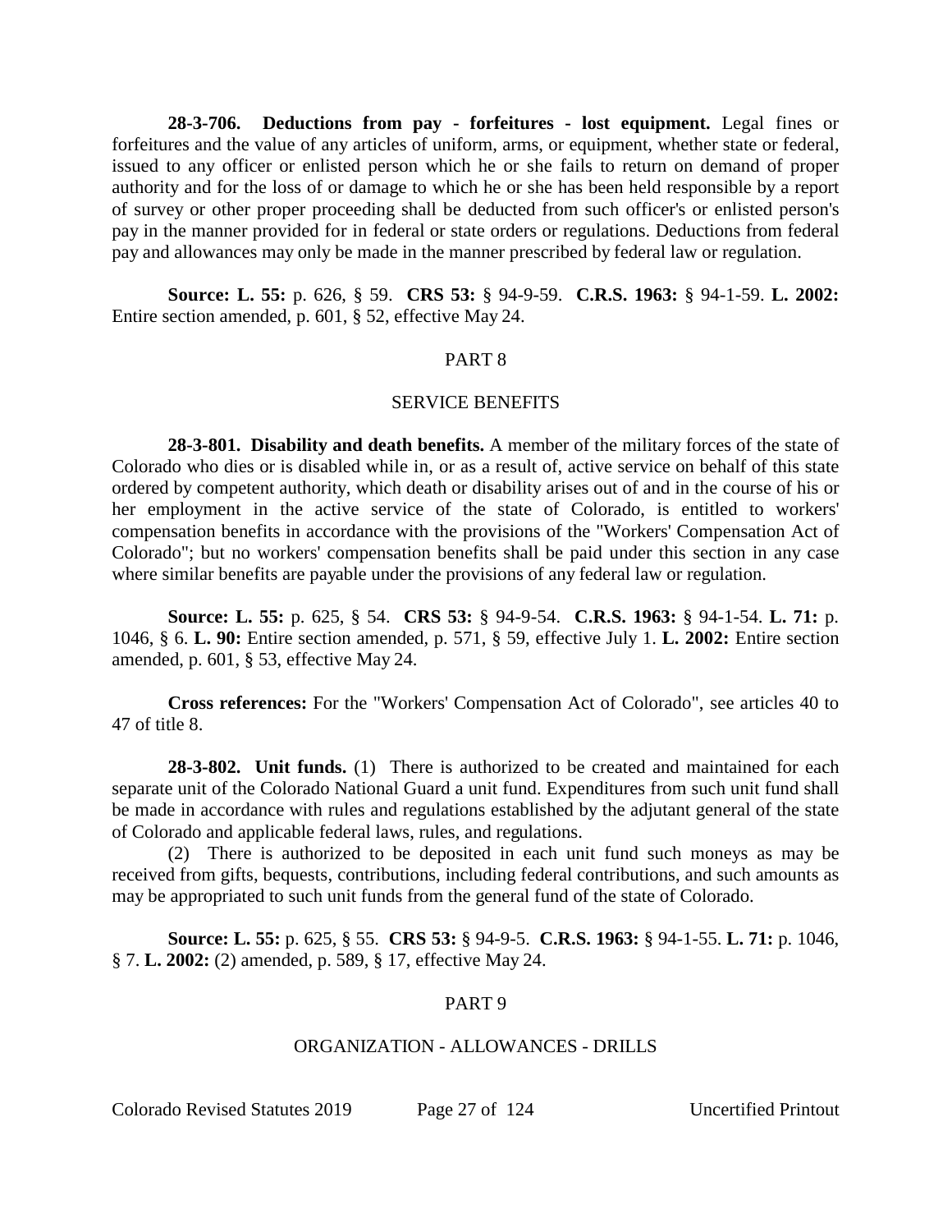**28-3-706. Deductions from pay - forfeitures - lost equipment.** Legal fines or forfeitures and the value of any articles of uniform, arms, or equipment, whether state or federal, issued to any officer or enlisted person which he or she fails to return on demand of proper authority and for the loss of or damage to which he or she has been held responsible by a report of survey or other proper proceeding shall be deducted from such officer's or enlisted person's pay in the manner provided for in federal or state orders or regulations. Deductions from federal pay and allowances may only be made in the manner prescribed by federal law or regulation.

**Source: L. 55:** p. 626, § 59. **CRS 53:** § 94-9-59. **C.R.S. 1963:** § 94-1-59. **L. 2002:** Entire section amended, p. 601, § 52, effective May 24.

## PART 8

## SERVICE BENEFITS

**28-3-801. Disability and death benefits.** A member of the military forces of the state of Colorado who dies or is disabled while in, or as a result of, active service on behalf of this state ordered by competent authority, which death or disability arises out of and in the course of his or her employment in the active service of the state of Colorado, is entitled to workers' compensation benefits in accordance with the provisions of the "Workers' Compensation Act of Colorado"; but no workers' compensation benefits shall be paid under this section in any case where similar benefits are payable under the provisions of any federal law or regulation.

**Source: L. 55:** p. 625, § 54. **CRS 53:** § 94-9-54. **C.R.S. 1963:** § 94-1-54. **L. 71:** p. 1046, § 6. **L. 90:** Entire section amended, p. 571, § 59, effective July 1. **L. 2002:** Entire section amended, p. 601, § 53, effective May 24.

**Cross references:** For the "Workers' Compensation Act of Colorado", see articles 40 to 47 of title 8.

**28-3-802. Unit funds.** (1) There is authorized to be created and maintained for each separate unit of the Colorado National Guard a unit fund. Expenditures from such unit fund shall be made in accordance with rules and regulations established by the adjutant general of the state of Colorado and applicable federal laws, rules, and regulations.

(2) There is authorized to be deposited in each unit fund such moneys as may be received from gifts, bequests, contributions, including federal contributions, and such amounts as may be appropriated to such unit funds from the general fund of the state of Colorado.

**Source: L. 55:** p. 625, § 55. **CRS 53:** § 94-9-5. **C.R.S. 1963:** § 94-1-55. **L. 71:** p. 1046, § 7. **L. 2002:** (2) amended, p. 589, § 17, effective May 24.

## PART 9

## ORGANIZATION - ALLOWANCES - DRILLS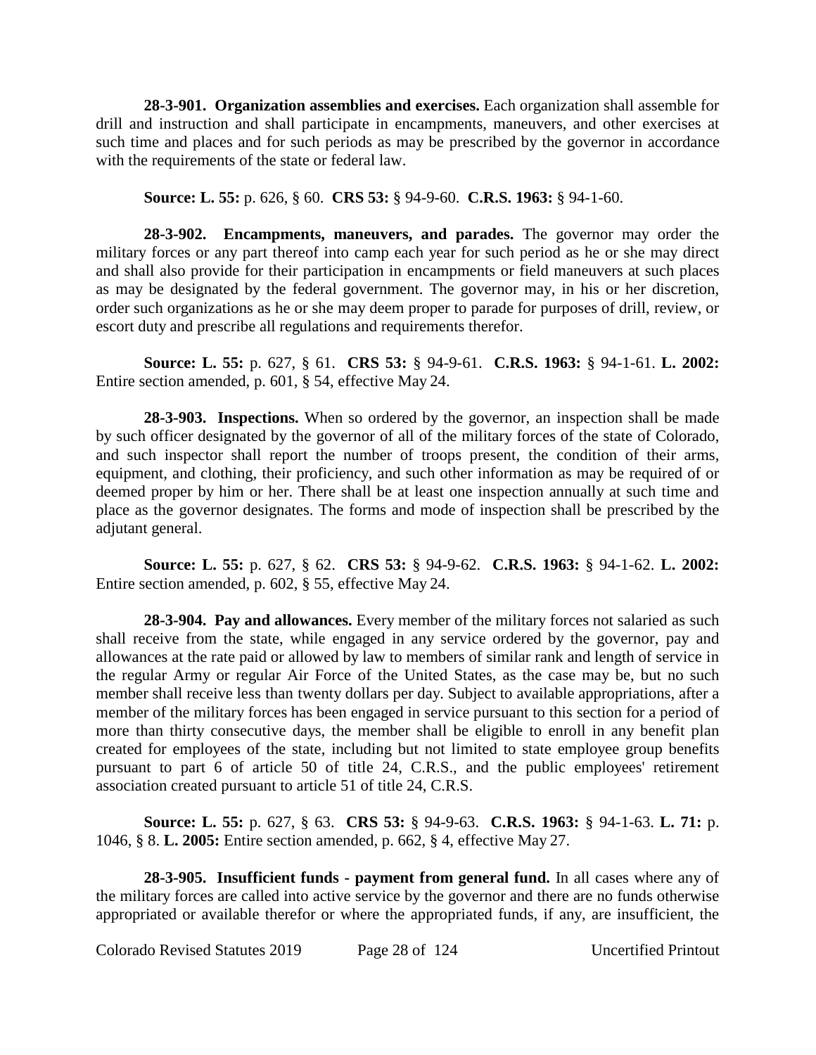**28-3-901. Organization assemblies and exercises.** Each organization shall assemble for drill and instruction and shall participate in encampments, maneuvers, and other exercises at such time and places and for such periods as may be prescribed by the governor in accordance with the requirements of the state or federal law.

**Source: L. 55:** p. 626, § 60. **CRS 53:** § 94-9-60. **C.R.S. 1963:** § 94-1-60.

**28-3-902. Encampments, maneuvers, and parades.** The governor may order the military forces or any part thereof into camp each year for such period as he or she may direct and shall also provide for their participation in encampments or field maneuvers at such places as may be designated by the federal government. The governor may, in his or her discretion, order such organizations as he or she may deem proper to parade for purposes of drill, review, or escort duty and prescribe all regulations and requirements therefor.

**Source: L. 55:** p. 627, § 61. **CRS 53:** § 94-9-61. **C.R.S. 1963:** § 94-1-61. **L. 2002:** Entire section amended, p. 601, § 54, effective May 24.

**28-3-903. Inspections.** When so ordered by the governor, an inspection shall be made by such officer designated by the governor of all of the military forces of the state of Colorado, and such inspector shall report the number of troops present, the condition of their arms, equipment, and clothing, their proficiency, and such other information as may be required of or deemed proper by him or her. There shall be at least one inspection annually at such time and place as the governor designates. The forms and mode of inspection shall be prescribed by the adjutant general.

**Source: L. 55:** p. 627, § 62. **CRS 53:** § 94-9-62. **C.R.S. 1963:** § 94-1-62. **L. 2002:** Entire section amended, p. 602, § 55, effective May 24.

**28-3-904. Pay and allowances.** Every member of the military forces not salaried as such shall receive from the state, while engaged in any service ordered by the governor, pay and allowances at the rate paid or allowed by law to members of similar rank and length of service in the regular Army or regular Air Force of the United States, as the case may be, but no such member shall receive less than twenty dollars per day. Subject to available appropriations, after a member of the military forces has been engaged in service pursuant to this section for a period of more than thirty consecutive days, the member shall be eligible to enroll in any benefit plan created for employees of the state, including but not limited to state employee group benefits pursuant to part 6 of article 50 of title 24, C.R.S., and the public employees' retirement association created pursuant to article 51 of title 24, C.R.S.

**Source: L. 55:** p. 627, § 63. **CRS 53:** § 94-9-63. **C.R.S. 1963:** § 94-1-63. **L. 71:** p. 1046, § 8. **L. 2005:** Entire section amended, p. 662, § 4, effective May 27.

**28-3-905. Insufficient funds - payment from general fund.** In all cases where any of the military forces are called into active service by the governor and there are no funds otherwise appropriated or available therefor or where the appropriated funds, if any, are insufficient, the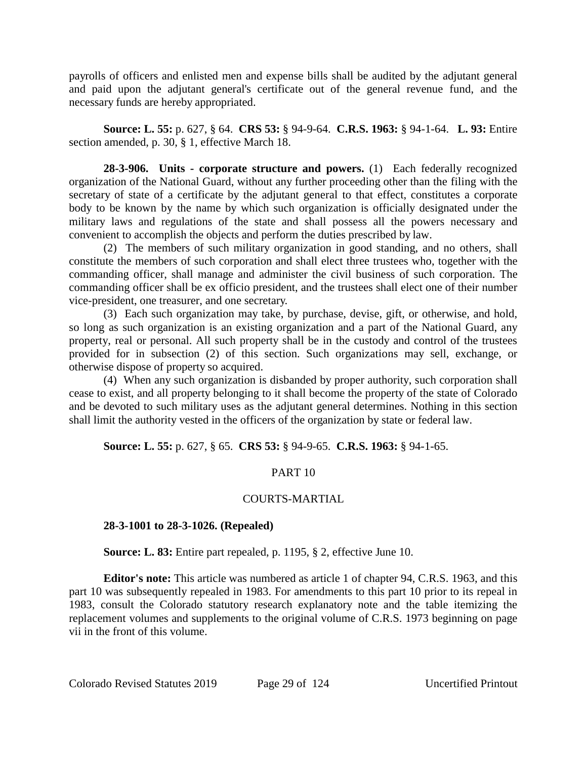payrolls of officers and enlisted men and expense bills shall be audited by the adjutant general and paid upon the adjutant general's certificate out of the general revenue fund, and the necessary funds are hereby appropriated.

**Source: L. 55:** p. 627, § 64. **CRS 53:** § 94-9-64. **C.R.S. 1963:** § 94-1-64. **L. 93:** Entire section amended, p. 30, § 1, effective March 18.

**28-3-906. Units - corporate structure and powers.** (1) Each federally recognized organization of the National Guard, without any further proceeding other than the filing with the secretary of state of a certificate by the adjutant general to that effect, constitutes a corporate body to be known by the name by which such organization is officially designated under the military laws and regulations of the state and shall possess all the powers necessary and convenient to accomplish the objects and perform the duties prescribed by law.

(2) The members of such military organization in good standing, and no others, shall constitute the members of such corporation and shall elect three trustees who, together with the commanding officer, shall manage and administer the civil business of such corporation. The commanding officer shall be ex officio president, and the trustees shall elect one of their number vice-president, one treasurer, and one secretary.

(3) Each such organization may take, by purchase, devise, gift, or otherwise, and hold, so long as such organization is an existing organization and a part of the National Guard, any property, real or personal. All such property shall be in the custody and control of the trustees provided for in subsection (2) of this section. Such organizations may sell, exchange, or otherwise dispose of property so acquired.

(4) When any such organization is disbanded by proper authority, such corporation shall cease to exist, and all property belonging to it shall become the property of the state of Colorado and be devoted to such military uses as the adjutant general determines. Nothing in this section shall limit the authority vested in the officers of the organization by state or federal law.

**Source: L. 55:** p. 627, § 65. **CRS 53:** § 94-9-65. **C.R.S. 1963:** § 94-1-65.

## PART 10

## COURTS-MARTIAL

**28-3-1001 to 28-3-1026. (Repealed)**

**Source: L. 83:** Entire part repealed, p. 1195, § 2, effective June 10.

**Editor's note:** This article was numbered as article 1 of chapter 94, C.R.S. 1963, and this part 10 was subsequently repealed in 1983. For amendments to this part 10 prior to its repeal in 1983, consult the Colorado statutory research explanatory note and the table itemizing the replacement volumes and supplements to the original volume of C.R.S. 1973 beginning on page vii in the front of this volume.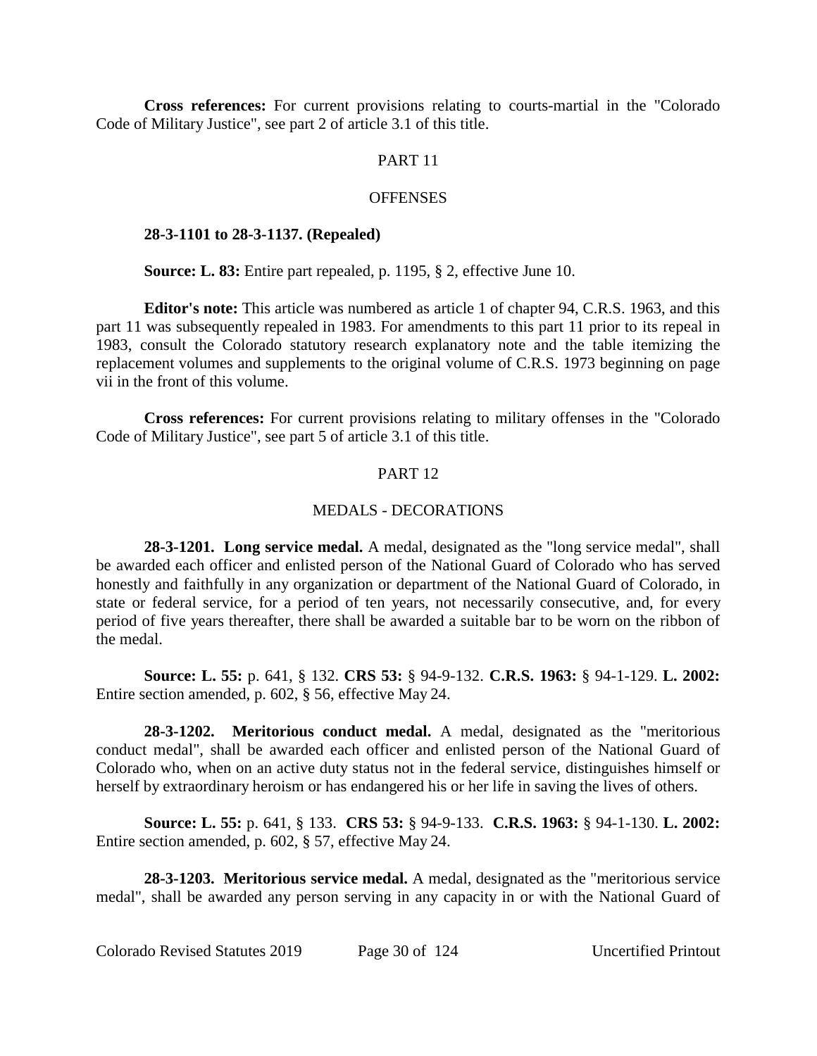**Cross references:** For current provisions relating to courts-martial in the "Colorado Code of Military Justice", see part 2 of article 3.1 of this title.

## PART 11

## OFFENSES

**28-3-1101 to 28-3-1137. (Repealed)**

**Source: L. 83:** Entire part repealed, p. 1195, § 2, effective June 10.

**Editor's note:** This article was numbered as article 1 of chapter 94, C.R.S. 1963, and this part 11 was subsequently repealed in 1983. For amendments to this part 11 prior to its repeal in 1983, consult the Colorado statutory research explanatory note and the table itemizing the replacement volumes and supplements to the original volume of C.R.S. 1973 beginning on page vii in the front of this volume.

**Cross references:** For current provisions relating to military offenses in the "Colorado Code of Military Justice", see part 5 of article 3.1 of this title.

## PART 12

## MEDALS - DECORATIONS

**28-3-1201. Long service medal.** A medal, designated as the "long service medal", shall be awarded each officer and enlisted person of the National Guard of Colorado who has served honestly and faithfully in any organization or department of the National Guard of Colorado, in state or federal service, for a period of ten years, not necessarily consecutive, and, for every period of five years thereafter, there shall be awarded a suitable bar to be worn on the ribbon of the medal.

**Source: L. 55:** p. 641, § 132. **CRS 53:** § 94-9-132. **C.R.S. 1963:** § 94-1-129. **L. 2002:** Entire section amended, p. 602, § 56, effective May 24.

**28-3-1202. Meritorious conduct medal.** A medal, designated as the "meritorious conduct medal", shall be awarded each officer and enlisted person of the National Guard of Colorado who, when on an active duty status not in the federal service, distinguishes himself or herself by extraordinary heroism or has endangered his or her life in saving the lives of others.

**Source: L. 55:** p. 641, § 133. **CRS 53:** § 94-9-133. **C.R.S. 1963:** § 94-1-130. **L. 2002:** Entire section amended, p. 602, § 57, effective May 24.

**28-3-1203. Meritorious service medal.** A medal, designated as the "meritorious service medal", shall be awarded any person serving in any capacity in or with the National Guard of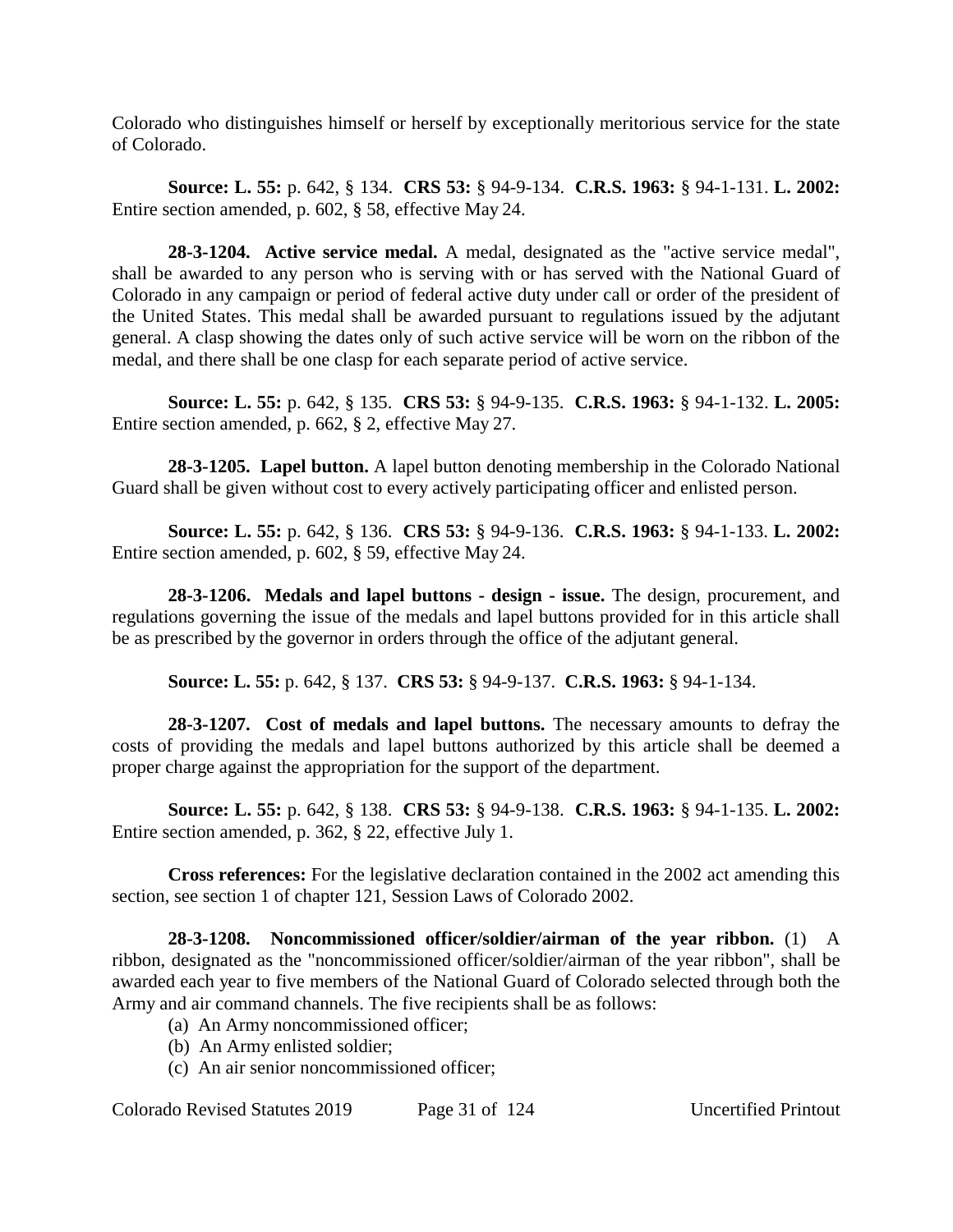Colorado who distinguishes himself or herself by exceptionally meritorious service for the state of Colorado.

**Source: L. 55:** p. 642, § 134. **CRS 53:** § 94-9-134. **C.R.S. 1963:** § 94-1-131. **L. 2002:** Entire section amended, p. 602, § 58, effective May 24.

**28-3-1204. Active service medal.** A medal, designated as the "active service medal", shall be awarded to any person who is serving with or has served with the National Guard of Colorado in any campaign or period of federal active duty under call or order of the president of the United States. This medal shall be awarded pursuant to regulations issued by the adjutant general. A clasp showing the dates only of such active service will be worn on the ribbon of the medal, and there shall be one clasp for each separate period of active service.

**Source: L. 55:** p. 642, § 135. **CRS 53:** § 94-9-135. **C.R.S. 1963:** § 94-1-132. **L. 2005:** Entire section amended, p. 662, § 2, effective May 27.

**28-3-1205. Lapel button.** A lapel button denoting membership in the Colorado National Guard shall be given without cost to every actively participating officer and enlisted person.

**Source: L. 55:** p. 642, § 136. **CRS 53:** § 94-9-136. **C.R.S. 1963:** § 94-1-133. **L. 2002:** Entire section amended, p. 602, § 59, effective May 24.

**28-3-1206. Medals and lapel buttons - design - issue.** The design, procurement, and regulations governing the issue of the medals and lapel buttons provided for in this article shall be as prescribed by the governor in orders through the office of the adjutant general.

**Source: L. 55:** p. 642, § 137. **CRS 53:** § 94-9-137. **C.R.S. 1963:** § 94-1-134.

**28-3-1207. Cost of medals and lapel buttons.** The necessary amounts to defray the costs of providing the medals and lapel buttons authorized by this article shall be deemed a proper charge against the appropriation for the support of the department.

**Source: L. 55:** p. 642, § 138. **CRS 53:** § 94-9-138. **C.R.S. 1963:** § 94-1-135. **L. 2002:** Entire section amended, p. 362, § 22, effective July 1.

**Cross references:** For the legislative declaration contained in the 2002 act amending this section, see section 1 of chapter 121, Session Laws of Colorado 2002.

**28-3-1208. Noncommissioned officer/soldier/airman of the year ribbon.** (1) A ribbon, designated as the "noncommissioned officer/soldier/airman of the year ribbon", shall be awarded each year to five members of the National Guard of Colorado selected through both the Army and air command channels. The five recipients shall be as follows:

(a) An Army noncommissioned officer;

(b) An Army enlisted soldier;

(c) An air senior noncommissioned officer;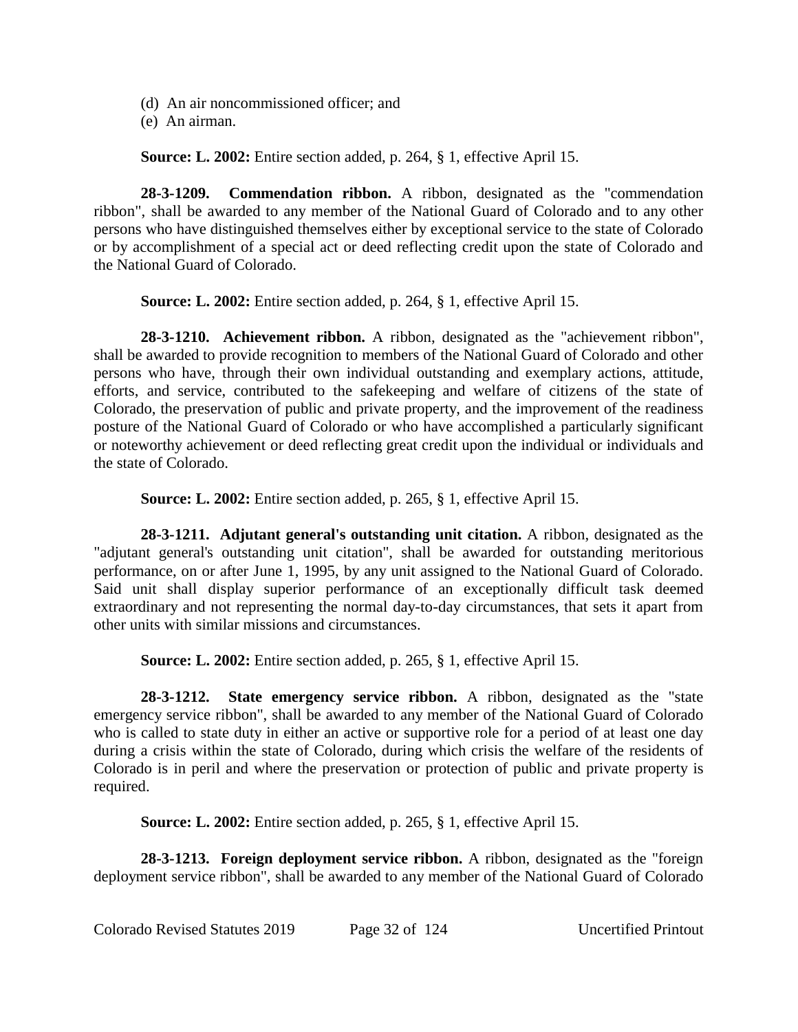(d) An air noncommissioned officer; and
(e) An airman.

**Source: L. 2002:** Entire section added, p. 264, § 1, effective April 15.

**28-3-1209. Commendation ribbon.** A ribbon, designated as the "commendation ribbon", shall be awarded to any member of the National Guard of Colorado and to any other persons who have distinguished themselves either by exceptional service to the state of Colorado or by accomplishment of a special act or deed reflecting credit upon the state of Colorado and the National Guard of Colorado.

**Source: L. 2002:** Entire section added, p. 264, § 1, effective April 15.

**28-3-1210. Achievement ribbon.** A ribbon, designated as the "achievement ribbon", shall be awarded to provide recognition to members of the National Guard of Colorado and other persons who have, through their own individual outstanding and exemplary actions, attitude, efforts, and service, contributed to the safekeeping and welfare of citizens of the state of Colorado, the preservation of public and private property, and the improvement of the readiness posture of the National Guard of Colorado or who have accomplished a particularly significant or noteworthy achievement or deed reflecting great credit upon the individual or individuals and the state of Colorado.

**Source: L. 2002:** Entire section added, p. 265, § 1, effective April 15.

**28-3-1211. Adjutant general's outstanding unit citation.** A ribbon, designated as the "adjutant general's outstanding unit citation", shall be awarded for outstanding meritorious performance, on or after June 1, 1995, by any unit assigned to the National Guard of Colorado. Said unit shall display superior performance of an exceptionally difficult task deemed extraordinary and not representing the normal day-to-day circumstances, that sets it apart from other units with similar missions and circumstances.

**Source: L. 2002:** Entire section added, p. 265, § 1, effective April 15.

**28-3-1212. State emergency service ribbon.** A ribbon, designated as the "state emergency service ribbon", shall be awarded to any member of the National Guard of Colorado who is called to state duty in either an active or supportive role for a period of at least one day during a crisis within the state of Colorado, during which crisis the welfare of the residents of Colorado is in peril and where the preservation or protection of public and private property is required.

**Source: L. 2002:** Entire section added, p. 265, § 1, effective April 15.

**28-3-1213. Foreign deployment service ribbon.** A ribbon, designated as the "foreign deployment service ribbon", shall be awarded to any member of the National Guard of Colorado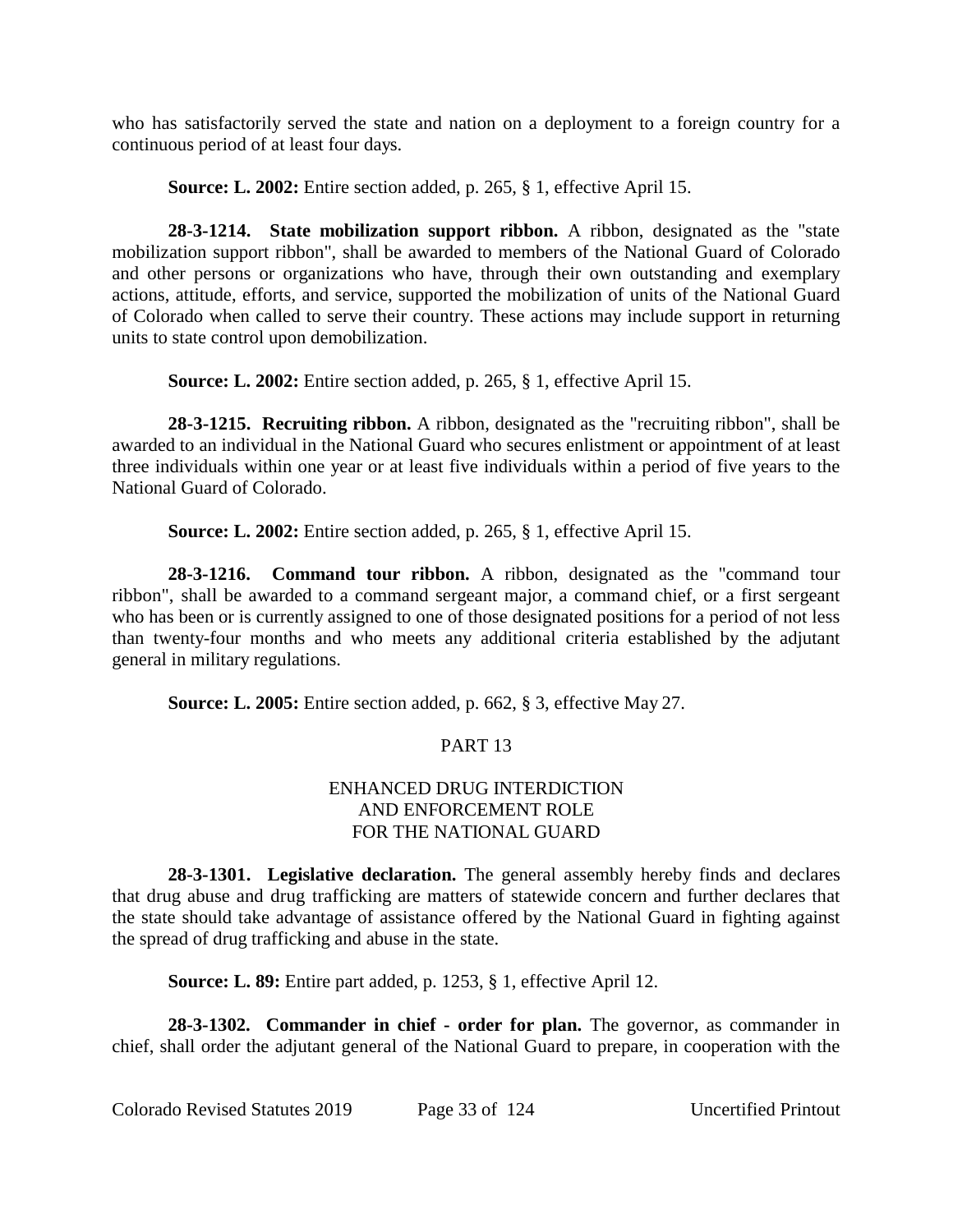who has satisfactorily served the state and nation on a deployment to a foreign country for a continuous period of at least four days.

**Source: L. 2002:** Entire section added, p. 265, § 1, effective April 15.

**28-3-1214. State mobilization support ribbon.** A ribbon, designated as the "state mobilization support ribbon", shall be awarded to members of the National Guard of Colorado and other persons or organizations who have, through their own outstanding and exemplary actions, attitude, efforts, and service, supported the mobilization of units of the National Guard of Colorado when called to serve their country. These actions may include support in returning units to state control upon demobilization.

**Source: L. 2002:** Entire section added, p. 265, § 1, effective April 15.

**28-3-1215. Recruiting ribbon.** A ribbon, designated as the "recruiting ribbon", shall be awarded to an individual in the National Guard who secures enlistment or appointment of at least three individuals within one year or at least five individuals within a period of five years to the National Guard of Colorado.

**Source: L. 2002:** Entire section added, p. 265, § 1, effective April 15.

**28-3-1216. Command tour ribbon.** A ribbon, designated as the "command tour ribbon", shall be awarded to a command sergeant major, a command chief, or a first sergeant who has been or is currently assigned to one of those designated positions for a period of not less than twenty-four months and who meets any additional criteria established by the adjutant general in military regulations.

**Source: L. 2005:** Entire section added, p. 662, § 3, effective May 27.

## PART 13

## ENHANCED DRUG INTERDICTION AND ENFORCEMENT ROLE FOR THE NATIONAL GUARD

**28-3-1301. Legislative declaration.** The general assembly hereby finds and declares that drug abuse and drug trafficking are matters of statewide concern and further declares that the state should take advantage of assistance offered by the National Guard in fighting against the spread of drug trafficking and abuse in the state.

**Source: L. 89:** Entire part added, p. 1253, § 1, effective April 12.

**28-3-1302. Commander in chief - order for plan.** The governor, as commander in chief, shall order the adjutant general of the National Guard to prepare, in cooperation with the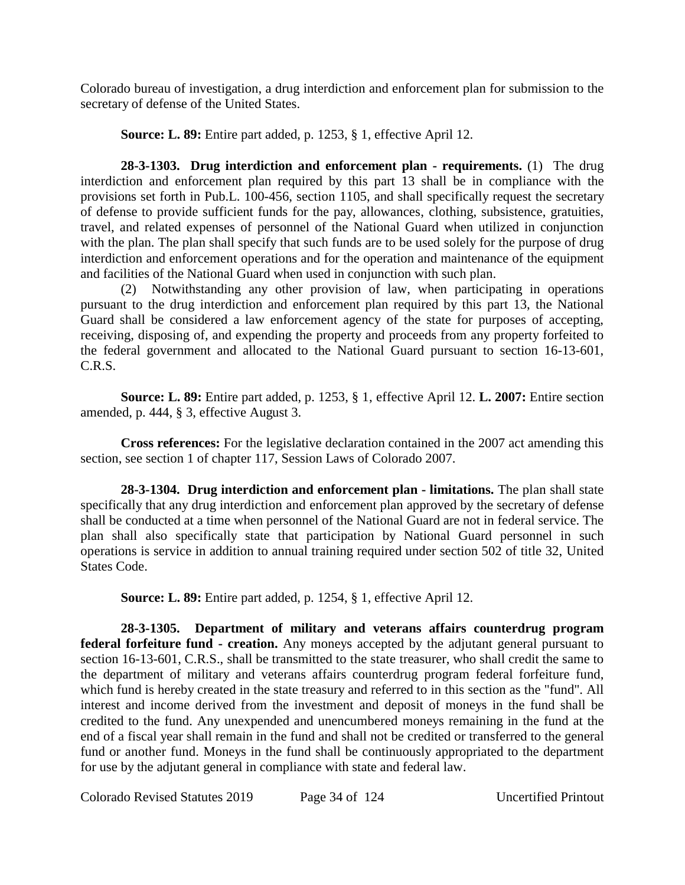Colorado bureau of investigation, a drug interdiction and enforcement plan for submission to the secretary of defense of the United States.

**Source: L. 89:** Entire part added, p. 1253, § 1, effective April 12.

**28-3-1303. Drug interdiction and enforcement plan - requirements.** (1) The drug interdiction and enforcement plan required by this part 13 shall be in compliance with the provisions set forth in Pub.L. 100-456, section 1105, and shall specifically request the secretary of defense to provide sufficient funds for the pay, allowances, clothing, subsistence, gratuities, travel, and related expenses of personnel of the National Guard when utilized in conjunction with the plan. The plan shall specify that such funds are to be used solely for the purpose of drug interdiction and enforcement operations and for the operation and maintenance of the equipment and facilities of the National Guard when used in conjunction with such plan.

(2) Notwithstanding any other provision of law, when participating in operations pursuant to the drug interdiction and enforcement plan required by this part 13, the National Guard shall be considered a law enforcement agency of the state for purposes of accepting, receiving, disposing of, and expending the property and proceeds from any property forfeited to the federal government and allocated to the National Guard pursuant to section 16-13-601, C.R.S.

**Source: L. 89:** Entire part added, p. 1253, § 1, effective April 12. **L. 2007:** Entire section amended, p. 444, § 3, effective August 3.

**Cross references:** For the legislative declaration contained in the 2007 act amending this section, see section 1 of chapter 117, Session Laws of Colorado 2007.

**28-3-1304. Drug interdiction and enforcement plan - limitations.** The plan shall state specifically that any drug interdiction and enforcement plan approved by the secretary of defense shall be conducted at a time when personnel of the National Guard are not in federal service. The plan shall also specifically state that participation by National Guard personnel in such operations is service in addition to annual training required under section 502 of title 32, United States Code.

**Source: L. 89:** Entire part added, p. 1254, § 1, effective April 12.

**28-3-1305. Department of military and veterans affairs counterdrug program federal forfeiture fund - creation.** Any moneys accepted by the adjutant general pursuant to section 16-13-601, C.R.S., shall be transmitted to the state treasurer, who shall credit the same to the department of military and veterans affairs counterdrug program federal forfeiture fund, which fund is hereby created in the state treasury and referred to in this section as the "fund". All interest and income derived from the investment and deposit of moneys in the fund shall be credited to the fund. Any unexpended and unencumbered moneys remaining in the fund at the end of a fiscal year shall remain in the fund and shall not be credited or transferred to the general fund or another fund. Moneys in the fund shall be continuously appropriated to the department for use by the adjutant general in compliance with state and federal law.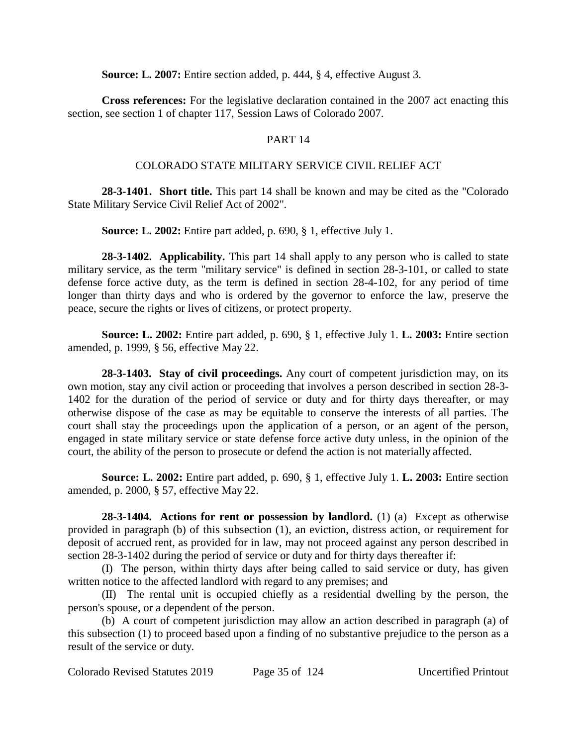**Source: L. 2007:** Entire section added, p. 444, § 4, effective August 3.

**Cross references:** For the legislative declaration contained in the 2007 act enacting this section, see section 1 of chapter 117, Session Laws of Colorado 2007.

## PART 14

## COLORADO STATE MILITARY SERVICE CIVIL RELIEF ACT

**28-3-1401. Short title.** This part 14 shall be known and may be cited as the "Colorado State Military Service Civil Relief Act of 2002".

**Source: L. 2002:** Entire part added, p. 690, § 1, effective July 1.

**28-3-1402. Applicability.** This part 14 shall apply to any person who is called to state military service, as the term "military service" is defined in section 28-3-101, or called to state defense force active duty, as the term is defined in section 28-4-102, for any period of time longer than thirty days and who is ordered by the governor to enforce the law, preserve the peace, secure the rights or lives of citizens, or protect property.

**Source: L. 2002:** Entire part added, p. 690, § 1, effective July 1. **L. 2003:** Entire section amended, p. 1999, § 56, effective May 22.

**28-3-1403. Stay of civil proceedings.** Any court of competent jurisdiction may, on its own motion, stay any civil action or proceeding that involves a person described in section 28-3-1402 for the duration of the period of service or duty and for thirty days thereafter, or may otherwise dispose of the case as may be equitable to conserve the interests of all parties. The court shall stay the proceedings upon the application of a person, or an agent of the person, engaged in state military service or state defense force active duty unless, in the opinion of the court, the ability of the person to prosecute or defend the action is not materially affected.

**Source: L. 2002:** Entire part added, p. 690, § 1, effective July 1. **L. 2003:** Entire section amended, p. 2000, § 57, effective May 22.

**28-3-1404. Actions for rent or possession by landlord.** (1) (a) Except as otherwise provided in paragraph (b) of this subsection (1), an eviction, distress action, or requirement for deposit of accrued rent, as provided for in law, may not proceed against any person described in section 28-3-1402 during the period of service or duty and for thirty days thereafter if:

(I) The person, within thirty days after being called to said service or duty, has given written notice to the affected landlord with regard to any premises; and

(II) The rental unit is occupied chiefly as a residential dwelling by the person, the person's spouse, or a dependent of the person.

(b) A court of competent jurisdiction may allow an action described in paragraph (a) of this subsection (1) to proceed based upon a finding of no substantive prejudice to the person as a result of the service or duty.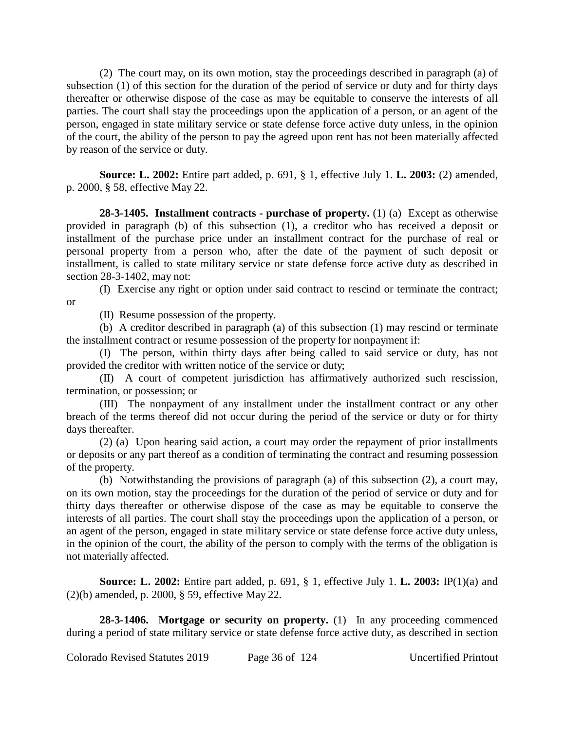(2) The court may, on its own motion, stay the proceedings described in paragraph (a) of subsection (1) of this section for the duration of the period of service or duty and for thirty days thereafter or otherwise dispose of the case as may be equitable to conserve the interests of all parties. The court shall stay the proceedings upon the application of a person, or an agent of the person, engaged in state military service or state defense force active duty unless, in the opinion of the court, the ability of the person to pay the agreed upon rent has not been materially affected by reason of the service or duty.

**Source: L. 2002:** Entire part added, p. 691, § 1, effective July 1. **L. 2003:** (2) amended, p. 2000, § 58, effective May 22.

**28-3-1405. Installment contracts - purchase of property.** (1) (a) Except as otherwise provided in paragraph (b) of this subsection (1), a creditor who has received a deposit or installment of the purchase price under an installment contract for the purchase of real or personal property from a person who, after the date of the payment of such deposit or installment, is called to state military service or state defense force active duty as described in section 28-3-1402, may not:

(I) Exercise any right or option under said contract to rescind or terminate the contract; or

(II) Resume possession of the property.

(b) A creditor described in paragraph (a) of this subsection (1) may rescind or terminate the installment contract or resume possession of the property for nonpayment if:

(I) The person, within thirty days after being called to said service or duty, has not provided the creditor with written notice of the service or duty;

(II) A court of competent jurisdiction has affirmatively authorized such rescission, termination, or possession; or

(III) The nonpayment of any installment under the installment contract or any other breach of the terms thereof did not occur during the period of the service or duty or for thirty days thereafter.

(2) (a) Upon hearing said action, a court may order the repayment of prior installments or deposits or any part thereof as a condition of terminating the contract and resuming possession of the property.

(b) Notwithstanding the provisions of paragraph (a) of this subsection (2), a court may, on its own motion, stay the proceedings for the duration of the period of service or duty and for thirty days thereafter or otherwise dispose of the case as may be equitable to conserve the interests of all parties. The court shall stay the proceedings upon the application of a person, or an agent of the person, engaged in state military service or state defense force active duty unless, in the opinion of the court, the ability of the person to comply with the terms of the obligation is not materially affected.

**Source: L. 2002:** Entire part added, p. 691, § 1, effective July 1. **L. 2003:** IP(1)(a) and (2)(b) amended, p. 2000, § 59, effective May 22.

**28-3-1406. Mortgage or security on property.** (1) In any proceeding commenced during a period of state military service or state defense force active duty, as described in section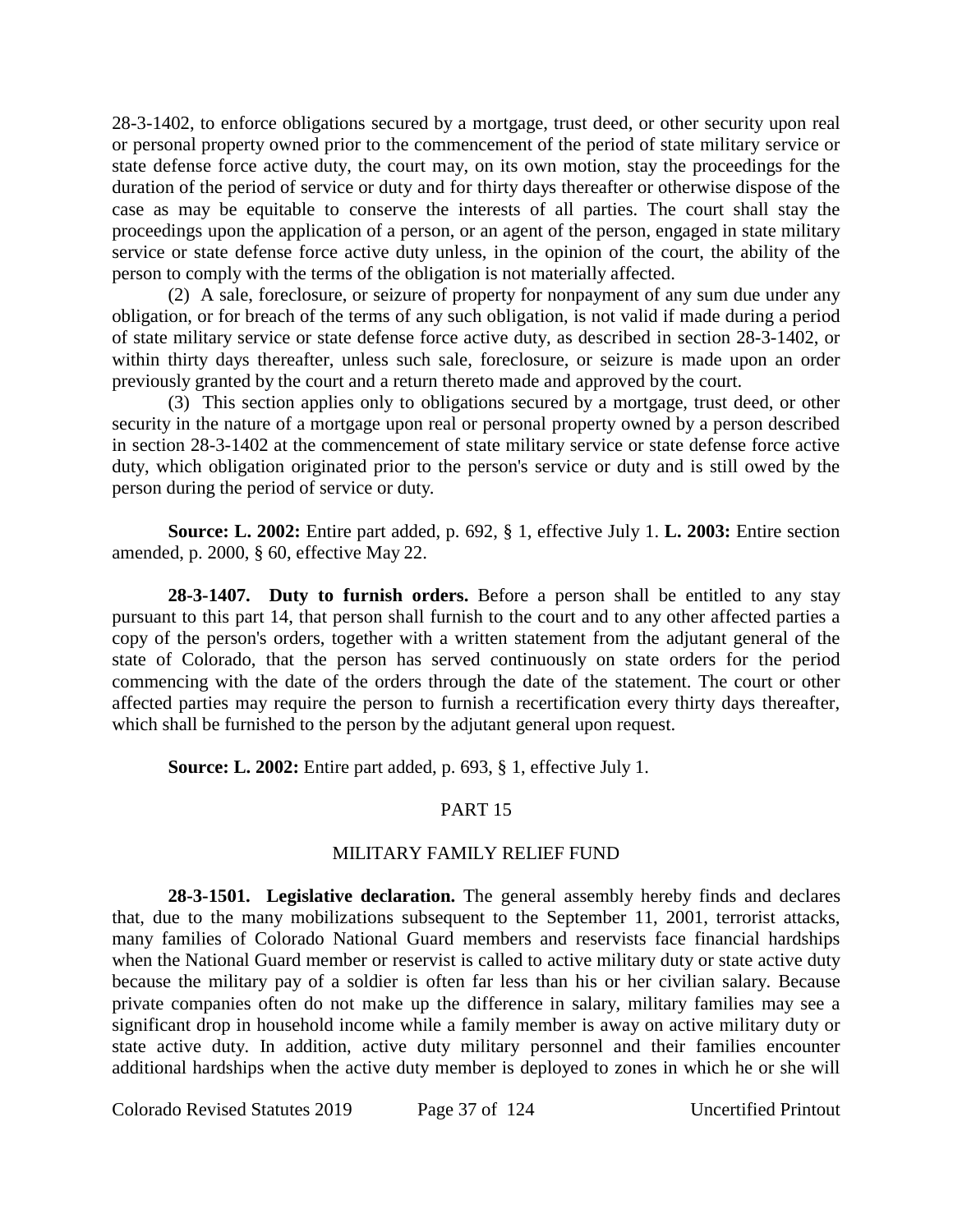28-3-1402, to enforce obligations secured by a mortgage, trust deed, or other security upon real or personal property owned prior to the commencement of the period of state military service or state defense force active duty, the court may, on its own motion, stay the proceedings for the duration of the period of service or duty and for thirty days thereafter or otherwise dispose of the case as may be equitable to conserve the interests of all parties. The court shall stay the proceedings upon the application of a person, or an agent of the person, engaged in state military service or state defense force active duty unless, in the opinion of the court, the ability of the person to comply with the terms of the obligation is not materially affected.

(2) A sale, foreclosure, or seizure of property for nonpayment of any sum due under any obligation, or for breach of the terms of any such obligation, is not valid if made during a period of state military service or state defense force active duty, as described in section 28-3-1402, or within thirty days thereafter, unless such sale, foreclosure, or seizure is made upon an order previously granted by the court and a return thereto made and approved by the court.

(3) This section applies only to obligations secured by a mortgage, trust deed, or other security in the nature of a mortgage upon real or personal property owned by a person described in section 28-3-1402 at the commencement of state military service or state defense force active duty, which obligation originated prior to the person's service or duty and is still owed by the person during the period of service or duty.

**Source: L. 2002:** Entire part added, p. 692, § 1, effective July 1. **L. 2003:** Entire section amended, p. 2000, § 60, effective May 22.

**28-3-1407. Duty to furnish orders.** Before a person shall be entitled to any stay pursuant to this part 14, that person shall furnish to the court and to any other affected parties a copy of the person's orders, together with a written statement from the adjutant general of the state of Colorado, that the person has served continuously on state orders for the period commencing with the date of the orders through the date of the statement. The court or other affected parties may require the person to furnish a recertification every thirty days thereafter, which shall be furnished to the person by the adjutant general upon request.

**Source: L. 2002:** Entire part added, p. 693, § 1, effective July 1.

## PART 15

## MILITARY FAMILY RELIEF FUND

**28-3-1501. Legislative declaration.** The general assembly hereby finds and declares that, due to the many mobilizations subsequent to the September 11, 2001, terrorist attacks, many families of Colorado National Guard members and reservists face financial hardships when the National Guard member or reservist is called to active military duty or state active duty because the military pay of a soldier is often far less than his or her civilian salary. Because private companies often do not make up the difference in salary, military families may see a significant drop in household income while a family member is away on active military duty or state active duty. In addition, active duty military personnel and their families encounter additional hardships when the active duty member is deployed to zones in which he or she will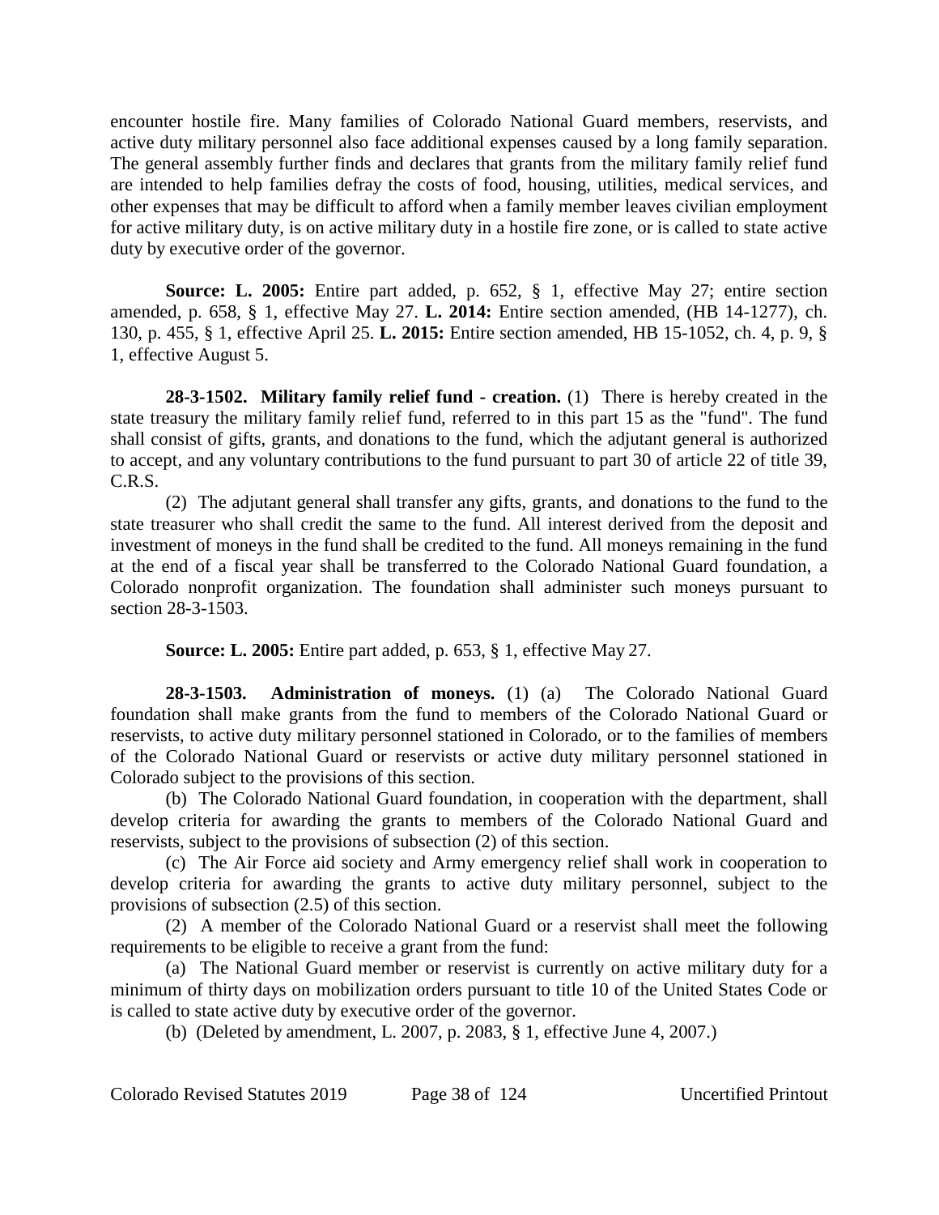encounter hostile fire. Many families of Colorado National Guard members, reservists, and active duty military personnel also face additional expenses caused by a long family separation. The general assembly further finds and declares that grants from the military family relief fund are intended to help families defray the costs of food, housing, utilities, medical services, and other expenses that may be difficult to afford when a family member leaves civilian employment for active military duty, is on active military duty in a hostile fire zone, or is called to state active duty by executive order of the governor.

**Source: L. 2005:** Entire part added, p. 652, § 1, effective May 27; entire section amended, p. 658, § 1, effective May 27. **L. 2014:** Entire section amended, (HB 14-1277), ch. 130, p. 455, § 1, effective April 25. **L. 2015:** Entire section amended, HB 15-1052, ch. 4, p. 9, § 1, effective August 5.

**28-3-1502. Military family relief fund - creation.** (1) There is hereby created in the state treasury the military family relief fund, referred to in this part 15 as the "fund". The fund shall consist of gifts, grants, and donations to the fund, which the adjutant general is authorized to accept, and any voluntary contributions to the fund pursuant to part 30 of article 22 of title 39, C.R.S.

(2) The adjutant general shall transfer any gifts, grants, and donations to the fund to the state treasurer who shall credit the same to the fund. All interest derived from the deposit and investment of moneys in the fund shall be credited to the fund. All moneys remaining in the fund at the end of a fiscal year shall be transferred to the Colorado National Guard foundation, a Colorado nonprofit organization. The foundation shall administer such moneys pursuant to section 28-3-1503.

**Source: L. 2005:** Entire part added, p. 653, § 1, effective May 27.

**28-3-1503. Administration of moneys.** (1) (a) The Colorado National Guard foundation shall make grants from the fund to members of the Colorado National Guard or reservists, to active duty military personnel stationed in Colorado, or to the families of members of the Colorado National Guard or reservists or active duty military personnel stationed in Colorado subject to the provisions of this section.

(b) The Colorado National Guard foundation, in cooperation with the department, shall develop criteria for awarding the grants to members of the Colorado National Guard and reservists, subject to the provisions of subsection (2) of this section.

(c) The Air Force aid society and Army emergency relief shall work in cooperation to develop criteria for awarding the grants to active duty military personnel, subject to the provisions of subsection (2.5) of this section.

(2) A member of the Colorado National Guard or a reservist shall meet the following requirements to be eligible to receive a grant from the fund:

(a) The National Guard member or reservist is currently on active military duty for a minimum of thirty days on mobilization orders pursuant to title 10 of the United States Code or is called to state active duty by executive order of the governor.

(b) (Deleted by amendment, L. 2007, p. 2083, § 1, effective June 4, 2007.)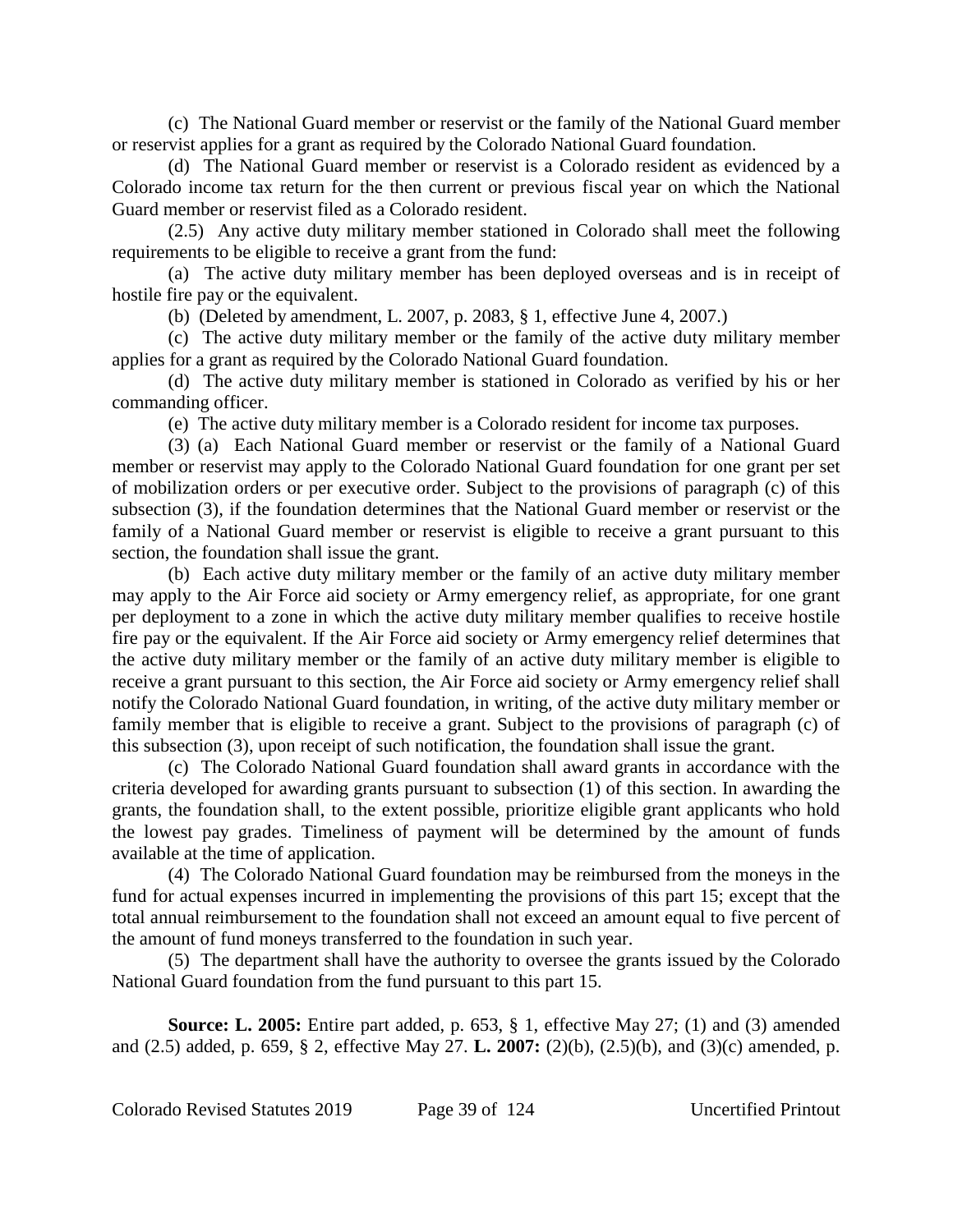(c) The National Guard member or reservist or the family of the National Guard member or reservist applies for a grant as required by the Colorado National Guard foundation.

(d) The National Guard member or reservist is a Colorado resident as evidenced by a Colorado income tax return for the then current or previous fiscal year on which the National Guard member or reservist filed as a Colorado resident.

(2.5) Any active duty military member stationed in Colorado shall meet the following requirements to be eligible to receive a grant from the fund:

(a) The active duty military member has been deployed overseas and is in receipt of hostile fire pay or the equivalent.

(b) (Deleted by amendment, L. 2007, p. 2083, § 1, effective June 4, 2007.)

(c) The active duty military member or the family of the active duty military member applies for a grant as required by the Colorado National Guard foundation.

(d) The active duty military member is stationed in Colorado as verified by his or her commanding officer.

(e) The active duty military member is a Colorado resident for income tax purposes.

(3) (a) Each National Guard member or reservist or the family of a National Guard member or reservist may apply to the Colorado National Guard foundation for one grant per set of mobilization orders or per executive order. Subject to the provisions of paragraph (c) of this subsection (3), if the foundation determines that the National Guard member or reservist or the family of a National Guard member or reservist is eligible to receive a grant pursuant to this section, the foundation shall issue the grant.

(b) Each active duty military member or the family of an active duty military member may apply to the Air Force aid society or Army emergency relief, as appropriate, for one grant per deployment to a zone in which the active duty military member qualifies to receive hostile fire pay or the equivalent. If the Air Force aid society or Army emergency relief determines that the active duty military member or the family of an active duty military member is eligible to receive a grant pursuant to this section, the Air Force aid society or Army emergency relief shall notify the Colorado National Guard foundation, in writing, of the active duty military member or family member that is eligible to receive a grant. Subject to the provisions of paragraph (c) of this subsection (3), upon receipt of such notification, the foundation shall issue the grant.

(c) The Colorado National Guard foundation shall award grants in accordance with the criteria developed for awarding grants pursuant to subsection (1) of this section. In awarding the grants, the foundation shall, to the extent possible, prioritize eligible grant applicants who hold the lowest pay grades. Timeliness of payment will be determined by the amount of funds available at the time of application.

(4) The Colorado National Guard foundation may be reimbursed from the moneys in the fund for actual expenses incurred in implementing the provisions of this part 15; except that the total annual reimbursement to the foundation shall not exceed an amount equal to five percent of the amount of fund moneys transferred to the foundation in such year.

(5) The department shall have the authority to oversee the grants issued by the Colorado National Guard foundation from the fund pursuant to this part 15.

**Source: L. 2005:** Entire part added, p. 653, § 1, effective May 27; (1) and (3) amended and (2.5) added, p. 659, § 2, effective May 27. **L. 2007:** (2)(b), (2.5)(b), and (3)(c) amended, p.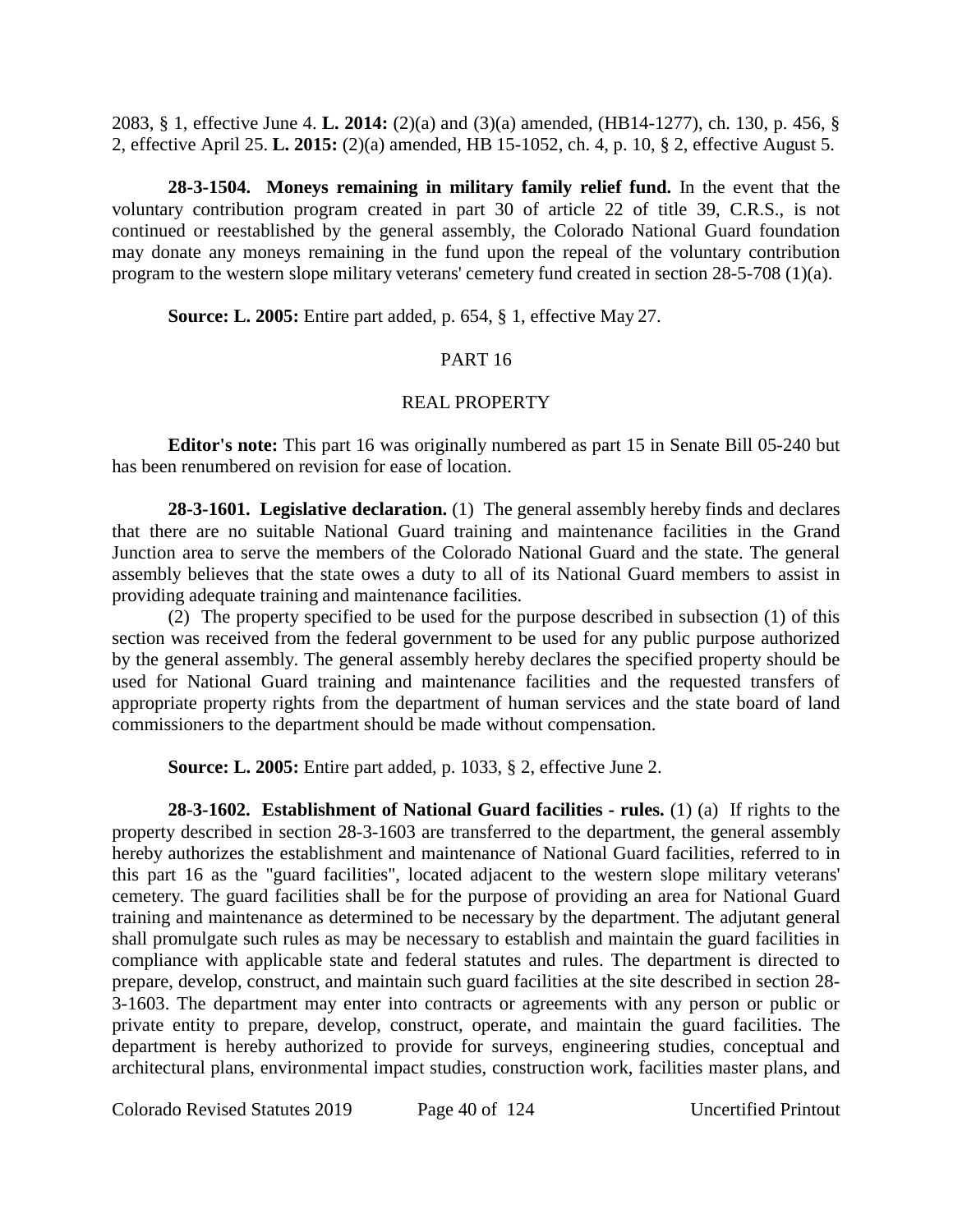2083, § 1, effective June 4. **L. 2014:** (2)(a) and (3)(a) amended, (HB14-1277), ch. 130, p. 456, § 2, effective April 25. **L. 2015:** (2)(a) amended, HB 15-1052, ch. 4, p. 10, § 2, effective August 5.

**28-3-1504. Moneys remaining in military family relief fund.** In the event that the voluntary contribution program created in part 30 of article 22 of title 39, C.R.S., is not continued or reestablished by the general assembly, the Colorado National Guard foundation may donate any moneys remaining in the fund upon the repeal of the voluntary contribution program to the western slope military veterans' cemetery fund created in section 28-5-708 (1)(a).

**Source: L. 2005:** Entire part added, p. 654, § 1, effective May 27.

## PART 16

## REAL PROPERTY

**Editor's note:** This part 16 was originally numbered as part 15 in Senate Bill 05-240 but has been renumbered on revision for ease of location.

**28-3-1601. Legislative declaration.** (1) The general assembly hereby finds and declares that there are no suitable National Guard training and maintenance facilities in the Grand Junction area to serve the members of the Colorado National Guard and the state. The general assembly believes that the state owes a duty to all of its National Guard members to assist in providing adequate training and maintenance facilities.

(2) The property specified to be used for the purpose described in subsection (1) of this section was received from the federal government to be used for any public purpose authorized by the general assembly. The general assembly hereby declares the specified property should be used for National Guard training and maintenance facilities and the requested transfers of appropriate property rights from the department of human services and the state board of land commissioners to the department should be made without compensation.

**Source: L. 2005:** Entire part added, p. 1033, § 2, effective June 2.

**28-3-1602. Establishment of National Guard facilities - rules.** (1) (a) If rights to the property described in section 28-3-1603 are transferred to the department, the general assembly hereby authorizes the establishment and maintenance of National Guard facilities, referred to in this part 16 as the "guard facilities", located adjacent to the western slope military veterans' cemetery. The guard facilities shall be for the purpose of providing an area for National Guard training and maintenance as determined to be necessary by the department. The adjutant general shall promulgate such rules as may be necessary to establish and maintain the guard facilities in compliance with applicable state and federal statutes and rules. The department is directed to prepare, develop, construct, and maintain such guard facilities at the site described in section 28-3-1603. The department may enter into contracts or agreements with any person or public or private entity to prepare, develop, construct, operate, and maintain the guard facilities. The department is hereby authorized to provide for surveys, engineering studies, conceptual and architectural plans, environmental impact studies, construction work, facilities master plans, and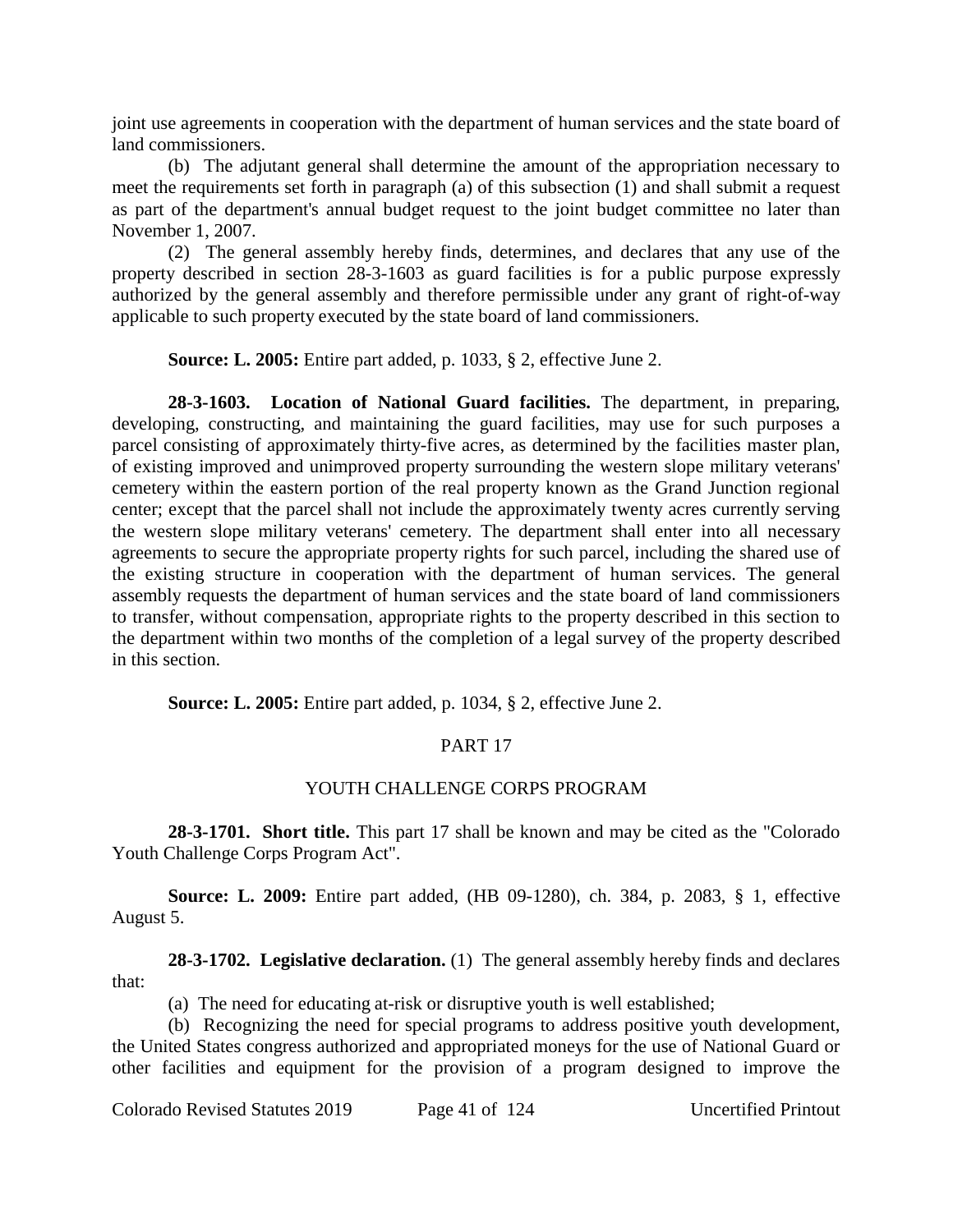joint use agreements in cooperation with the department of human services and the state board of land commissioners.

(b) The adjutant general shall determine the amount of the appropriation necessary to meet the requirements set forth in paragraph (a) of this subsection (1) and shall submit a request as part of the department's annual budget request to the joint budget committee no later than November 1, 2007.

(2) The general assembly hereby finds, determines, and declares that any use of the property described in section 28-3-1603 as guard facilities is for a public purpose expressly authorized by the general assembly and therefore permissible under any grant of right-of-way applicable to such property executed by the state board of land commissioners.

**Source: L. 2005:** Entire part added, p. 1033, § 2, effective June 2.

**28-3-1603. Location of National Guard facilities.** The department, in preparing, developing, constructing, and maintaining the guard facilities, may use for such purposes a parcel consisting of approximately thirty-five acres, as determined by the facilities master plan, of existing improved and unimproved property surrounding the western slope military veterans' cemetery within the eastern portion of the real property known as the Grand Junction regional center; except that the parcel shall not include the approximately twenty acres currently serving the western slope military veterans' cemetery. The department shall enter into all necessary agreements to secure the appropriate property rights for such parcel, including the shared use of the existing structure in cooperation with the department of human services. The general assembly requests the department of human services and the state board of land commissioners to transfer, without compensation, appropriate rights to the property described in this section to the department within two months of the completion of a legal survey of the property described in this section.

**Source: L. 2005:** Entire part added, p. 1034, § 2, effective June 2.

## PART 17

## YOUTH CHALLENGE CORPS PROGRAM

**28-3-1701. Short title.** This part 17 shall be known and may be cited as the "Colorado Youth Challenge Corps Program Act".

**Source: L. 2009:** Entire part added, (HB 09-1280), ch. 384, p. 2083, § 1, effective August 5.

**28-3-1702. Legislative declaration.** (1) The general assembly hereby finds and declares that:

(a) The need for educating at-risk or disruptive youth is well established;

(b) Recognizing the need for special programs to address positive youth development, the United States congress authorized and appropriated moneys for the use of National Guard or other facilities and equipment for the provision of a program designed to improve the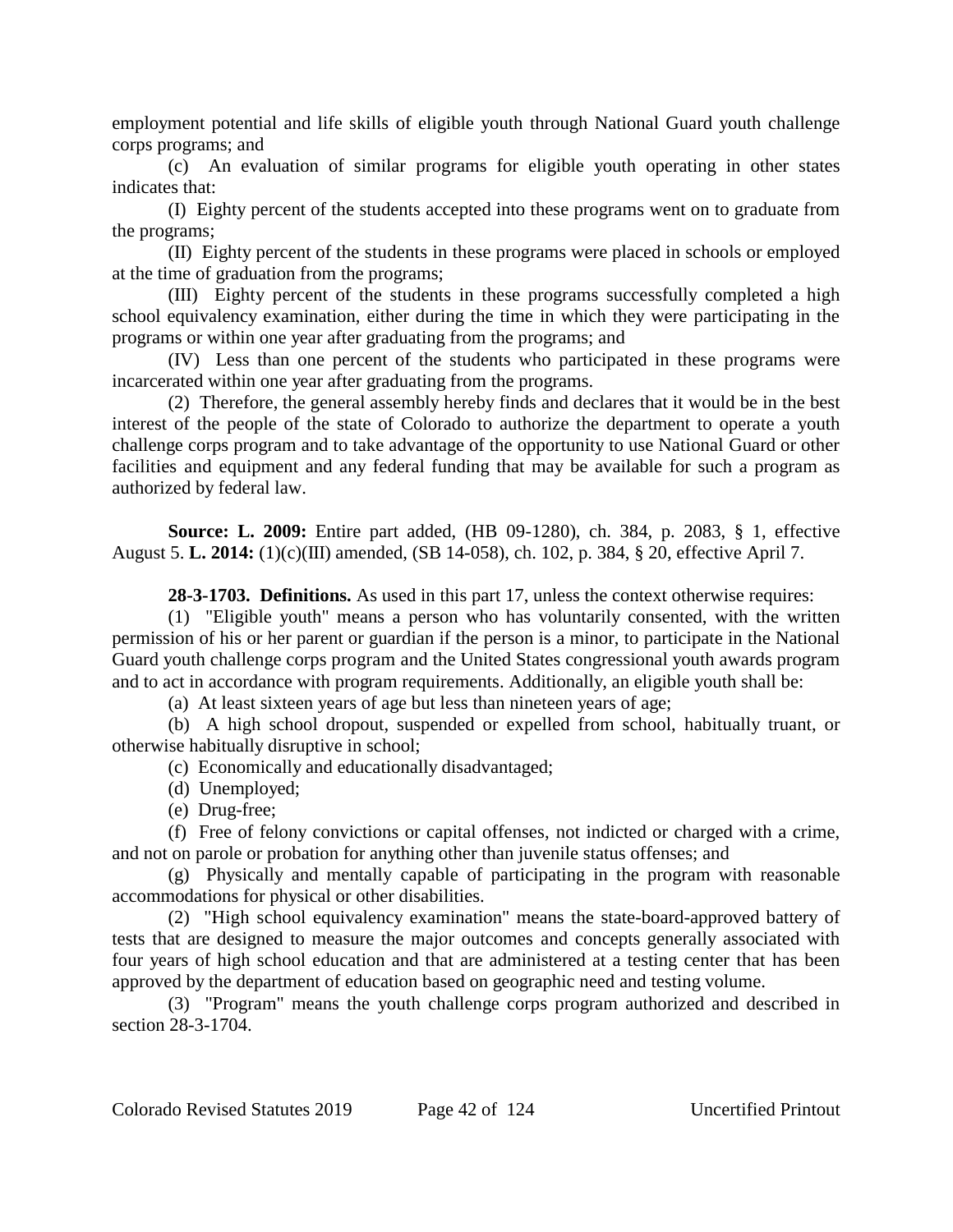employment potential and life skills of eligible youth through National Guard youth challenge corps programs; and

(c) An evaluation of similar programs for eligible youth operating in other states indicates that:

(I) Eighty percent of the students accepted into these programs went on to graduate from the programs;

(II) Eighty percent of the students in these programs were placed in schools or employed at the time of graduation from the programs;

(III) Eighty percent of the students in these programs successfully completed a high school equivalency examination, either during the time in which they were participating in the programs or within one year after graduating from the programs; and

(IV) Less than one percent of the students who participated in these programs were incarcerated within one year after graduating from the programs.

(2) Therefore, the general assembly hereby finds and declares that it would be in the best interest of the people of the state of Colorado to authorize the department to operate a youth challenge corps program and to take advantage of the opportunity to use National Guard or other facilities and equipment and any federal funding that may be available for such a program as authorized by federal law.

**Source: L. 2009:** Entire part added, (HB 09-1280), ch. 384, p. 2083, § 1, effective August 5. **L. 2014:** (1)(c)(III) amended, (SB 14-058), ch. 102, p. 384, § 20, effective April 7.

**28-3-1703. Definitions.** As used in this part 17, unless the context otherwise requires:

(1) "Eligible youth" means a person who has voluntarily consented, with the written permission of his or her parent or guardian if the person is a minor, to participate in the National Guard youth challenge corps program and the United States congressional youth awards program and to act in accordance with program requirements. Additionally, an eligible youth shall be:

(a) At least sixteen years of age but less than nineteen years of age;

(b) A high school dropout, suspended or expelled from school, habitually truant, or otherwise habitually disruptive in school;

(c) Economically and educationally disadvantaged;

(d) Unemployed;

(e) Drug-free;

(f) Free of felony convictions or capital offenses, not indicted or charged with a crime, and not on parole or probation for anything other than juvenile status offenses; and

(g) Physically and mentally capable of participating in the program with reasonable accommodations for physical or other disabilities.

(2) "High school equivalency examination" means the state-board-approved battery of tests that are designed to measure the major outcomes and concepts generally associated with four years of high school education and that are administered at a testing center that has been approved by the department of education based on geographic need and testing volume.

(3) "Program" means the youth challenge corps program authorized and described in section 28-3-1704.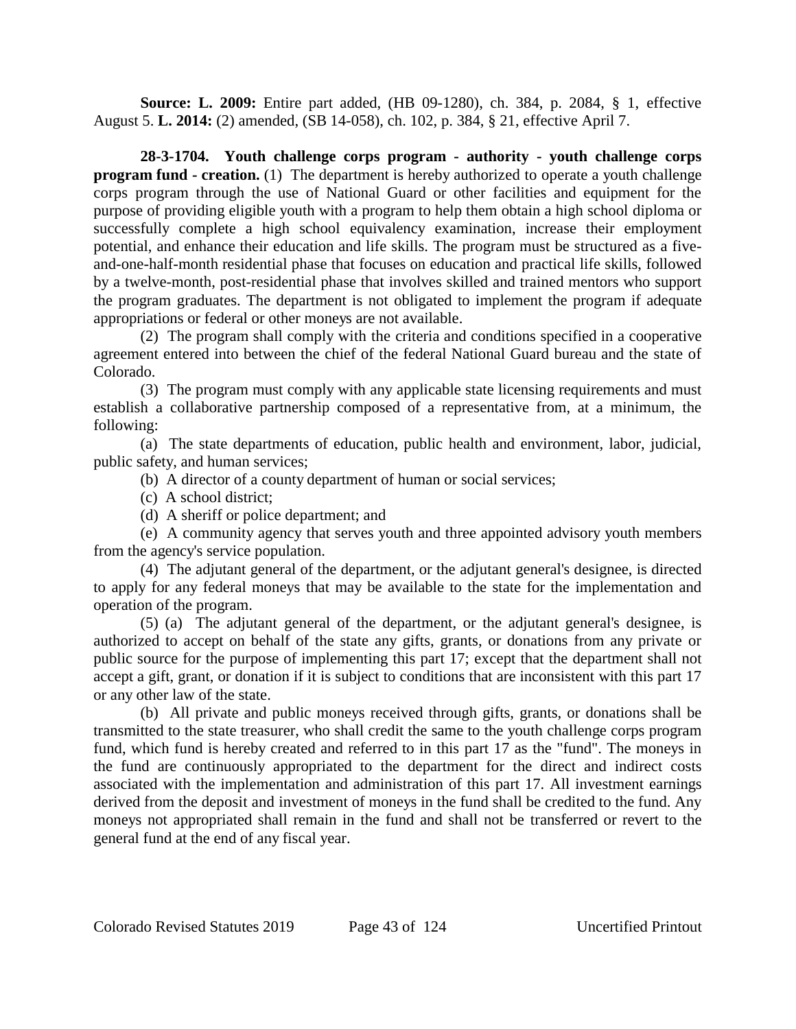**Source: L. 2009:** Entire part added, (HB 09-1280), ch. 384, p. 2084, § 1, effective August 5. **L. 2014:** (2) amended, (SB 14-058), ch. 102, p. 384, § 21, effective April 7.

**28-3-1704. Youth challenge corps program - authority - youth challenge corps program fund - creation.** (1) The department is hereby authorized to operate a youth challenge corps program through the use of National Guard or other facilities and equipment for the purpose of providing eligible youth with a program to help them obtain a high school diploma or successfully complete a high school equivalency examination, increase their employment potential, and enhance their education and life skills. The program must be structured as a five-and-one-half-month residential phase that focuses on education and practical life skills, followed by a twelve-month, post-residential phase that involves skilled and trained mentors who support the program graduates. The department is not obligated to implement the program if adequate appropriations or federal or other moneys are not available.

(2) The program shall comply with the criteria and conditions specified in a cooperative agreement entered into between the chief of the federal National Guard bureau and the state of Colorado.

(3) The program must comply with any applicable state licensing requirements and must establish a collaborative partnership composed of a representative from, at a minimum, the following:

(a) The state departments of education, public health and environment, labor, judicial, public safety, and human services;

(b) A director of a county department of human or social services;

(c) A school district;

(d) A sheriff or police department; and

(e) A community agency that serves youth and three appointed advisory youth members from the agency's service population.

(4) The adjutant general of the department, or the adjutant general's designee, is directed to apply for any federal moneys that may be available to the state for the implementation and operation of the program.

(5) (a) The adjutant general of the department, or the adjutant general's designee, is authorized to accept on behalf of the state any gifts, grants, or donations from any private or public source for the purpose of implementing this part 17; except that the department shall not accept a gift, grant, or donation if it is subject to conditions that are inconsistent with this part 17 or any other law of the state.

(b) All private and public moneys received through gifts, grants, or donations shall be transmitted to the state treasurer, who shall credit the same to the youth challenge corps program fund, which fund is hereby created and referred to in this part 17 as the "fund". The moneys in the fund are continuously appropriated to the department for the direct and indirect costs associated with the implementation and administration of this part 17. All investment earnings derived from the deposit and investment of moneys in the fund shall be credited to the fund. Any moneys not appropriated shall remain in the fund and shall not be transferred or revert to the general fund at the end of any fiscal year.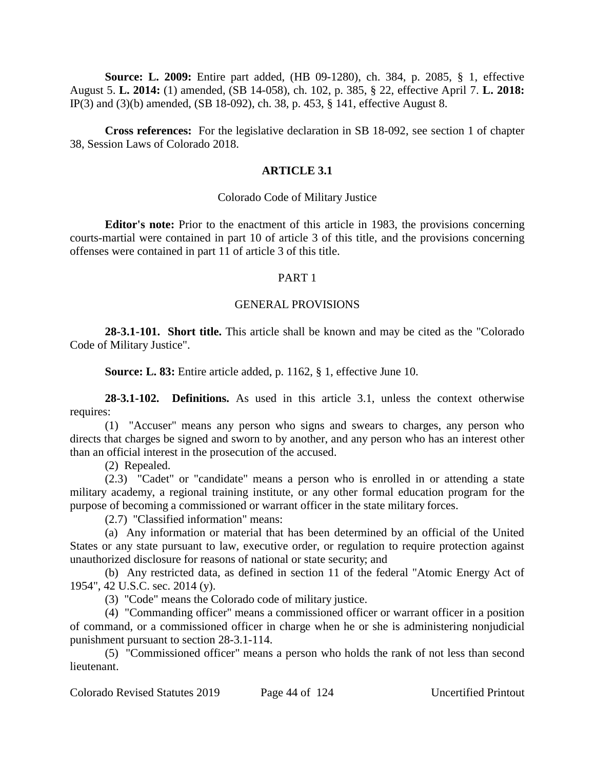**Source: L. 2009:** Entire part added, (HB 09-1280), ch. 384, p. 2085, § 1, effective August 5. **L. 2014:** (1) amended, (SB 14-058), ch. 102, p. 385, § 22, effective April 7. **L. 2018:** IP(3) and (3)(b) amended, (SB 18-092), ch. 38, p. 453, § 141, effective August 8.

**Cross references:** For the legislative declaration in SB 18-092, see section 1 of chapter 38, Session Laws of Colorado 2018.

## ARTICLE 3.1

### Colorado Code of Military Justice

**Editor's note:** Prior to the enactment of this article in 1983, the provisions concerning courts-martial were contained in part 10 of article 3 of this title, and the provisions concerning offenses were contained in part 11 of article 3 of this title.

### PART 1

### GENERAL PROVISIONS

**28-3.1-101. Short title.** This article shall be known and may be cited as the "Colorado Code of Military Justice".

**Source: L. 83:** Entire article added, p. 1162, § 1, effective June 10.

**28-3.1-102. Definitions.** As used in this article 3.1, unless the context otherwise requires:

(1) "Accuser" means any person who signs and swears to charges, any person who directs that charges be signed and sworn to by another, and any person who has an interest other than an official interest in the prosecution of the accused.

(2) Repealed.

(2.3) "Cadet" or "candidate" means a person who is enrolled in or attending a state military academy, a regional training institute, or any other formal education program for the purpose of becoming a commissioned or warrant officer in the state military forces.

(2.7) "Classified information" means:

(a) Any information or material that has been determined by an official of the United States or any state pursuant to law, executive order, or regulation to require protection against unauthorized disclosure for reasons of national or state security; and

(b) Any restricted data, as defined in section 11 of the federal "Atomic Energy Act of 1954", 42 U.S.C. sec. 2014 (y).

(3) "Code" means the Colorado code of military justice.

(4) "Commanding officer" means a commissioned officer or warrant officer in a position of command, or a commissioned officer in charge when he or she is administering nonjudicial punishment pursuant to section 28-3.1-114.

(5) "Commissioned officer" means a person who holds the rank of not less than second lieutenant.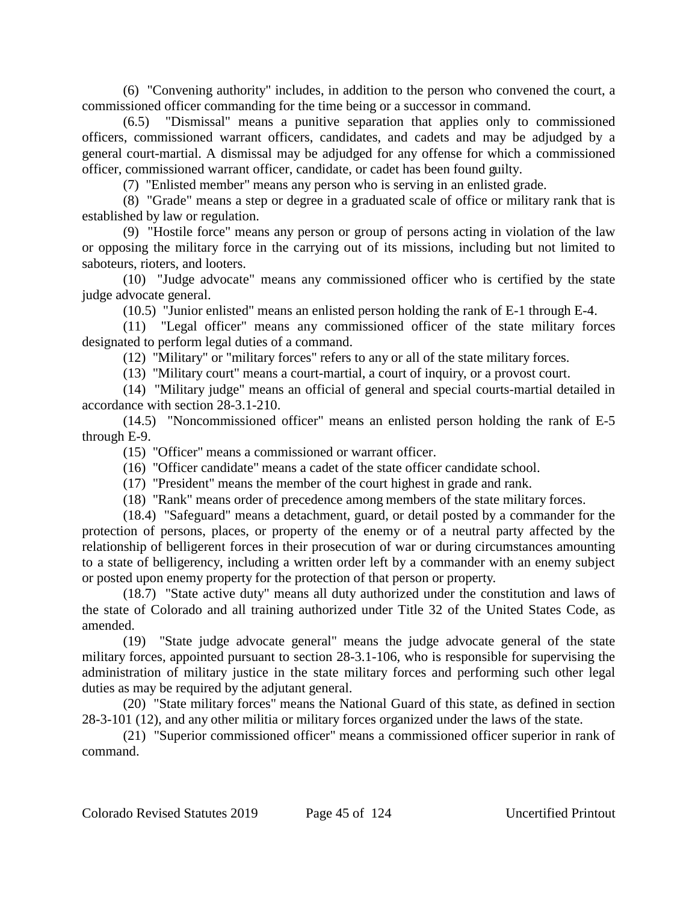(6) "Convening authority" includes, in addition to the person who convened the court, a commissioned officer commanding for the time being or a successor in command.

(6.5) "Dismissal" means a punitive separation that applies only to commissioned officers, commissioned warrant officers, candidates, and cadets and may be adjudged by a general court-martial. A dismissal may be adjudged for any offense for which a commissioned officer, commissioned warrant officer, candidate, or cadet has been found guilty.

(7) "Enlisted member" means any person who is serving in an enlisted grade.

(8) "Grade" means a step or degree in a graduated scale of office or military rank that is established by law or regulation.

(9) "Hostile force" means any person or group of persons acting in violation of the law or opposing the military force in the carrying out of its missions, including but not limited to saboteurs, rioters, and looters.

(10) "Judge advocate" means any commissioned officer who is certified by the state judge advocate general.

(10.5) "Junior enlisted" means an enlisted person holding the rank of E-1 through E-4.

(11) "Legal officer" means any commissioned officer of the state military forces designated to perform legal duties of a command.

(12) "Military" or "military forces" refers to any or all of the state military forces.

(13) "Military court" means a court-martial, a court of inquiry, or a provost court.

(14) "Military judge" means an official of general and special courts-martial detailed in accordance with section 28-3.1-210.

(14.5) "Noncommissioned officer" means an enlisted person holding the rank of E-5 through E-9.

(15) "Officer" means a commissioned or warrant officer.

(16) "Officer candidate" means a cadet of the state officer candidate school.

(17) "President" means the member of the court highest in grade and rank.

(18) "Rank" means order of precedence among members of the state military forces.

(18.4) "Safeguard" means a detachment, guard, or detail posted by a commander for the protection of persons, places, or property of the enemy or of a neutral party affected by the relationship of belligerent forces in their prosecution of war or during circumstances amounting to a state of belligerency, including a written order left by a commander with an enemy subject or posted upon enemy property for the protection of that person or property.

(18.7) "State active duty" means all duty authorized under the constitution and laws of the state of Colorado and all training authorized under Title 32 of the United States Code, as amended.

(19) "State judge advocate general" means the judge advocate general of the state military forces, appointed pursuant to section 28-3.1-106, who is responsible for supervising the administration of military justice in the state military forces and performing such other legal duties as may be required by the adjutant general.

(20) "State military forces" means the National Guard of this state, as defined in section 28-3-101 (12), and any other militia or military forces organized under the laws of the state.

(21) "Superior commissioned officer" means a commissioned officer superior in rank of command.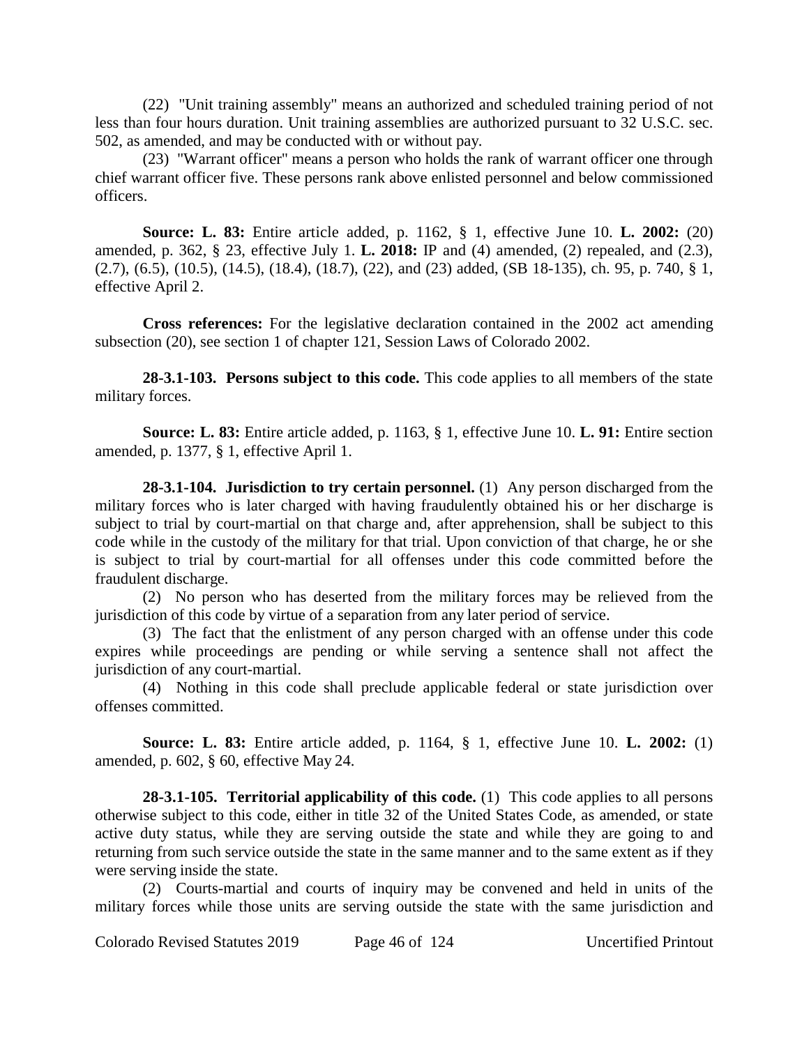(22) "Unit training assembly" means an authorized and scheduled training period of not less than four hours duration. Unit training assemblies are authorized pursuant to 32 U.S.C. sec. 502, as amended, and may be conducted with or without pay.

(23) "Warrant officer" means a person who holds the rank of warrant officer one through chief warrant officer five. These persons rank above enlisted personnel and below commissioned officers.

**Source: L. 83:** Entire article added, p. 1162, § 1, effective June 10. **L. 2002:** (20) amended, p. 362, § 23, effective July 1. **L. 2018:** IP and (4) amended, (2) repealed, and (2.3), (2.7), (6.5), (10.5), (14.5), (18.4), (18.7), (22), and (23) added, (SB 18-135), ch. 95, p. 740, § 1, effective April 2.

**Cross references:** For the legislative declaration contained in the 2002 act amending subsection (20), see section 1 of chapter 121, Session Laws of Colorado 2002.

**28-3.1-103. Persons subject to this code.** This code applies to all members of the state military forces.

**Source: L. 83:** Entire article added, p. 1163, § 1, effective June 10. **L. 91:** Entire section amended, p. 1377, § 1, effective April 1.

**28-3.1-104. Jurisdiction to try certain personnel.** (1) Any person discharged from the military forces who is later charged with having fraudulently obtained his or her discharge is subject to trial by court-martial on that charge and, after apprehension, shall be subject to this code while in the custody of the military for that trial. Upon conviction of that charge, he or she is subject to trial by court-martial for all offenses under this code committed before the fraudulent discharge.

(2) No person who has deserted from the military forces may be relieved from the jurisdiction of this code by virtue of a separation from any later period of service.

(3) The fact that the enlistment of any person charged with an offense under this code expires while proceedings are pending or while serving a sentence shall not affect the jurisdiction of any court-martial.

(4) Nothing in this code shall preclude applicable federal or state jurisdiction over offenses committed.

**Source: L. 83:** Entire article added, p. 1164, § 1, effective June 10. **L. 2002:** (1) amended, p. 602, § 60, effective May 24.

**28-3.1-105. Territorial applicability of this code.** (1) This code applies to all persons otherwise subject to this code, either in title 32 of the United States Code, as amended, or state active duty status, while they are serving outside the state and while they are going to and returning from such service outside the state in the same manner and to the same extent as if they were serving inside the state.

(2) Courts-martial and courts of inquiry may be convened and held in units of the military forces while those units are serving outside the state with the same jurisdiction and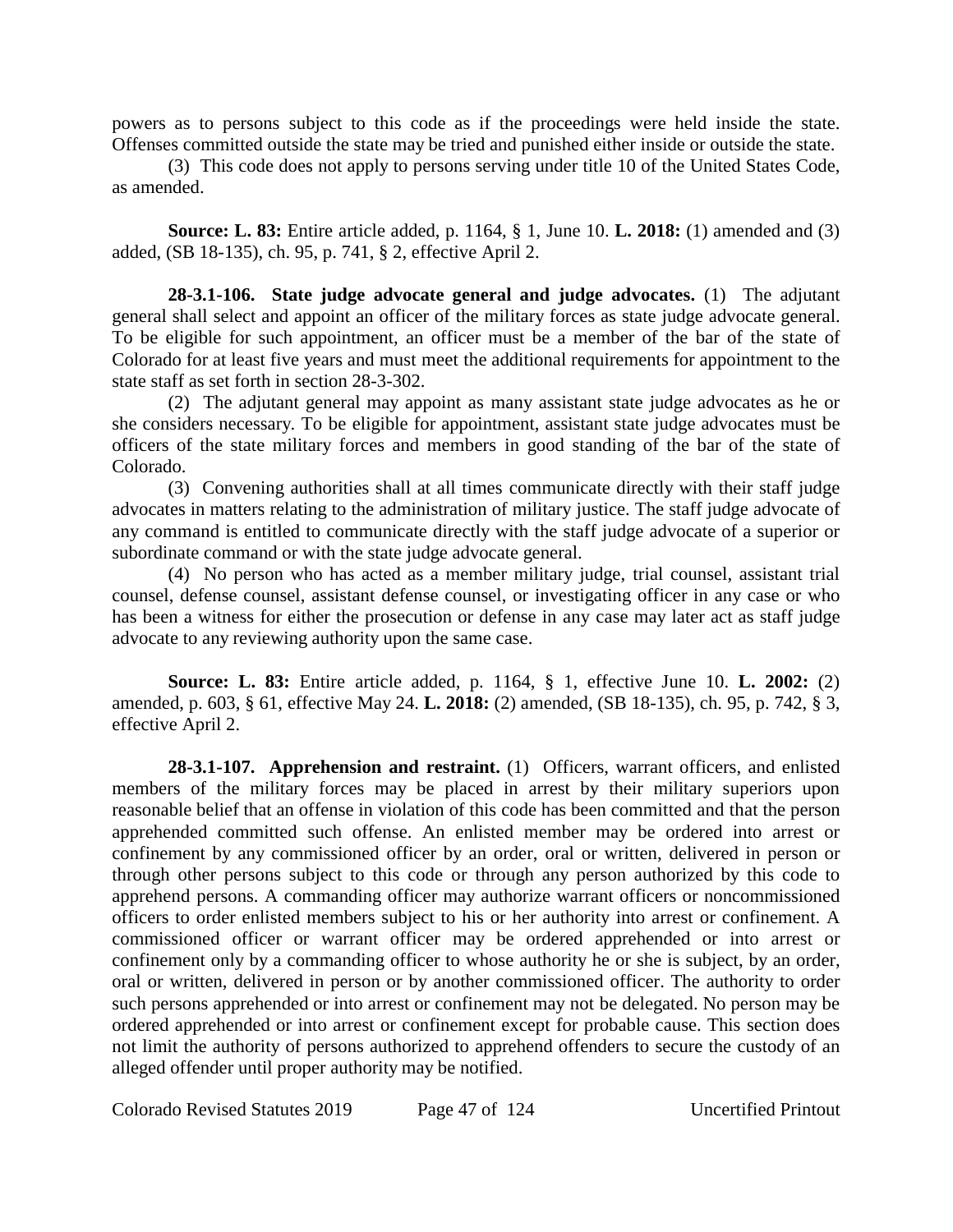powers as to persons subject to this code as if the proceedings were held inside the state. Offenses committed outside the state may be tried and punished either inside or outside the state.

(3) This code does not apply to persons serving under title 10 of the United States Code, as amended.

**Source: L. 83:** Entire article added, p. 1164, § 1, June 10. **L. 2018:** (1) amended and (3) added, (SB 18-135), ch. 95, p. 741, § 2, effective April 2.

**28-3.1-106. State judge advocate general and judge advocates.** (1) The adjutant general shall select and appoint an officer of the military forces as state judge advocate general. To be eligible for such appointment, an officer must be a member of the bar of the state of Colorado for at least five years and must meet the additional requirements for appointment to the state staff as set forth in section 28-3-302.

(2) The adjutant general may appoint as many assistant state judge advocates as he or she considers necessary. To be eligible for appointment, assistant state judge advocates must be officers of the state military forces and members in good standing of the bar of the state of Colorado.

(3) Convening authorities shall at all times communicate directly with their staff judge advocates in matters relating to the administration of military justice. The staff judge advocate of any command is entitled to communicate directly with the staff judge advocate of a superior or subordinate command or with the state judge advocate general.

(4) No person who has acted as a member military judge, trial counsel, assistant trial counsel, defense counsel, assistant defense counsel, or investigating officer in any case or who has been a witness for either the prosecution or defense in any case may later act as staff judge advocate to any reviewing authority upon the same case.

**Source: L. 83:** Entire article added, p. 1164, § 1, effective June 10. **L. 2002:** (2) amended, p. 603, § 61, effective May 24. **L. 2018:** (2) amended, (SB 18-135), ch. 95, p. 742, § 3, effective April 2.

**28-3.1-107. Apprehension and restraint.** (1) Officers, warrant officers, and enlisted members of the military forces may be placed in arrest by their military superiors upon reasonable belief that an offense in violation of this code has been committed and that the person apprehended committed such offense. An enlisted member may be ordered into arrest or confinement by any commissioned officer by an order, oral or written, delivered in person or through other persons subject to this code or through any person authorized by this code to apprehend persons. A commanding officer may authorize warrant officers or noncommissioned officers to order enlisted members subject to his or her authority into arrest or confinement. A commissioned officer or warrant officer may be ordered apprehended or into arrest or confinement only by a commanding officer to whose authority he or she is subject, by an order, oral or written, delivered in person or by another commissioned officer. The authority to order such persons apprehended or into arrest or confinement may not be delegated. No person may be ordered apprehended or into arrest or confinement except for probable cause. This section does not limit the authority of persons authorized to apprehend offenders to secure the custody of an alleged offender until proper authority may be notified.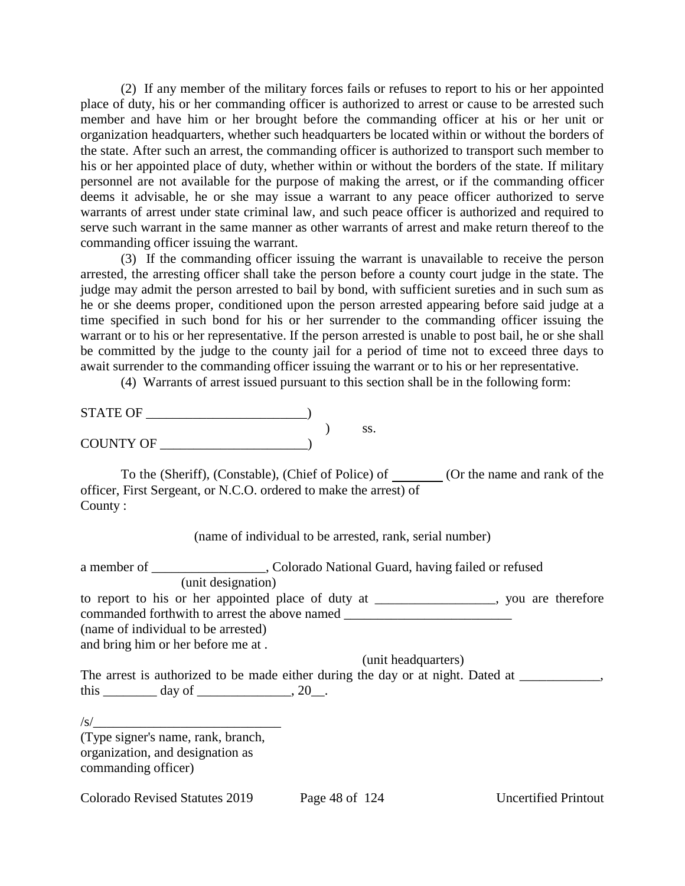(2) If any member of the military forces fails or refuses to report to his or her appointed place of duty, his or her commanding officer is authorized to arrest or cause to be arrested such member and have him or her brought before the commanding officer at his or her unit or organization headquarters, whether such headquarters be located within or without the borders of the state. After such an arrest, the commanding officer is authorized to transport such member to his or her appointed place of duty, whether within or without the borders of the state. If military personnel are not available for the purpose of making the arrest, or if the commanding officer deems it advisable, he or she may issue a warrant to any peace officer authorized to serve warrants of arrest under state criminal law, and such peace officer is authorized and required to serve such warrant in the same manner as other warrants of arrest and make return thereof to the commanding officer issuing the warrant.

(3) If the commanding officer issuing the warrant is unavailable to receive the person arrested, the arresting officer shall take the person before a county court judge in the state. The judge may admit the person arrested to bail by bond, with sufficient sureties and in such sum as he or she deems proper, conditioned upon the person arrested appearing before said judge at a time specified in such bond for his or her surrender to the commanding officer issuing the warrant or to his or her representative. If the person arrested is unable to post bail, he or she shall be committed by the judge to the county jail for a period of time not to exceed three days to await surrender to the commanding officer issuing the warrant or to his or her representative.

(4) Warrants of arrest issued pursuant to this section shall be in the following form:

STATE OF ________________________)
) ss.
COUNTY OF ______________________)

To the (Sheriff), (Constable), (Chief of Police) of ________ (Or the name and rank of the officer, First Sergeant, or N.C.O. ordered to make the arrest) of County :

(name of individual to be arrested, rank, serial number)

a member of _________________, Colorado National Guard, having failed or refused
(unit designation)
to report to his or her appointed place of duty at __________________, you are therefore commanded forthwith to arrest the above named _________________________
(name of individual to be arrested)
and bring him or her before me at .
(unit headquarters)
The arrest is authorized to be made either during the day or at night. Dated at ____________, this ________ day of ______________, 20__.

/s/____________________________
(Type signer's name, rank, branch, organization, and designation as commanding officer)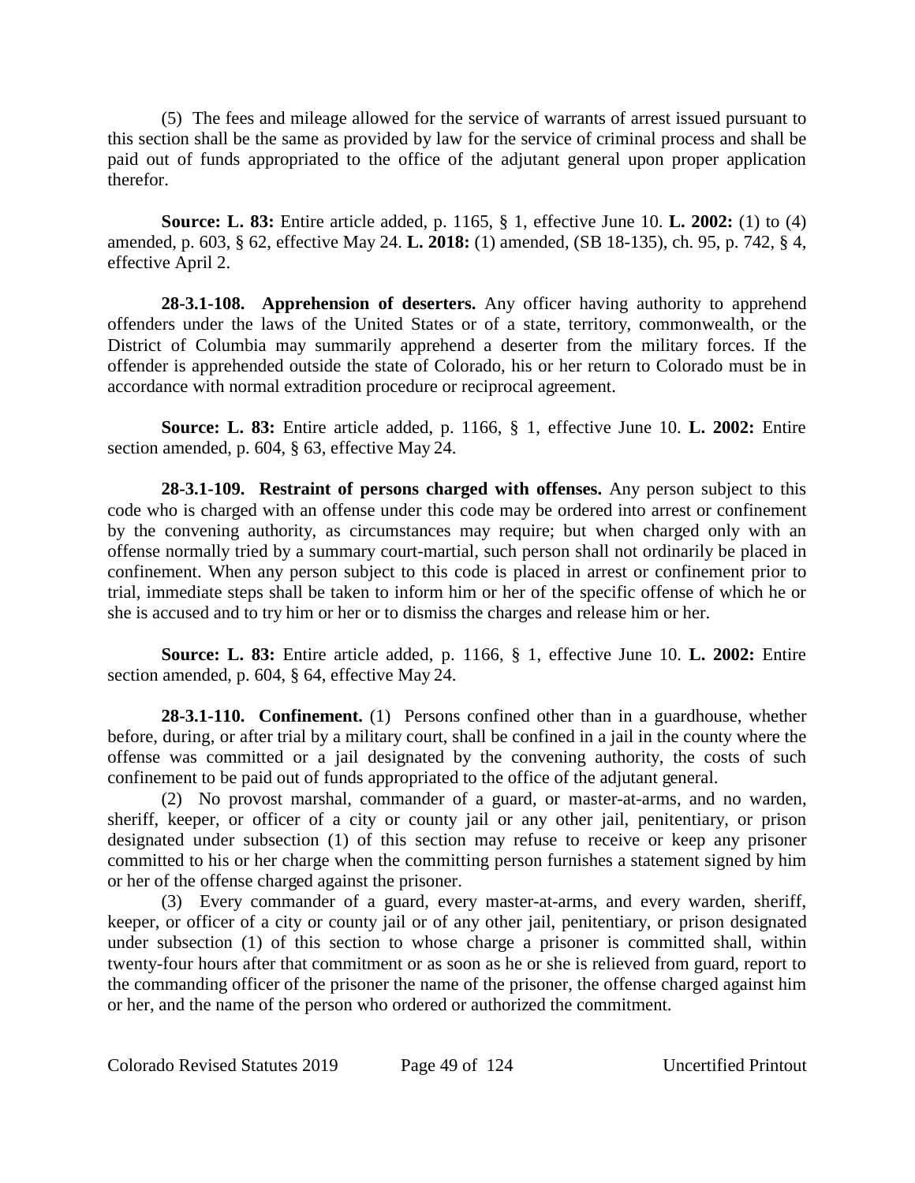(5) The fees and mileage allowed for the service of warrants of arrest issued pursuant to this section shall be the same as provided by law for the service of criminal process and shall be paid out of funds appropriated to the office of the adjutant general upon proper application therefor.

**Source: L. 83:** Entire article added, p. 1165, § 1, effective June 10. **L. 2002:** (1) to (4) amended, p. 603, § 62, effective May 24. **L. 2018:** (1) amended, (SB 18-135), ch. 95, p. 742, § 4, effective April 2.

**28-3.1-108. Apprehension of deserters.** Any officer having authority to apprehend offenders under the laws of the United States or of a state, territory, commonwealth, or the District of Columbia may summarily apprehend a deserter from the military forces. If the offender is apprehended outside the state of Colorado, his or her return to Colorado must be in accordance with normal extradition procedure or reciprocal agreement.

**Source: L. 83:** Entire article added, p. 1166, § 1, effective June 10. **L. 2002:** Entire section amended, p. 604, § 63, effective May 24.

**28-3.1-109. Restraint of persons charged with offenses.** Any person subject to this code who is charged with an offense under this code may be ordered into arrest or confinement by the convening authority, as circumstances may require; but when charged only with an offense normally tried by a summary court-martial, such person shall not ordinarily be placed in confinement. When any person subject to this code is placed in arrest or confinement prior to trial, immediate steps shall be taken to inform him or her of the specific offense of which he or she is accused and to try him or her or to dismiss the charges and release him or her.

**Source: L. 83:** Entire article added, p. 1166, § 1, effective June 10. **L. 2002:** Entire section amended, p. 604, § 64, effective May 24.

**28-3.1-110. Confinement.** (1) Persons confined other than in a guardhouse, whether before, during, or after trial by a military court, shall be confined in a jail in the county where the offense was committed or a jail designated by the convening authority, the costs of such confinement to be paid out of funds appropriated to the office of the adjutant general.

(2) No provost marshal, commander of a guard, or master-at-arms, and no warden, sheriff, keeper, or officer of a city or county jail or any other jail, penitentiary, or prison designated under subsection (1) of this section may refuse to receive or keep any prisoner committed to his or her charge when the committing person furnishes a statement signed by him or her of the offense charged against the prisoner.

(3) Every commander of a guard, every master-at-arms, and every warden, sheriff, keeper, or officer of a city or county jail or of any other jail, penitentiary, or prison designated under subsection (1) of this section to whose charge a prisoner is committed shall, within twenty-four hours after that commitment or as soon as he or she is relieved from guard, report to the commanding officer of the prisoner the name of the prisoner, the offense charged against him or her, and the name of the person who ordered or authorized the commitment.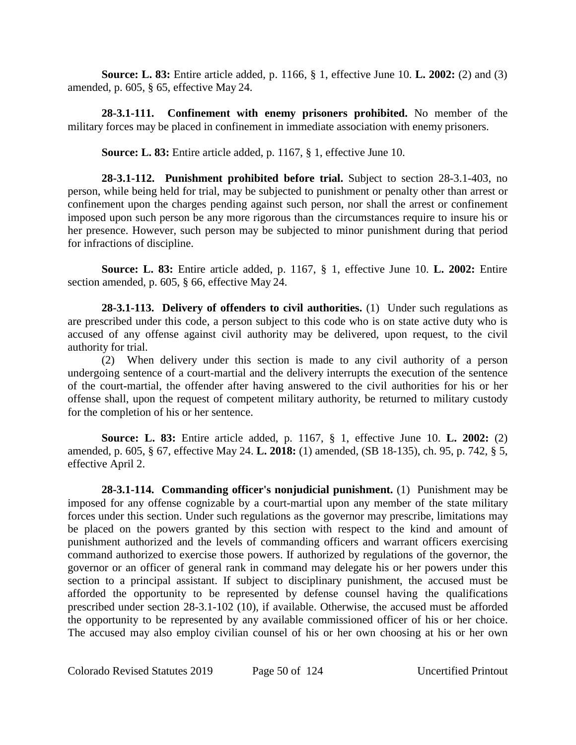**Source: L. 83:** Entire article added, p. 1166, § 1, effective June 10. **L. 2002:** (2) and (3) amended, p. 605, § 65, effective May 24.

**28-3.1-111. Confinement with enemy prisoners prohibited.** No member of the military forces may be placed in confinement in immediate association with enemy prisoners.

**Source: L. 83:** Entire article added, p. 1167, § 1, effective June 10.

**28-3.1-112. Punishment prohibited before trial.** Subject to section 28-3.1-403, no person, while being held for trial, may be subjected to punishment or penalty other than arrest or confinement upon the charges pending against such person, nor shall the arrest or confinement imposed upon such person be any more rigorous than the circumstances require to insure his or her presence. However, such person may be subjected to minor punishment during that period for infractions of discipline.

**Source: L. 83:** Entire article added, p. 1167, § 1, effective June 10. **L. 2002:** Entire section amended, p. 605, § 66, effective May 24.

**28-3.1-113. Delivery of offenders to civil authorities.** (1) Under such regulations as are prescribed under this code, a person subject to this code who is on state active duty who is accused of any offense against civil authority may be delivered, upon request, to the civil authority for trial.

(2) When delivery under this section is made to any civil authority of a person undergoing sentence of a court-martial and the delivery interrupts the execution of the sentence of the court-martial, the offender after having answered to the civil authorities for his or her offense shall, upon the request of competent military authority, be returned to military custody for the completion of his or her sentence.

**Source: L. 83:** Entire article added, p. 1167, § 1, effective June 10. **L. 2002:** (2) amended, p. 605, § 67, effective May 24. **L. 2018:** (1) amended, (SB 18-135), ch. 95, p. 742, § 5, effective April 2.

**28-3.1-114. Commanding officer's nonjudicial punishment.** (1) Punishment may be imposed for any offense cognizable by a court-martial upon any member of the state military forces under this section. Under such regulations as the governor may prescribe, limitations may be placed on the powers granted by this section with respect to the kind and amount of punishment authorized and the levels of commanding officers and warrant officers exercising command authorized to exercise those powers. If authorized by regulations of the governor, the governor or an officer of general rank in command may delegate his or her powers under this section to a principal assistant. If subject to disciplinary punishment, the accused must be afforded the opportunity to be represented by defense counsel having the qualifications prescribed under section 28-3.1-102 (10), if available. Otherwise, the accused must be afforded the opportunity to be represented by any available commissioned officer of his or her choice. The accused may also employ civilian counsel of his or her own choosing at his or her own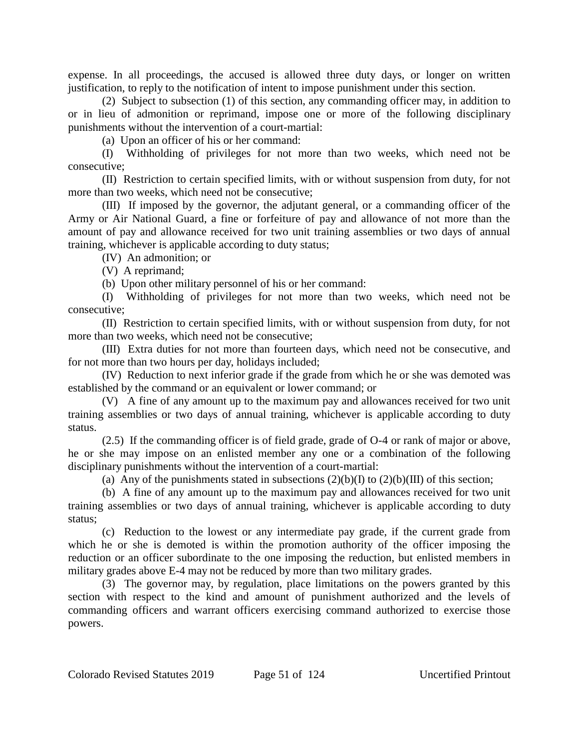expense. In all proceedings, the accused is allowed three duty days, or longer on written justification, to reply to the notification of intent to impose punishment under this section.

(2) Subject to subsection (1) of this section, any commanding officer may, in addition to or in lieu of admonition or reprimand, impose one or more of the following disciplinary punishments without the intervention of a court-martial:

(a) Upon an officer of his or her command:

(I) Withholding of privileges for not more than two weeks, which need not be consecutive;

(II) Restriction to certain specified limits, with or without suspension from duty, for not more than two weeks, which need not be consecutive;

(III) If imposed by the governor, the adjutant general, or a commanding officer of the Army or Air National Guard, a fine or forfeiture of pay and allowance of not more than the amount of pay and allowance received for two unit training assemblies or two days of annual training, whichever is applicable according to duty status;

(IV) An admonition; or

(V) A reprimand;

(b) Upon other military personnel of his or her command:

(I) Withholding of privileges for not more than two weeks, which need not be consecutive;

(II) Restriction to certain specified limits, with or without suspension from duty, for not more than two weeks, which need not be consecutive;

(III) Extra duties for not more than fourteen days, which need not be consecutive, and for not more than two hours per day, holidays included;

(IV) Reduction to next inferior grade if the grade from which he or she was demoted was established by the command or an equivalent or lower command; or

(V) A fine of any amount up to the maximum pay and allowances received for two unit training assemblies or two days of annual training, whichever is applicable according to duty status.

(2.5) If the commanding officer is of field grade, grade of O-4 or rank of major or above, he or she may impose on an enlisted member any one or a combination of the following disciplinary punishments without the intervention of a court-martial:

(a) Any of the punishments stated in subsections (2)(b)(I) to (2)(b)(III) of this section;

(b) A fine of any amount up to the maximum pay and allowances received for two unit training assemblies or two days of annual training, whichever is applicable according to duty status;

(c) Reduction to the lowest or any intermediate pay grade, if the current grade from which he or she is demoted is within the promotion authority of the officer imposing the reduction or an officer subordinate to the one imposing the reduction, but enlisted members in military grades above E-4 may not be reduced by more than two military grades.

(3) The governor may, by regulation, place limitations on the powers granted by this section with respect to the kind and amount of punishment authorized and the levels of commanding officers and warrant officers exercising command authorized to exercise those powers.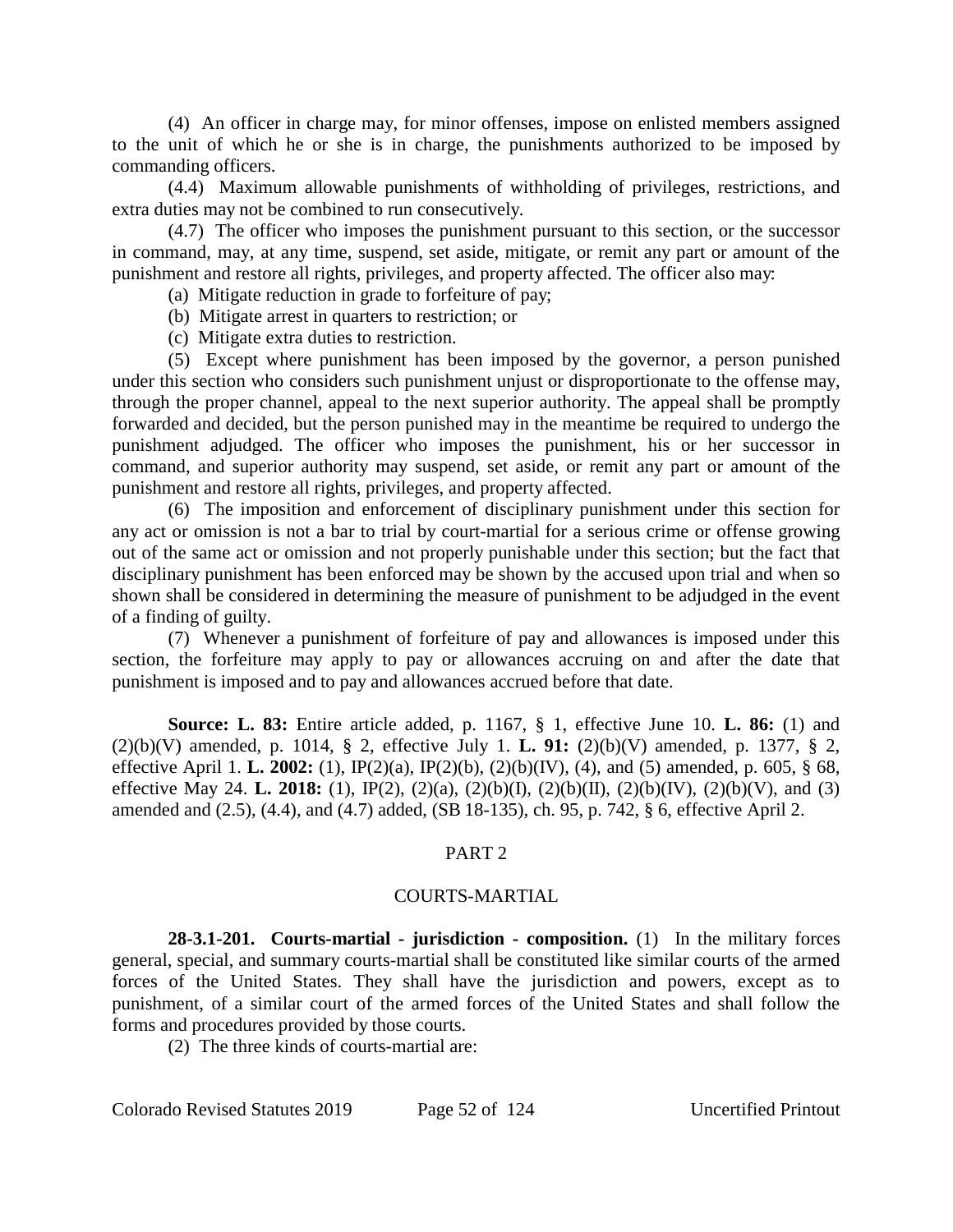(4) An officer in charge may, for minor offenses, impose on enlisted members assigned to the unit of which he or she is in charge, the punishments authorized to be imposed by commanding officers.

(4.4) Maximum allowable punishments of withholding of privileges, restrictions, and extra duties may not be combined to run consecutively.

(4.7) The officer who imposes the punishment pursuant to this section, or the successor in command, may, at any time, suspend, set aside, mitigate, or remit any part or amount of the punishment and restore all rights, privileges, and property affected. The officer also may:

(a) Mitigate reduction in grade to forfeiture of pay;

(b) Mitigate arrest in quarters to restriction; or

(c) Mitigate extra duties to restriction.

(5) Except where punishment has been imposed by the governor, a person punished under this section who considers such punishment unjust or disproportionate to the offense may, through the proper channel, appeal to the next superior authority. The appeal shall be promptly forwarded and decided, but the person punished may in the meantime be required to undergo the punishment adjudged. The officer who imposes the punishment, his or her successor in command, and superior authority may suspend, set aside, or remit any part or amount of the punishment and restore all rights, privileges, and property affected.

(6) The imposition and enforcement of disciplinary punishment under this section for any act or omission is not a bar to trial by court-martial for a serious crime or offense growing out of the same act or omission and not properly punishable under this section; but the fact that disciplinary punishment has been enforced may be shown by the accused upon trial and when so shown shall be considered in determining the measure of punishment to be adjudged in the event of a finding of guilty.

(7) Whenever a punishment of forfeiture of pay and allowances is imposed under this section, the forfeiture may apply to pay or allowances accruing on and after the date that punishment is imposed and to pay and allowances accrued before that date.

**Source: L. 83:** Entire article added, p. 1167, § 1, effective June 10. **L. 86:** (1) and (2)(b)(V) amended, p. 1014, § 2, effective July 1. **L. 91:** (2)(b)(V) amended, p. 1377, § 2, effective April 1. **L. 2002:** (1), IP(2)(a), IP(2)(b), (2)(b)(IV), (4), and (5) amended, p. 605, § 68, effective May 24. **L. 2018:** (1), IP(2), (2)(a), (2)(b)(I), (2)(b)(II), (2)(b)(IV), (2)(b)(V), and (3) amended and (2.5), (4.4), and (4.7) added, (SB 18-135), ch. 95, p. 742, § 6, effective April 2.

## PART 2

## COURTS-MARTIAL

**28-3.1-201. Courts-martial - jurisdiction - composition.** (1) In the military forces general, special, and summary courts-martial shall be constituted like similar courts of the armed forces of the United States. They shall have the jurisdiction and powers, except as to punishment, of a similar court of the armed forces of the United States and shall follow the forms and procedures provided by those courts.

(2) The three kinds of courts-martial are: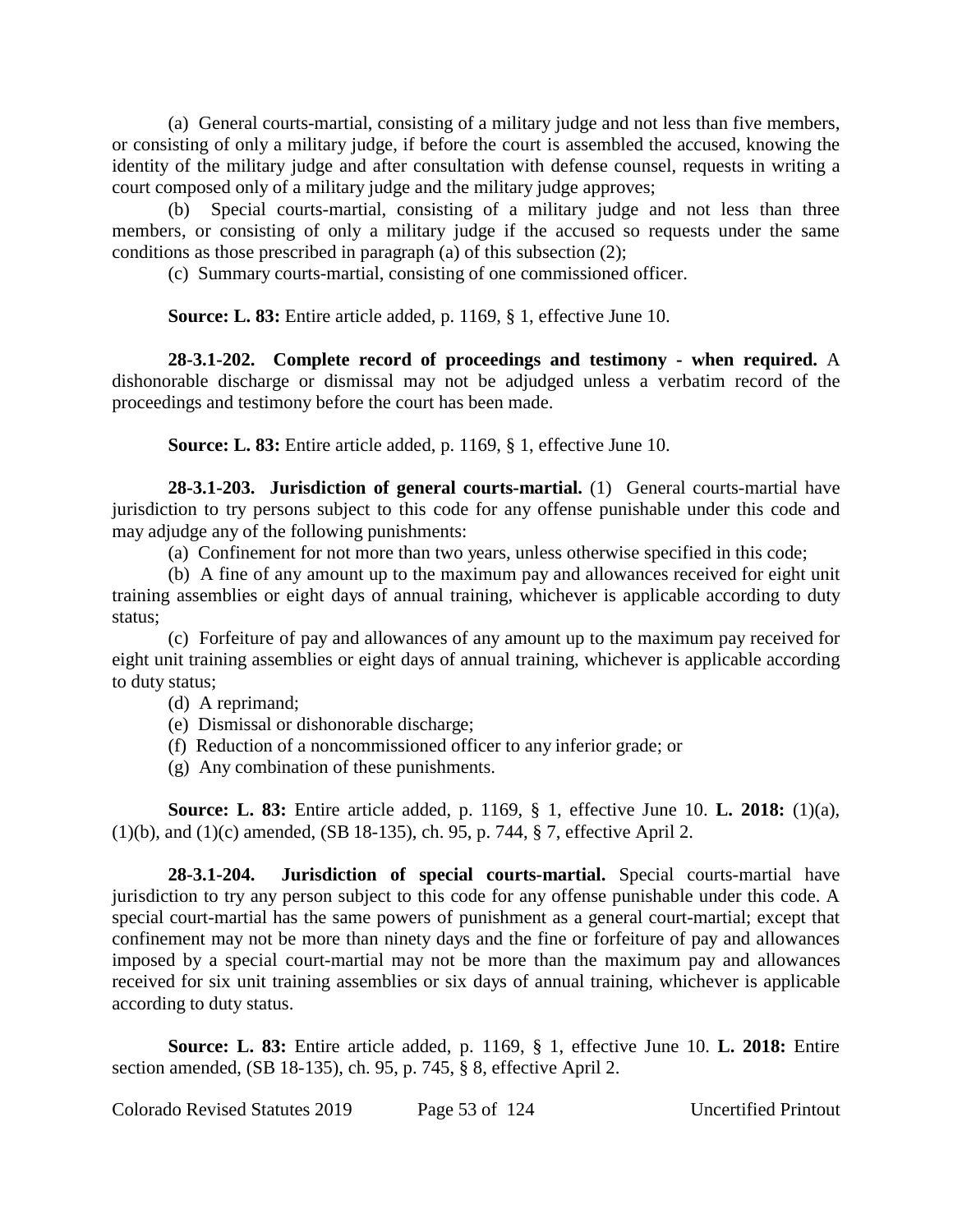(a) General courts-martial, consisting of a military judge and not less than five members, or consisting of only a military judge, if before the court is assembled the accused, knowing the identity of the military judge and after consultation with defense counsel, requests in writing a court composed only of a military judge and the military judge approves;

(b) Special courts-martial, consisting of a military judge and not less than three members, or consisting of only a military judge if the accused so requests under the same conditions as those prescribed in paragraph (a) of this subsection (2);

(c) Summary courts-martial, consisting of one commissioned officer.

**Source: L. 83:** Entire article added, p. 1169, § 1, effective June 10.

**28-3.1-202. Complete record of proceedings and testimony - when required.** A dishonorable discharge or dismissal may not be adjudged unless a verbatim record of the proceedings and testimony before the court has been made.

**Source: L. 83:** Entire article added, p. 1169, § 1, effective June 10.

**28-3.1-203. Jurisdiction of general courts-martial.** (1) General courts-martial have jurisdiction to try persons subject to this code for any offense punishable under this code and may adjudge any of the following punishments:

(a) Confinement for not more than two years, unless otherwise specified in this code;

(b) A fine of any amount up to the maximum pay and allowances received for eight unit training assemblies or eight days of annual training, whichever is applicable according to duty status;

(c) Forfeiture of pay and allowances of any amount up to the maximum pay received for eight unit training assemblies or eight days of annual training, whichever is applicable according to duty status;

(d) A reprimand;

(e) Dismissal or dishonorable discharge;

(f) Reduction of a noncommissioned officer to any inferior grade; or

(g) Any combination of these punishments.

**Source: L. 83:** Entire article added, p. 1169, § 1, effective June 10. **L. 2018:** (1)(a), (1)(b), and (1)(c) amended, (SB 18-135), ch. 95, p. 744, § 7, effective April 2.

**28-3.1-204. Jurisdiction of special courts-martial.** Special courts-martial have jurisdiction to try any person subject to this code for any offense punishable under this code. A special court-martial has the same powers of punishment as a general court-martial; except that confinement may not be more than ninety days and the fine or forfeiture of pay and allowances imposed by a special court-martial may not be more than the maximum pay and allowances received for six unit training assemblies or six days of annual training, whichever is applicable according to duty status.

**Source: L. 83:** Entire article added, p. 1169, § 1, effective June 10. **L. 2018:** Entire section amended, (SB 18-135), ch. 95, p. 745, § 8, effective April 2.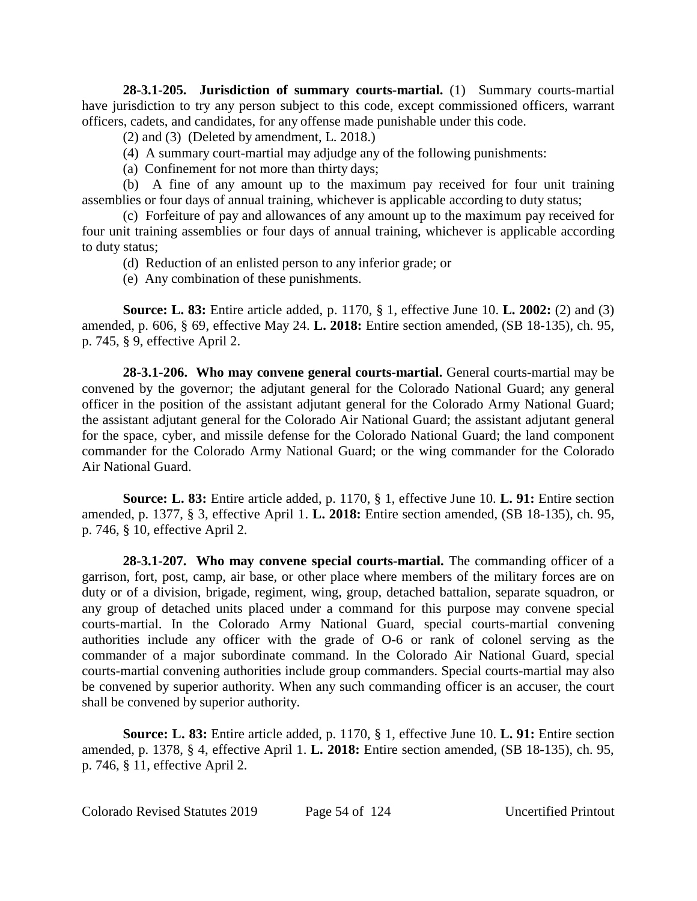**28-3.1-205. Jurisdiction of summary courts-martial.** (1) Summary courts-martial have jurisdiction to try any person subject to this code, except commissioned officers, warrant officers, cadets, and candidates, for any offense made punishable under this code.

(2) and (3) (Deleted by amendment, L. 2018.)

(4) A summary court-martial may adjudge any of the following punishments:

(a) Confinement for not more than thirty days;

(b) A fine of any amount up to the maximum pay received for four unit training assemblies or four days of annual training, whichever is applicable according to duty status;

(c) Forfeiture of pay and allowances of any amount up to the maximum pay received for four unit training assemblies or four days of annual training, whichever is applicable according to duty status;

(d) Reduction of an enlisted person to any inferior grade; or

(e) Any combination of these punishments.

**Source: L. 83:** Entire article added, p. 1170, § 1, effective June 10. **L. 2002:** (2) and (3) amended, p. 606, § 69, effective May 24. **L. 2018:** Entire section amended, (SB 18-135), ch. 95, p. 745, § 9, effective April 2.

**28-3.1-206. Who may convene general courts-martial.** General courts-martial may be convened by the governor; the adjutant general for the Colorado National Guard; any general officer in the position of the assistant adjutant general for the Colorado Army National Guard; the assistant adjutant general for the Colorado Air National Guard; the assistant adjutant general for the space, cyber, and missile defense for the Colorado National Guard; the land component commander for the Colorado Army National Guard; or the wing commander for the Colorado Air National Guard.

**Source: L. 83:** Entire article added, p. 1170, § 1, effective June 10. **L. 91:** Entire section amended, p. 1377, § 3, effective April 1. **L. 2018:** Entire section amended, (SB 18-135), ch. 95, p. 746, § 10, effective April 2.

**28-3.1-207. Who may convene special courts-martial.** The commanding officer of a garrison, fort, post, camp, air base, or other place where members of the military forces are on duty or of a division, brigade, regiment, wing, group, detached battalion, separate squadron, or any group of detached units placed under a command for this purpose may convene special courts-martial. In the Colorado Army National Guard, special courts-martial convening authorities include any officer with the grade of O-6 or rank of colonel serving as the commander of a major subordinate command. In the Colorado Air National Guard, special courts-martial convening authorities include group commanders. Special courts-martial may also be convened by superior authority. When any such commanding officer is an accuser, the court shall be convened by superior authority.

**Source: L. 83:** Entire article added, p. 1170, § 1, effective June 10. **L. 91:** Entire section amended, p. 1378, § 4, effective April 1. **L. 2018:** Entire section amended, (SB 18-135), ch. 95, p. 746, § 11, effective April 2.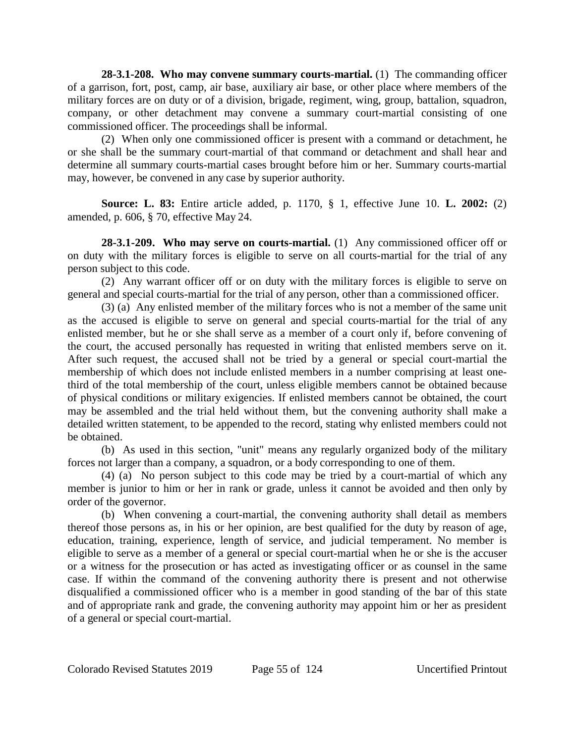**28-3.1-208. Who may convene summary courts-martial.** (1) The commanding officer of a garrison, fort, post, camp, air base, auxiliary air base, or other place where members of the military forces are on duty or of a division, brigade, regiment, wing, group, battalion, squadron, company, or other detachment may convene a summary court-martial consisting of one commissioned officer. The proceedings shall be informal.

(2) When only one commissioned officer is present with a command or detachment, he or she shall be the summary court-martial of that command or detachment and shall hear and determine all summary courts-martial cases brought before him or her. Summary courts-martial may, however, be convened in any case by superior authority.

**Source: L. 83:** Entire article added, p. 1170, § 1, effective June 10. **L. 2002:** (2) amended, p. 606, § 70, effective May 24.

**28-3.1-209. Who may serve on courts-martial.** (1) Any commissioned officer off or on duty with the military forces is eligible to serve on all courts-martial for the trial of any person subject to this code.

(2) Any warrant officer off or on duty with the military forces is eligible to serve on general and special courts-martial for the trial of any person, other than a commissioned officer.

(3) (a) Any enlisted member of the military forces who is not a member of the same unit as the accused is eligible to serve on general and special courts-martial for the trial of any enlisted member, but he or she shall serve as a member of a court only if, before convening of the court, the accused personally has requested in writing that enlisted members serve on it. After such request, the accused shall not be tried by a general or special court-martial the membership of which does not include enlisted members in a number comprising at least one-third of the total membership of the court, unless eligible members cannot be obtained because of physical conditions or military exigencies. If enlisted members cannot be obtained, the court may be assembled and the trial held without them, but the convening authority shall make a detailed written statement, to be appended to the record, stating why enlisted members could not be obtained.

(b) As used in this section, "unit" means any regularly organized body of the military forces not larger than a company, a squadron, or a body corresponding to one of them.

(4) (a) No person subject to this code may be tried by a court-martial of which any member is junior to him or her in rank or grade, unless it cannot be avoided and then only by order of the governor.

(b) When convening a court-martial, the convening authority shall detail as members thereof those persons as, in his or her opinion, are best qualified for the duty by reason of age, education, training, experience, length of service, and judicial temperament. No member is eligible to serve as a member of a general or special court-martial when he or she is the accuser or a witness for the prosecution or has acted as investigating officer or as counsel in the same case. If within the command of the convening authority there is present and not otherwise disqualified a commissioned officer who is a member in good standing of the bar of this state and of appropriate rank and grade, the convening authority may appoint him or her as president of a general or special court-martial.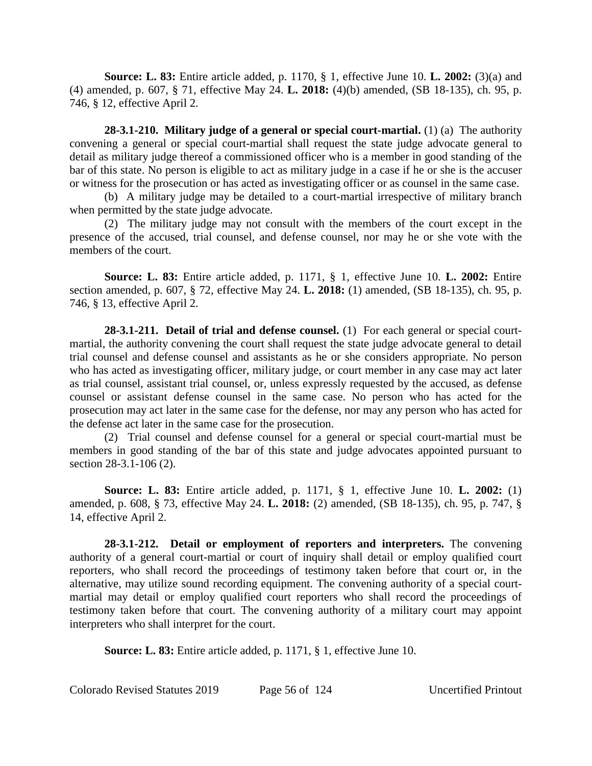**Source: L. 83:** Entire article added, p. 1170, § 1, effective June 10. **L. 2002:** (3)(a) and (4) amended, p. 607, § 71, effective May 24. **L. 2018:** (4)(b) amended, (SB 18-135), ch. 95, p. 746, § 12, effective April 2.

**28-3.1-210. Military judge of a general or special court-martial.** (1) (a) The authority convening a general or special court-martial shall request the state judge advocate general to detail as military judge thereof a commissioned officer who is a member in good standing of the bar of this state. No person is eligible to act as military judge in a case if he or she is the accuser or witness for the prosecution or has acted as investigating officer or as counsel in the same case.

(b) A military judge may be detailed to a court-martial irrespective of military branch when permitted by the state judge advocate.

(2) The military judge may not consult with the members of the court except in the presence of the accused, trial counsel, and defense counsel, nor may he or she vote with the members of the court.

**Source: L. 83:** Entire article added, p. 1171, § 1, effective June 10. **L. 2002:** Entire section amended, p. 607, § 72, effective May 24. **L. 2018:** (1) amended, (SB 18-135), ch. 95, p. 746, § 13, effective April 2.

**28-3.1-211. Detail of trial and defense counsel.** (1) For each general or special court-martial, the authority convening the court shall request the state judge advocate general to detail trial counsel and defense counsel and assistants as he or she considers appropriate. No person who has acted as investigating officer, military judge, or court member in any case may act later as trial counsel, assistant trial counsel, or, unless expressly requested by the accused, as defense counsel or assistant defense counsel in the same case. No person who has acted for the prosecution may act later in the same case for the defense, nor may any person who has acted for the defense act later in the same case for the prosecution.

(2) Trial counsel and defense counsel for a general or special court-martial must be members in good standing of the bar of this state and judge advocates appointed pursuant to section 28-3.1-106 (2).

**Source: L. 83:** Entire article added, p. 1171, § 1, effective June 10. **L. 2002:** (1) amended, p. 608, § 73, effective May 24. **L. 2018:** (2) amended, (SB 18-135), ch. 95, p. 747, § 14, effective April 2.

**28-3.1-212. Detail or employment of reporters and interpreters.** The convening authority of a general court-martial or court of inquiry shall detail or employ qualified court reporters, who shall record the proceedings of testimony taken before that court or, in the alternative, may utilize sound recording equipment. The convening authority of a special court-martial may detail or employ qualified court reporters who shall record the proceedings of testimony taken before that court. The convening authority of a military court may appoint interpreters who shall interpret for the court.

**Source: L. 83:** Entire article added, p. 1171, § 1, effective June 10.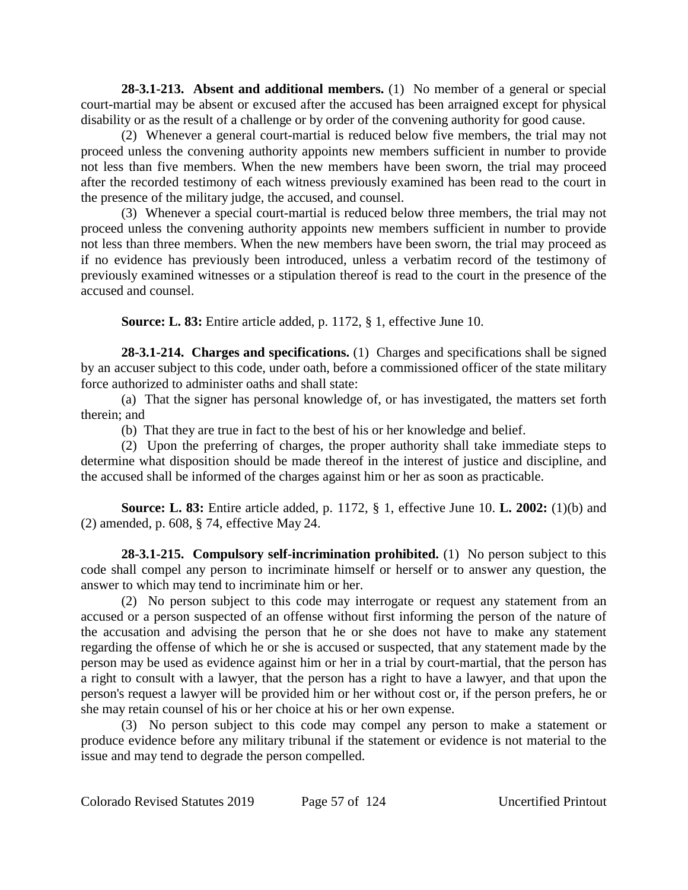**28-3.1-213. Absent and additional members.** (1) No member of a general or special court-martial may be absent or excused after the accused has been arraigned except for physical disability or as the result of a challenge or by order of the convening authority for good cause.

(2) Whenever a general court-martial is reduced below five members, the trial may not proceed unless the convening authority appoints new members sufficient in number to provide not less than five members. When the new members have been sworn, the trial may proceed after the recorded testimony of each witness previously examined has been read to the court in the presence of the military judge, the accused, and counsel.

(3) Whenever a special court-martial is reduced below three members, the trial may not proceed unless the convening authority appoints new members sufficient in number to provide not less than three members. When the new members have been sworn, the trial may proceed as if no evidence has previously been introduced, unless a verbatim record of the testimony of previously examined witnesses or a stipulation thereof is read to the court in the presence of the accused and counsel.

**Source: L. 83:** Entire article added, p. 1172, § 1, effective June 10.

**28-3.1-214. Charges and specifications.** (1) Charges and specifications shall be signed by an accuser subject to this code, under oath, before a commissioned officer of the state military force authorized to administer oaths and shall state:

(a) That the signer has personal knowledge of, or has investigated, the matters set forth therein; and

(b) That they are true in fact to the best of his or her knowledge and belief.

(2) Upon the preferring of charges, the proper authority shall take immediate steps to determine what disposition should be made thereof in the interest of justice and discipline, and the accused shall be informed of the charges against him or her as soon as practicable.

**Source: L. 83:** Entire article added, p. 1172, § 1, effective June 10. **L. 2002:** (1)(b) and (2) amended, p. 608, § 74, effective May 24.

**28-3.1-215. Compulsory self-incrimination prohibited.** (1) No person subject to this code shall compel any person to incriminate himself or herself or to answer any question, the answer to which may tend to incriminate him or her.

(2) No person subject to this code may interrogate or request any statement from an accused or a person suspected of an offense without first informing the person of the nature of the accusation and advising the person that he or she does not have to make any statement regarding the offense of which he or she is accused or suspected, that any statement made by the person may be used as evidence against him or her in a trial by court-martial, that the person has a right to consult with a lawyer, that the person has a right to have a lawyer, and that upon the person's request a lawyer will be provided him or her without cost or, if the person prefers, he or she may retain counsel of his or her choice at his or her own expense.

(3) No person subject to this code may compel any person to make a statement or produce evidence before any military tribunal if the statement or evidence is not material to the issue and may tend to degrade the person compelled.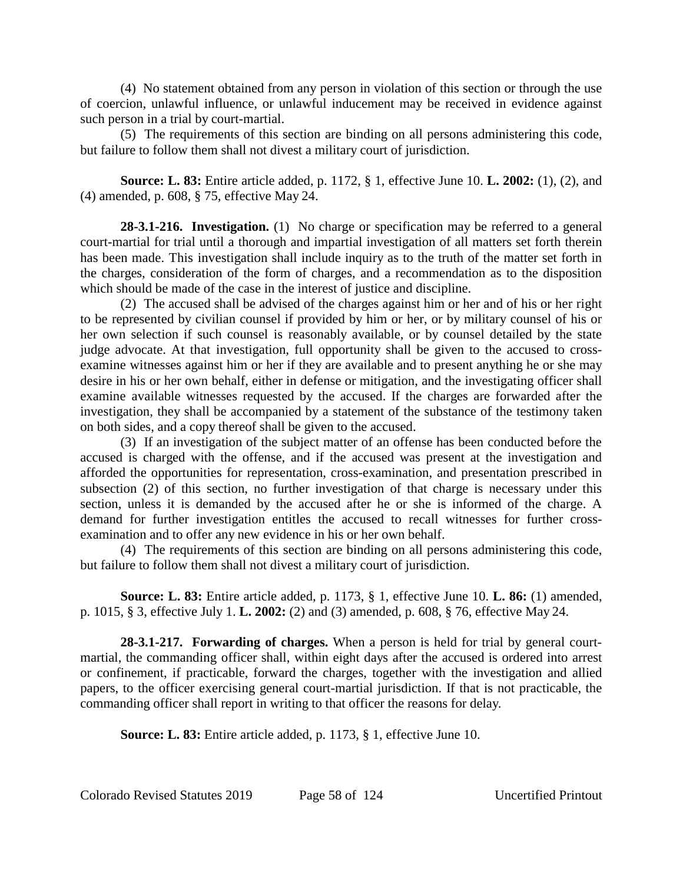(4) No statement obtained from any person in violation of this section or through the use of coercion, unlawful influence, or unlawful inducement may be received in evidence against such person in a trial by court-martial.

(5) The requirements of this section are binding on all persons administering this code, but failure to follow them shall not divest a military court of jurisdiction.

**Source: L. 83:** Entire article added, p. 1172, § 1, effective June 10. **L. 2002:** (1), (2), and (4) amended, p. 608, § 75, effective May 24.

**28-3.1-216. Investigation.** (1) No charge or specification may be referred to a general court-martial for trial until a thorough and impartial investigation of all matters set forth therein has been made. This investigation shall include inquiry as to the truth of the matter set forth in the charges, consideration of the form of charges, and a recommendation as to the disposition which should be made of the case in the interest of justice and discipline.

(2) The accused shall be advised of the charges against him or her and of his or her right to be represented by civilian counsel if provided by him or her, or by military counsel of his or her own selection if such counsel is reasonably available, or by counsel detailed by the state judge advocate. At that investigation, full opportunity shall be given to the accused to cross-examine witnesses against him or her if they are available and to present anything he or she may desire in his or her own behalf, either in defense or mitigation, and the investigating officer shall examine available witnesses requested by the accused. If the charges are forwarded after the investigation, they shall be accompanied by a statement of the substance of the testimony taken on both sides, and a copy thereof shall be given to the accused.

(3) If an investigation of the subject matter of an offense has been conducted before the accused is charged with the offense, and if the accused was present at the investigation and afforded the opportunities for representation, cross-examination, and presentation prescribed in subsection (2) of this section, no further investigation of that charge is necessary under this section, unless it is demanded by the accused after he or she is informed of the charge. A demand for further investigation entitles the accused to recall witnesses for further cross-examination and to offer any new evidence in his or her own behalf.

(4) The requirements of this section are binding on all persons administering this code, but failure to follow them shall not divest a military court of jurisdiction.

**Source: L. 83:** Entire article added, p. 1173, § 1, effective June 10. **L. 86:** (1) amended, p. 1015, § 3, effective July 1. **L. 2002:** (2) and (3) amended, p. 608, § 76, effective May 24.

**28-3.1-217. Forwarding of charges.** When a person is held for trial by general court-martial, the commanding officer shall, within eight days after the accused is ordered into arrest or confinement, if practicable, forward the charges, together with the investigation and allied papers, to the officer exercising general court-martial jurisdiction. If that is not practicable, the commanding officer shall report in writing to that officer the reasons for delay.

**Source: L. 83:** Entire article added, p. 1173, § 1, effective June 10.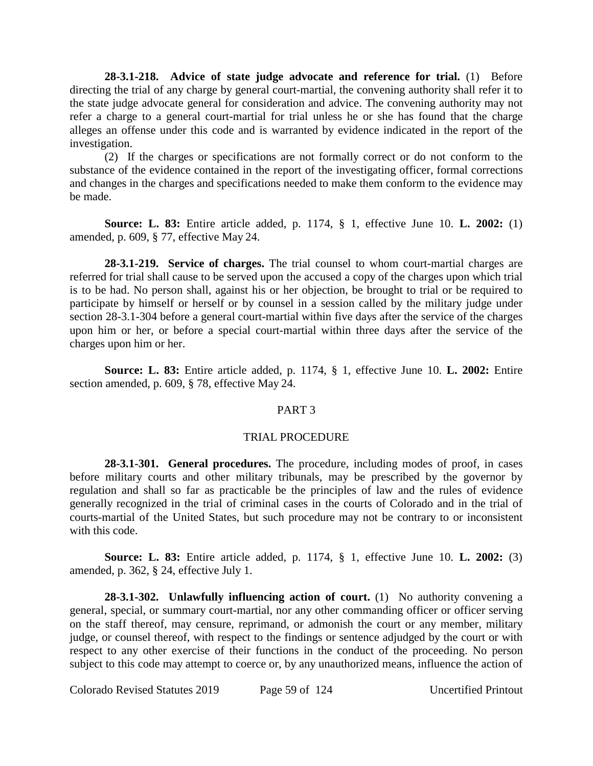**28-3.1-218. Advice of state judge advocate and reference for trial.** (1) Before directing the trial of any charge by general court-martial, the convening authority shall refer it to the state judge advocate general for consideration and advice. The convening authority may not refer a charge to a general court-martial for trial unless he or she has found that the charge alleges an offense under this code and is warranted by evidence indicated in the report of the investigation.

(2) If the charges or specifications are not formally correct or do not conform to the substance of the evidence contained in the report of the investigating officer, formal corrections and changes in the charges and specifications needed to make them conform to the evidence may be made.

**Source: L. 83:** Entire article added, p. 1174, § 1, effective June 10. **L. 2002:** (1) amended, p. 609, § 77, effective May 24.

**28-3.1-219. Service of charges.** The trial counsel to whom court-martial charges are referred for trial shall cause to be served upon the accused a copy of the charges upon which trial is to be had. No person shall, against his or her objection, be brought to trial or be required to participate by himself or herself or by counsel in a session called by the military judge under section 28-3.1-304 before a general court-martial within five days after the service of the charges upon him or her, or before a special court-martial within three days after the service of the charges upon him or her.

**Source: L. 83:** Entire article added, p. 1174, § 1, effective June 10. **L. 2002:** Entire section amended, p. 609, § 78, effective May 24.

## PART 3

## TRIAL PROCEDURE

**28-3.1-301. General procedures.** The procedure, including modes of proof, in cases before military courts and other military tribunals, may be prescribed by the governor by regulation and shall so far as practicable be the principles of law and the rules of evidence generally recognized in the trial of criminal cases in the courts of Colorado and in the trial of courts-martial of the United States, but such procedure may not be contrary to or inconsistent with this code.

**Source: L. 83:** Entire article added, p. 1174, § 1, effective June 10. **L. 2002:** (3) amended, p. 362, § 24, effective July 1.

**28-3.1-302. Unlawfully influencing action of court.** (1) No authority convening a general, special, or summary court-martial, nor any other commanding officer or officer serving on the staff thereof, may censure, reprimand, or admonish the court or any member, military judge, or counsel thereof, with respect to the findings or sentence adjudged by the court or with respect to any other exercise of their functions in the conduct of the proceeding. No person subject to this code may attempt to coerce or, by any unauthorized means, influence the action of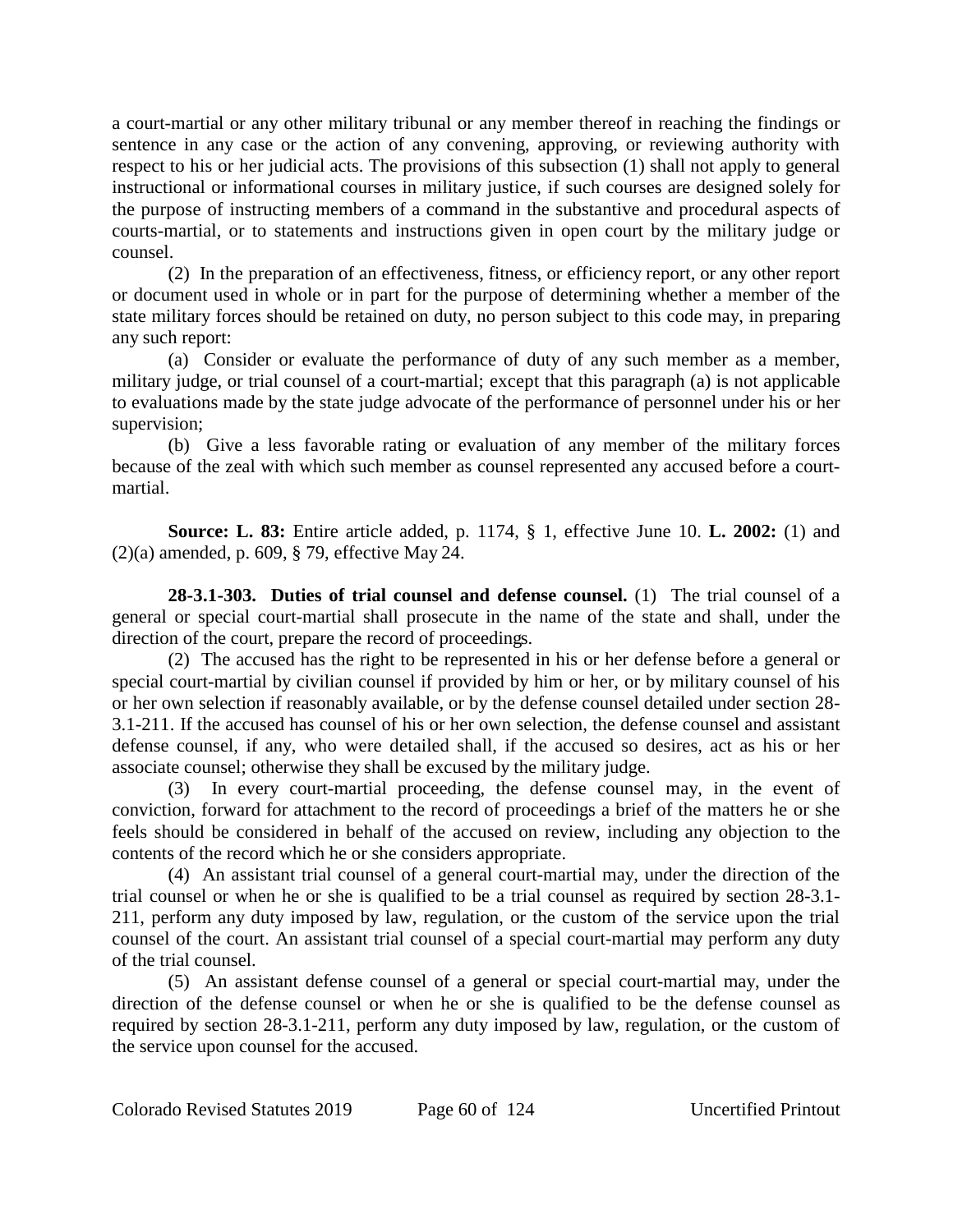a court-martial or any other military tribunal or any member thereof in reaching the findings or sentence in any case or the action of any convening, approving, or reviewing authority with respect to his or her judicial acts. The provisions of this subsection (1) shall not apply to general instructional or informational courses in military justice, if such courses are designed solely for the purpose of instructing members of a command in the substantive and procedural aspects of courts-martial, or to statements and instructions given in open court by the military judge or counsel.

(2) In the preparation of an effectiveness, fitness, or efficiency report, or any other report or document used in whole or in part for the purpose of determining whether a member of the state military forces should be retained on duty, no person subject to this code may, in preparing any such report:

(a) Consider or evaluate the performance of duty of any such member as a member, military judge, or trial counsel of a court-martial; except that this paragraph (a) is not applicable to evaluations made by the state judge advocate of the performance of personnel under his or her supervision;

(b) Give a less favorable rating or evaluation of any member of the military forces because of the zeal with which such member as counsel represented any accused before a court-martial.

**Source: L. 83:** Entire article added, p. 1174, § 1, effective June 10. **L. 2002:** (1) and (2)(a) amended, p. 609, § 79, effective May 24.

**28-3.1-303. Duties of trial counsel and defense counsel.** (1) The trial counsel of a general or special court-martial shall prosecute in the name of the state and shall, under the direction of the court, prepare the record of proceedings.

(2) The accused has the right to be represented in his or her defense before a general or special court-martial by civilian counsel if provided by him or her, or by military counsel of his or her own selection if reasonably available, or by the defense counsel detailed under section 28-3.1-211. If the accused has counsel of his or her own selection, the defense counsel and assistant defense counsel, if any, who were detailed shall, if the accused so desires, act as his or her associate counsel; otherwise they shall be excused by the military judge.

(3) In every court-martial proceeding, the defense counsel may, in the event of conviction, forward for attachment to the record of proceedings a brief of the matters he or she feels should be considered in behalf of the accused on review, including any objection to the contents of the record which he or she considers appropriate.

(4) An assistant trial counsel of a general court-martial may, under the direction of the trial counsel or when he or she is qualified to be a trial counsel as required by section 28-3.1-211, perform any duty imposed by law, regulation, or the custom of the service upon the trial counsel of the court. An assistant trial counsel of a special court-martial may perform any duty of the trial counsel.

(5) An assistant defense counsel of a general or special court-martial may, under the direction of the defense counsel or when he or she is qualified to be the defense counsel as required by section 28-3.1-211, perform any duty imposed by law, regulation, or the custom of the service upon counsel for the accused.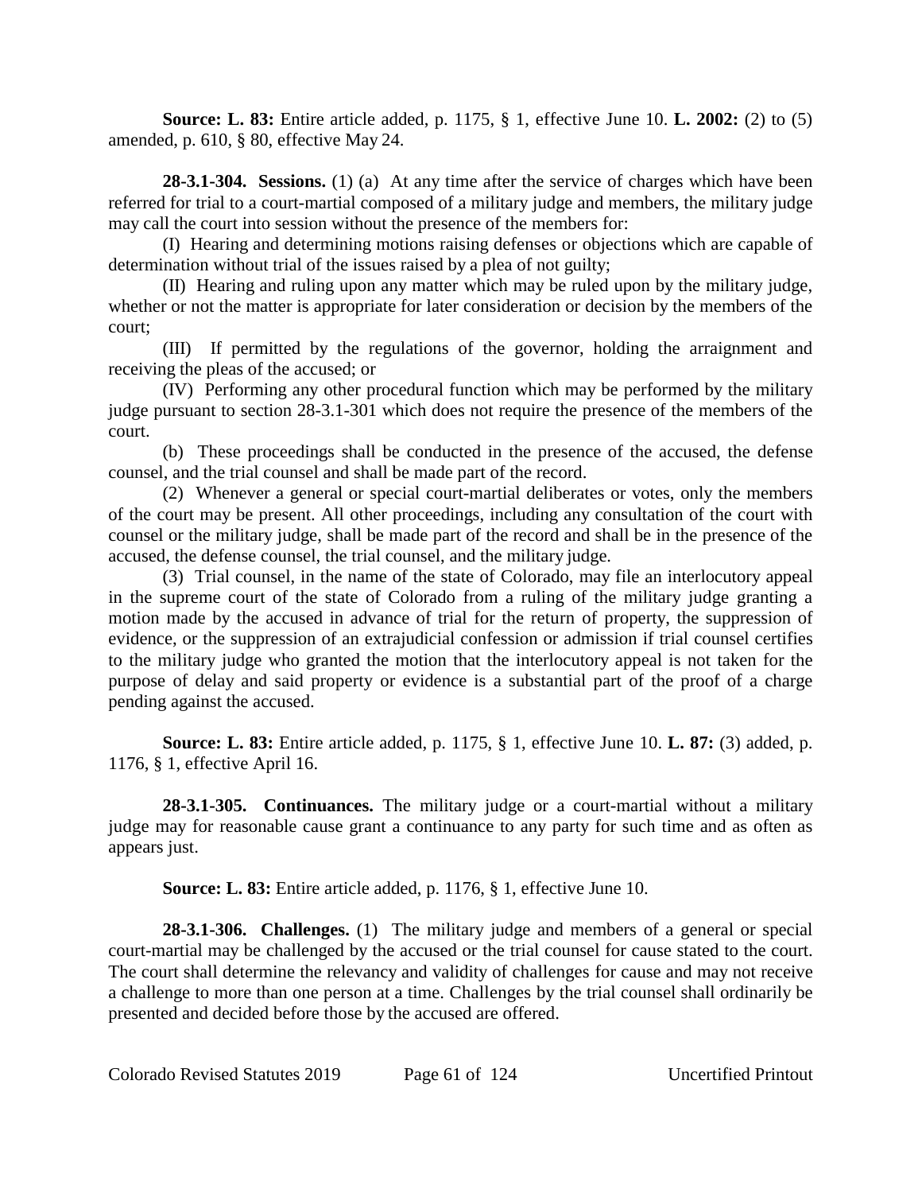**Source: L. 83:** Entire article added, p. 1175, § 1, effective June 10. **L. 2002:** (2) to (5) amended, p. 610, § 80, effective May 24.

**28-3.1-304. Sessions.** (1) (a) At any time after the service of charges which have been referred for trial to a court-martial composed of a military judge and members, the military judge may call the court into session without the presence of the members for:

(I) Hearing and determining motions raising defenses or objections which are capable of determination without trial of the issues raised by a plea of not guilty;

(II) Hearing and ruling upon any matter which may be ruled upon by the military judge, whether or not the matter is appropriate for later consideration or decision by the members of the court;

(III) If permitted by the regulations of the governor, holding the arraignment and receiving the pleas of the accused; or

(IV) Performing any other procedural function which may be performed by the military judge pursuant to section 28-3.1-301 which does not require the presence of the members of the court.

(b) These proceedings shall be conducted in the presence of the accused, the defense counsel, and the trial counsel and shall be made part of the record.

(2) Whenever a general or special court-martial deliberates or votes, only the members of the court may be present. All other proceedings, including any consultation of the court with counsel or the military judge, shall be made part of the record and shall be in the presence of the accused, the defense counsel, the trial counsel, and the military judge.

(3) Trial counsel, in the name of the state of Colorado, may file an interlocutory appeal in the supreme court of the state of Colorado from a ruling of the military judge granting a motion made by the accused in advance of trial for the return of property, the suppression of evidence, or the suppression of an extrajudicial confession or admission if trial counsel certifies to the military judge who granted the motion that the interlocutory appeal is not taken for the purpose of delay and said property or evidence is a substantial part of the proof of a charge pending against the accused.

**Source: L. 83:** Entire article added, p. 1175, § 1, effective June 10. **L. 87:** (3) added, p. 1176, § 1, effective April 16.

**28-3.1-305. Continuances.** The military judge or a court-martial without a military judge may for reasonable cause grant a continuance to any party for such time and as often as appears just.

**Source: L. 83:** Entire article added, p. 1176, § 1, effective June 10.

**28-3.1-306. Challenges.** (1) The military judge and members of a general or special court-martial may be challenged by the accused or the trial counsel for cause stated to the court. The court shall determine the relevancy and validity of challenges for cause and may not receive a challenge to more than one person at a time. Challenges by the trial counsel shall ordinarily be presented and decided before those by the accused are offered.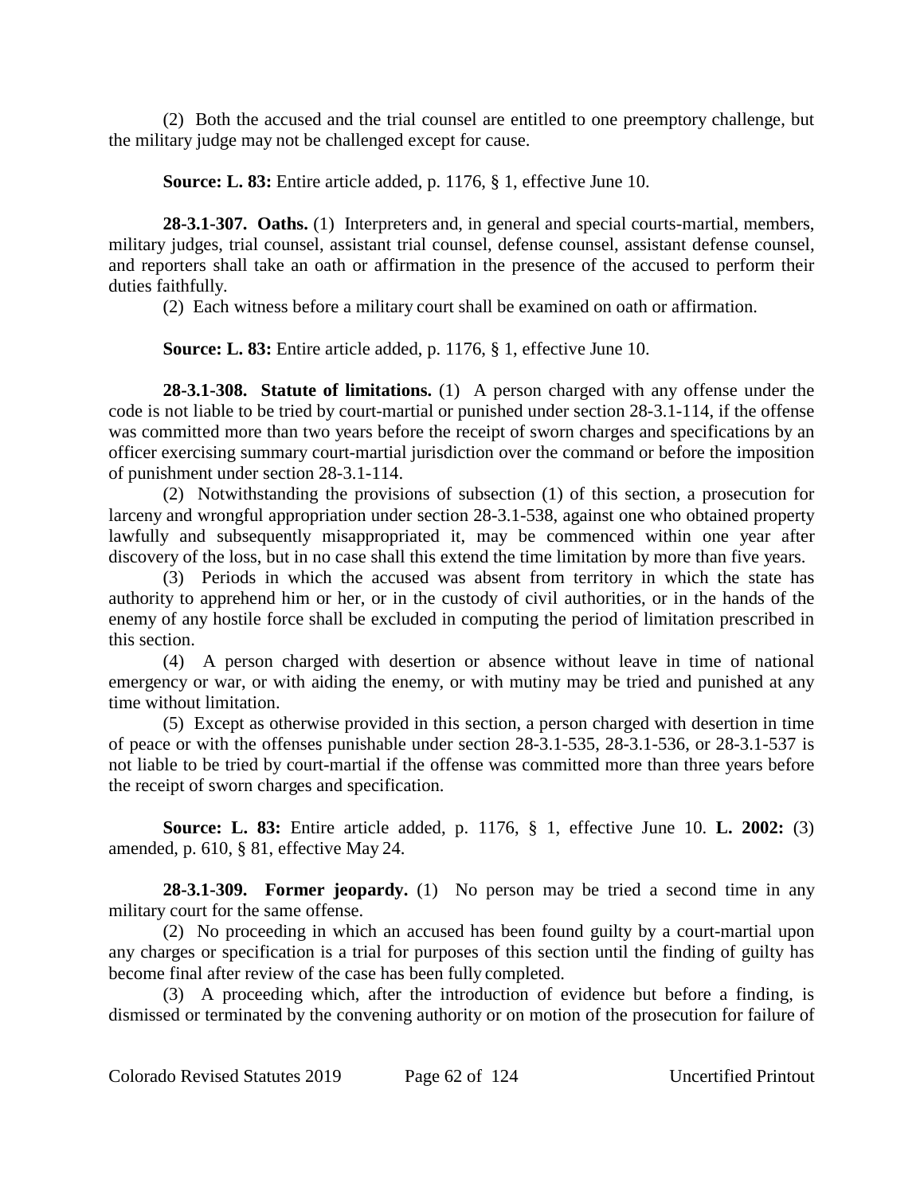(2) Both the accused and the trial counsel are entitled to one preemptory challenge, but the military judge may not be challenged except for cause.

**Source: L. 83:** Entire article added, p. 1176, § 1, effective June 10.

**28-3.1-307. Oaths.** (1) Interpreters and, in general and special courts-martial, members, military judges, trial counsel, assistant trial counsel, defense counsel, assistant defense counsel, and reporters shall take an oath or affirmation in the presence of the accused to perform their duties faithfully.

(2) Each witness before a military court shall be examined on oath or affirmation.

**Source: L. 83:** Entire article added, p. 1176, § 1, effective June 10.

**28-3.1-308. Statute of limitations.** (1) A person charged with any offense under the code is not liable to be tried by court-martial or punished under section 28-3.1-114, if the offense was committed more than two years before the receipt of sworn charges and specifications by an officer exercising summary court-martial jurisdiction over the command or before the imposition of punishment under section 28-3.1-114.

(2) Notwithstanding the provisions of subsection (1) of this section, a prosecution for larceny and wrongful appropriation under section 28-3.1-538, against one who obtained property lawfully and subsequently misappropriated it, may be commenced within one year after discovery of the loss, but in no case shall this extend the time limitation by more than five years.

(3) Periods in which the accused was absent from territory in which the state has authority to apprehend him or her, or in the custody of civil authorities, or in the hands of the enemy of any hostile force shall be excluded in computing the period of limitation prescribed in this section.

(4) A person charged with desertion or absence without leave in time of national emergency or war, or with aiding the enemy, or with mutiny may be tried and punished at any time without limitation.

(5) Except as otherwise provided in this section, a person charged with desertion in time of peace or with the offenses punishable under section 28-3.1-535, 28-3.1-536, or 28-3.1-537 is not liable to be tried by court-martial if the offense was committed more than three years before the receipt of sworn charges and specification.

**Source: L. 83:** Entire article added, p. 1176, § 1, effective June 10. **L. 2002:** (3) amended, p. 610, § 81, effective May 24.

**28-3.1-309. Former jeopardy.** (1) No person may be tried a second time in any military court for the same offense.

(2) No proceeding in which an accused has been found guilty by a court-martial upon any charges or specification is a trial for purposes of this section until the finding of guilty has become final after review of the case has been fully completed.

(3) A proceeding which, after the introduction of evidence but before a finding, is dismissed or terminated by the convening authority or on motion of the prosecution for failure of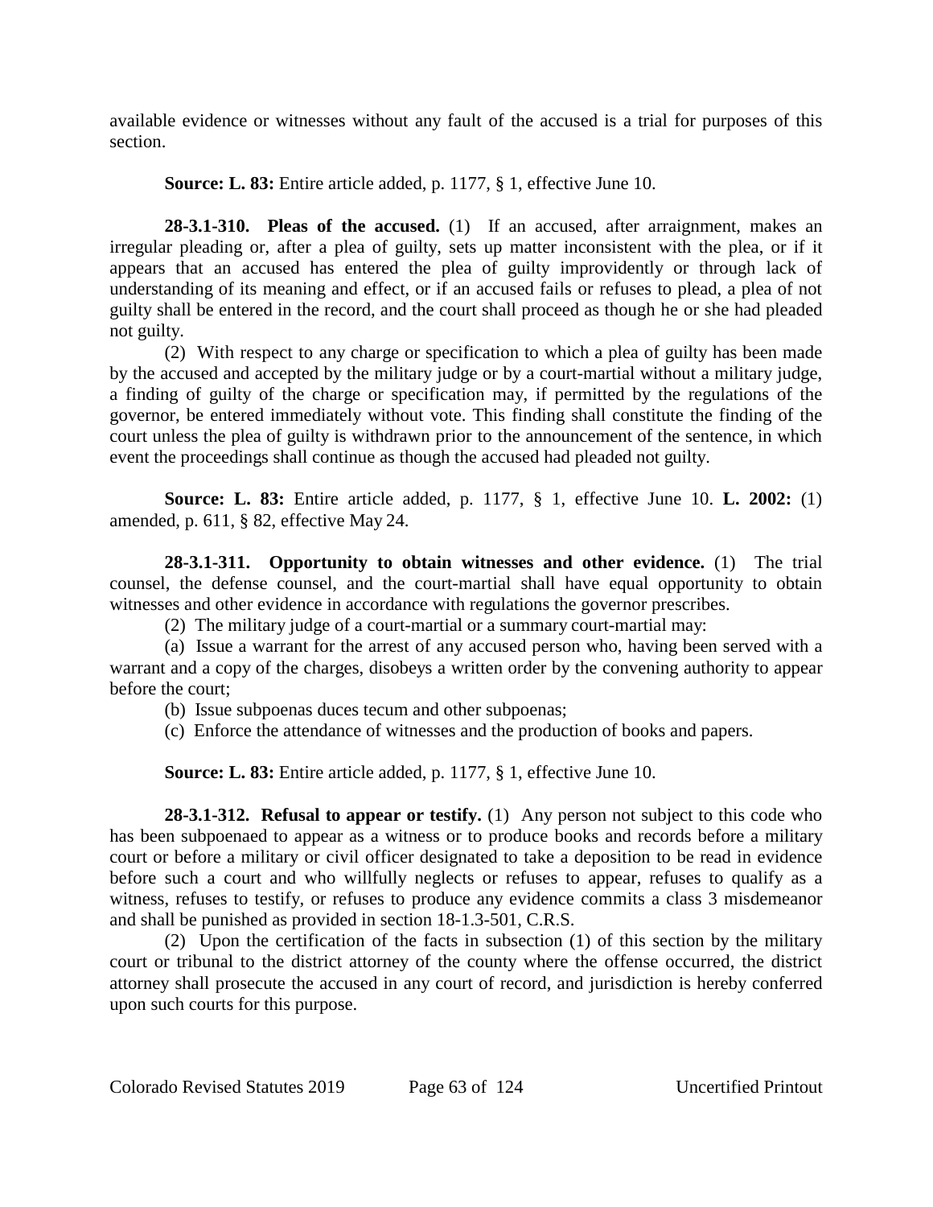available evidence or witnesses without any fault of the accused is a trial for purposes of this section.

**Source: L. 83:** Entire article added, p. 1177, § 1, effective June 10.

**28-3.1-310. Pleas of the accused.** (1) If an accused, after arraignment, makes an irregular pleading or, after a plea of guilty, sets up matter inconsistent with the plea, or if it appears that an accused has entered the plea of guilty improvidently or through lack of understanding of its meaning and effect, or if an accused fails or refuses to plead, a plea of not guilty shall be entered in the record, and the court shall proceed as though he or she had pleaded not guilty.

(2) With respect to any charge or specification to which a plea of guilty has been made by the accused and accepted by the military judge or by a court-martial without a military judge, a finding of guilty of the charge or specification may, if permitted by the regulations of the governor, be entered immediately without vote. This finding shall constitute the finding of the court unless the plea of guilty is withdrawn prior to the announcement of the sentence, in which event the proceedings shall continue as though the accused had pleaded not guilty.

**Source: L. 83:** Entire article added, p. 1177, § 1, effective June 10. **L. 2002:** (1) amended, p. 611, § 82, effective May 24.

**28-3.1-311. Opportunity to obtain witnesses and other evidence.** (1) The trial counsel, the defense counsel, and the court-martial shall have equal opportunity to obtain witnesses and other evidence in accordance with regulations the governor prescribes.

(2) The military judge of a court-martial or a summary court-martial may:

(a) Issue a warrant for the arrest of any accused person who, having been served with a warrant and a copy of the charges, disobeys a written order by the convening authority to appear before the court;

(b) Issue subpoenas duces tecum and other subpoenas;

(c) Enforce the attendance of witnesses and the production of books and papers.

**Source: L. 83:** Entire article added, p. 1177, § 1, effective June 10.

**28-3.1-312. Refusal to appear or testify.** (1) Any person not subject to this code who has been subpoenaed to appear as a witness or to produce books and records before a military court or before a military or civil officer designated to take a deposition to be read in evidence before such a court and who willfully neglects or refuses to appear, refuses to qualify as a witness, refuses to testify, or refuses to produce any evidence commits a class 3 misdemeanor and shall be punished as provided in section 18-1.3-501, C.R.S.

(2) Upon the certification of the facts in subsection (1) of this section by the military court or tribunal to the district attorney of the county where the offense occurred, the district attorney shall prosecute the accused in any court of record, and jurisdiction is hereby conferred upon such courts for this purpose.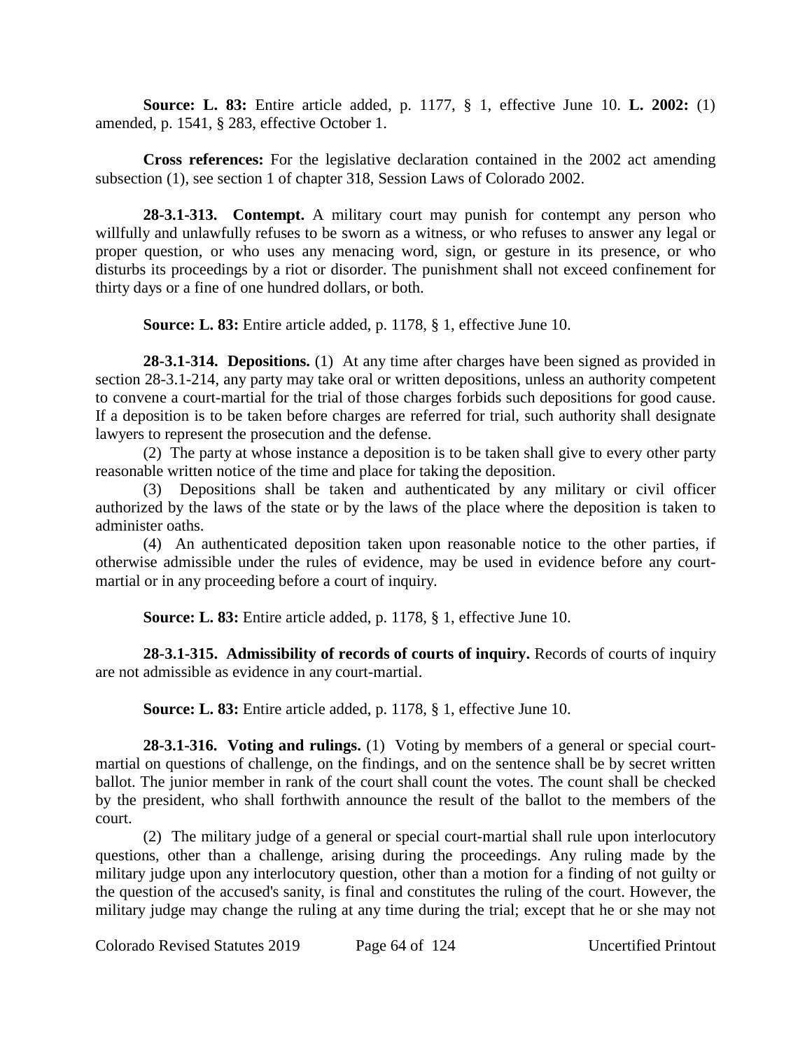**Source: L. 83:** Entire article added, p. 1177, § 1, effective June 10. **L. 2002:** (1) amended, p. 1541, § 283, effective October 1.

**Cross references:** For the legislative declaration contained in the 2002 act amending subsection (1), see section 1 of chapter 318, Session Laws of Colorado 2002.

**28-3.1-313. Contempt.** A military court may punish for contempt any person who willfully and unlawfully refuses to be sworn as a witness, or who refuses to answer any legal or proper question, or who uses any menacing word, sign, or gesture in its presence, or who disturbs its proceedings by a riot or disorder. The punishment shall not exceed confinement for thirty days or a fine of one hundred dollars, or both.

**Source: L. 83:** Entire article added, p. 1178, § 1, effective June 10.

**28-3.1-314. Depositions.** (1) At any time after charges have been signed as provided in section 28-3.1-214, any party may take oral or written depositions, unless an authority competent to convene a court-martial for the trial of those charges forbids such depositions for good cause. If a deposition is to be taken before charges are referred for trial, such authority shall designate lawyers to represent the prosecution and the defense.

(2) The party at whose instance a deposition is to be taken shall give to every other party reasonable written notice of the time and place for taking the deposition.

(3) Depositions shall be taken and authenticated by any military or civil officer authorized by the laws of the state or by the laws of the place where the deposition is taken to administer oaths.

(4) An authenticated deposition taken upon reasonable notice to the other parties, if otherwise admissible under the rules of evidence, may be used in evidence before any court-martial or in any proceeding before a court of inquiry.

**Source: L. 83:** Entire article added, p. 1178, § 1, effective June 10.

**28-3.1-315. Admissibility of records of courts of inquiry.** Records of courts of inquiry are not admissible as evidence in any court-martial.

**Source: L. 83:** Entire article added, p. 1178, § 1, effective June 10.

**28-3.1-316. Voting and rulings.** (1) Voting by members of a general or special court-martial on questions of challenge, on the findings, and on the sentence shall be by secret written ballot. The junior member in rank of the court shall count the votes. The count shall be checked by the president, who shall forthwith announce the result of the ballot to the members of the court.

(2) The military judge of a general or special court-martial shall rule upon interlocutory questions, other than a challenge, arising during the proceedings. Any ruling made by the military judge upon any interlocutory question, other than a motion for a finding of not guilty or the question of the accused's sanity, is final and constitutes the ruling of the court. However, the military judge may change the ruling at any time during the trial; except that he or she may not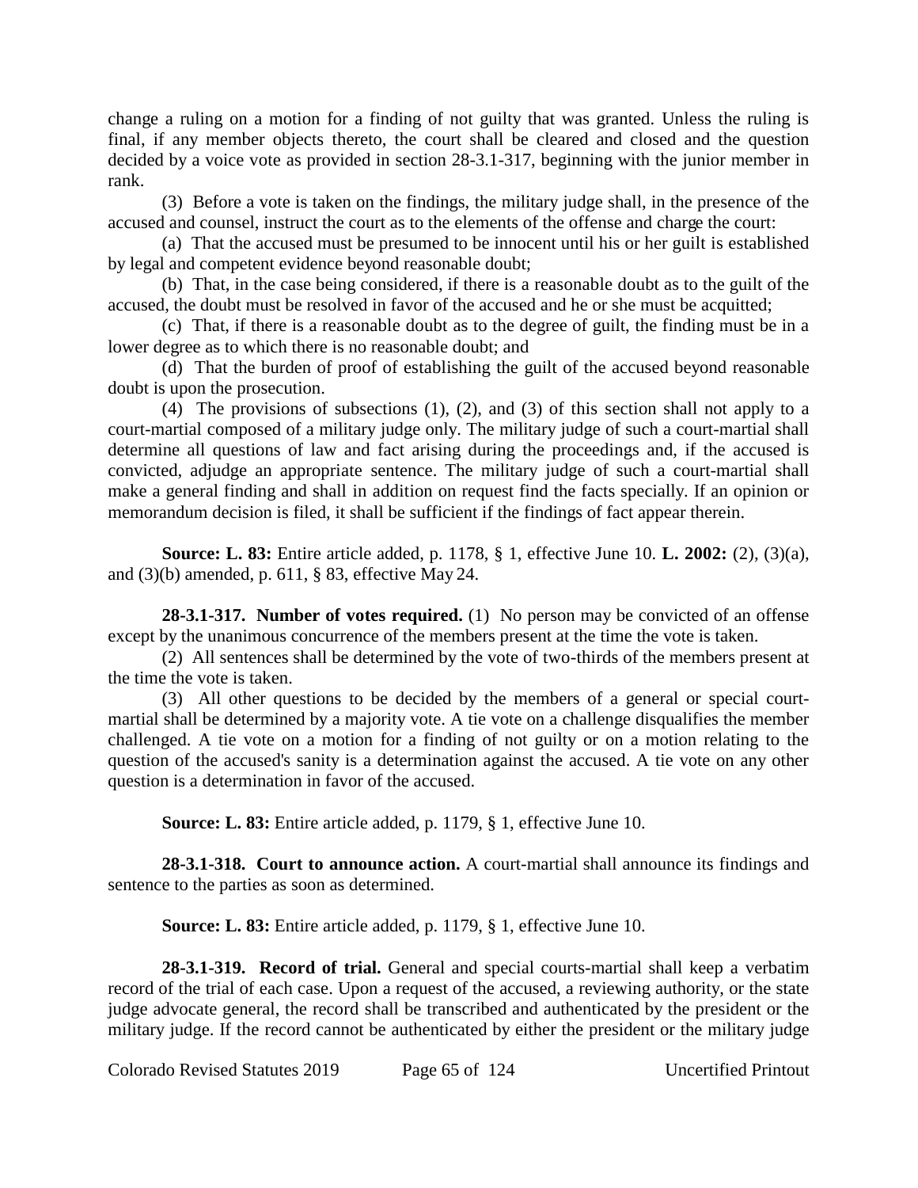change a ruling on a motion for a finding of not guilty that was granted. Unless the ruling is final, if any member objects thereto, the court shall be cleared and closed and the question decided by a voice vote as provided in section 28-3.1-317, beginning with the junior member in rank.

(3) Before a vote is taken on the findings, the military judge shall, in the presence of the accused and counsel, instruct the court as to the elements of the offense and charge the court:

(a) That the accused must be presumed to be innocent until his or her guilt is established by legal and competent evidence beyond reasonable doubt;

(b) That, in the case being considered, if there is a reasonable doubt as to the guilt of the accused, the doubt must be resolved in favor of the accused and he or she must be acquitted;

(c) That, if there is a reasonable doubt as to the degree of guilt, the finding must be in a lower degree as to which there is no reasonable doubt; and

(d) That the burden of proof of establishing the guilt of the accused beyond reasonable doubt is upon the prosecution.

(4) The provisions of subsections (1), (2), and (3) of this section shall not apply to a court-martial composed of a military judge only. The military judge of such a court-martial shall determine all questions of law and fact arising during the proceedings and, if the accused is convicted, adjudge an appropriate sentence. The military judge of such a court-martial shall make a general finding and shall in addition on request find the facts specially. If an opinion or memorandum decision is filed, it shall be sufficient if the findings of fact appear therein.

**Source: L. 83:** Entire article added, p. 1178, § 1, effective June 10. **L. 2002:** (2), (3)(a), and (3)(b) amended, p. 611, § 83, effective May 24.

**28-3.1-317. Number of votes required.** (1) No person may be convicted of an offense except by the unanimous concurrence of the members present at the time the vote is taken.

(2) All sentences shall be determined by the vote of two-thirds of the members present at the time the vote is taken.

(3) All other questions to be decided by the members of a general or special court-martial shall be determined by a majority vote. A tie vote on a challenge disqualifies the member challenged. A tie vote on a motion for a finding of not guilty or on a motion relating to the question of the accused's sanity is a determination against the accused. A tie vote on any other question is a determination in favor of the accused.

**Source: L. 83:** Entire article added, p. 1179, § 1, effective June 10.

**28-3.1-318. Court to announce action.** A court-martial shall announce its findings and sentence to the parties as soon as determined.

**Source: L. 83:** Entire article added, p. 1179, § 1, effective June 10.

**28-3.1-319. Record of trial.** General and special courts-martial shall keep a verbatim record of the trial of each case. Upon a request of the accused, a reviewing authority, or the state judge advocate general, the record shall be transcribed and authenticated by the president or the military judge. If the record cannot be authenticated by either the president or the military judge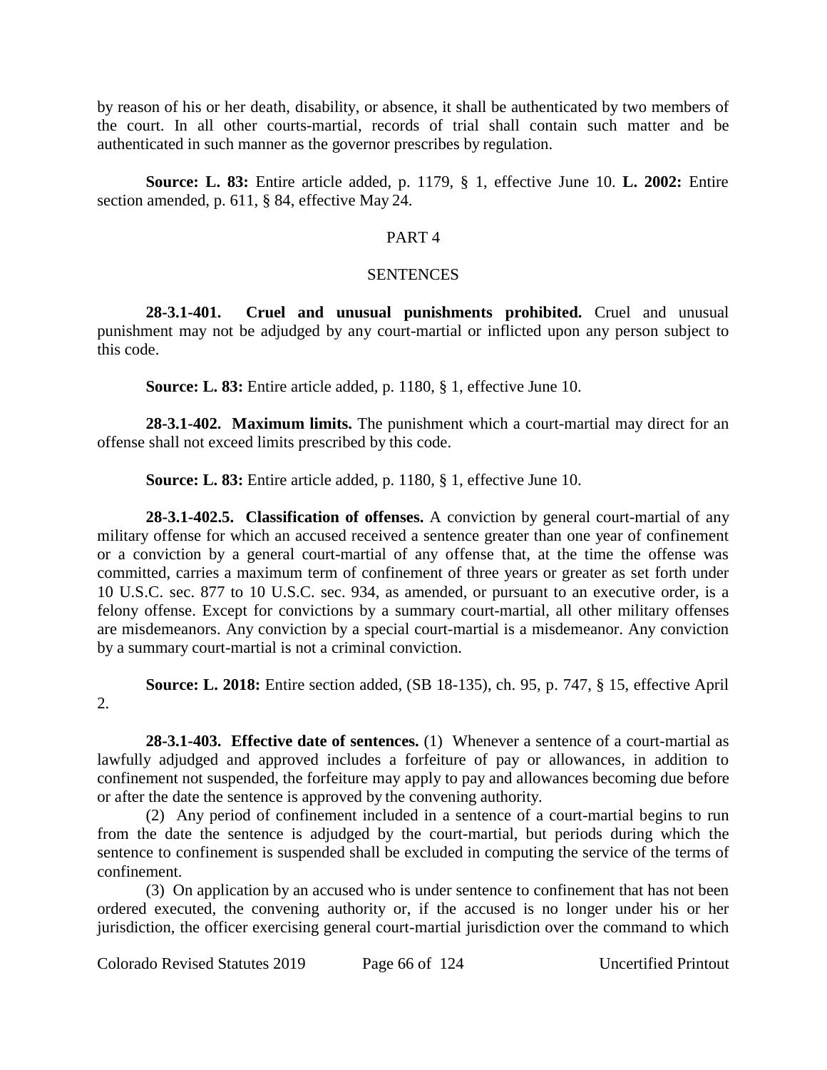by reason of his or her death, disability, or absence, it shall be authenticated by two members of the court. In all other courts-martial, records of trial shall contain such matter and be authenticated in such manner as the governor prescribes by regulation.

**Source: L. 83:** Entire article added, p. 1179, § 1, effective June 10. **L. 2002:** Entire section amended, p. 611, § 84, effective May 24.

## PART 4

## SENTENCES

**28-3.1-401. Cruel and unusual punishments prohibited.** Cruel and unusual punishment may not be adjudged by any court-martial or inflicted upon any person subject to this code.

**Source: L. 83:** Entire article added, p. 1180, § 1, effective June 10.

**28-3.1-402. Maximum limits.** The punishment which a court-martial may direct for an offense shall not exceed limits prescribed by this code.

**Source: L. 83:** Entire article added, p. 1180, § 1, effective June 10.

**28-3.1-402.5. Classification of offenses.** A conviction by general court-martial of any military offense for which an accused received a sentence greater than one year of confinement or a conviction by a general court-martial of any offense that, at the time the offense was committed, carries a maximum term of confinement of three years or greater as set forth under 10 U.S.C. sec. 877 to 10 U.S.C. sec. 934, as amended, or pursuant to an executive order, is a felony offense. Except for convictions by a summary court-martial, all other military offenses are misdemeanors. Any conviction by a special court-martial is a misdemeanor. Any conviction by a summary court-martial is not a criminal conviction.

**Source: L. 2018:** Entire section added, (SB 18-135), ch. 95, p. 747, § 15, effective April 2.

**28-3.1-403. Effective date of sentences.** (1) Whenever a sentence of a court-martial as lawfully adjudged and approved includes a forfeiture of pay or allowances, in addition to confinement not suspended, the forfeiture may apply to pay and allowances becoming due before or after the date the sentence is approved by the convening authority.

(2) Any period of confinement included in a sentence of a court-martial begins to run from the date the sentence is adjudged by the court-martial, but periods during which the sentence to confinement is suspended shall be excluded in computing the service of the terms of confinement.

(3) On application by an accused who is under sentence to confinement that has not been ordered executed, the convening authority or, if the accused is no longer under his or her jurisdiction, the officer exercising general court-martial jurisdiction over the command to which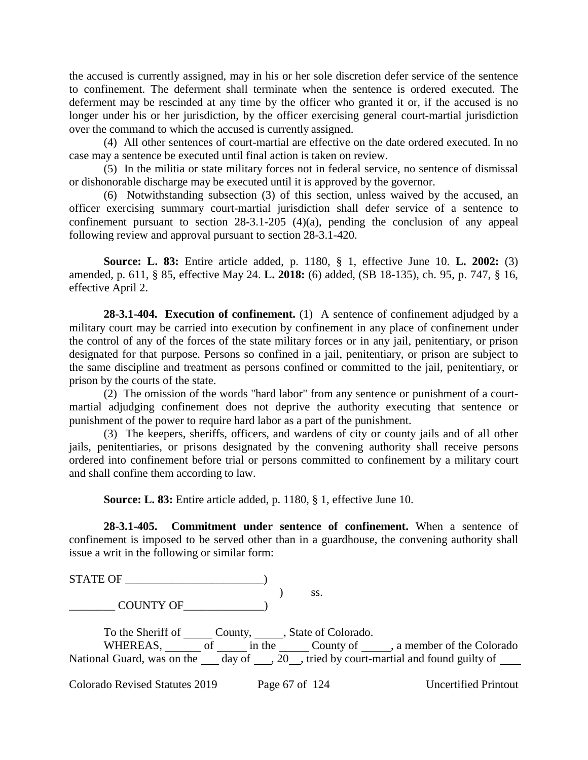the accused is currently assigned, may in his or her sole discretion defer service of the sentence to confinement. The deferment shall terminate when the sentence is ordered executed. The deferment may be rescinded at any time by the officer who granted it or, if the accused is no longer under his or her jurisdiction, by the officer exercising general court-martial jurisdiction over the command to which the accused is currently assigned.

(4) All other sentences of court-martial are effective on the date ordered executed. In no case may a sentence be executed until final action is taken on review.

(5) In the militia or state military forces not in federal service, no sentence of dismissal or dishonorable discharge may be executed until it is approved by the governor.

(6) Notwithstanding subsection (3) of this section, unless waived by the accused, an officer exercising summary court-martial jurisdiction shall defer service of a sentence to confinement pursuant to section 28-3.1-205 (4)(a), pending the conclusion of any appeal following review and approval pursuant to section 28-3.1-420.

**Source: L. 83:** Entire article added, p. 1180, § 1, effective June 10. **L. 2002:** (3) amended, p. 611, § 85, effective May 24. **L. 2018:** (6) added, (SB 18-135), ch. 95, p. 747, § 16, effective April 2.

**28-3.1-404. Execution of confinement.** (1) A sentence of confinement adjudged by a military court may be carried into execution by confinement in any place of confinement under the control of any of the forces of the state military forces or in any jail, penitentiary, or prison designated for that purpose. Persons so confined in a jail, penitentiary, or prison are subject to the same discipline and treatment as persons confined or committed to the jail, penitentiary, or prison by the courts of the state.

(2) The omission of the words "hard labor" from any sentence or punishment of a court-martial adjudging confinement does not deprive the authority executing that sentence or punishment of the power to require hard labor as a part of the punishment.

(3) The keepers, sheriffs, officers, and wardens of city or county jails and of all other jails, penitentiaries, or prisons designated by the convening authority shall receive persons ordered into confinement before trial or persons committed to confinement by a military court and shall confine them according to law.

**Source: L. 83:** Entire article added, p. 1180, § 1, effective June 10.

**28-3.1-405. Commitment under sentence of confinement.** When a sentence of confinement is imposed to be served other than in a guardhouse, the convening authority shall issue a writ in the following or similar form:

STATE OF ________________________)
) ss.
________ COUNTY OF______________)

To the Sheriff of _____ County, _____, State of Colorado.

WHEREAS, ______ of _____ in the _____ County of _____, a member of the Colorado National Guard, was on the ___ day of ___, 20__, tried by court-martial and found guilty of ___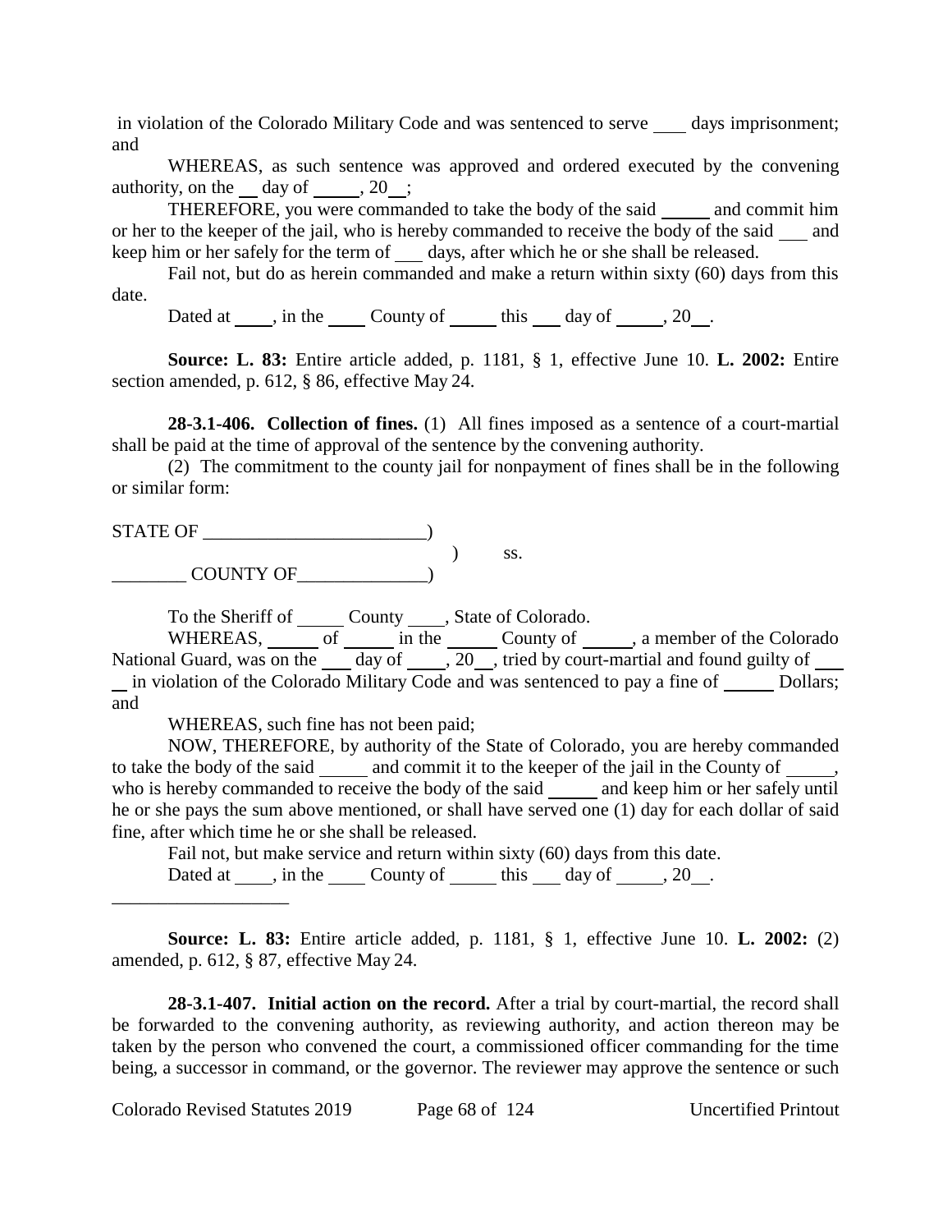in violation of the Colorado Military Code and was sentenced to serve ___ days imprisonment; and

WHEREAS, as such sentence was approved and ordered executed by the convening authority, on the __ day of _____, 20__;

THEREFORE, you were commanded to take the body of the said _____ and commit him or her to the keeper of the jail, who is hereby commanded to receive the body of the said ___ and keep him or her safely for the term of ___ days, after which he or she shall be released.

Fail not, but do as herein commanded and make a return within sixty (60) days from this date.

Dated at ____, in the ____ County of _____ this ___ day of _____, 20__.

**Source: L. 83:** Entire article added, p. 1181, § 1, effective June 10. **L. 2002:** Entire section amended, p. 612, § 86, effective May 24.

**28-3.1-406. Collection of fines.** (1) All fines imposed as a sentence of a court-martial shall be paid at the time of approval of the sentence by the convening authority.

(2) The commitment to the county jail for nonpayment of fines shall be in the following or similar form:

STATE OF ________________________)
) ss.
________ COUNTY OF______________)

To the Sheriff of _____ County ____, State of Colorado.

WHEREAS, _____ of _____ in the _____ County of _____, a member of the Colorado National Guard, was on the ___ day of ____, 20__, tried by court-martial and found guilty of ___ __ in violation of the Colorado Military Code and was sentenced to pay a fine of _____ Dollars; and

WHEREAS, such fine has not been paid;

NOW, THEREFORE, by authority of the State of Colorado, you are hereby commanded to take the body of the said _____ and commit it to the keeper of the jail in the County of _____, who is hereby commanded to receive the body of the said _____ and keep him or her safely until he or she pays the sum above mentioned, or shall have served one (1) day for each dollar of said fine, after which time he or she shall be released.

Fail not, but make service and return within sixty (60) days from this date.

Dated at ____, in the ____ County of _____ this ___ day of _____, 20__.

___________________

**Source: L. 83:** Entire article added, p. 1181, § 1, effective June 10. **L. 2002:** (2) amended, p. 612, § 87, effective May 24.

**28-3.1-407. Initial action on the record.** After a trial by court-martial, the record shall be forwarded to the convening authority, as reviewing authority, and action thereon may be taken by the person who convened the court, a commissioned officer commanding for the time being, a successor in command, or the governor. The reviewer may approve the sentence or such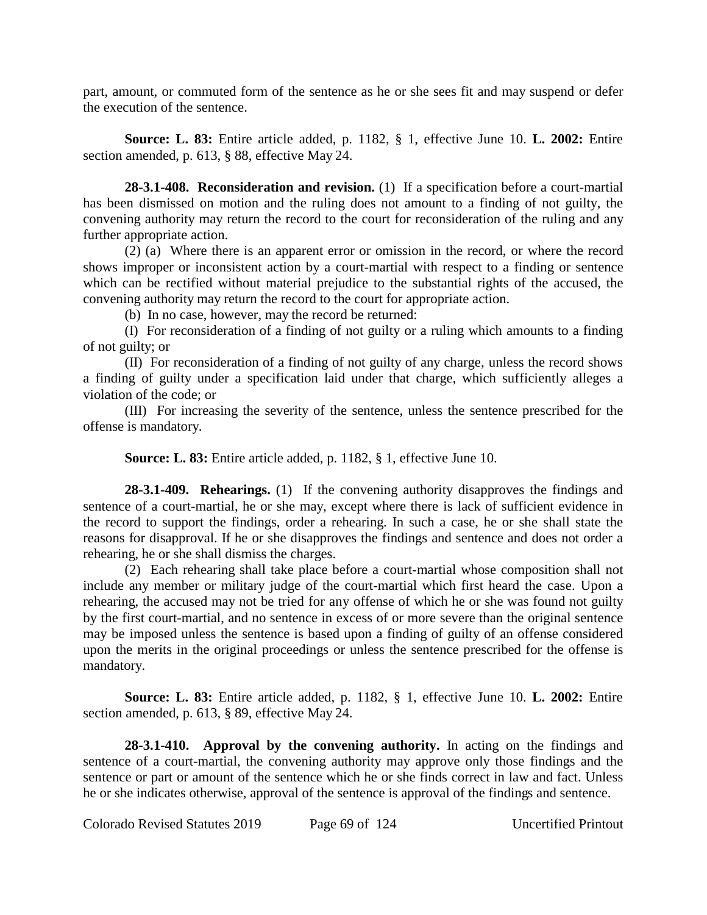part, amount, or commuted form of the sentence as he or she sees fit and may suspend or defer the execution of the sentence.

**Source: L. 83:** Entire article added, p. 1182, § 1, effective June 10. **L. 2002:** Entire section amended, p. 613, § 88, effective May 24.

**28-3.1-408. Reconsideration and revision.** (1) If a specification before a court-martial has been dismissed on motion and the ruling does not amount to a finding of not guilty, the convening authority may return the record to the court for reconsideration of the ruling and any further appropriate action.

(2) (a) Where there is an apparent error or omission in the record, or where the record shows improper or inconsistent action by a court-martial with respect to a finding or sentence which can be rectified without material prejudice to the substantial rights of the accused, the convening authority may return the record to the court for appropriate action.

(b) In no case, however, may the record be returned:

(I) For reconsideration of a finding of not guilty or a ruling which amounts to a finding of not guilty; or

(II) For reconsideration of a finding of not guilty of any charge, unless the record shows a finding of guilty under a specification laid under that charge, which sufficiently alleges a violation of the code; or

(III) For increasing the severity of the sentence, unless the sentence prescribed for the offense is mandatory.

**Source: L. 83:** Entire article added, p. 1182, § 1, effective June 10.

**28-3.1-409. Rehearings.** (1) If the convening authority disapproves the findings and sentence of a court-martial, he or she may, except where there is lack of sufficient evidence in the record to support the findings, order a rehearing. In such a case, he or she shall state the reasons for disapproval. If he or she disapproves the findings and sentence and does not order a rehearing, he or she shall dismiss the charges.

(2) Each rehearing shall take place before a court-martial whose composition shall not include any member or military judge of the court-martial which first heard the case. Upon a rehearing, the accused may not be tried for any offense of which he or she was found not guilty by the first court-martial, and no sentence in excess of or more severe than the original sentence may be imposed unless the sentence is based upon a finding of guilty of an offense considered upon the merits in the original proceedings or unless the sentence prescribed for the offense is mandatory.

**Source: L. 83:** Entire article added, p. 1182, § 1, effective June 10. **L. 2002:** Entire section amended, p. 613, § 89, effective May 24.

**28-3.1-410. Approval by the convening authority.** In acting on the findings and sentence of a court-martial, the convening authority may approve only those findings and the sentence or part or amount of the sentence which he or she finds correct in law and fact. Unless he or she indicates otherwise, approval of the sentence is approval of the findings and sentence.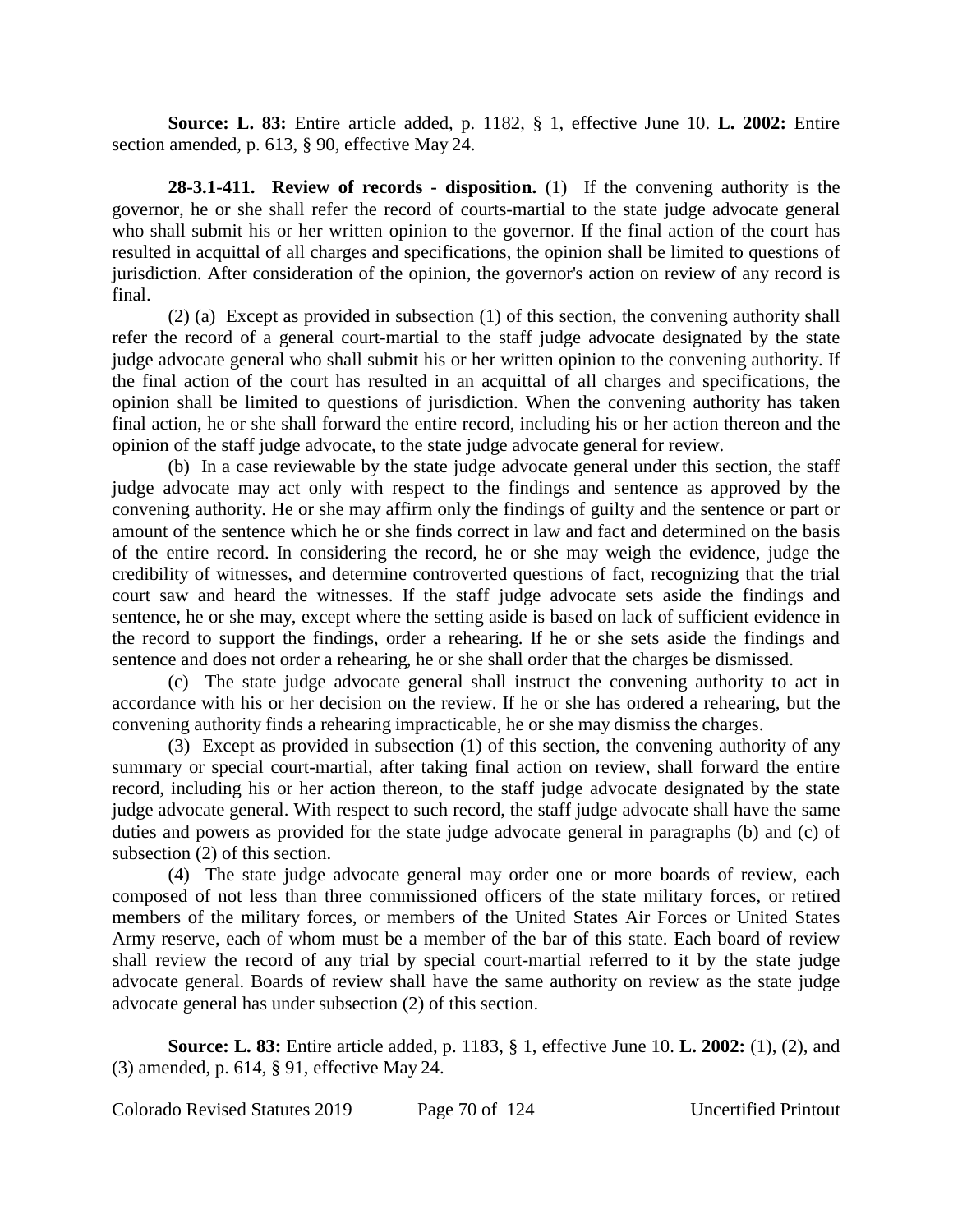**Source: L. 83:** Entire article added, p. 1182, § 1, effective June 10. **L. 2002:** Entire section amended, p. 613, § 90, effective May 24.

**28-3.1-411. Review of records - disposition.** (1) If the convening authority is the governor, he or she shall refer the record of courts-martial to the state judge advocate general who shall submit his or her written opinion to the governor. If the final action of the court has resulted in acquittal of all charges and specifications, the opinion shall be limited to questions of jurisdiction. After consideration of the opinion, the governor's action on review of any record is final.

(2) (a) Except as provided in subsection (1) of this section, the convening authority shall refer the record of a general court-martial to the staff judge advocate designated by the state judge advocate general who shall submit his or her written opinion to the convening authority. If the final action of the court has resulted in an acquittal of all charges and specifications, the opinion shall be limited to questions of jurisdiction. When the convening authority has taken final action, he or she shall forward the entire record, including his or her action thereon and the opinion of the staff judge advocate, to the state judge advocate general for review.

(b) In a case reviewable by the state judge advocate general under this section, the staff judge advocate may act only with respect to the findings and sentence as approved by the convening authority. He or she may affirm only the findings of guilty and the sentence or part or amount of the sentence which he or she finds correct in law and fact and determined on the basis of the entire record. In considering the record, he or she may weigh the evidence, judge the credibility of witnesses, and determine controverted questions of fact, recognizing that the trial court saw and heard the witnesses. If the staff judge advocate sets aside the findings and sentence, he or she may, except where the setting aside is based on lack of sufficient evidence in the record to support the findings, order a rehearing. If he or she sets aside the findings and sentence and does not order a rehearing, he or she shall order that the charges be dismissed.

(c) The state judge advocate general shall instruct the convening authority to act in accordance with his or her decision on the review. If he or she has ordered a rehearing, but the convening authority finds a rehearing impracticable, he or she may dismiss the charges.

(3) Except as provided in subsection (1) of this section, the convening authority of any summary or special court-martial, after taking final action on review, shall forward the entire record, including his or her action thereon, to the staff judge advocate designated by the state judge advocate general. With respect to such record, the staff judge advocate shall have the same duties and powers as provided for the state judge advocate general in paragraphs (b) and (c) of subsection (2) of this section.

(4) The state judge advocate general may order one or more boards of review, each composed of not less than three commissioned officers of the state military forces, or retired members of the military forces, or members of the United States Air Forces or United States Army reserve, each of whom must be a member of the bar of this state. Each board of review shall review the record of any trial by special court-martial referred to it by the state judge advocate general. Boards of review shall have the same authority on review as the state judge advocate general has under subsection (2) of this section.

**Source: L. 83:** Entire article added, p. 1183, § 1, effective June 10. **L. 2002:** (1), (2), and (3) amended, p. 614, § 91, effective May 24.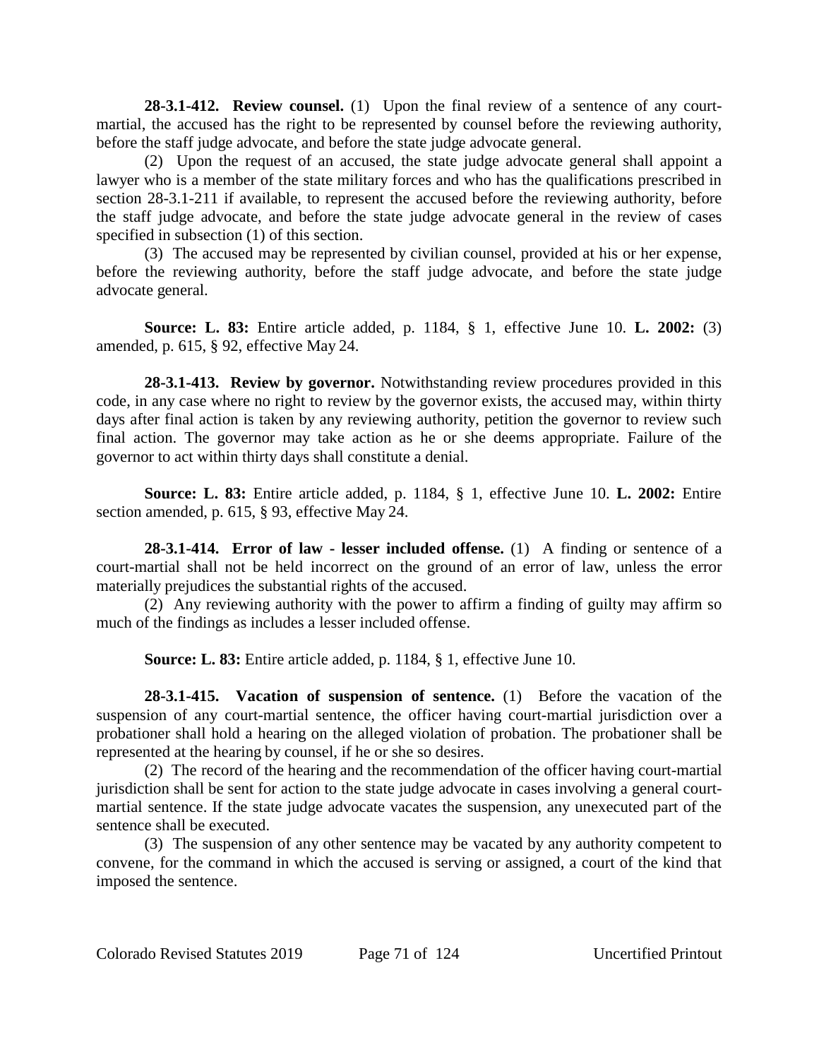**28-3.1-412. Review counsel.** (1) Upon the final review of a sentence of any court-martial, the accused has the right to be represented by counsel before the reviewing authority, before the staff judge advocate, and before the state judge advocate general.

(2) Upon the request of an accused, the state judge advocate general shall appoint a lawyer who is a member of the state military forces and who has the qualifications prescribed in section 28-3.1-211 if available, to represent the accused before the reviewing authority, before the staff judge advocate, and before the state judge advocate general in the review of cases specified in subsection (1) of this section.

(3) The accused may be represented by civilian counsel, provided at his or her expense, before the reviewing authority, before the staff judge advocate, and before the state judge advocate general.

**Source: L. 83:** Entire article added, p. 1184, § 1, effective June 10. **L. 2002:** (3) amended, p. 615, § 92, effective May 24.

**28-3.1-413. Review by governor.** Notwithstanding review procedures provided in this code, in any case where no right to review by the governor exists, the accused may, within thirty days after final action is taken by any reviewing authority, petition the governor to review such final action. The governor may take action as he or she deems appropriate. Failure of the governor to act within thirty days shall constitute a denial.

**Source: L. 83:** Entire article added, p. 1184, § 1, effective June 10. **L. 2002:** Entire section amended, p. 615, § 93, effective May 24.

**28-3.1-414. Error of law - lesser included offense.** (1) A finding or sentence of a court-martial shall not be held incorrect on the ground of an error of law, unless the error materially prejudices the substantial rights of the accused.

(2) Any reviewing authority with the power to affirm a finding of guilty may affirm so much of the findings as includes a lesser included offense.

**Source: L. 83:** Entire article added, p. 1184, § 1, effective June 10.

**28-3.1-415. Vacation of suspension of sentence.** (1) Before the vacation of the suspension of any court-martial sentence, the officer having court-martial jurisdiction over a probationer shall hold a hearing on the alleged violation of probation. The probationer shall be represented at the hearing by counsel, if he or she so desires.

(2) The record of the hearing and the recommendation of the officer having court-martial jurisdiction shall be sent for action to the state judge advocate in cases involving a general court-martial sentence. If the state judge advocate vacates the suspension, any unexecuted part of the sentence shall be executed.

(3) The suspension of any other sentence may be vacated by any authority competent to convene, for the command in which the accused is serving or assigned, a court of the kind that imposed the sentence.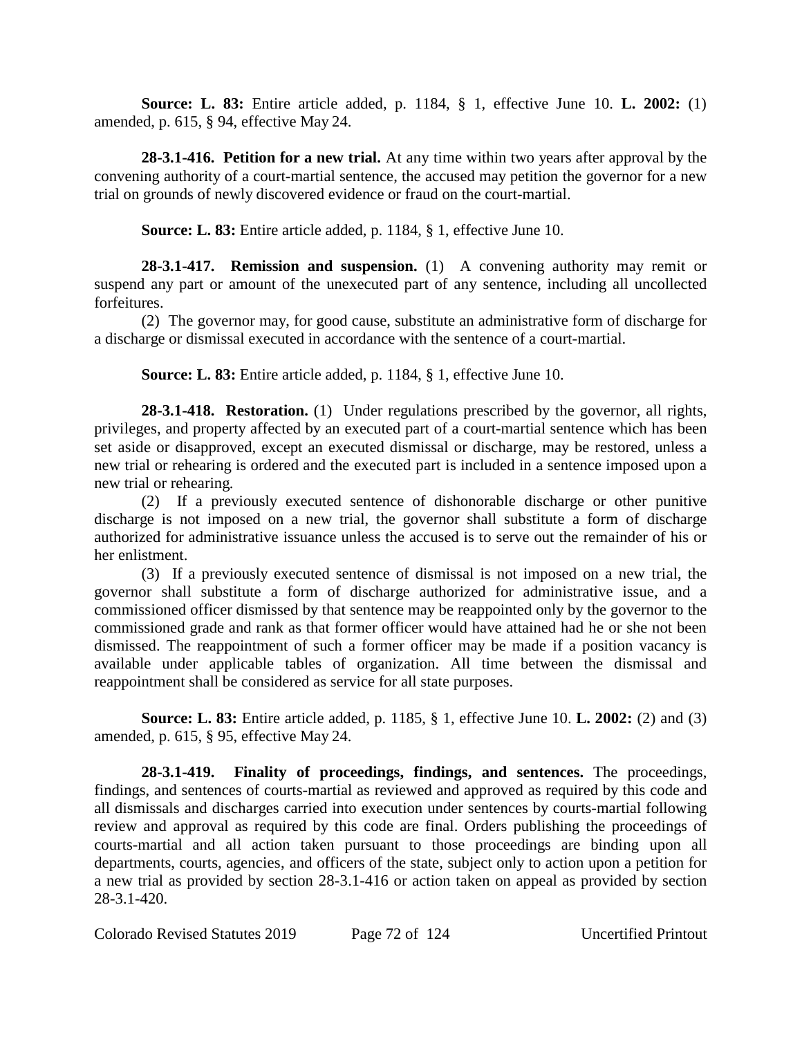**Source: L. 83:** Entire article added, p. 1184, § 1, effective June 10. **L. 2002:** (1) amended, p. 615, § 94, effective May 24.

**28-3.1-416. Petition for a new trial.** At any time within two years after approval by the convening authority of a court-martial sentence, the accused may petition the governor for a new trial on grounds of newly discovered evidence or fraud on the court-martial.

**Source: L. 83:** Entire article added, p. 1184, § 1, effective June 10.

**28-3.1-417. Remission and suspension.** (1) A convening authority may remit or suspend any part or amount of the unexecuted part of any sentence, including all uncollected forfeitures.

(2) The governor may, for good cause, substitute an administrative form of discharge for a discharge or dismissal executed in accordance with the sentence of a court-martial.

**Source: L. 83:** Entire article added, p. 1184, § 1, effective June 10.

**28-3.1-418. Restoration.** (1) Under regulations prescribed by the governor, all rights, privileges, and property affected by an executed part of a court-martial sentence which has been set aside or disapproved, except an executed dismissal or discharge, may be restored, unless a new trial or rehearing is ordered and the executed part is included in a sentence imposed upon a new trial or rehearing.

(2) If a previously executed sentence of dishonorable discharge or other punitive discharge is not imposed on a new trial, the governor shall substitute a form of discharge authorized for administrative issuance unless the accused is to serve out the remainder of his or her enlistment.

(3) If a previously executed sentence of dismissal is not imposed on a new trial, the governor shall substitute a form of discharge authorized for administrative issue, and a commissioned officer dismissed by that sentence may be reappointed only by the governor to the commissioned grade and rank as that former officer would have attained had he or she not been dismissed. The reappointment of such a former officer may be made if a position vacancy is available under applicable tables of organization. All time between the dismissal and reappointment shall be considered as service for all state purposes.

**Source: L. 83:** Entire article added, p. 1185, § 1, effective June 10. **L. 2002:** (2) and (3) amended, p. 615, § 95, effective May 24.

**28-3.1-419. Finality of proceedings, findings, and sentences.** The proceedings, findings, and sentences of courts-martial as reviewed and approved as required by this code and all dismissals and discharges carried into execution under sentences by courts-martial following review and approval as required by this code are final. Orders publishing the proceedings of courts-martial and all action taken pursuant to those proceedings are binding upon all departments, courts, agencies, and officers of the state, subject only to action upon a petition for a new trial as provided by section 28-3.1-416 or action taken on appeal as provided by section 28-3.1-420.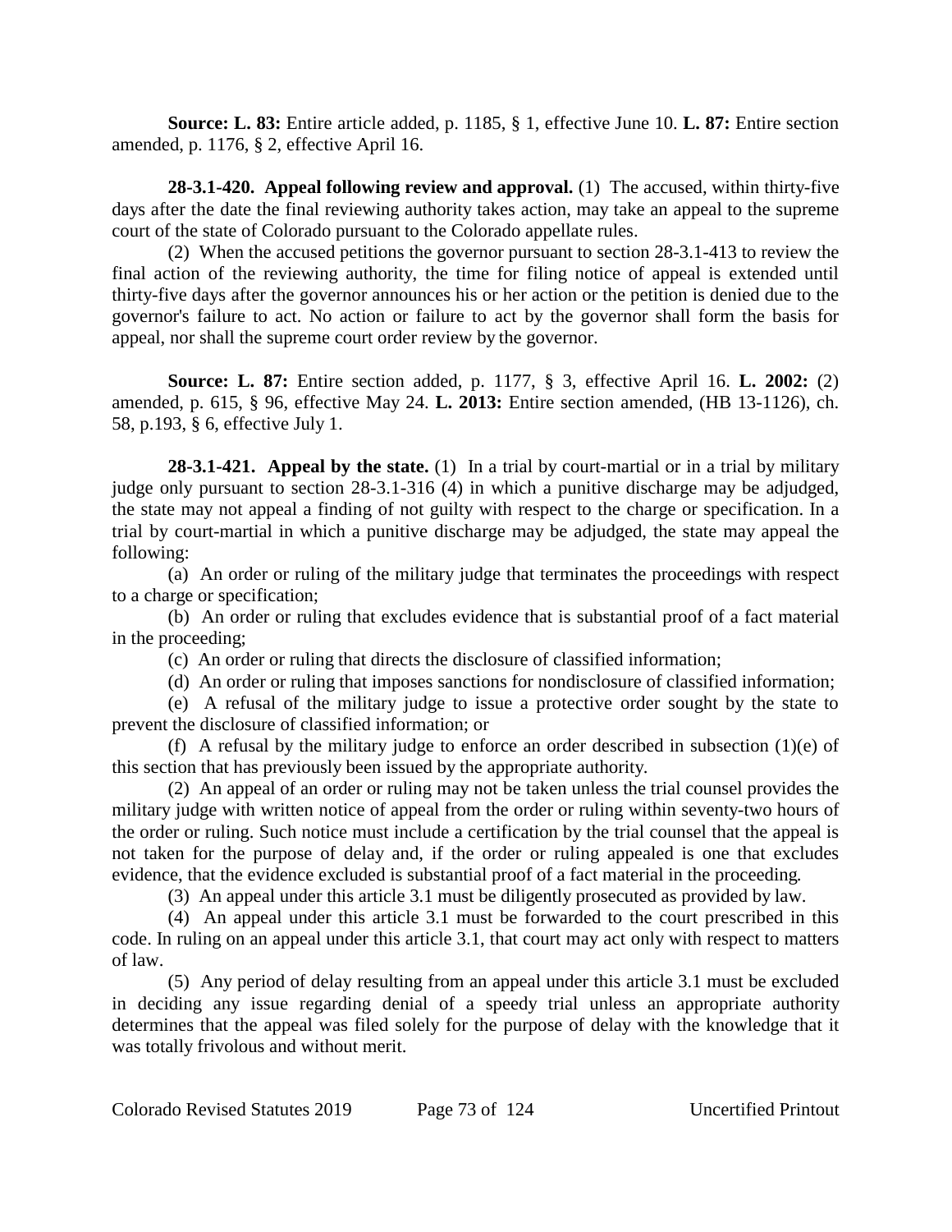**Source: L. 83:** Entire article added, p. 1185, § 1, effective June 10. **L. 87:** Entire section amended, p. 1176, § 2, effective April 16.

**28-3.1-420. Appeal following review and approval.** (1) The accused, within thirty-five days after the date the final reviewing authority takes action, may take an appeal to the supreme court of the state of Colorado pursuant to the Colorado appellate rules.

(2) When the accused petitions the governor pursuant to section 28-3.1-413 to review the final action of the reviewing authority, the time for filing notice of appeal is extended until thirty-five days after the governor announces his or her action or the petition is denied due to the governor's failure to act. No action or failure to act by the governor shall form the basis for appeal, nor shall the supreme court order review by the governor.

**Source: L. 87:** Entire section added, p. 1177, § 3, effective April 16. **L. 2002:** (2) amended, p. 615, § 96, effective May 24. **L. 2013:** Entire section amended, (HB 13-1126), ch. 58, p.193, § 6, effective July 1.

**28-3.1-421. Appeal by the state.** (1) In a trial by court-martial or in a trial by military judge only pursuant to section 28-3.1-316 (4) in which a punitive discharge may be adjudged, the state may not appeal a finding of not guilty with respect to the charge or specification. In a trial by court-martial in which a punitive discharge may be adjudged, the state may appeal the following:

(a) An order or ruling of the military judge that terminates the proceedings with respect to a charge or specification;

(b) An order or ruling that excludes evidence that is substantial proof of a fact material in the proceeding;

(c) An order or ruling that directs the disclosure of classified information;

(d) An order or ruling that imposes sanctions for nondisclosure of classified information;

(e) A refusal of the military judge to issue a protective order sought by the state to prevent the disclosure of classified information; or

(f) A refusal by the military judge to enforce an order described in subsection (1)(e) of this section that has previously been issued by the appropriate authority.

(2) An appeal of an order or ruling may not be taken unless the trial counsel provides the military judge with written notice of appeal from the order or ruling within seventy-two hours of the order or ruling. Such notice must include a certification by the trial counsel that the appeal is not taken for the purpose of delay and, if the order or ruling appealed is one that excludes evidence, that the evidence excluded is substantial proof of a fact material in the proceeding.

(3) An appeal under this article 3.1 must be diligently prosecuted as provided by law.

(4) An appeal under this article 3.1 must be forwarded to the court prescribed in this code. In ruling on an appeal under this article 3.1, that court may act only with respect to matters of law.

(5) Any period of delay resulting from an appeal under this article 3.1 must be excluded in deciding any issue regarding denial of a speedy trial unless an appropriate authority determines that the appeal was filed solely for the purpose of delay with the knowledge that it was totally frivolous and without merit.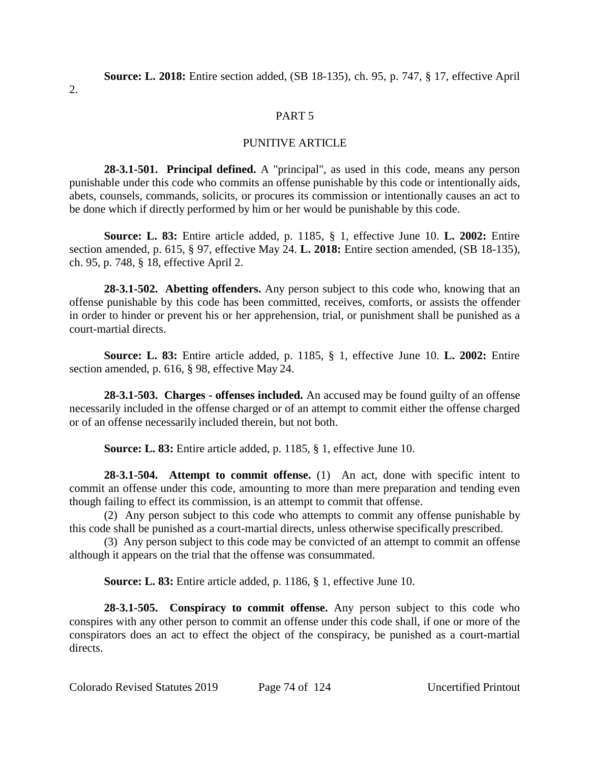**Source: L. 2018:** Entire section added, (SB 18-135), ch. 95, p. 747, § 17, effective April 2.

## PART 5

## PUNITIVE ARTICLE

**28-3.1-501. Principal defined.** A "principal", as used in this code, means any person punishable under this code who commits an offense punishable by this code or intentionally aids, abets, counsels, commands, solicits, or procures its commission or intentionally causes an act to be done which if directly performed by him or her would be punishable by this code.

**Source: L. 83:** Entire article added, p. 1185, § 1, effective June 10. **L. 2002:** Entire section amended, p. 615, § 97, effective May 24. **L. 2018:** Entire section amended, (SB 18-135), ch. 95, p. 748, § 18, effective April 2.

**28-3.1-502. Abetting offenders.** Any person subject to this code who, knowing that an offense punishable by this code has been committed, receives, comforts, or assists the offender in order to hinder or prevent his or her apprehension, trial, or punishment shall be punished as a court-martial directs.

**Source: L. 83:** Entire article added, p. 1185, § 1, effective June 10. **L. 2002:** Entire section amended, p. 616, § 98, effective May 24.

**28-3.1-503. Charges - offenses included.** An accused may be found guilty of an offense necessarily included in the offense charged or of an attempt to commit either the offense charged or of an offense necessarily included therein, but not both.

**Source: L. 83:** Entire article added, p. 1185, § 1, effective June 10.

**28-3.1-504. Attempt to commit offense.** (1) An act, done with specific intent to commit an offense under this code, amounting to more than mere preparation and tending even though failing to effect its commission, is an attempt to commit that offense.

(2) Any person subject to this code who attempts to commit any offense punishable by this code shall be punished as a court-martial directs, unless otherwise specifically prescribed.

(3) Any person subject to this code may be convicted of an attempt to commit an offense although it appears on the trial that the offense was consummated.

**Source: L. 83:** Entire article added, p. 1186, § 1, effective June 10.

**28-3.1-505. Conspiracy to commit offense.** Any person subject to this code who conspires with any other person to commit an offense under this code shall, if one or more of the conspirators does an act to effect the object of the conspiracy, be punished as a court-martial directs.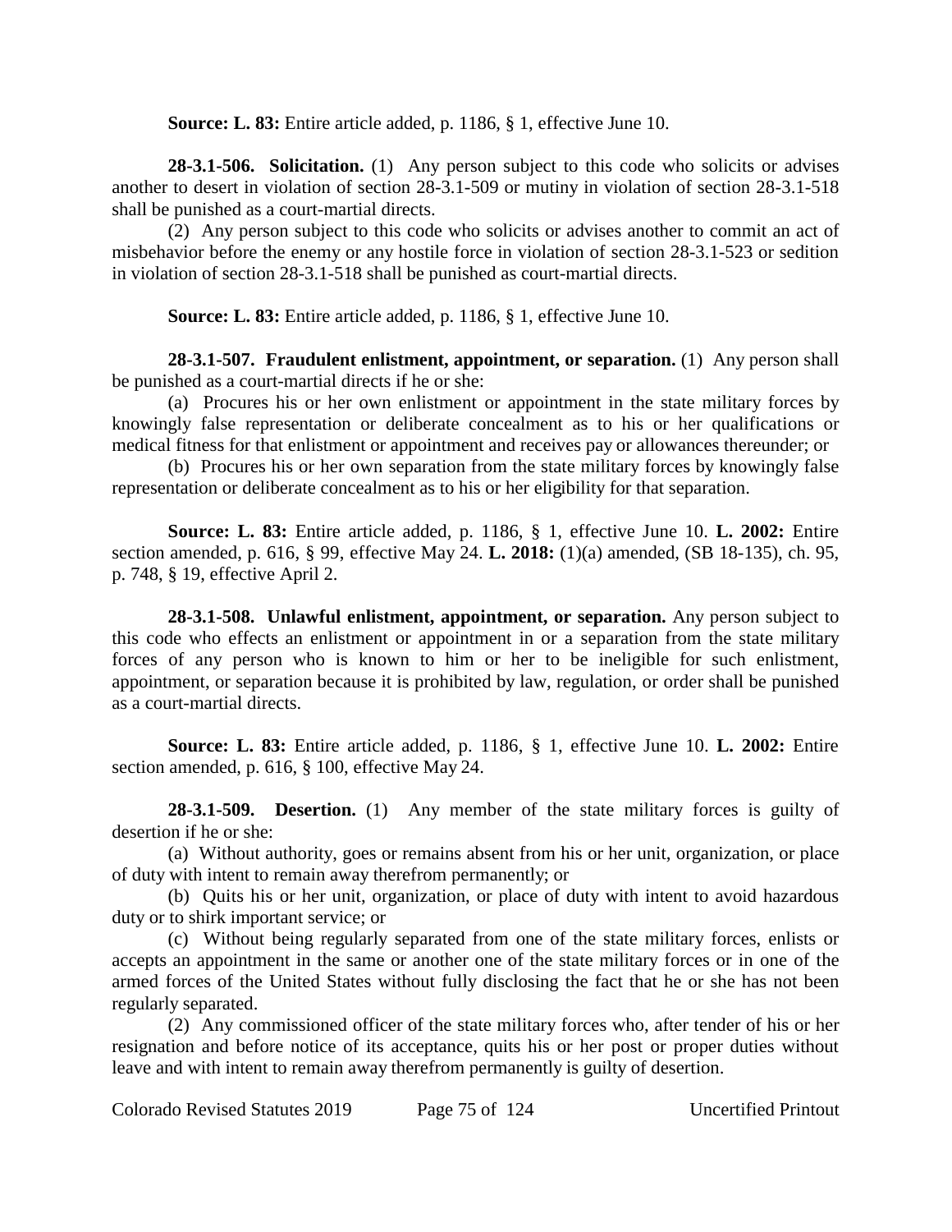**Source: L. 83:** Entire article added, p. 1186, § 1, effective June 10.

**28-3.1-506. Solicitation.** (1) Any person subject to this code who solicits or advises another to desert in violation of section 28-3.1-509 or mutiny in violation of section 28-3.1-518 shall be punished as a court-martial directs.

(2) Any person subject to this code who solicits or advises another to commit an act of misbehavior before the enemy or any hostile force in violation of section 28-3.1-523 or sedition in violation of section 28-3.1-518 shall be punished as court-martial directs.

**Source: L. 83:** Entire article added, p. 1186, § 1, effective June 10.

**28-3.1-507. Fraudulent enlistment, appointment, or separation.** (1) Any person shall be punished as a court-martial directs if he or she:

(a) Procures his or her own enlistment or appointment in the state military forces by knowingly false representation or deliberate concealment as to his or her qualifications or medical fitness for that enlistment or appointment and receives pay or allowances thereunder; or

(b) Procures his or her own separation from the state military forces by knowingly false representation or deliberate concealment as to his or her eligibility for that separation.

**Source: L. 83:** Entire article added, p. 1186, § 1, effective June 10. **L. 2002:** Entire section amended, p. 616, § 99, effective May 24. **L. 2018:** (1)(a) amended, (SB 18-135), ch. 95, p. 748, § 19, effective April 2.

**28-3.1-508. Unlawful enlistment, appointment, or separation.** Any person subject to this code who effects an enlistment or appointment in or a separation from the state military forces of any person who is known to him or her to be ineligible for such enlistment, appointment, or separation because it is prohibited by law, regulation, or order shall be punished as a court-martial directs.

**Source: L. 83:** Entire article added, p. 1186, § 1, effective June 10. **L. 2002:** Entire section amended, p. 616, § 100, effective May 24.

**28-3.1-509. Desertion.** (1) Any member of the state military forces is guilty of desertion if he or she:

(a) Without authority, goes or remains absent from his or her unit, organization, or place of duty with intent to remain away therefrom permanently; or

(b) Quits his or her unit, organization, or place of duty with intent to avoid hazardous duty or to shirk important service; or

(c) Without being regularly separated from one of the state military forces, enlists or accepts an appointment in the same or another one of the state military forces or in one of the armed forces of the United States without fully disclosing the fact that he or she has not been regularly separated.

(2) Any commissioned officer of the state military forces who, after tender of his or her resignation and before notice of its acceptance, quits his or her post or proper duties without leave and with intent to remain away therefrom permanently is guilty of desertion.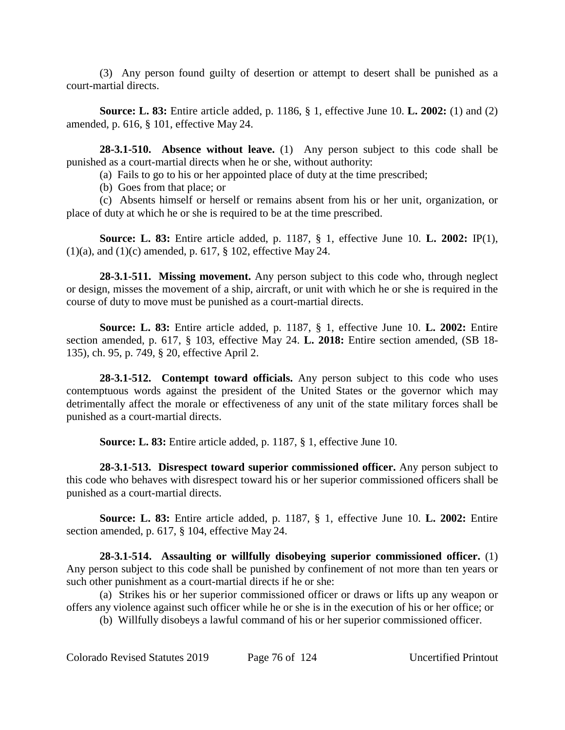(3) Any person found guilty of desertion or attempt to desert shall be punished as a court-martial directs.

**Source: L. 83:** Entire article added, p. 1186, § 1, effective June 10. **L. 2002:** (1) and (2) amended, p. 616, § 101, effective May 24.

**28-3.1-510. Absence without leave.** (1) Any person subject to this code shall be punished as a court-martial directs when he or she, without authority:

(a) Fails to go to his or her appointed place of duty at the time prescribed;

(b) Goes from that place; or

(c) Absents himself or herself or remains absent from his or her unit, organization, or place of duty at which he or she is required to be at the time prescribed.

**Source: L. 83:** Entire article added, p. 1187, § 1, effective June 10. **L. 2002:** IP(1), (1)(a), and (1)(c) amended, p. 617, § 102, effective May 24.

**28-3.1-511. Missing movement.** Any person subject to this code who, through neglect or design, misses the movement of a ship, aircraft, or unit with which he or she is required in the course of duty to move must be punished as a court-martial directs.

**Source: L. 83:** Entire article added, p. 1187, § 1, effective June 10. **L. 2002:** Entire section amended, p. 617, § 103, effective May 24. **L. 2018:** Entire section amended, (SB 18-135), ch. 95, p. 749, § 20, effective April 2.

**28-3.1-512. Contempt toward officials.** Any person subject to this code who uses contemptuous words against the president of the United States or the governor which may detrimentally affect the morale or effectiveness of any unit of the state military forces shall be punished as a court-martial directs.

**Source: L. 83:** Entire article added, p. 1187, § 1, effective June 10.

**28-3.1-513. Disrespect toward superior commissioned officer.** Any person subject to this code who behaves with disrespect toward his or her superior commissioned officers shall be punished as a court-martial directs.

**Source: L. 83:** Entire article added, p. 1187, § 1, effective June 10. **L. 2002:** Entire section amended, p. 617, § 104, effective May 24.

**28-3.1-514. Assaulting or willfully disobeying superior commissioned officer.** (1) Any person subject to this code shall be punished by confinement of not more than ten years or such other punishment as a court-martial directs if he or she:

(a) Strikes his or her superior commissioned officer or draws or lifts up any weapon or offers any violence against such officer while he or she is in the execution of his or her office; or

(b) Willfully disobeys a lawful command of his or her superior commissioned officer.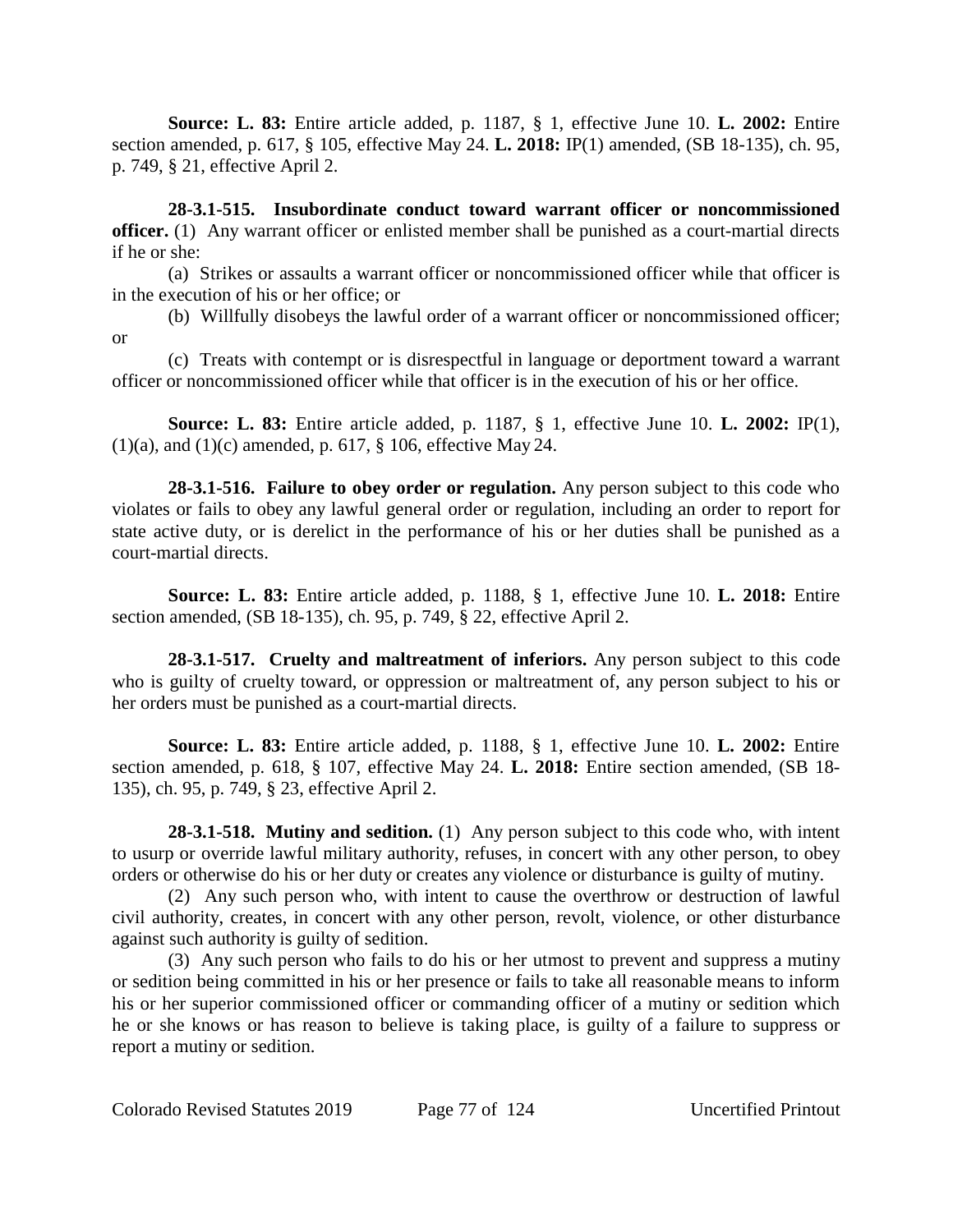**Source: L. 83:** Entire article added, p. 1187, § 1, effective June 10. **L. 2002:** Entire section amended, p. 617, § 105, effective May 24. **L. 2018:** IP(1) amended, (SB 18-135), ch. 95, p. 749, § 21, effective April 2.

**28-3.1-515. Insubordinate conduct toward warrant officer or noncommissioned officer.** (1) Any warrant officer or enlisted member shall be punished as a court-martial directs if he or she:

(a) Strikes or assaults a warrant officer or noncommissioned officer while that officer is in the execution of his or her office; or

(b) Willfully disobeys the lawful order of a warrant officer or noncommissioned officer; or

(c) Treats with contempt or is disrespectful in language or deportment toward a warrant officer or noncommissioned officer while that officer is in the execution of his or her office.

**Source: L. 83:** Entire article added, p. 1187, § 1, effective June 10. **L. 2002:** IP(1), (1)(a), and (1)(c) amended, p. 617, § 106, effective May 24.

**28-3.1-516. Failure to obey order or regulation.** Any person subject to this code who violates or fails to obey any lawful general order or regulation, including an order to report for state active duty, or is derelict in the performance of his or her duties shall be punished as a court-martial directs.

**Source: L. 83:** Entire article added, p. 1188, § 1, effective June 10. **L. 2018:** Entire section amended, (SB 18-135), ch. 95, p. 749, § 22, effective April 2.

**28-3.1-517. Cruelty and maltreatment of inferiors.** Any person subject to this code who is guilty of cruelty toward, or oppression or maltreatment of, any person subject to his or her orders must be punished as a court-martial directs.

**Source: L. 83:** Entire article added, p. 1188, § 1, effective June 10. **L. 2002:** Entire section amended, p. 618, § 107, effective May 24. **L. 2018:** Entire section amended, (SB 18-135), ch. 95, p. 749, § 23, effective April 2.

**28-3.1-518. Mutiny and sedition.** (1) Any person subject to this code who, with intent to usurp or override lawful military authority, refuses, in concert with any other person, to obey orders or otherwise do his or her duty or creates any violence or disturbance is guilty of mutiny.

(2) Any such person who, with intent to cause the overthrow or destruction of lawful civil authority, creates, in concert with any other person, revolt, violence, or other disturbance against such authority is guilty of sedition.

(3) Any such person who fails to do his or her utmost to prevent and suppress a mutiny or sedition being committed in his or her presence or fails to take all reasonable means to inform his or her superior commissioned officer or commanding officer of a mutiny or sedition which he or she knows or has reason to believe is taking place, is guilty of a failure to suppress or report a mutiny or sedition.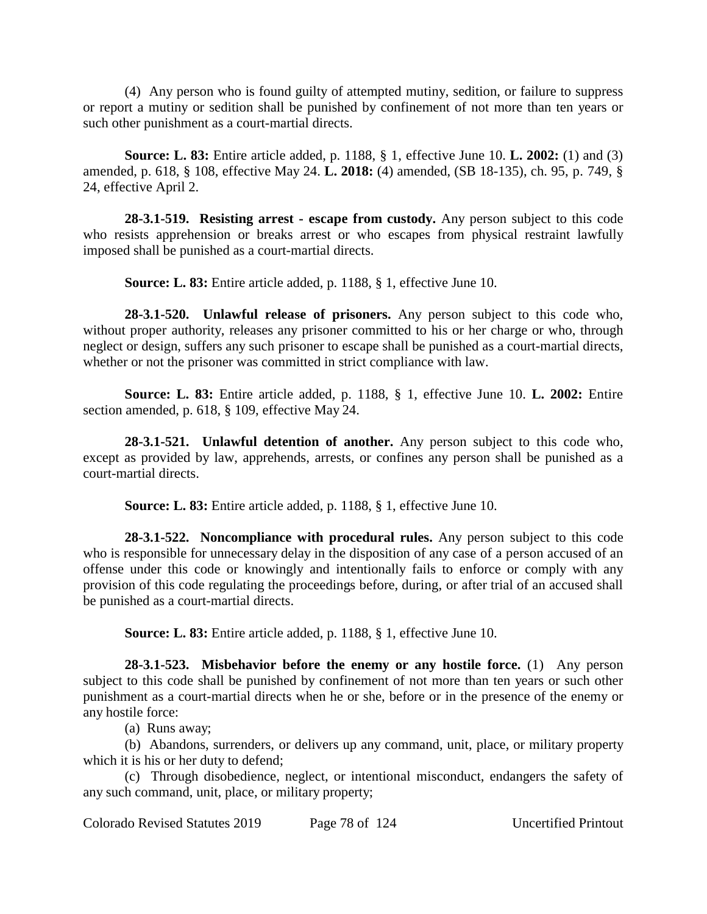(4) Any person who is found guilty of attempted mutiny, sedition, or failure to suppress or report a mutiny or sedition shall be punished by confinement of not more than ten years or such other punishment as a court-martial directs.

**Source: L. 83:** Entire article added, p. 1188, § 1, effective June 10. **L. 2002:** (1) and (3) amended, p. 618, § 108, effective May 24. **L. 2018:** (4) amended, (SB 18-135), ch. 95, p. 749, § 24, effective April 2.

**28-3.1-519. Resisting arrest - escape from custody.** Any person subject to this code who resists apprehension or breaks arrest or who escapes from physical restraint lawfully imposed shall be punished as a court-martial directs.

**Source: L. 83:** Entire article added, p. 1188, § 1, effective June 10.

**28-3.1-520. Unlawful release of prisoners.** Any person subject to this code who, without proper authority, releases any prisoner committed to his or her charge or who, through neglect or design, suffers any such prisoner to escape shall be punished as a court-martial directs, whether or not the prisoner was committed in strict compliance with law.

**Source: L. 83:** Entire article added, p. 1188, § 1, effective June 10. **L. 2002:** Entire section amended, p. 618, § 109, effective May 24.

**28-3.1-521. Unlawful detention of another.** Any person subject to this code who, except as provided by law, apprehends, arrests, or confines any person shall be punished as a court-martial directs.

**Source: L. 83:** Entire article added, p. 1188, § 1, effective June 10.

**28-3.1-522. Noncompliance with procedural rules.** Any person subject to this code who is responsible for unnecessary delay in the disposition of any case of a person accused of an offense under this code or knowingly and intentionally fails to enforce or comply with any provision of this code regulating the proceedings before, during, or after trial of an accused shall be punished as a court-martial directs.

**Source: L. 83:** Entire article added, p. 1188, § 1, effective June 10.

**28-3.1-523. Misbehavior before the enemy or any hostile force.** (1) Any person subject to this code shall be punished by confinement of not more than ten years or such other punishment as a court-martial directs when he or she, before or in the presence of the enemy or any hostile force:

(a) Runs away;

(b) Abandons, surrenders, or delivers up any command, unit, place, or military property which it is his or her duty to defend;

(c) Through disobedience, neglect, or intentional misconduct, endangers the safety of any such command, unit, place, or military property;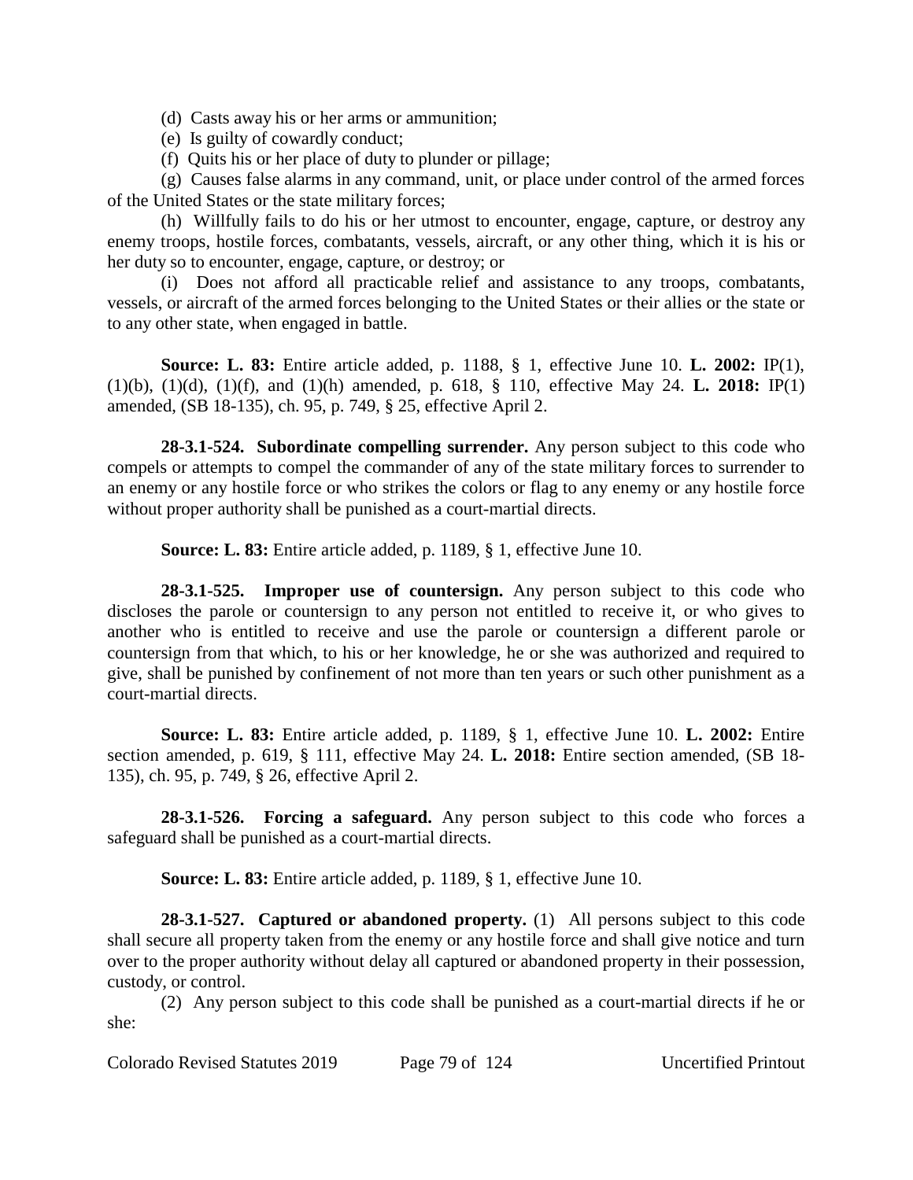(d) Casts away his or her arms or ammunition;

(e) Is guilty of cowardly conduct;

(f) Quits his or her place of duty to plunder or pillage;

(g) Causes false alarms in any command, unit, or place under control of the armed forces of the United States or the state military forces;

(h) Willfully fails to do his or her utmost to encounter, engage, capture, or destroy any enemy troops, hostile forces, combatants, vessels, aircraft, or any other thing, which it is his or her duty so to encounter, engage, capture, or destroy; or

(i) Does not afford all practicable relief and assistance to any troops, combatants, vessels, or aircraft of the armed forces belonging to the United States or their allies or the state or to any other state, when engaged in battle.

**Source: L. 83:** Entire article added, p. 1188, § 1, effective June 10. **L. 2002:** IP(1), (1)(b), (1)(d), (1)(f), and (1)(h) amended, p. 618, § 110, effective May 24. **L. 2018:** IP(1) amended, (SB 18-135), ch. 95, p. 749, § 25, effective April 2.

**28-3.1-524. Subordinate compelling surrender.** Any person subject to this code who compels or attempts to compel the commander of any of the state military forces to surrender to an enemy or any hostile force or who strikes the colors or flag to any enemy or any hostile force without proper authority shall be punished as a court-martial directs.

**Source: L. 83:** Entire article added, p. 1189, § 1, effective June 10.

**28-3.1-525. Improper use of countersign.** Any person subject to this code who discloses the parole or countersign to any person not entitled to receive it, or who gives to another who is entitled to receive and use the parole or countersign a different parole or countersign from that which, to his or her knowledge, he or she was authorized and required to give, shall be punished by confinement of not more than ten years or such other punishment as a court-martial directs.

**Source: L. 83:** Entire article added, p. 1189, § 1, effective June 10. **L. 2002:** Entire section amended, p. 619, § 111, effective May 24. **L. 2018:** Entire section amended, (SB 18-135), ch. 95, p. 749, § 26, effective April 2.

**28-3.1-526. Forcing a safeguard.** Any person subject to this code who forces a safeguard shall be punished as a court-martial directs.

**Source: L. 83:** Entire article added, p. 1189, § 1, effective June 10.

**28-3.1-527. Captured or abandoned property.** (1) All persons subject to this code shall secure all property taken from the enemy or any hostile force and shall give notice and turn over to the proper authority without delay all captured or abandoned property in their possession, custody, or control.

(2) Any person subject to this code shall be punished as a court-martial directs if he or she: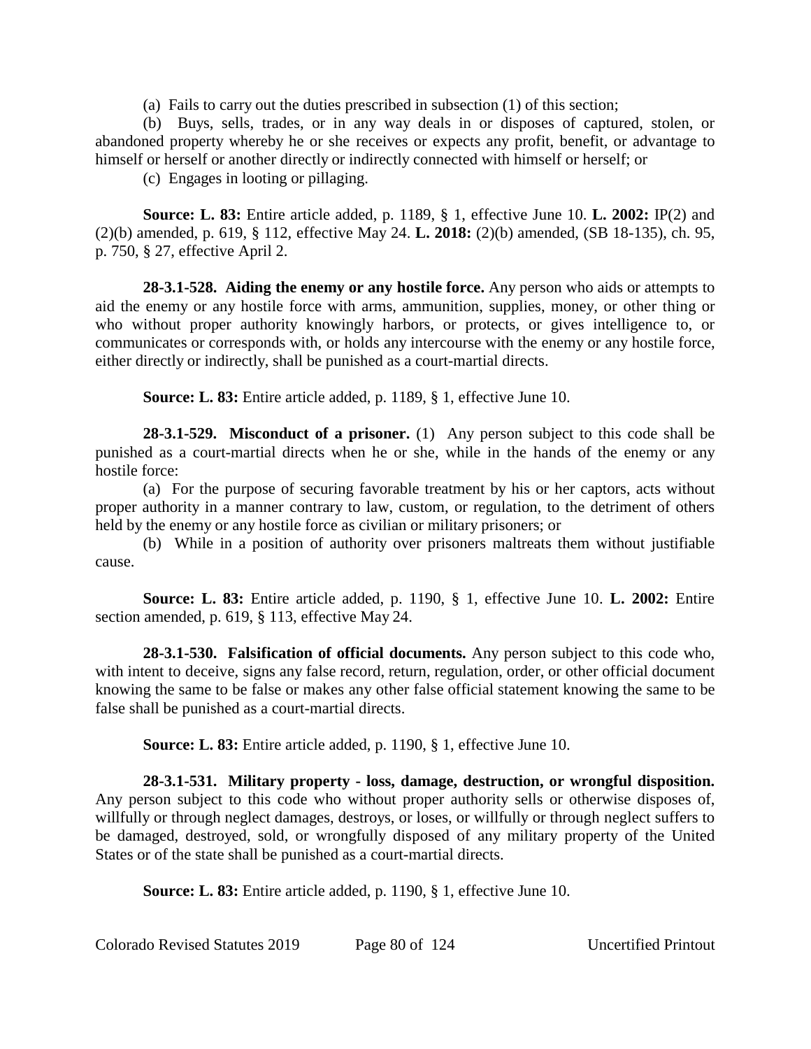(a) Fails to carry out the duties prescribed in subsection (1) of this section;

(b) Buys, sells, trades, or in any way deals in or disposes of captured, stolen, or abandoned property whereby he or she receives or expects any profit, benefit, or advantage to himself or herself or another directly or indirectly connected with himself or herself; or

(c) Engages in looting or pillaging.

**Source: L. 83:** Entire article added, p. 1189, § 1, effective June 10. **L. 2002:** IP(2) and (2)(b) amended, p. 619, § 112, effective May 24. **L. 2018:** (2)(b) amended, (SB 18-135), ch. 95, p. 750, § 27, effective April 2.

**28-3.1-528. Aiding the enemy or any hostile force.** Any person who aids or attempts to aid the enemy or any hostile force with arms, ammunition, supplies, money, or other thing or who without proper authority knowingly harbors, or protects, or gives intelligence to, or communicates or corresponds with, or holds any intercourse with the enemy or any hostile force, either directly or indirectly, shall be punished as a court-martial directs.

**Source: L. 83:** Entire article added, p. 1189, § 1, effective June 10.

**28-3.1-529. Misconduct of a prisoner.** (1) Any person subject to this code shall be punished as a court-martial directs when he or she, while in the hands of the enemy or any hostile force:

(a) For the purpose of securing favorable treatment by his or her captors, acts without proper authority in a manner contrary to law, custom, or regulation, to the detriment of others held by the enemy or any hostile force as civilian or military prisoners; or

(b) While in a position of authority over prisoners maltreats them without justifiable cause.

**Source: L. 83:** Entire article added, p. 1190, § 1, effective June 10. **L. 2002:** Entire section amended, p. 619, § 113, effective May 24.

**28-3.1-530. Falsification of official documents.** Any person subject to this code who, with intent to deceive, signs any false record, return, regulation, order, or other official document knowing the same to be false or makes any other false official statement knowing the same to be false shall be punished as a court-martial directs.

**Source: L. 83:** Entire article added, p. 1190, § 1, effective June 10.

**28-3.1-531. Military property - loss, damage, destruction, or wrongful disposition.** Any person subject to this code who without proper authority sells or otherwise disposes of, willfully or through neglect damages, destroys, or loses, or willfully or through neglect suffers to be damaged, destroyed, sold, or wrongfully disposed of any military property of the United States or of the state shall be punished as a court-martial directs.

**Source: L. 83:** Entire article added, p. 1190, § 1, effective June 10.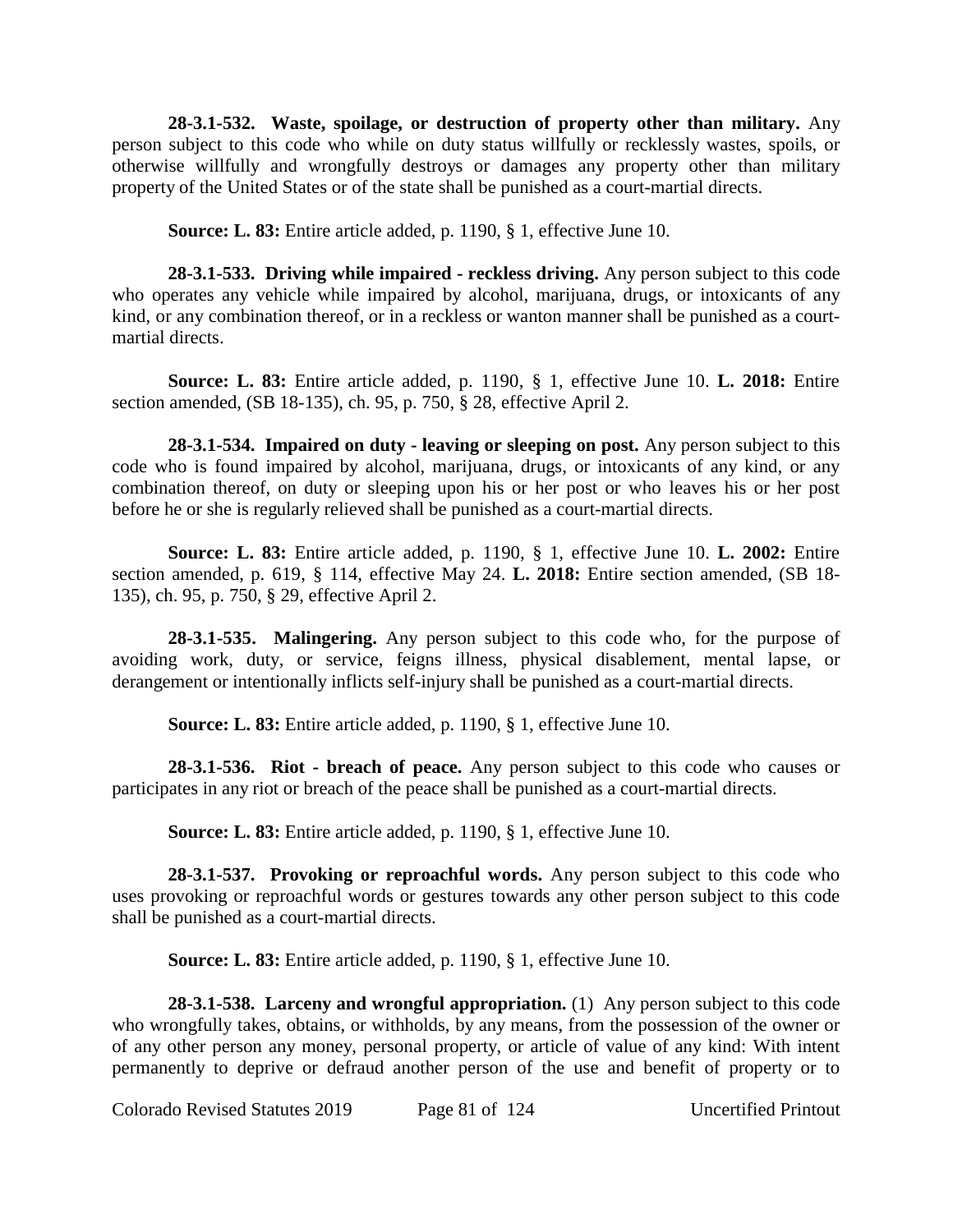**28-3.1-532. Waste, spoilage, or destruction of property other than military.** Any person subject to this code who while on duty status willfully or recklessly wastes, spoils, or otherwise willfully and wrongfully destroys or damages any property other than military property of the United States or of the state shall be punished as a court-martial directs.

**Source: L. 83:** Entire article added, p. 1190, § 1, effective June 10.

**28-3.1-533. Driving while impaired - reckless driving.** Any person subject to this code who operates any vehicle while impaired by alcohol, marijuana, drugs, or intoxicants of any kind, or any combination thereof, or in a reckless or wanton manner shall be punished as a court-martial directs.

**Source: L. 83:** Entire article added, p. 1190, § 1, effective June 10. **L. 2018:** Entire section amended, (SB 18-135), ch. 95, p. 750, § 28, effective April 2.

**28-3.1-534. Impaired on duty - leaving or sleeping on post.** Any person subject to this code who is found impaired by alcohol, marijuana, drugs, or intoxicants of any kind, or any combination thereof, on duty or sleeping upon his or her post or who leaves his or her post before he or she is regularly relieved shall be punished as a court-martial directs.

**Source: L. 83:** Entire article added, p. 1190, § 1, effective June 10. **L. 2002:** Entire section amended, p. 619, § 114, effective May 24. **L. 2018:** Entire section amended, (SB 18-135), ch. 95, p. 750, § 29, effective April 2.

**28-3.1-535. Malingering.** Any person subject to this code who, for the purpose of avoiding work, duty, or service, feigns illness, physical disablement, mental lapse, or derangement or intentionally inflicts self-injury shall be punished as a court-martial directs.

**Source: L. 83:** Entire article added, p. 1190, § 1, effective June 10.

**28-3.1-536. Riot - breach of peace.** Any person subject to this code who causes or participates in any riot or breach of the peace shall be punished as a court-martial directs.

**Source: L. 83:** Entire article added, p. 1190, § 1, effective June 10.

**28-3.1-537. Provoking or reproachful words.** Any person subject to this code who uses provoking or reproachful words or gestures towards any other person subject to this code shall be punished as a court-martial directs.

**Source: L. 83:** Entire article added, p. 1190, § 1, effective June 10.

**28-3.1-538. Larceny and wrongful appropriation.** (1) Any person subject to this code who wrongfully takes, obtains, or withholds, by any means, from the possession of the owner or of any other person any money, personal property, or article of value of any kind: With intent permanently to deprive or defraud another person of the use and benefit of property or to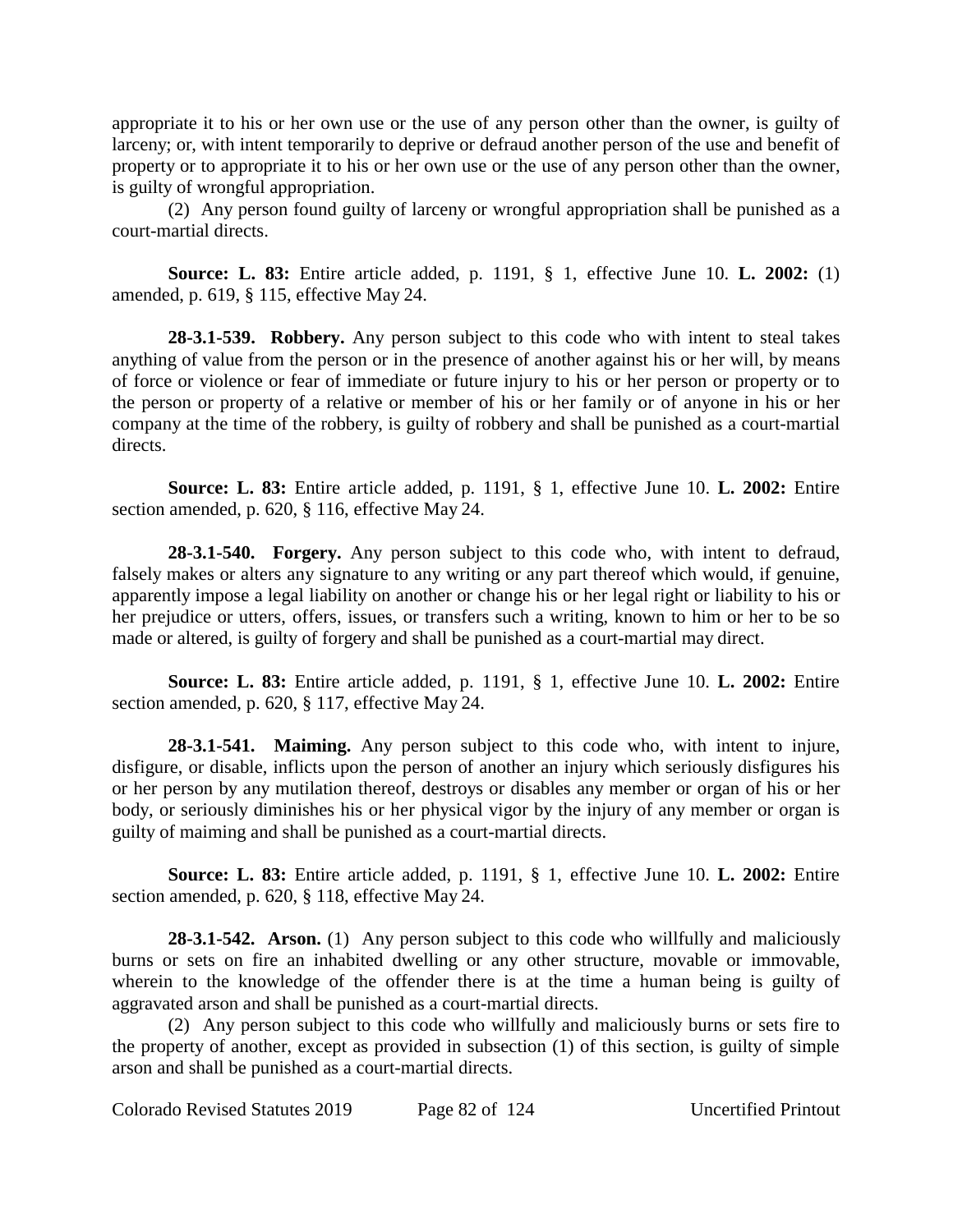appropriate it to his or her own use or the use of any person other than the owner, is guilty of larceny; or, with intent temporarily to deprive or defraud another person of the use and benefit of property or to appropriate it to his or her own use or the use of any person other than the owner, is guilty of wrongful appropriation.

(2) Any person found guilty of larceny or wrongful appropriation shall be punished as a court-martial directs.

**Source: L. 83:** Entire article added, p. 1191, § 1, effective June 10. **L. 2002:** (1) amended, p. 619, § 115, effective May 24.

**28-3.1-539. Robbery.** Any person subject to this code who with intent to steal takes anything of value from the person or in the presence of another against his or her will, by means of force or violence or fear of immediate or future injury to his or her person or property or to the person or property of a relative or member of his or her family or of anyone in his or her company at the time of the robbery, is guilty of robbery and shall be punished as a court-martial directs.

**Source: L. 83:** Entire article added, p. 1191, § 1, effective June 10. **L. 2002:** Entire section amended, p. 620, § 116, effective May 24.

**28-3.1-540. Forgery.** Any person subject to this code who, with intent to defraud, falsely makes or alters any signature to any writing or any part thereof which would, if genuine, apparently impose a legal liability on another or change his or her legal right or liability to his or her prejudice or utters, offers, issues, or transfers such a writing, known to him or her to be so made or altered, is guilty of forgery and shall be punished as a court-martial may direct.

**Source: L. 83:** Entire article added, p. 1191, § 1, effective June 10. **L. 2002:** Entire section amended, p. 620, § 117, effective May 24.

**28-3.1-541. Maiming.** Any person subject to this code who, with intent to injure, disfigure, or disable, inflicts upon the person of another an injury which seriously disfigures his or her person by any mutilation thereof, destroys or disables any member or organ of his or her body, or seriously diminishes his or her physical vigor by the injury of any member or organ is guilty of maiming and shall be punished as a court-martial directs.

**Source: L. 83:** Entire article added, p. 1191, § 1, effective June 10. **L. 2002:** Entire section amended, p. 620, § 118, effective May 24.

**28-3.1-542. Arson.** (1) Any person subject to this code who willfully and maliciously burns or sets on fire an inhabited dwelling or any other structure, movable or immovable, wherein to the knowledge of the offender there is at the time a human being is guilty of aggravated arson and shall be punished as a court-martial directs.

(2) Any person subject to this code who willfully and maliciously burns or sets fire to the property of another, except as provided in subsection (1) of this section, is guilty of simple arson and shall be punished as a court-martial directs.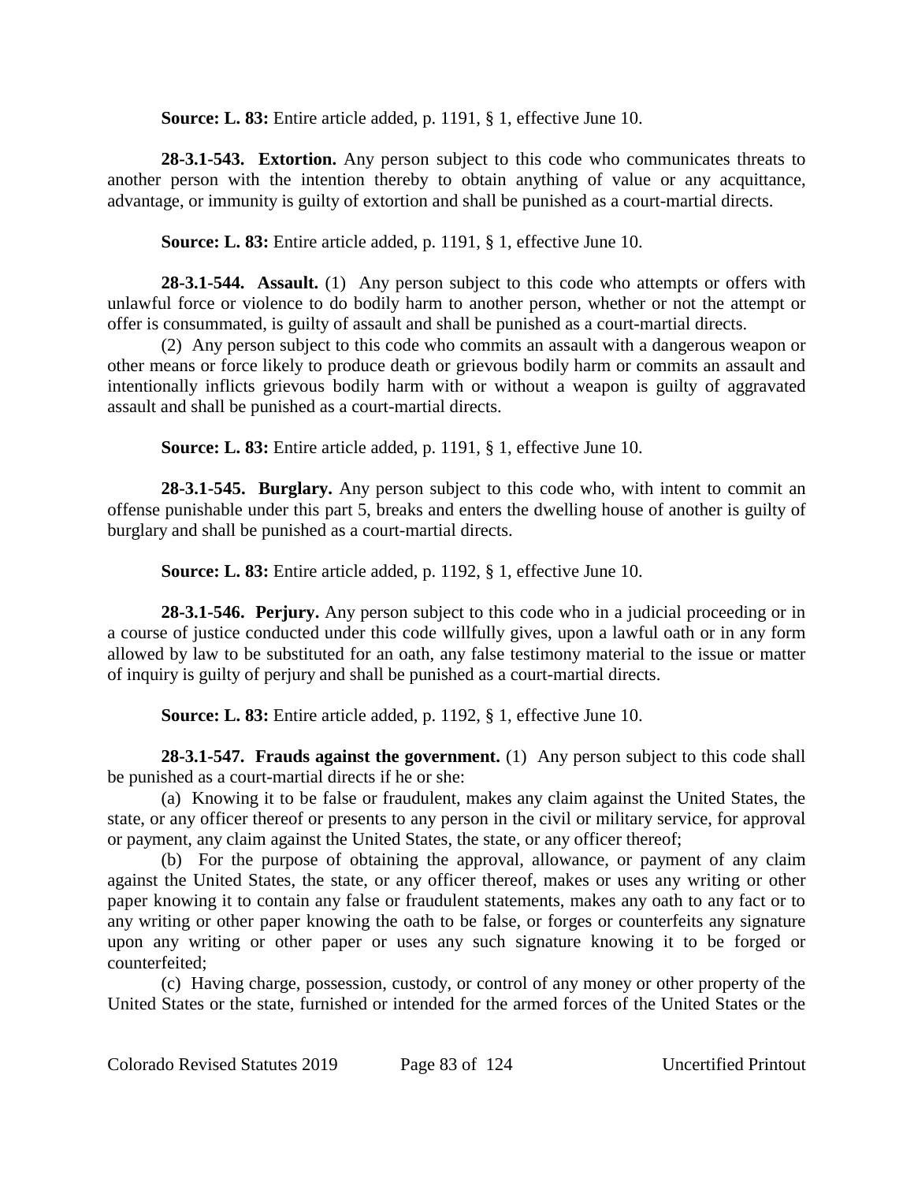**Source: L. 83:** Entire article added, p. 1191, § 1, effective June 10.

**28-3.1-543. Extortion.** Any person subject to this code who communicates threats to another person with the intention thereby to obtain anything of value or any acquittance, advantage, or immunity is guilty of extortion and shall be punished as a court-martial directs.

**Source: L. 83:** Entire article added, p. 1191, § 1, effective June 10.

**28-3.1-544. Assault.** (1) Any person subject to this code who attempts or offers with unlawful force or violence to do bodily harm to another person, whether or not the attempt or offer is consummated, is guilty of assault and shall be punished as a court-martial directs.

(2) Any person subject to this code who commits an assault with a dangerous weapon or other means or force likely to produce death or grievous bodily harm or commits an assault and intentionally inflicts grievous bodily harm with or without a weapon is guilty of aggravated assault and shall be punished as a court-martial directs.

**Source: L. 83:** Entire article added, p. 1191, § 1, effective June 10.

**28-3.1-545. Burglary.** Any person subject to this code who, with intent to commit an offense punishable under this part 5, breaks and enters the dwelling house of another is guilty of burglary and shall be punished as a court-martial directs.

**Source: L. 83:** Entire article added, p. 1192, § 1, effective June 10.

**28-3.1-546. Perjury.** Any person subject to this code who in a judicial proceeding or in a course of justice conducted under this code willfully gives, upon a lawful oath or in any form allowed by law to be substituted for an oath, any false testimony material to the issue or matter of inquiry is guilty of perjury and shall be punished as a court-martial directs.

**Source: L. 83:** Entire article added, p. 1192, § 1, effective June 10.

**28-3.1-547. Frauds against the government.** (1) Any person subject to this code shall be punished as a court-martial directs if he or she:

(a) Knowing it to be false or fraudulent, makes any claim against the United States, the state, or any officer thereof or presents to any person in the civil or military service, for approval or payment, any claim against the United States, the state, or any officer thereof;

(b) For the purpose of obtaining the approval, allowance, or payment of any claim against the United States, the state, or any officer thereof, makes or uses any writing or other paper knowing it to contain any false or fraudulent statements, makes any oath to any fact or to any writing or other paper knowing the oath to be false, or forges or counterfeits any signature upon any writing or other paper or uses any such signature knowing it to be forged or counterfeited;

(c) Having charge, possession, custody, or control of any money or other property of the United States or the state, furnished or intended for the armed forces of the United States or the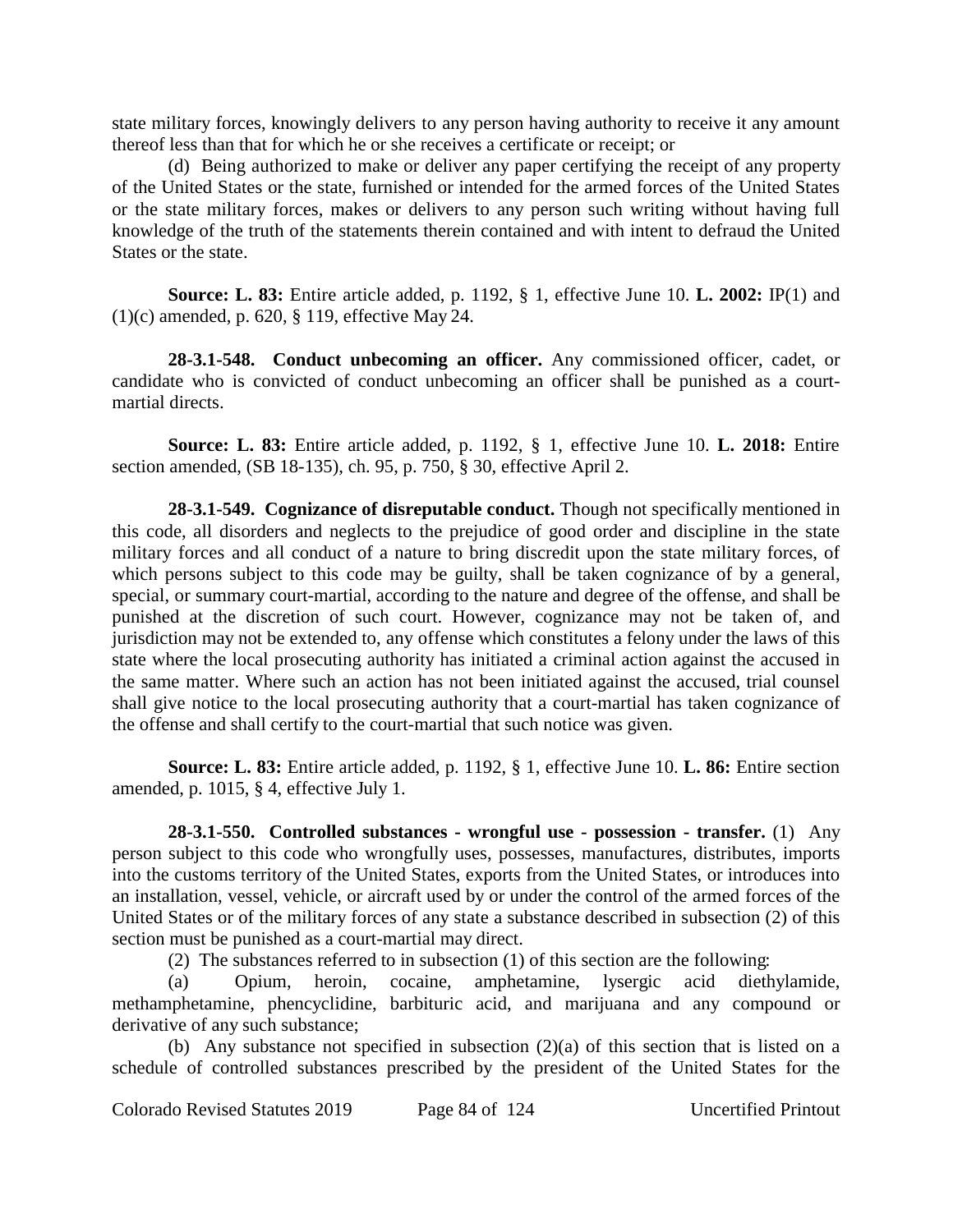state military forces, knowingly delivers to any person having authority to receive it any amount thereof less than that for which he or she receives a certificate or receipt; or

(d) Being authorized to make or deliver any paper certifying the receipt of any property of the United States or the state, furnished or intended for the armed forces of the United States or the state military forces, makes or delivers to any person such writing without having full knowledge of the truth of the statements therein contained and with intent to defraud the United States or the state.

**Source: L. 83:** Entire article added, p. 1192, § 1, effective June 10. **L. 2002:** IP(1) and (1)(c) amended, p. 620, § 119, effective May 24.

**28-3.1-548. Conduct unbecoming an officer.** Any commissioned officer, cadet, or candidate who is convicted of conduct unbecoming an officer shall be punished as a court-martial directs.

**Source: L. 83:** Entire article added, p. 1192, § 1, effective June 10. **L. 2018:** Entire section amended, (SB 18-135), ch. 95, p. 750, § 30, effective April 2.

**28-3.1-549. Cognizance of disreputable conduct.** Though not specifically mentioned in this code, all disorders and neglects to the prejudice of good order and discipline in the state military forces and all conduct of a nature to bring discredit upon the state military forces, of which persons subject to this code may be guilty, shall be taken cognizance of by a general, special, or summary court-martial, according to the nature and degree of the offense, and shall be punished at the discretion of such court. However, cognizance may not be taken of, and jurisdiction may not be extended to, any offense which constitutes a felony under the laws of this state where the local prosecuting authority has initiated a criminal action against the accused in the same matter. Where such an action has not been initiated against the accused, trial counsel shall give notice to the local prosecuting authority that a court-martial has taken cognizance of the offense and shall certify to the court-martial that such notice was given.

**Source: L. 83:** Entire article added, p. 1192, § 1, effective June 10. **L. 86:** Entire section amended, p. 1015, § 4, effective July 1.

**28-3.1-550. Controlled substances - wrongful use - possession - transfer.** (1) Any person subject to this code who wrongfully uses, possesses, manufactures, distributes, imports into the customs territory of the United States, exports from the United States, or introduces into an installation, vessel, vehicle, or aircraft used by or under the control of the armed forces of the United States or of the military forces of any state a substance described in subsection (2) of this section must be punished as a court-martial may direct.

(2) The substances referred to in subsection (1) of this section are the following:

(a) Opium, heroin, cocaine, amphetamine, lysergic acid diethylamide, methamphetamine, phencyclidine, barbituric acid, and marijuana and any compound or derivative of any such substance;

(b) Any substance not specified in subsection (2)(a) of this section that is listed on a schedule of controlled substances prescribed by the president of the United States for the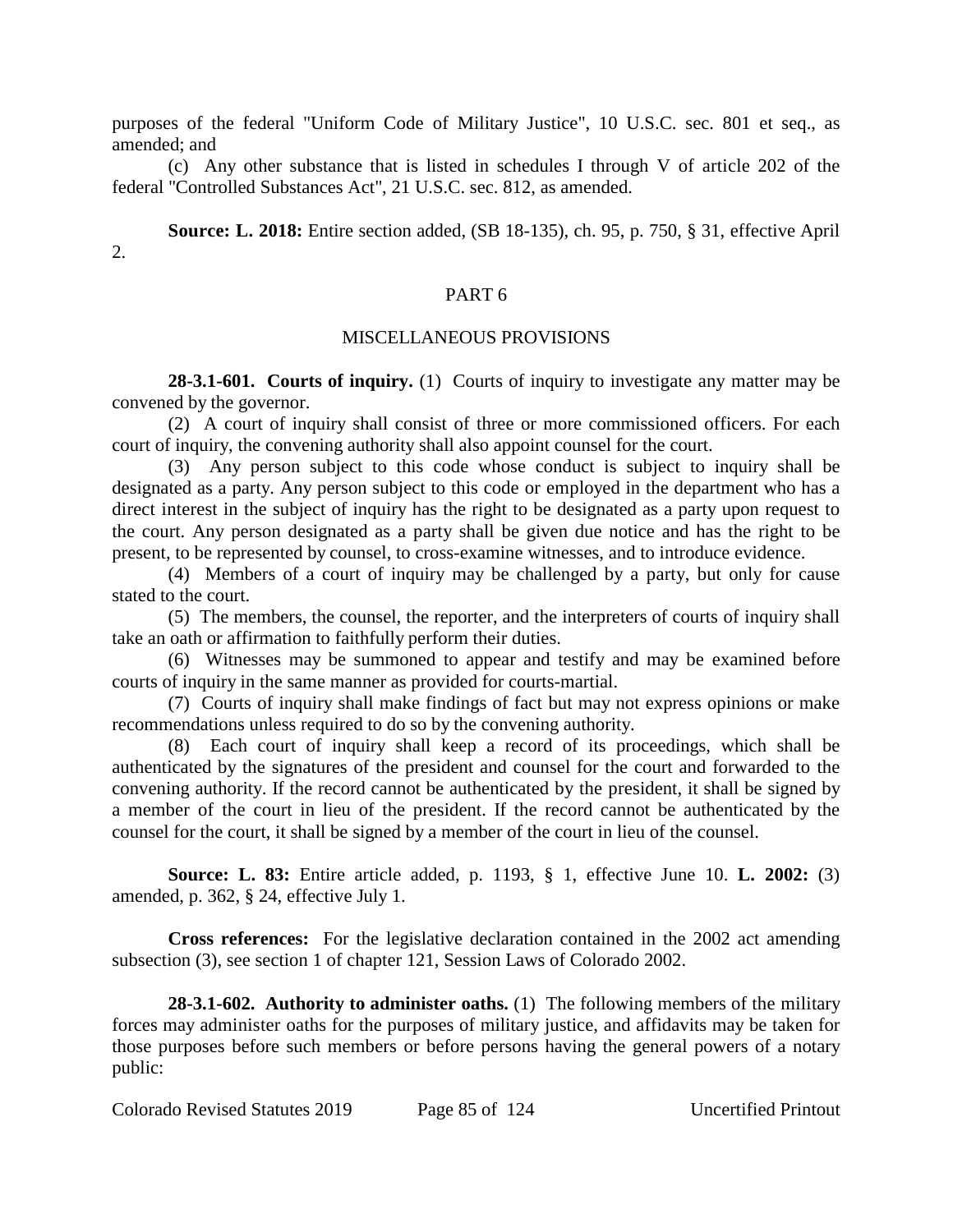purposes of the federal "Uniform Code of Military Justice", 10 U.S.C. sec. 801 et seq., as amended; and

(c) Any other substance that is listed in schedules I through V of article 202 of the federal "Controlled Substances Act", 21 U.S.C. sec. 812, as amended.

**Source: L. 2018:** Entire section added, (SB 18-135), ch. 95, p. 750, § 31, effective April 2.

## PART 6

## MISCELLANEOUS PROVISIONS

**28-3.1-601. Courts of inquiry.** (1) Courts of inquiry to investigate any matter may be convened by the governor.

(2) A court of inquiry shall consist of three or more commissioned officers. For each court of inquiry, the convening authority shall also appoint counsel for the court.

(3) Any person subject to this code whose conduct is subject to inquiry shall be designated as a party. Any person subject to this code or employed in the department who has a direct interest in the subject of inquiry has the right to be designated as a party upon request to the court. Any person designated as a party shall be given due notice and has the right to be present, to be represented by counsel, to cross-examine witnesses, and to introduce evidence.

(4) Members of a court of inquiry may be challenged by a party, but only for cause stated to the court.

(5) The members, the counsel, the reporter, and the interpreters of courts of inquiry shall take an oath or affirmation to faithfully perform their duties.

(6) Witnesses may be summoned to appear and testify and may be examined before courts of inquiry in the same manner as provided for courts-martial.

(7) Courts of inquiry shall make findings of fact but may not express opinions or make recommendations unless required to do so by the convening authority.

(8) Each court of inquiry shall keep a record of its proceedings, which shall be authenticated by the signatures of the president and counsel for the court and forwarded to the convening authority. If the record cannot be authenticated by the president, it shall be signed by a member of the court in lieu of the president. If the record cannot be authenticated by the counsel for the court, it shall be signed by a member of the court in lieu of the counsel.

**Source: L. 83:** Entire article added, p. 1193, § 1, effective June 10. **L. 2002:** (3) amended, p. 362, § 24, effective July 1.

**Cross references:** For the legislative declaration contained in the 2002 act amending subsection (3), see section 1 of chapter 121, Session Laws of Colorado 2002.

**28-3.1-602. Authority to administer oaths.** (1) The following members of the military forces may administer oaths for the purposes of military justice, and affidavits may be taken for those purposes before such members or before persons having the general powers of a notary public: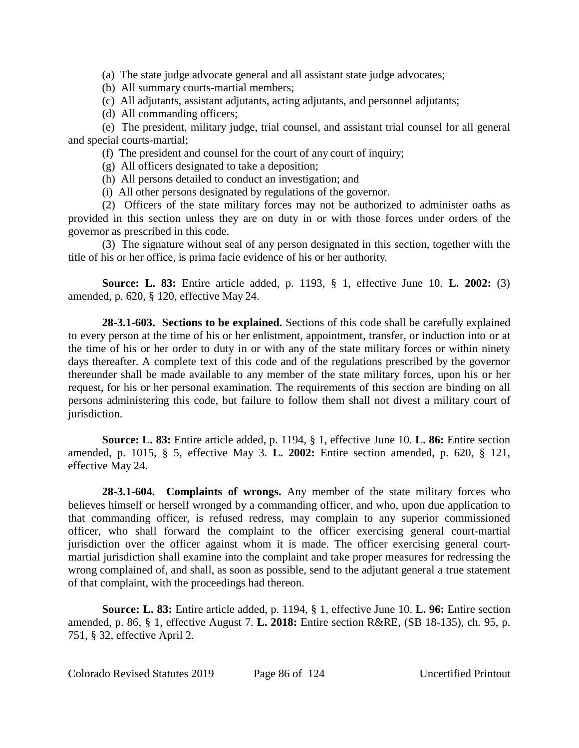(a) The state judge advocate general and all assistant state judge advocates;

(b) All summary courts-martial members;

(c) All adjutants, assistant adjutants, acting adjutants, and personnel adjutants;

(d) All commanding officers;

(e) The president, military judge, trial counsel, and assistant trial counsel for all general and special courts-martial;

(f) The president and counsel for the court of any court of inquiry;

(g) All officers designated to take a deposition;

(h) All persons detailed to conduct an investigation; and

(i) All other persons designated by regulations of the governor.

(2) Officers of the state military forces may not be authorized to administer oaths as provided in this section unless they are on duty in or with those forces under orders of the governor as prescribed in this code.

(3) The signature without seal of any person designated in this section, together with the title of his or her office, is prima facie evidence of his or her authority.

**Source: L. 83:** Entire article added, p. 1193, § 1, effective June 10. **L. 2002:** (3) amended, p. 620, § 120, effective May 24.

**28-3.1-603. Sections to be explained.** Sections of this code shall be carefully explained to every person at the time of his or her enlistment, appointment, transfer, or induction into or at the time of his or her order to duty in or with any of the state military forces or within ninety days thereafter. A complete text of this code and of the regulations prescribed by the governor thereunder shall be made available to any member of the state military forces, upon his or her request, for his or her personal examination. The requirements of this section are binding on all persons administering this code, but failure to follow them shall not divest a military court of jurisdiction.

**Source: L. 83:** Entire article added, p. 1194, § 1, effective June 10. **L. 86:** Entire section amended, p. 1015, § 5, effective May 3. **L. 2002:** Entire section amended, p. 620, § 121, effective May 24.

**28-3.1-604. Complaints of wrongs.** Any member of the state military forces who believes himself or herself wronged by a commanding officer, and who, upon due application to that commanding officer, is refused redress, may complain to any superior commissioned officer, who shall forward the complaint to the officer exercising general court-martial jurisdiction over the officer against whom it is made. The officer exercising general court-martial jurisdiction shall examine into the complaint and take proper measures for redressing the wrong complained of, and shall, as soon as possible, send to the adjutant general a true statement of that complaint, with the proceedings had thereon.

**Source: L. 83:** Entire article added, p. 1194, § 1, effective June 10. **L. 96:** Entire section amended, p. 86, § 1, effective August 7. **L. 2018:** Entire section R&RE, (SB 18-135), ch. 95, p. 751, § 32, effective April 2.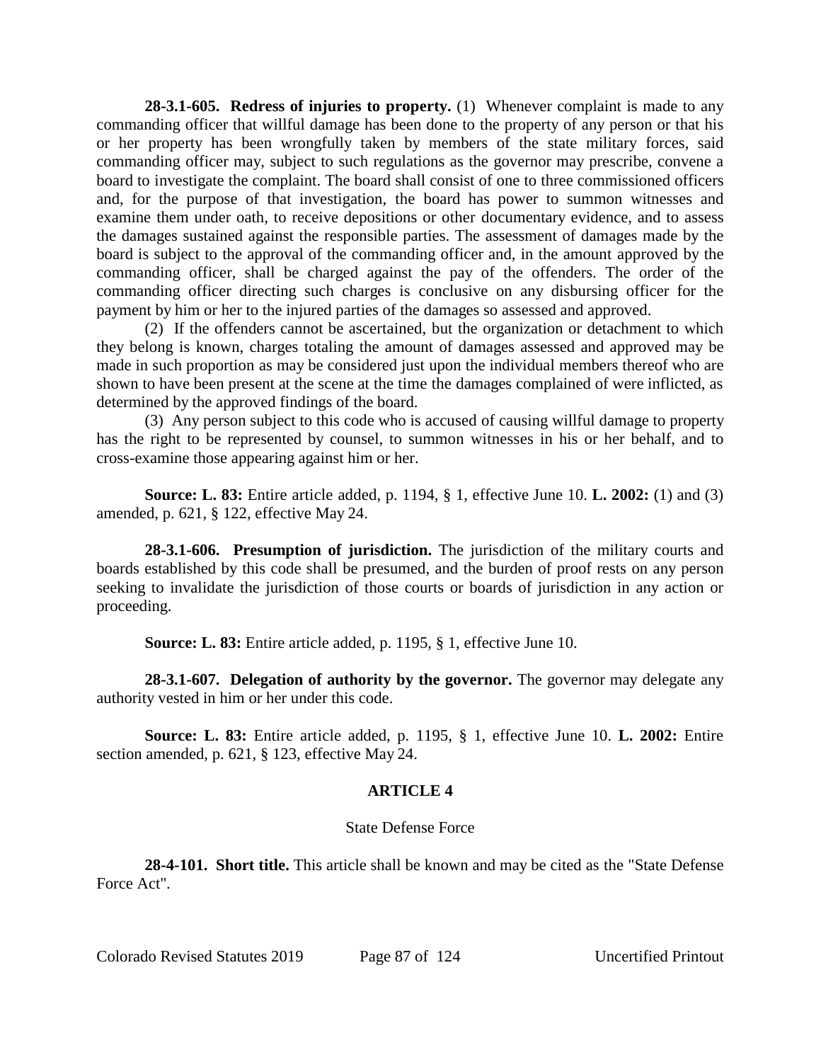**28-3.1-605. Redress of injuries to property.** (1) Whenever complaint is made to any commanding officer that willful damage has been done to the property of any person or that his or her property has been wrongfully taken by members of the state military forces, said commanding officer may, subject to such regulations as the governor may prescribe, convene a board to investigate the complaint. The board shall consist of one to three commissioned officers and, for the purpose of that investigation, the board has power to summon witnesses and examine them under oath, to receive depositions or other documentary evidence, and to assess the damages sustained against the responsible parties. The assessment of damages made by the board is subject to the approval of the commanding officer and, in the amount approved by the commanding officer, shall be charged against the pay of the offenders. The order of the commanding officer directing such charges is conclusive on any disbursing officer for the payment by him or her to the injured parties of the damages so assessed and approved.

(2) If the offenders cannot be ascertained, but the organization or detachment to which they belong is known, charges totaling the amount of damages assessed and approved may be made in such proportion as may be considered just upon the individual members thereof who are shown to have been present at the scene at the time the damages complained of were inflicted, as determined by the approved findings of the board.

(3) Any person subject to this code who is accused of causing willful damage to property has the right to be represented by counsel, to summon witnesses in his or her behalf, and to cross-examine those appearing against him or her.

**Source: L. 83:** Entire article added, p. 1194, § 1, effective June 10. **L. 2002:** (1) and (3) amended, p. 621, § 122, effective May 24.

**28-3.1-606. Presumption of jurisdiction.** The jurisdiction of the military courts and boards established by this code shall be presumed, and the burden of proof rests on any person seeking to invalidate the jurisdiction of those courts or boards of jurisdiction in any action or proceeding.

**Source: L. 83:** Entire article added, p. 1195, § 1, effective June 10.

**28-3.1-607. Delegation of authority by the governor.** The governor may delegate any authority vested in him or her under this code.

**Source: L. 83:** Entire article added, p. 1195, § 1, effective June 10. **L. 2002:** Entire section amended, p. 621, § 123, effective May 24.

## ARTICLE 4

### State Defense Force

**28-4-101. Short title.** This article shall be known and may be cited as the "State Defense Force Act".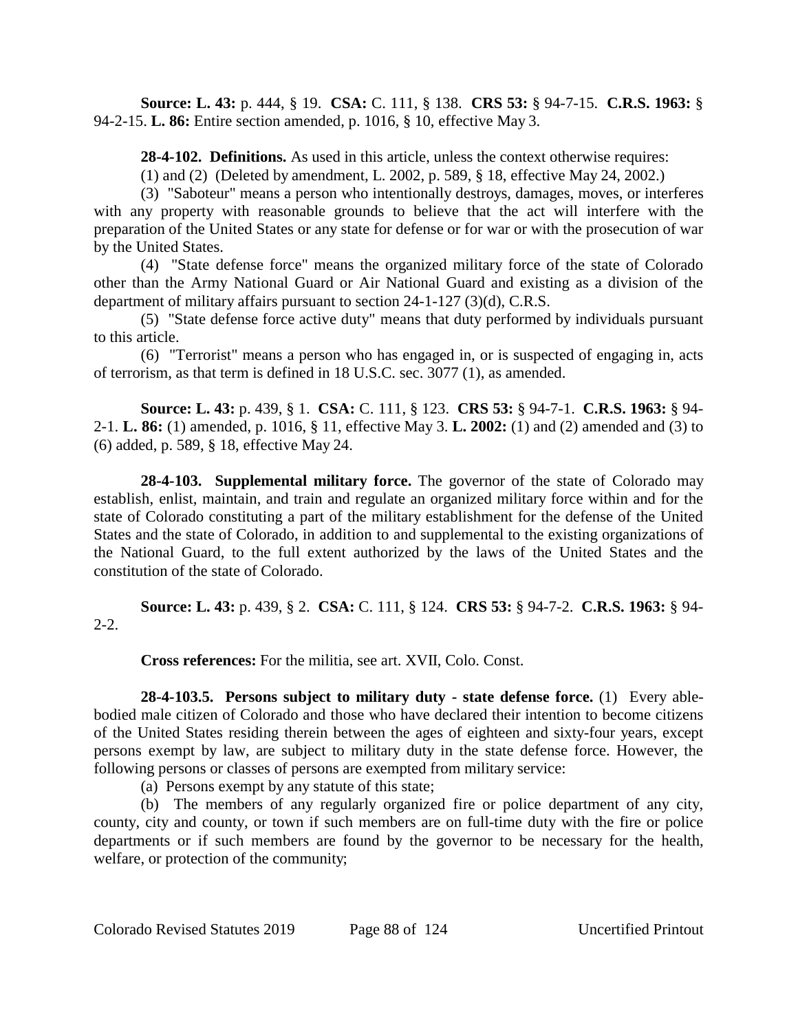**Source: L. 43:** p. 444, § 19. **CSA:** C. 111, § 138. **CRS 53:** § 94-7-15. **C.R.S. 1963:** § 94-2-15. **L. 86:** Entire section amended, p. 1016, § 10, effective May 3.

**28-4-102. Definitions.** As used in this article, unless the context otherwise requires:

(1) and (2) (Deleted by amendment, L. 2002, p. 589, § 18, effective May 24, 2002.)

(3) "Saboteur" means a person who intentionally destroys, damages, moves, or interferes with any property with reasonable grounds to believe that the act will interfere with the preparation of the United States or any state for defense or for war or with the prosecution of war by the United States.

(4) "State defense force" means the organized military force of the state of Colorado other than the Army National Guard or Air National Guard and existing as a division of the department of military affairs pursuant to section 24-1-127 (3)(d), C.R.S.

(5) "State defense force active duty" means that duty performed by individuals pursuant to this article.

(6) "Terrorist" means a person who has engaged in, or is suspected of engaging in, acts of terrorism, as that term is defined in 18 U.S.C. sec. 3077 (1), as amended.

**Source: L. 43:** p. 439, § 1. **CSA:** C. 111, § 123. **CRS 53:** § 94-7-1. **C.R.S. 1963:** § 94-2-1. **L. 86:** (1) amended, p. 1016, § 11, effective May 3. **L. 2002:** (1) and (2) amended and (3) to (6) added, p. 589, § 18, effective May 24.

**28-4-103. Supplemental military force.** The governor of the state of Colorado may establish, enlist, maintain, and train and regulate an organized military force within and for the state of Colorado constituting a part of the military establishment for the defense of the United States and the state of Colorado, in addition to and supplemental to the existing organizations of the National Guard, to the full extent authorized by the laws of the United States and the constitution of the state of Colorado.

**Source: L. 43:** p. 439, § 2. **CSA:** C. 111, § 124. **CRS 53:** § 94-7-2. **C.R.S. 1963:** § 94-2-2.

**Cross references:** For the militia, see art. XVII, Colo. Const.

**28-4-103.5. Persons subject to military duty - state defense force.** (1) Every able-bodied male citizen of Colorado and those who have declared their intention to become citizens of the United States residing therein between the ages of eighteen and sixty-four years, except persons exempt by law, are subject to military duty in the state defense force. However, the following persons or classes of persons are exempted from military service:

(a) Persons exempt by any statute of this state;

(b) The members of any regularly organized fire or police department of any city, county, city and county, or town if such members are on full-time duty with the fire or police departments or if such members are found by the governor to be necessary for the health, welfare, or protection of the community;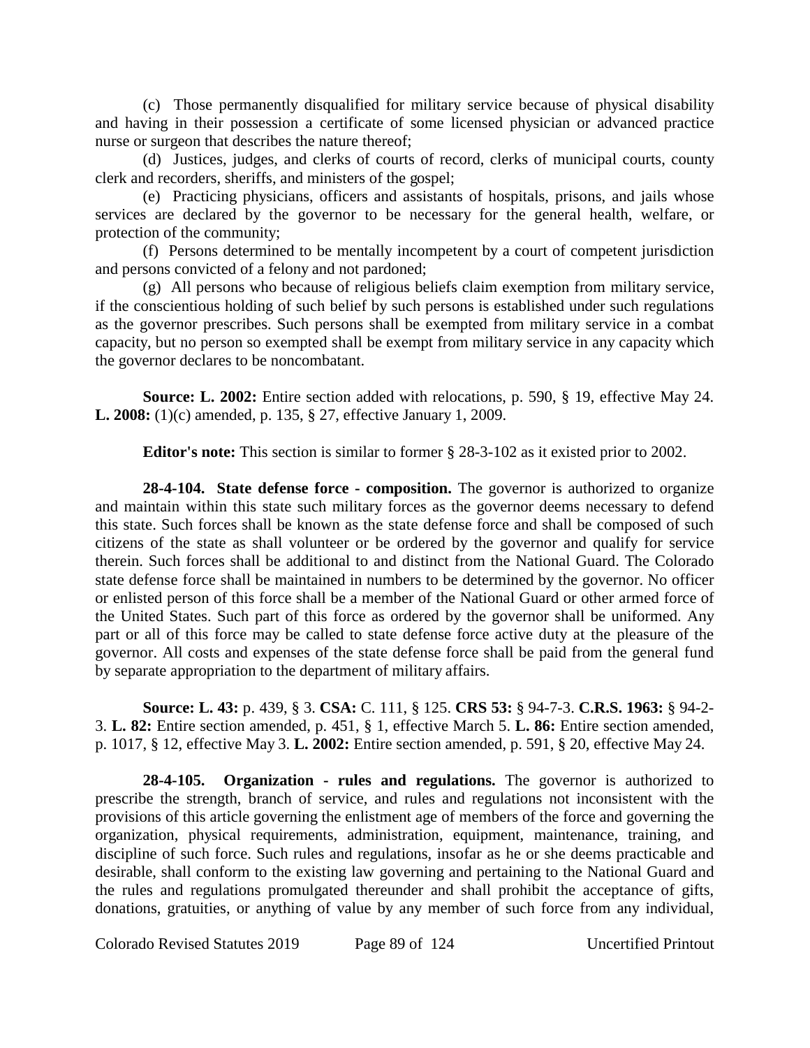(c) Those permanently disqualified for military service because of physical disability and having in their possession a certificate of some licensed physician or advanced practice nurse or surgeon that describes the nature thereof;

(d) Justices, judges, and clerks of courts of record, clerks of municipal courts, county clerk and recorders, sheriffs, and ministers of the gospel;

(e) Practicing physicians, officers and assistants of hospitals, prisons, and jails whose services are declared by the governor to be necessary for the general health, welfare, or protection of the community;

(f) Persons determined to be mentally incompetent by a court of competent jurisdiction and persons convicted of a felony and not pardoned;

(g) All persons who because of religious beliefs claim exemption from military service, if the conscientious holding of such belief by such persons is established under such regulations as the governor prescribes. Such persons shall be exempted from military service in a combat capacity, but no person so exempted shall be exempt from military service in any capacity which the governor declares to be noncombatant.

**Source: L. 2002:** Entire section added with relocations, p. 590, § 19, effective May 24. **L. 2008:** (1)(c) amended, p. 135, § 27, effective January 1, 2009.

**Editor's note:** This section is similar to former § 28-3-102 as it existed prior to 2002.

**28-4-104. State defense force - composition.** The governor is authorized to organize and maintain within this state such military forces as the governor deems necessary to defend this state. Such forces shall be known as the state defense force and shall be composed of such citizens of the state as shall volunteer or be ordered by the governor and qualify for service therein. Such forces shall be additional to and distinct from the National Guard. The Colorado state defense force shall be maintained in numbers to be determined by the governor. No officer or enlisted person of this force shall be a member of the National Guard or other armed force of the United States. Such part of this force as ordered by the governor shall be uniformed. Any part or all of this force may be called to state defense force active duty at the pleasure of the governor. All costs and expenses of the state defense force shall be paid from the general fund by separate appropriation to the department of military affairs.

**Source: L. 43:** p. 439, § 3. **CSA:** C. 111, § 125. **CRS 53:** § 94-7-3. **C.R.S. 1963:** § 94-2-3. **L. 82:** Entire section amended, p. 451, § 1, effective March 5. **L. 86:** Entire section amended, p. 1017, § 12, effective May 3. **L. 2002:** Entire section amended, p. 591, § 20, effective May 24.

**28-4-105. Organization - rules and regulations.** The governor is authorized to prescribe the strength, branch of service, and rules and regulations not inconsistent with the provisions of this article governing the enlistment age of members of the force and governing the organization, physical requirements, administration, equipment, maintenance, training, and discipline of such force. Such rules and regulations, insofar as he or she deems practicable and desirable, shall conform to the existing law governing and pertaining to the National Guard and the rules and regulations promulgated thereunder and shall prohibit the acceptance of gifts, donations, gratuities, or anything of value by any member of such force from any individual,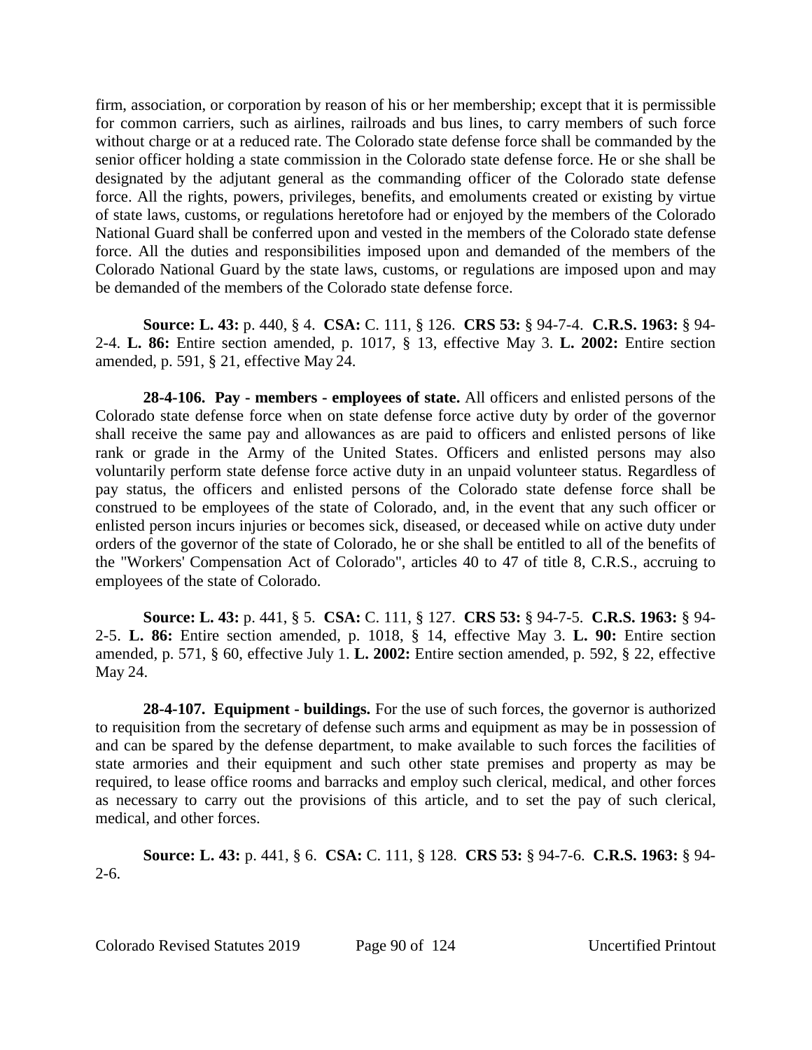firm, association, or corporation by reason of his or her membership; except that it is permissible for common carriers, such as airlines, railroads and bus lines, to carry members of such force without charge or at a reduced rate. The Colorado state defense force shall be commanded by the senior officer holding a state commission in the Colorado state defense force. He or she shall be designated by the adjutant general as the commanding officer of the Colorado state defense force. All the rights, powers, privileges, benefits, and emoluments created or existing by virtue of state laws, customs, or regulations heretofore had or enjoyed by the members of the Colorado National Guard shall be conferred upon and vested in the members of the Colorado state defense force. All the duties and responsibilities imposed upon and demanded of the members of the Colorado National Guard by the state laws, customs, or regulations are imposed upon and may be demanded of the members of the Colorado state defense force.

**Source: L. 43:** p. 440, § 4. **CSA:** C. 111, § 126. **CRS 53:** § 94-7-4. **C.R.S. 1963:** § 94-2-4. **L. 86:** Entire section amended, p. 1017, § 13, effective May 3. **L. 2002:** Entire section amended, p. 591, § 21, effective May 24.

**28-4-106. Pay - members - employees of state.** All officers and enlisted persons of the Colorado state defense force when on state defense force active duty by order of the governor shall receive the same pay and allowances as are paid to officers and enlisted persons of like rank or grade in the Army of the United States. Officers and enlisted persons may also voluntarily perform state defense force active duty in an unpaid volunteer status. Regardless of pay status, the officers and enlisted persons of the Colorado state defense force shall be construed to be employees of the state of Colorado, and, in the event that any such officer or enlisted person incurs injuries or becomes sick, diseased, or deceased while on active duty under orders of the governor of the state of Colorado, he or she shall be entitled to all of the benefits of the "Workers' Compensation Act of Colorado", articles 40 to 47 of title 8, C.R.S., accruing to employees of the state of Colorado.

**Source: L. 43:** p. 441, § 5. **CSA:** C. 111, § 127. **CRS 53:** § 94-7-5. **C.R.S. 1963:** § 94-2-5. **L. 86:** Entire section amended, p. 1018, § 14, effective May 3. **L. 90:** Entire section amended, p. 571, § 60, effective July 1. **L. 2002:** Entire section amended, p. 592, § 22, effective May 24.

**28-4-107. Equipment - buildings.** For the use of such forces, the governor is authorized to requisition from the secretary of defense such arms and equipment as may be in possession of and can be spared by the defense department, to make available to such forces the facilities of state armories and their equipment and such other state premises and property as may be required, to lease office rooms and barracks and employ such clerical, medical, and other forces as necessary to carry out the provisions of this article, and to set the pay of such clerical, medical, and other forces.

**Source: L. 43:** p. 441, § 6. **CSA:** C. 111, § 128. **CRS 53:** § 94-7-6. **C.R.S. 1963:** § 94-2-6.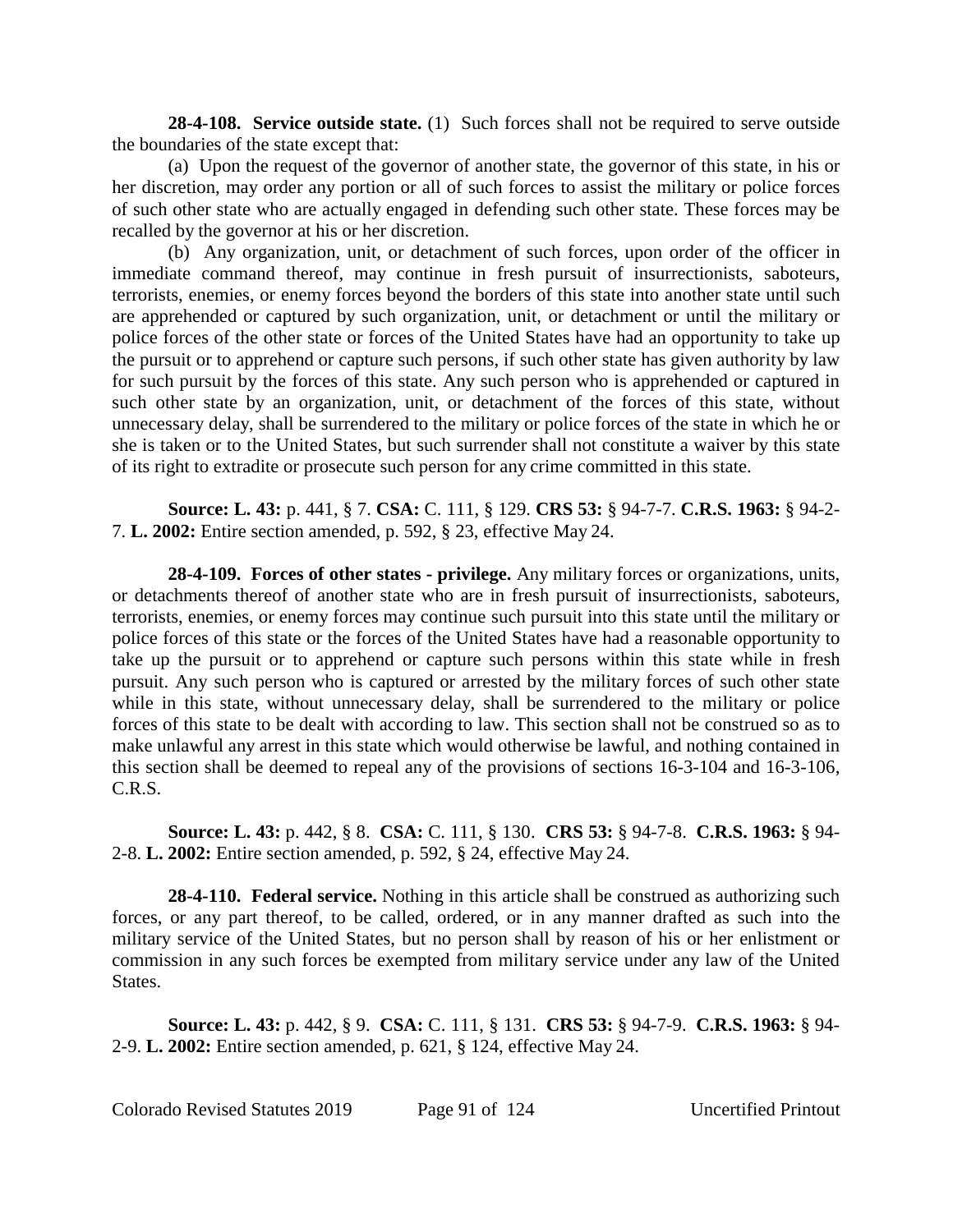**28-4-108. Service outside state.** (1) Such forces shall not be required to serve outside the boundaries of the state except that:

(a) Upon the request of the governor of another state, the governor of this state, in his or her discretion, may order any portion or all of such forces to assist the military or police forces of such other state who are actually engaged in defending such other state. These forces may be recalled by the governor at his or her discretion.

(b) Any organization, unit, or detachment of such forces, upon order of the officer in immediate command thereof, may continue in fresh pursuit of insurrectionists, saboteurs, terrorists, enemies, or enemy forces beyond the borders of this state into another state until such are apprehended or captured by such organization, unit, or detachment or until the military or police forces of the other state or forces of the United States have had an opportunity to take up the pursuit or to apprehend or capture such persons, if such other state has given authority by law for such pursuit by the forces of this state. Any such person who is apprehended or captured in such other state by an organization, unit, or detachment of the forces of this state, without unnecessary delay, shall be surrendered to the military or police forces of the state in which he or she is taken or to the United States, but such surrender shall not constitute a waiver by this state of its right to extradite or prosecute such person for any crime committed in this state.

**Source: L. 43:** p. 441, § 7. **CSA:** C. 111, § 129. **CRS 53:** § 94-7-7. **C.R.S. 1963:** § 94-2-7. **L. 2002:** Entire section amended, p. 592, § 23, effective May 24.

**28-4-109. Forces of other states - privilege.** Any military forces or organizations, units, or detachments thereof of another state who are in fresh pursuit of insurrectionists, saboteurs, terrorists, enemies, or enemy forces may continue such pursuit into this state until the military or police forces of this state or the forces of the United States have had a reasonable opportunity to take up the pursuit or to apprehend or capture such persons within this state while in fresh pursuit. Any such person who is captured or arrested by the military forces of such other state while in this state, without unnecessary delay, shall be surrendered to the military or police forces of this state to be dealt with according to law. This section shall not be construed so as to make unlawful any arrest in this state which would otherwise be lawful, and nothing contained in this section shall be deemed to repeal any of the provisions of sections 16-3-104 and 16-3-106, C.R.S.

**Source: L. 43:** p. 442, § 8. **CSA:** C. 111, § 130. **CRS 53:** § 94-7-8. **C.R.S. 1963:** § 94-2-8. **L. 2002:** Entire section amended, p. 592, § 24, effective May 24.

**28-4-110. Federal service.** Nothing in this article shall be construed as authorizing such forces, or any part thereof, to be called, ordered, or in any manner drafted as such into the military service of the United States, but no person shall by reason of his or her enlistment or commission in any such forces be exempted from military service under any law of the United States.

**Source: L. 43:** p. 442, § 9. **CSA:** C. 111, § 131. **CRS 53:** § 94-7-9. **C.R.S. 1963:** § 94-2-9. **L. 2002:** Entire section amended, p. 621, § 124, effective May 24.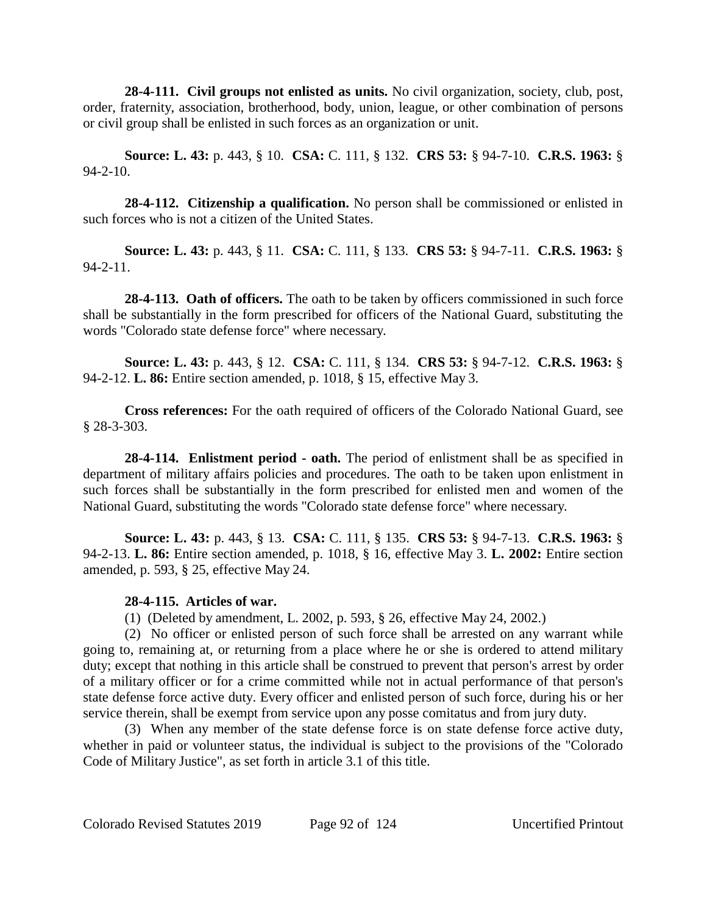**28-4-111. Civil groups not enlisted as units.** No civil organization, society, club, post, order, fraternity, association, brotherhood, body, union, league, or other combination of persons or civil group shall be enlisted in such forces as an organization or unit.

**Source: L. 43:** p. 443, § 10. **CSA:** C. 111, § 132. **CRS 53:** § 94-7-10. **C.R.S. 1963:** § 94-2-10.

**28-4-112. Citizenship a qualification.** No person shall be commissioned or enlisted in such forces who is not a citizen of the United States.

**Source: L. 43:** p. 443, § 11. **CSA:** C. 111, § 133. **CRS 53:** § 94-7-11. **C.R.S. 1963:** § 94-2-11.

**28-4-113. Oath of officers.** The oath to be taken by officers commissioned in such force shall be substantially in the form prescribed for officers of the National Guard, substituting the words "Colorado state defense force" where necessary.

**Source: L. 43:** p. 443, § 12. **CSA:** C. 111, § 134. **CRS 53:** § 94-7-12. **C.R.S. 1963:** § 94-2-12. **L. 86:** Entire section amended, p. 1018, § 15, effective May 3.

**Cross references:** For the oath required of officers of the Colorado National Guard, see § 28-3-303.

**28-4-114. Enlistment period - oath.** The period of enlistment shall be as specified in department of military affairs policies and procedures. The oath to be taken upon enlistment in such forces shall be substantially in the form prescribed for enlisted men and women of the National Guard, substituting the words "Colorado state defense force" where necessary.

**Source: L. 43:** p. 443, § 13. **CSA:** C. 111, § 135. **CRS 53:** § 94-7-13. **C.R.S. 1963:** § 94-2-13. **L. 86:** Entire section amended, p. 1018, § 16, effective May 3. **L. 2002:** Entire section amended, p. 593, § 25, effective May 24.

**28-4-115. Articles of war.**

(1) (Deleted by amendment, L. 2002, p. 593, § 26, effective May 24, 2002.)

(2) No officer or enlisted person of such force shall be arrested on any warrant while going to, remaining at, or returning from a place where he or she is ordered to attend military duty; except that nothing in this article shall be construed to prevent that person's arrest by order of a military officer or for a crime committed while not in actual performance of that person's state defense force active duty. Every officer and enlisted person of such force, during his or her service therein, shall be exempt from service upon any posse comitatus and from jury duty.

(3) When any member of the state defense force is on state defense force active duty, whether in paid or volunteer status, the individual is subject to the provisions of the "Colorado Code of Military Justice", as set forth in article 3.1 of this title.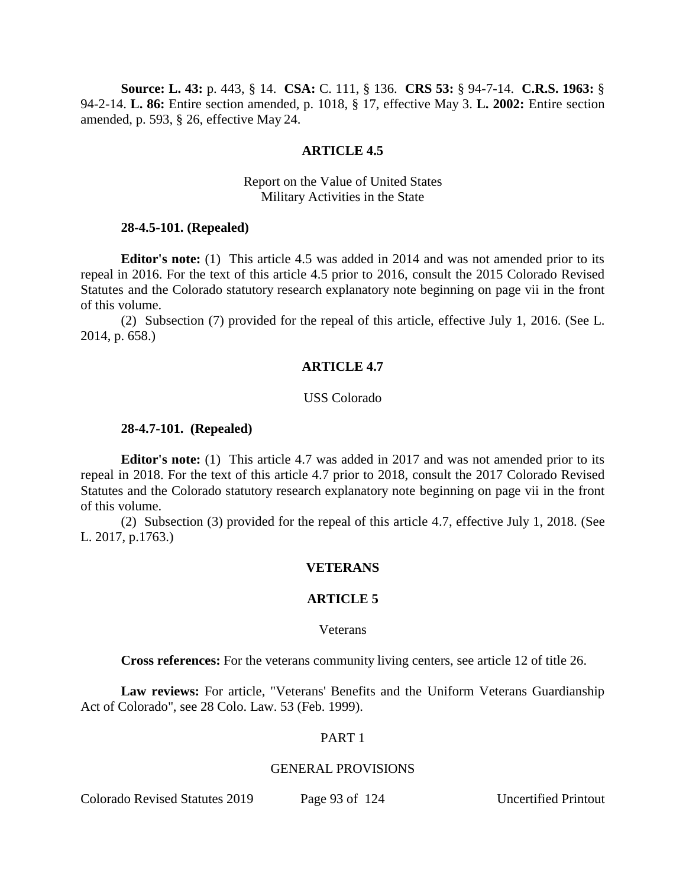**Source: L. 43:** p. 443, § 14. **CSA:** C. 111, § 136. **CRS 53:** § 94-7-14. **C.R.S. 1963:** § 94-2-14. **L. 86:** Entire section amended, p. 1018, § 17, effective May 3. **L. 2002:** Entire section amended, p. 593, § 26, effective May 24.

## ARTICLE 4.5

### Report on the Value of United States Military Activities in the State

**28-4.5-101. (Repealed)**

**Editor's note:** (1) This article 4.5 was added in 2014 and was not amended prior to its repeal in 2016. For the text of this article 4.5 prior to 2016, consult the 2015 Colorado Revised Statutes and the Colorado statutory research explanatory note beginning on page vii in the front of this volume.

(2) Subsection (7) provided for the repeal of this article, effective July 1, 2016. (See L. 2014, p. 658.)

## ARTICLE 4.7

### USS Colorado

**28-4.7-101. (Repealed)**

**Editor's note:** (1) This article 4.7 was added in 2017 and was not amended prior to its repeal in 2018. For the text of this article 4.7 prior to 2018, consult the 2017 Colorado Revised Statutes and the Colorado statutory research explanatory note beginning on page vii in the front of this volume.

(2) Subsection (3) provided for the repeal of this article 4.7, effective July 1, 2018. (See L. 2017, p.1763.)

# VETERANS

## ARTICLE 5

### Veterans

**Cross references:** For the veterans community living centers, see article 12 of title 26.

**Law reviews:** For article, "Veterans' Benefits and the Uniform Veterans Guardianship Act of Colorado", see 28 Colo. Law. 53 (Feb. 1999).

### PART 1

### GENERAL PROVISIONS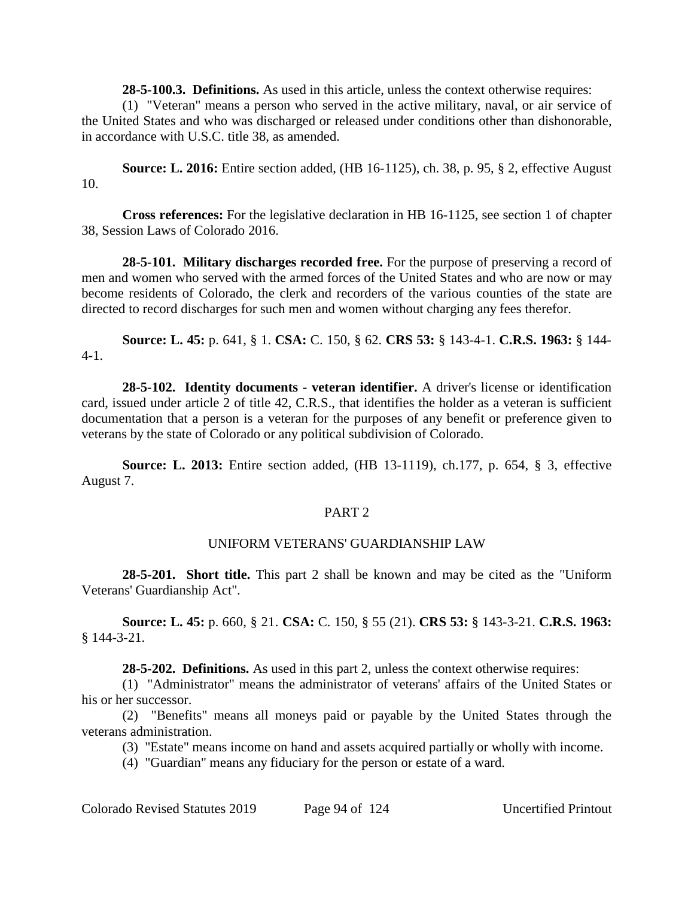**28-5-100.3. Definitions.** As used in this article, unless the context otherwise requires:

(1) "Veteran" means a person who served in the active military, naval, or air service of the United States and who was discharged or released under conditions other than dishonorable, in accordance with U.S.C. title 38, as amended.

**Source: L. 2016:** Entire section added, (HB 16-1125), ch. 38, p. 95, § 2, effective August 10.

**Cross references:** For the legislative declaration in HB 16-1125, see section 1 of chapter 38, Session Laws of Colorado 2016.

**28-5-101. Military discharges recorded free.** For the purpose of preserving a record of men and women who served with the armed forces of the United States and who are now or may become residents of Colorado, the clerk and recorders of the various counties of the state are directed to record discharges for such men and women without charging any fees therefor.

**Source: L. 45:** p. 641, § 1. **CSA:** C. 150, § 62. **CRS 53:** § 143-4-1. **C.R.S. 1963:** § 144-4-1.

**28-5-102. Identity documents - veteran identifier.** A driver's license or identification card, issued under article 2 of title 42, C.R.S., that identifies the holder as a veteran is sufficient documentation that a person is a veteran for the purposes of any benefit or preference given to veterans by the state of Colorado or any political subdivision of Colorado.

**Source: L. 2013:** Entire section added, (HB 13-1119), ch.177, p. 654, § 3, effective August 7.

## PART 2

## UNIFORM VETERANS' GUARDIANSHIP LAW

**28-5-201. Short title.** This part 2 shall be known and may be cited as the "Uniform Veterans' Guardianship Act".

**Source: L. 45:** p. 660, § 21. **CSA:** C. 150, § 55 (21). **CRS 53:** § 143-3-21. **C.R.S. 1963:** § 144-3-21.

**28-5-202. Definitions.** As used in this part 2, unless the context otherwise requires:

(1) "Administrator" means the administrator of veterans' affairs of the United States or his or her successor.

(2) "Benefits" means all moneys paid or payable by the United States through the veterans administration.

(3) "Estate" means income on hand and assets acquired partially or wholly with income.

(4) "Guardian" means any fiduciary for the person or estate of a ward.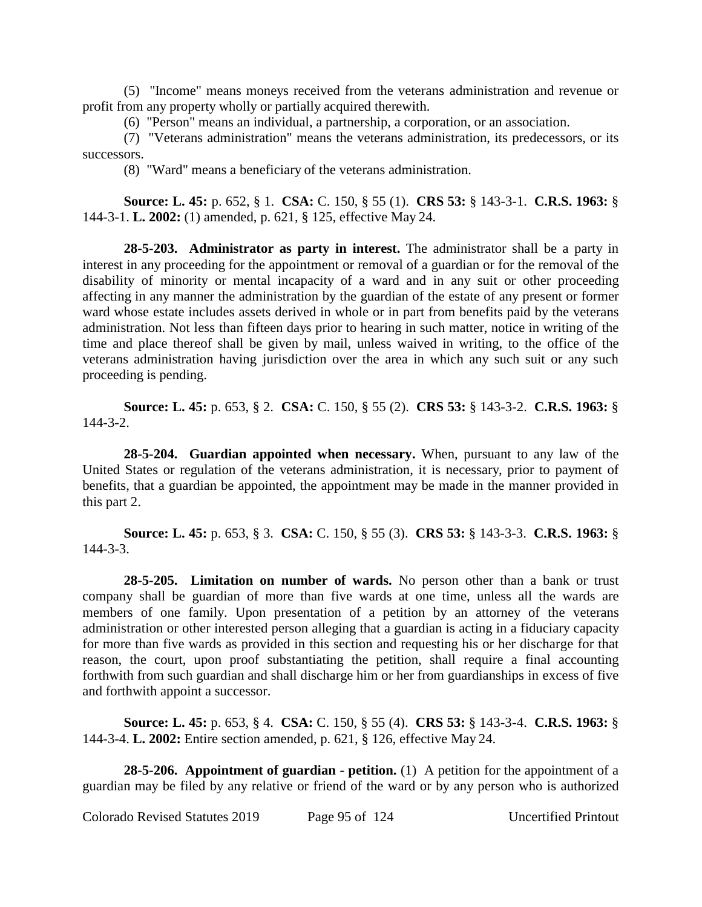(5) "Income" means moneys received from the veterans administration and revenue or profit from any property wholly or partially acquired therewith.

(6) "Person" means an individual, a partnership, a corporation, or an association.

(7) "Veterans administration" means the veterans administration, its predecessors, or its successors.

(8) "Ward" means a beneficiary of the veterans administration.

**Source: L. 45:** p. 652, § 1. **CSA:** C. 150, § 55 (1). **CRS 53:** § 143-3-1. **C.R.S. 1963:** § 144-3-1. **L. 2002:** (1) amended, p. 621, § 125, effective May 24.

**28-5-203. Administrator as party in interest.** The administrator shall be a party in interest in any proceeding for the appointment or removal of a guardian or for the removal of the disability of minority or mental incapacity of a ward and in any suit or other proceeding affecting in any manner the administration by the guardian of the estate of any present or former ward whose estate includes assets derived in whole or in part from benefits paid by the veterans administration. Not less than fifteen days prior to hearing in such matter, notice in writing of the time and place thereof shall be given by mail, unless waived in writing, to the office of the veterans administration having jurisdiction over the area in which any such suit or any such proceeding is pending.

**Source: L. 45:** p. 653, § 2. **CSA:** C. 150, § 55 (2). **CRS 53:** § 143-3-2. **C.R.S. 1963:** § 144-3-2.

**28-5-204. Guardian appointed when necessary.** When, pursuant to any law of the United States or regulation of the veterans administration, it is necessary, prior to payment of benefits, that a guardian be appointed, the appointment may be made in the manner provided in this part 2.

**Source: L. 45:** p. 653, § 3. **CSA:** C. 150, § 55 (3). **CRS 53:** § 143-3-3. **C.R.S. 1963:** § 144-3-3.

**28-5-205. Limitation on number of wards.** No person other than a bank or trust company shall be guardian of more than five wards at one time, unless all the wards are members of one family. Upon presentation of a petition by an attorney of the veterans administration or other interested person alleging that a guardian is acting in a fiduciary capacity for more than five wards as provided in this section and requesting his or her discharge for that reason, the court, upon proof substantiating the petition, shall require a final accounting forthwith from such guardian and shall discharge him or her from guardianships in excess of five and forthwith appoint a successor.

**Source: L. 45:** p. 653, § 4. **CSA:** C. 150, § 55 (4). **CRS 53:** § 143-3-4. **C.R.S. 1963:** § 144-3-4. **L. 2002:** Entire section amended, p. 621, § 126, effective May 24.

**28-5-206. Appointment of guardian - petition.** (1) A petition for the appointment of a guardian may be filed by any relative or friend of the ward or by any person who is authorized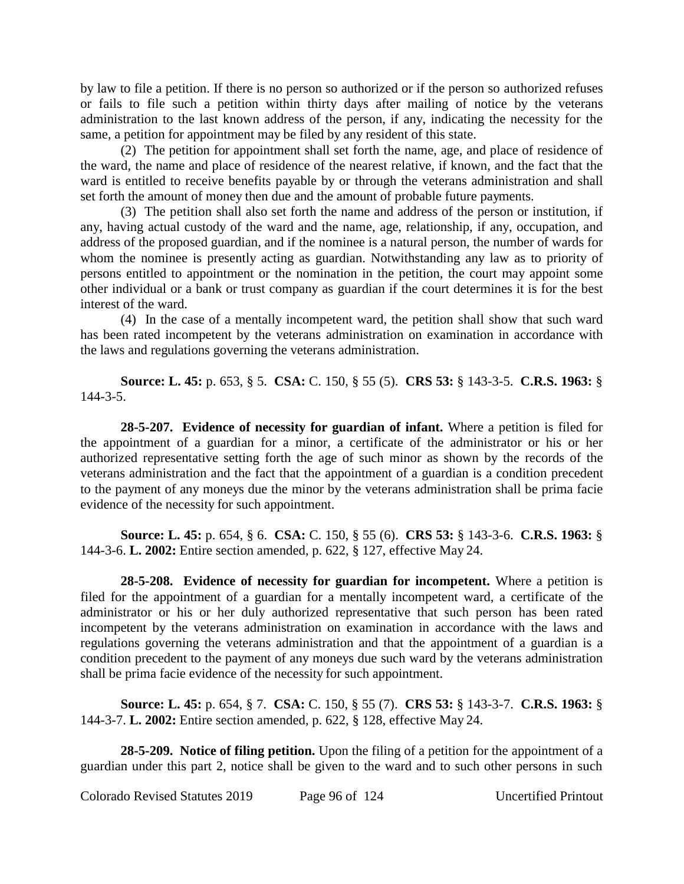by law to file a petition. If there is no person so authorized or if the person so authorized refuses or fails to file such a petition within thirty days after mailing of notice by the veterans administration to the last known address of the person, if any, indicating the necessity for the same, a petition for appointment may be filed by any resident of this state.

(2) The petition for appointment shall set forth the name, age, and place of residence of the ward, the name and place of residence of the nearest relative, if known, and the fact that the ward is entitled to receive benefits payable by or through the veterans administration and shall set forth the amount of money then due and the amount of probable future payments.

(3) The petition shall also set forth the name and address of the person or institution, if any, having actual custody of the ward and the name, age, relationship, if any, occupation, and address of the proposed guardian, and if the nominee is a natural person, the number of wards for whom the nominee is presently acting as guardian. Notwithstanding any law as to priority of persons entitled to appointment or the nomination in the petition, the court may appoint some other individual or a bank or trust company as guardian if the court determines it is for the best interest of the ward.

(4) In the case of a mentally incompetent ward, the petition shall show that such ward has been rated incompetent by the veterans administration on examination in accordance with the laws and regulations governing the veterans administration.

**Source: L. 45:** p. 653, § 5. **CSA:** C. 150, § 55 (5). **CRS 53:** § 143-3-5. **C.R.S. 1963:** § 144-3-5.

**28-5-207. Evidence of necessity for guardian of infant.** Where a petition is filed for the appointment of a guardian for a minor, a certificate of the administrator or his or her authorized representative setting forth the age of such minor as shown by the records of the veterans administration and the fact that the appointment of a guardian is a condition precedent to the payment of any moneys due the minor by the veterans administration shall be prima facie evidence of the necessity for such appointment.

**Source: L. 45:** p. 654, § 6. **CSA:** C. 150, § 55 (6). **CRS 53:** § 143-3-6. **C.R.S. 1963:** § 144-3-6. **L. 2002:** Entire section amended, p. 622, § 127, effective May 24.

**28-5-208. Evidence of necessity for guardian for incompetent.** Where a petition is filed for the appointment of a guardian for a mentally incompetent ward, a certificate of the administrator or his or her duly authorized representative that such person has been rated incompetent by the veterans administration on examination in accordance with the laws and regulations governing the veterans administration and that the appointment of a guardian is a condition precedent to the payment of any moneys due such ward by the veterans administration shall be prima facie evidence of the necessity for such appointment.

**Source: L. 45:** p. 654, § 7. **CSA:** C. 150, § 55 (7). **CRS 53:** § 143-3-7. **C.R.S. 1963:** § 144-3-7. **L. 2002:** Entire section amended, p. 622, § 128, effective May 24.

**28-5-209. Notice of filing petition.** Upon the filing of a petition for the appointment of a guardian under this part 2, notice shall be given to the ward and to such other persons in such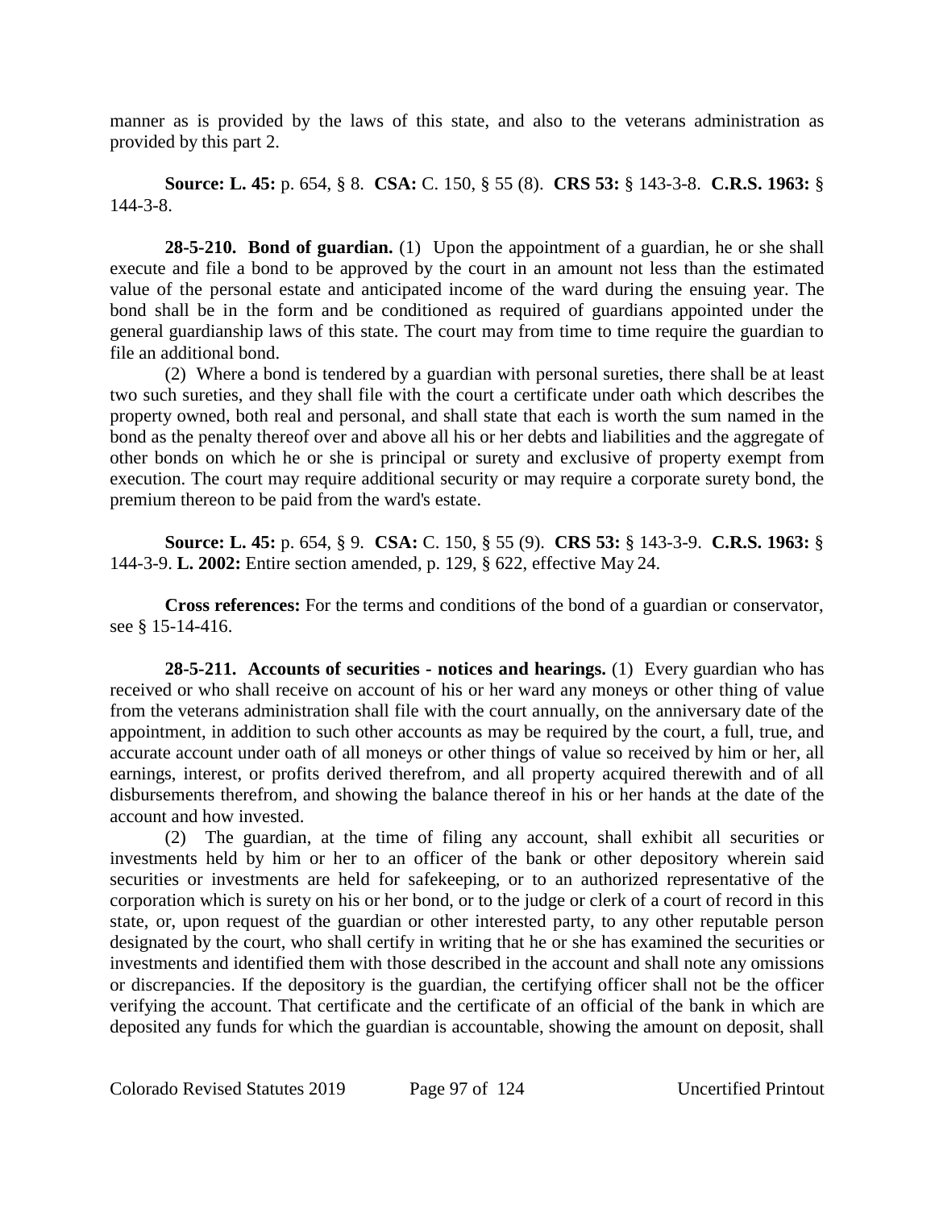manner as is provided by the laws of this state, and also to the veterans administration as provided by this part 2.

**Source: L. 45:** p. 654, § 8. **CSA:** C. 150, § 55 (8). **CRS 53:** § 143-3-8. **C.R.S. 1963:** § 144-3-8.

**28-5-210. Bond of guardian.** (1) Upon the appointment of a guardian, he or she shall execute and file a bond to be approved by the court in an amount not less than the estimated value of the personal estate and anticipated income of the ward during the ensuing year. The bond shall be in the form and be conditioned as required of guardians appointed under the general guardianship laws of this state. The court may from time to time require the guardian to file an additional bond.

(2) Where a bond is tendered by a guardian with personal sureties, there shall be at least two such sureties, and they shall file with the court a certificate under oath which describes the property owned, both real and personal, and shall state that each is worth the sum named in the bond as the penalty thereof over and above all his or her debts and liabilities and the aggregate of other bonds on which he or she is principal or surety and exclusive of property exempt from execution. The court may require additional security or may require a corporate surety bond, the premium thereon to be paid from the ward's estate.

**Source: L. 45:** p. 654, § 9. **CSA:** C. 150, § 55 (9). **CRS 53:** § 143-3-9. **C.R.S. 1963:** § 144-3-9. **L. 2002:** Entire section amended, p. 129, § 622, effective May 24.

**Cross references:** For the terms and conditions of the bond of a guardian or conservator, see § 15-14-416.

**28-5-211. Accounts of securities - notices and hearings.** (1) Every guardian who has received or who shall receive on account of his or her ward any moneys or other thing of value from the veterans administration shall file with the court annually, on the anniversary date of the appointment, in addition to such other accounts as may be required by the court, a full, true, and accurate account under oath of all moneys or other things of value so received by him or her, all earnings, interest, or profits derived therefrom, and all property acquired therewith and of all disbursements therefrom, and showing the balance thereof in his or her hands at the date of the account and how invested.

(2) The guardian, at the time of filing any account, shall exhibit all securities or investments held by him or her to an officer of the bank or other depository wherein said securities or investments are held for safekeeping, or to an authorized representative of the corporation which is surety on his or her bond, or to the judge or clerk of a court of record in this state, or, upon request of the guardian or other interested party, to any other reputable person designated by the court, who shall certify in writing that he or she has examined the securities or investments and identified them with those described in the account and shall note any omissions or discrepancies. If the depository is the guardian, the certifying officer shall not be the officer verifying the account. That certificate and the certificate of an official of the bank in which are deposited any funds for which the guardian is accountable, showing the amount on deposit, shall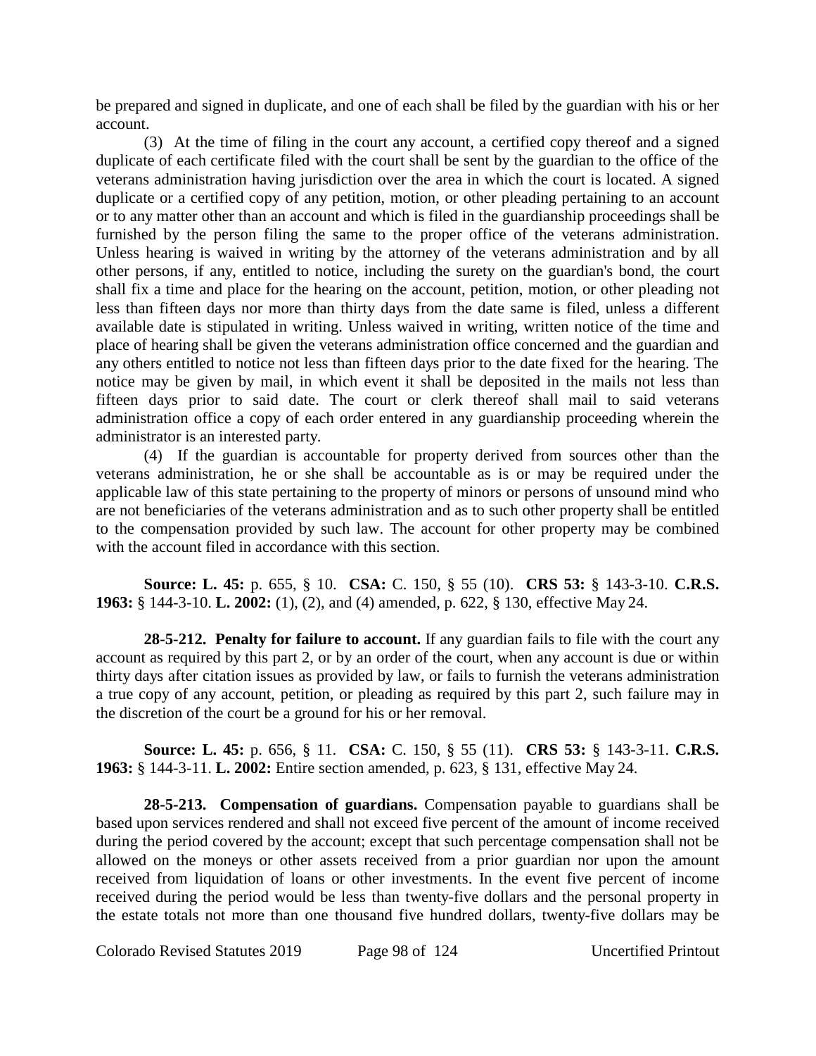be prepared and signed in duplicate, and one of each shall be filed by the guardian with his or her account.

(3) At the time of filing in the court any account, a certified copy thereof and a signed duplicate of each certificate filed with the court shall be sent by the guardian to the office of the veterans administration having jurisdiction over the area in which the court is located. A signed duplicate or a certified copy of any petition, motion, or other pleading pertaining to an account or to any matter other than an account and which is filed in the guardianship proceedings shall be furnished by the person filing the same to the proper office of the veterans administration. Unless hearing is waived in writing by the attorney of the veterans administration and by all other persons, if any, entitled to notice, including the surety on the guardian's bond, the court shall fix a time and place for the hearing on the account, petition, motion, or other pleading not less than fifteen days nor more than thirty days from the date same is filed, unless a different available date is stipulated in writing. Unless waived in writing, written notice of the time and place of hearing shall be given the veterans administration office concerned and the guardian and any others entitled to notice not less than fifteen days prior to the date fixed for the hearing. The notice may be given by mail, in which event it shall be deposited in the mails not less than fifteen days prior to said date. The court or clerk thereof shall mail to said veterans administration office a copy of each order entered in any guardianship proceeding wherein the administrator is an interested party.

(4) If the guardian is accountable for property derived from sources other than the veterans administration, he or she shall be accountable as is or may be required under the applicable law of this state pertaining to the property of minors or persons of unsound mind who are not beneficiaries of the veterans administration and as to such other property shall be entitled to the compensation provided by such law. The account for other property may be combined with the account filed in accordance with this section.

**Source: L. 45:** p. 655, § 10. **CSA:** C. 150, § 55 (10). **CRS 53:** § 143-3-10. **C.R.S. 1963:** § 144-3-10. **L. 2002:** (1), (2), and (4) amended, p. 622, § 130, effective May 24.

**28-5-212. Penalty for failure to account.** If any guardian fails to file with the court any account as required by this part 2, or by an order of the court, when any account is due or within thirty days after citation issues as provided by law, or fails to furnish the veterans administration a true copy of any account, petition, or pleading as required by this part 2, such failure may in the discretion of the court be a ground for his or her removal.

**Source: L. 45:** p. 656, § 11. **CSA:** C. 150, § 55 (11). **CRS 53:** § 143-3-11. **C.R.S. 1963:** § 144-3-11. **L. 2002:** Entire section amended, p. 623, § 131, effective May 24.

**28-5-213. Compensation of guardians.** Compensation payable to guardians shall be based upon services rendered and shall not exceed five percent of the amount of income received during the period covered by the account; except that such percentage compensation shall not be allowed on the moneys or other assets received from a prior guardian nor upon the amount received from liquidation of loans or other investments. In the event five percent of income received during the period would be less than twenty-five dollars and the personal property in the estate totals not more than one thousand five hundred dollars, twenty-five dollars may be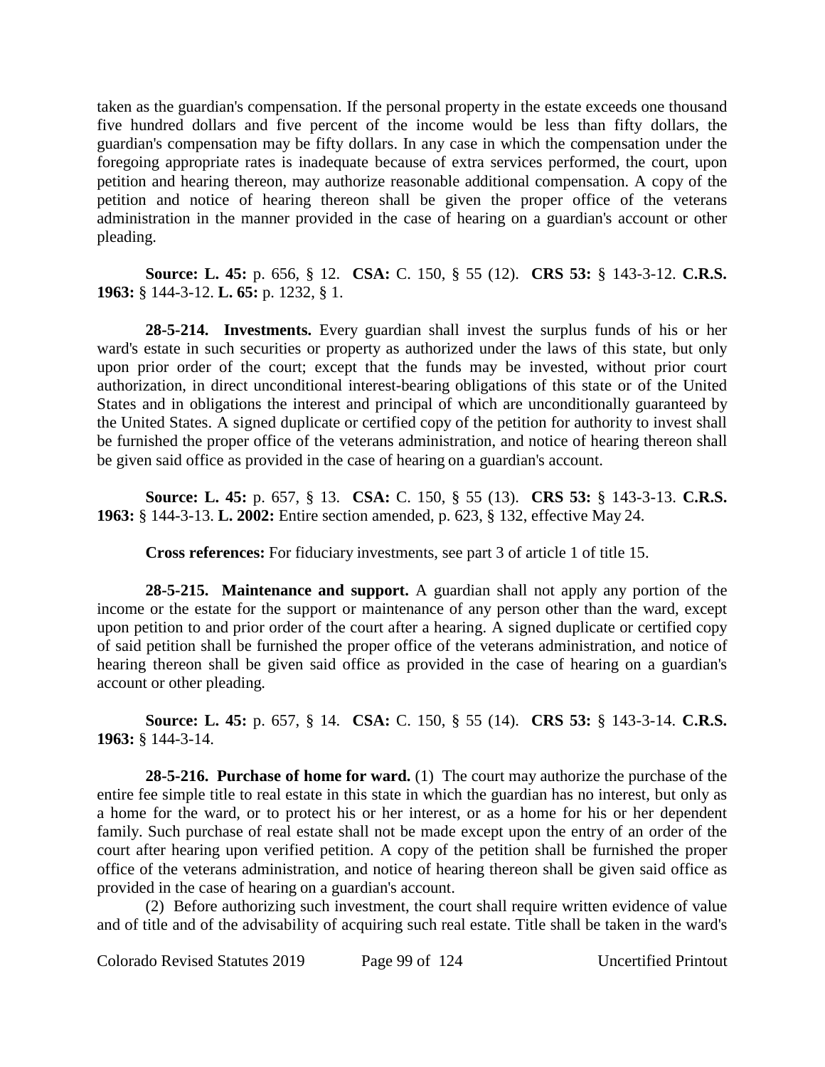taken as the guardian's compensation. If the personal property in the estate exceeds one thousand five hundred dollars and five percent of the income would be less than fifty dollars, the guardian's compensation may be fifty dollars. In any case in which the compensation under the foregoing appropriate rates is inadequate because of extra services performed, the court, upon petition and hearing thereon, may authorize reasonable additional compensation. A copy of the petition and notice of hearing thereon shall be given the proper office of the veterans administration in the manner provided in the case of hearing on a guardian's account or other pleading.

**Source: L. 45:** p. 656, § 12. **CSA:** C. 150, § 55 (12). **CRS 53:** § 143-3-12. **C.R.S. 1963:** § 144-3-12. **L. 65:** p. 1232, § 1.

**28-5-214. Investments.** Every guardian shall invest the surplus funds of his or her ward's estate in such securities or property as authorized under the laws of this state, but only upon prior order of the court; except that the funds may be invested, without prior court authorization, in direct unconditional interest-bearing obligations of this state or of the United States and in obligations the interest and principal of which are unconditionally guaranteed by the United States. A signed duplicate or certified copy of the petition for authority to invest shall be furnished the proper office of the veterans administration, and notice of hearing thereon shall be given said office as provided in the case of hearing on a guardian's account.

**Source: L. 45:** p. 657, § 13. **CSA:** C. 150, § 55 (13). **CRS 53:** § 143-3-13. **C.R.S. 1963:** § 144-3-13. **L. 2002:** Entire section amended, p. 623, § 132, effective May 24.

**Cross references:** For fiduciary investments, see part 3 of article 1 of title 15.

**28-5-215. Maintenance and support.** A guardian shall not apply any portion of the income or the estate for the support or maintenance of any person other than the ward, except upon petition to and prior order of the court after a hearing. A signed duplicate or certified copy of said petition shall be furnished the proper office of the veterans administration, and notice of hearing thereon shall be given said office as provided in the case of hearing on a guardian's account or other pleading.

**Source: L. 45:** p. 657, § 14. **CSA:** C. 150, § 55 (14). **CRS 53:** § 143-3-14. **C.R.S. 1963:** § 144-3-14.

**28-5-216. Purchase of home for ward.** (1) The court may authorize the purchase of the entire fee simple title to real estate in this state in which the guardian has no interest, but only as a home for the ward, or to protect his or her interest, or as a home for his or her dependent family. Such purchase of real estate shall not be made except upon the entry of an order of the court after hearing upon verified petition. A copy of the petition shall be furnished the proper office of the veterans administration, and notice of hearing thereon shall be given said office as provided in the case of hearing on a guardian's account.

(2) Before authorizing such investment, the court shall require written evidence of value and of title and of the advisability of acquiring such real estate. Title shall be taken in the ward's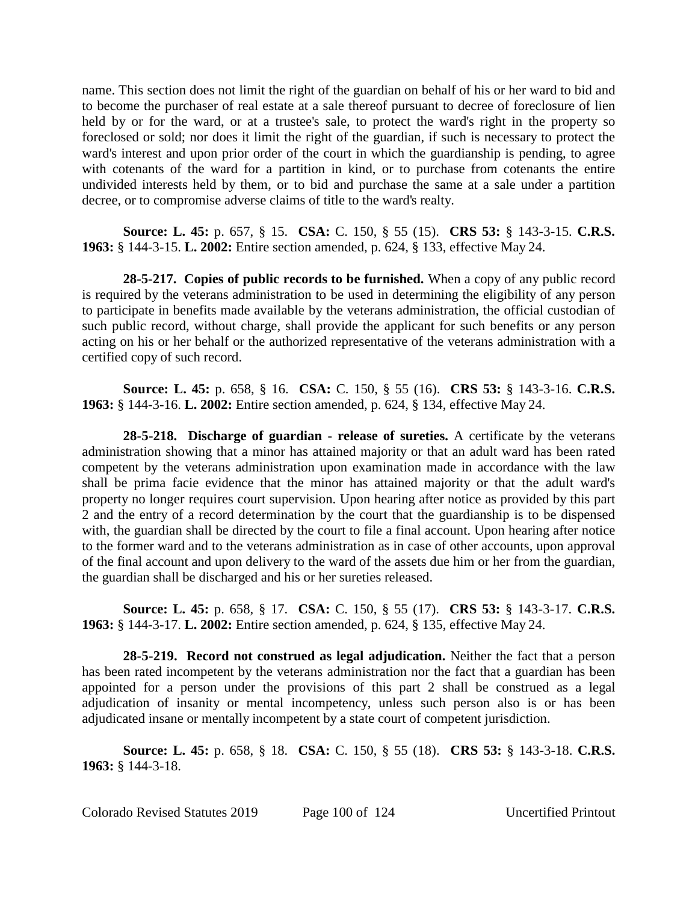name. This section does not limit the right of the guardian on behalf of his or her ward to bid and to become the purchaser of real estate at a sale thereof pursuant to decree of foreclosure of lien held by or for the ward, or at a trustee's sale, to protect the ward's right in the property so foreclosed or sold; nor does it limit the right of the guardian, if such is necessary to protect the ward's interest and upon prior order of the court in which the guardianship is pending, to agree with cotenants of the ward for a partition in kind, or to purchase from cotenants the entire undivided interests held by them, or to bid and purchase the same at a sale under a partition decree, or to compromise adverse claims of title to the ward's realty.

**Source: L. 45:** p. 657, § 15. **CSA:** C. 150, § 55 (15). **CRS 53:** § 143-3-15. **C.R.S. 1963:** § 144-3-15. **L. 2002:** Entire section amended, p. 624, § 133, effective May 24.

**28-5-217. Copies of public records to be furnished.** When a copy of any public record is required by the veterans administration to be used in determining the eligibility of any person to participate in benefits made available by the veterans administration, the official custodian of such public record, without charge, shall provide the applicant for such benefits or any person acting on his or her behalf or the authorized representative of the veterans administration with a certified copy of such record.

**Source: L. 45:** p. 658, § 16. **CSA:** C. 150, § 55 (16). **CRS 53:** § 143-3-16. **C.R.S. 1963:** § 144-3-16. **L. 2002:** Entire section amended, p. 624, § 134, effective May 24.

**28-5-218. Discharge of guardian - release of sureties.** A certificate by the veterans administration showing that a minor has attained majority or that an adult ward has been rated competent by the veterans administration upon examination made in accordance with the law shall be prima facie evidence that the minor has attained majority or that the adult ward's property no longer requires court supervision. Upon hearing after notice as provided by this part 2 and the entry of a record determination by the court that the guardianship is to be dispensed with, the guardian shall be directed by the court to file a final account. Upon hearing after notice to the former ward and to the veterans administration as in case of other accounts, upon approval of the final account and upon delivery to the ward of the assets due him or her from the guardian, the guardian shall be discharged and his or her sureties released.

**Source: L. 45:** p. 658, § 17. **CSA:** C. 150, § 55 (17). **CRS 53:** § 143-3-17. **C.R.S. 1963:** § 144-3-17. **L. 2002:** Entire section amended, p. 624, § 135, effective May 24.

**28-5-219. Record not construed as legal adjudication.** Neither the fact that a person has been rated incompetent by the veterans administration nor the fact that a guardian has been appointed for a person under the provisions of this part 2 shall be construed as a legal adjudication of insanity or mental incompetency, unless such person also is or has been adjudicated insane or mentally incompetent by a state court of competent jurisdiction.

**Source: L. 45:** p. 658, § 18. **CSA:** C. 150, § 55 (18). **CRS 53:** § 143-3-18. **C.R.S. 1963:** § 144-3-18.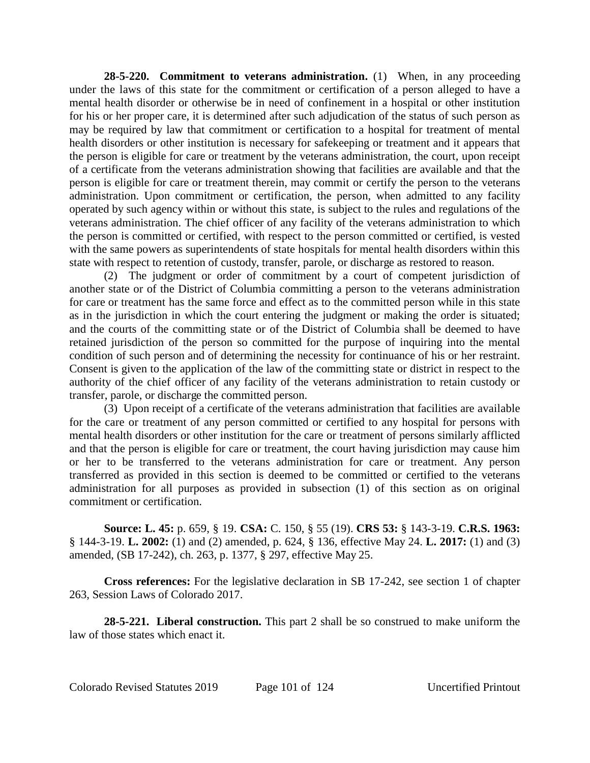**28-5-220. Commitment to veterans administration.** (1) When, in any proceeding under the laws of this state for the commitment or certification of a person alleged to have a mental health disorder or otherwise be in need of confinement in a hospital or other institution for his or her proper care, it is determined after such adjudication of the status of such person as may be required by law that commitment or certification to a hospital for treatment of mental health disorders or other institution is necessary for safekeeping or treatment and it appears that the person is eligible for care or treatment by the veterans administration, the court, upon receipt of a certificate from the veterans administration showing that facilities are available and that the person is eligible for care or treatment therein, may commit or certify the person to the veterans administration. Upon commitment or certification, the person, when admitted to any facility operated by such agency within or without this state, is subject to the rules and regulations of the veterans administration. The chief officer of any facility of the veterans administration to which the person is committed or certified, with respect to the person committed or certified, is vested with the same powers as superintendents of state hospitals for mental health disorders within this state with respect to retention of custody, transfer, parole, or discharge as restored to reason.

(2) The judgment or order of commitment by a court of competent jurisdiction of another state or of the District of Columbia committing a person to the veterans administration for care or treatment has the same force and effect as to the committed person while in this state as in the jurisdiction in which the court entering the judgment or making the order is situated; and the courts of the committing state or of the District of Columbia shall be deemed to have retained jurisdiction of the person so committed for the purpose of inquiring into the mental condition of such person and of determining the necessity for continuance of his or her restraint. Consent is given to the application of the law of the committing state or district in respect to the authority of the chief officer of any facility of the veterans administration to retain custody or transfer, parole, or discharge the committed person.

(3) Upon receipt of a certificate of the veterans administration that facilities are available for the care or treatment of any person committed or certified to any hospital for persons with mental health disorders or other institution for the care or treatment of persons similarly afflicted and that the person is eligible for care or treatment, the court having jurisdiction may cause him or her to be transferred to the veterans administration for care or treatment. Any person transferred as provided in this section is deemed to be committed or certified to the veterans administration for all purposes as provided in subsection (1) of this section as on original commitment or certification.

**Source: L. 45:** p. 659, § 19. **CSA:** C. 150, § 55 (19). **CRS 53:** § 143-3-19. **C.R.S. 1963:** § 144-3-19. **L. 2002:** (1) and (2) amended, p. 624, § 136, effective May 24. **L. 2017:** (1) and (3) amended, (SB 17-242), ch. 263, p. 1377, § 297, effective May 25.

**Cross references:** For the legislative declaration in SB 17-242, see section 1 of chapter 263, Session Laws of Colorado 2017.

**28-5-221. Liberal construction.** This part 2 shall be so construed to make uniform the law of those states which enact it.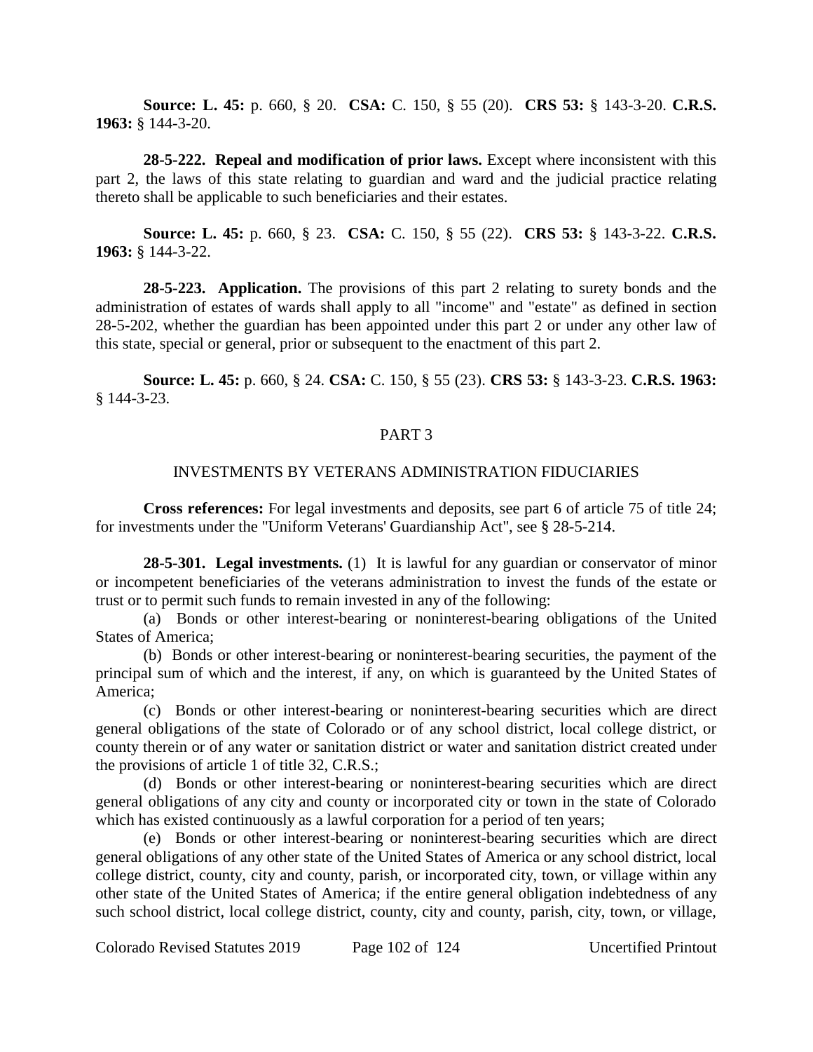**Source: L. 45:** p. 660, § 20. **CSA:** C. 150, § 55 (20). **CRS 53:** § 143-3-20. **C.R.S. 1963:** § 144-3-20.

**28-5-222. Repeal and modification of prior laws.** Except where inconsistent with this part 2, the laws of this state relating to guardian and ward and the judicial practice relating thereto shall be applicable to such beneficiaries and their estates.

**Source: L. 45:** p. 660, § 23. **CSA:** C. 150, § 55 (22). **CRS 53:** § 143-3-22. **C.R.S. 1963:** § 144-3-22.

**28-5-223. Application.** The provisions of this part 2 relating to surety bonds and the administration of estates of wards shall apply to all "income" and "estate" as defined in section 28-5-202, whether the guardian has been appointed under this part 2 or under any other law of this state, special or general, prior or subsequent to the enactment of this part 2.

**Source: L. 45:** p. 660, § 24. **CSA:** C. 150, § 55 (23). **CRS 53:** § 143-3-23. **C.R.S. 1963:** § 144-3-23.

## PART 3

## INVESTMENTS BY VETERANS ADMINISTRATION FIDUCIARIES

**Cross references:** For legal investments and deposits, see part 6 of article 75 of title 24; for investments under the "Uniform Veterans' Guardianship Act", see § 28-5-214.

**28-5-301. Legal investments.** (1) It is lawful for any guardian or conservator of minor or incompetent beneficiaries of the veterans administration to invest the funds of the estate or trust or to permit such funds to remain invested in any of the following:

(a) Bonds or other interest-bearing or noninterest-bearing obligations of the United States of America;

(b) Bonds or other interest-bearing or noninterest-bearing securities, the payment of the principal sum of which and the interest, if any, on which is guaranteed by the United States of America;

(c) Bonds or other interest-bearing or noninterest-bearing securities which are direct general obligations of the state of Colorado or of any school district, local college district, or county therein or of any water or sanitation district or water and sanitation district created under the provisions of article 1 of title 32, C.R.S.;

(d) Bonds or other interest-bearing or noninterest-bearing securities which are direct general obligations of any city and county or incorporated city or town in the state of Colorado which has existed continuously as a lawful corporation for a period of ten years;

(e) Bonds or other interest-bearing or noninterest-bearing securities which are direct general obligations of any other state of the United States of America or any school district, local college district, county, city and county, parish, or incorporated city, town, or village within any other state of the United States of America; if the entire general obligation indebtedness of any such school district, local college district, county, city and county, parish, city, town, or village,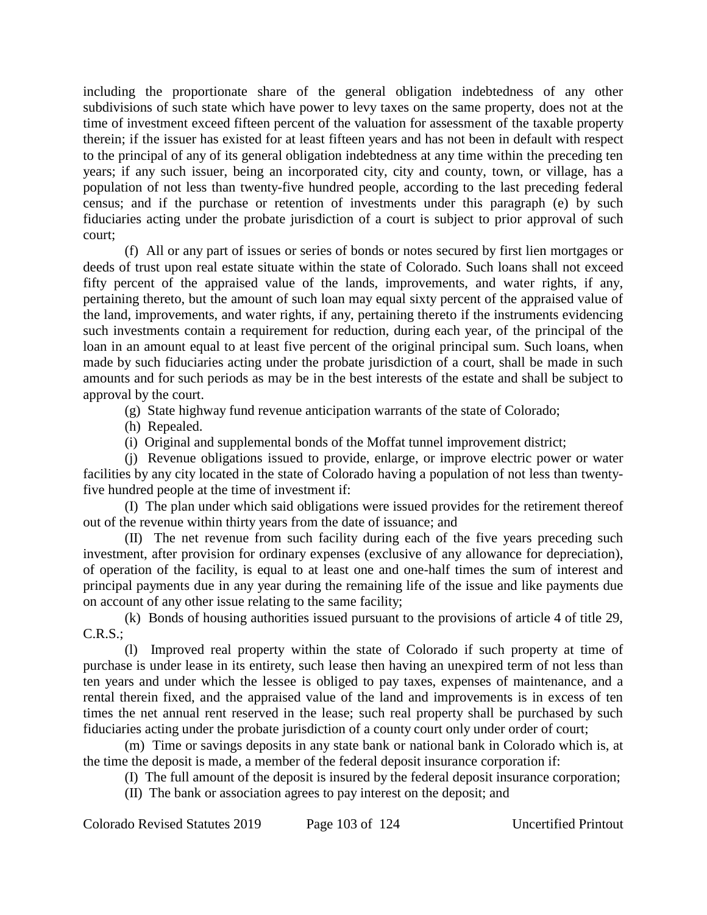including the proportionate share of the general obligation indebtedness of any other subdivisions of such state which have power to levy taxes on the same property, does not at the time of investment exceed fifteen percent of the valuation for assessment of the taxable property therein; if the issuer has existed for at least fifteen years and has not been in default with respect to the principal of any of its general obligation indebtedness at any time within the preceding ten years; if any such issuer, being an incorporated city, city and county, town, or village, has a population of not less than twenty-five hundred people, according to the last preceding federal census; and if the purchase or retention of investments under this paragraph (e) by such fiduciaries acting under the probate jurisdiction of a court is subject to prior approval of such court;

(f) All or any part of issues or series of bonds or notes secured by first lien mortgages or deeds of trust upon real estate situate within the state of Colorado. Such loans shall not exceed fifty percent of the appraised value of the lands, improvements, and water rights, if any, pertaining thereto, but the amount of such loan may equal sixty percent of the appraised value of the land, improvements, and water rights, if any, pertaining thereto if the instruments evidencing such investments contain a requirement for reduction, during each year, of the principal of the loan in an amount equal to at least five percent of the original principal sum. Such loans, when made by such fiduciaries acting under the probate jurisdiction of a court, shall be made in such amounts and for such periods as may be in the best interests of the estate and shall be subject to approval by the court.

(g) State highway fund revenue anticipation warrants of the state of Colorado;

(h) Repealed.

(i) Original and supplemental bonds of the Moffat tunnel improvement district;

(j) Revenue obligations issued to provide, enlarge, or improve electric power or water facilities by any city located in the state of Colorado having a population of not less than twenty-five hundred people at the time of investment if:

(I) The plan under which said obligations were issued provides for the retirement thereof out of the revenue within thirty years from the date of issuance; and

(II) The net revenue from such facility during each of the five years preceding such investment, after provision for ordinary expenses (exclusive of any allowance for depreciation), of operation of the facility, is equal to at least one and one-half times the sum of interest and principal payments due in any year during the remaining life of the issue and like payments due on account of any other issue relating to the same facility;

(k) Bonds of housing authorities issued pursuant to the provisions of article 4 of title 29, C.R.S.;

(l) Improved real property within the state of Colorado if such property at time of purchase is under lease in its entirety, such lease then having an unexpired term of not less than ten years and under which the lessee is obliged to pay taxes, expenses of maintenance, and a rental therein fixed, and the appraised value of the land and improvements is in excess of ten times the net annual rent reserved in the lease; such real property shall be purchased by such fiduciaries acting under the probate jurisdiction of a county court only under order of court;

(m) Time or savings deposits in any state bank or national bank in Colorado which is, at the time the deposit is made, a member of the federal deposit insurance corporation if:

(I) The full amount of the deposit is insured by the federal deposit insurance corporation;

(II) The bank or association agrees to pay interest on the deposit; and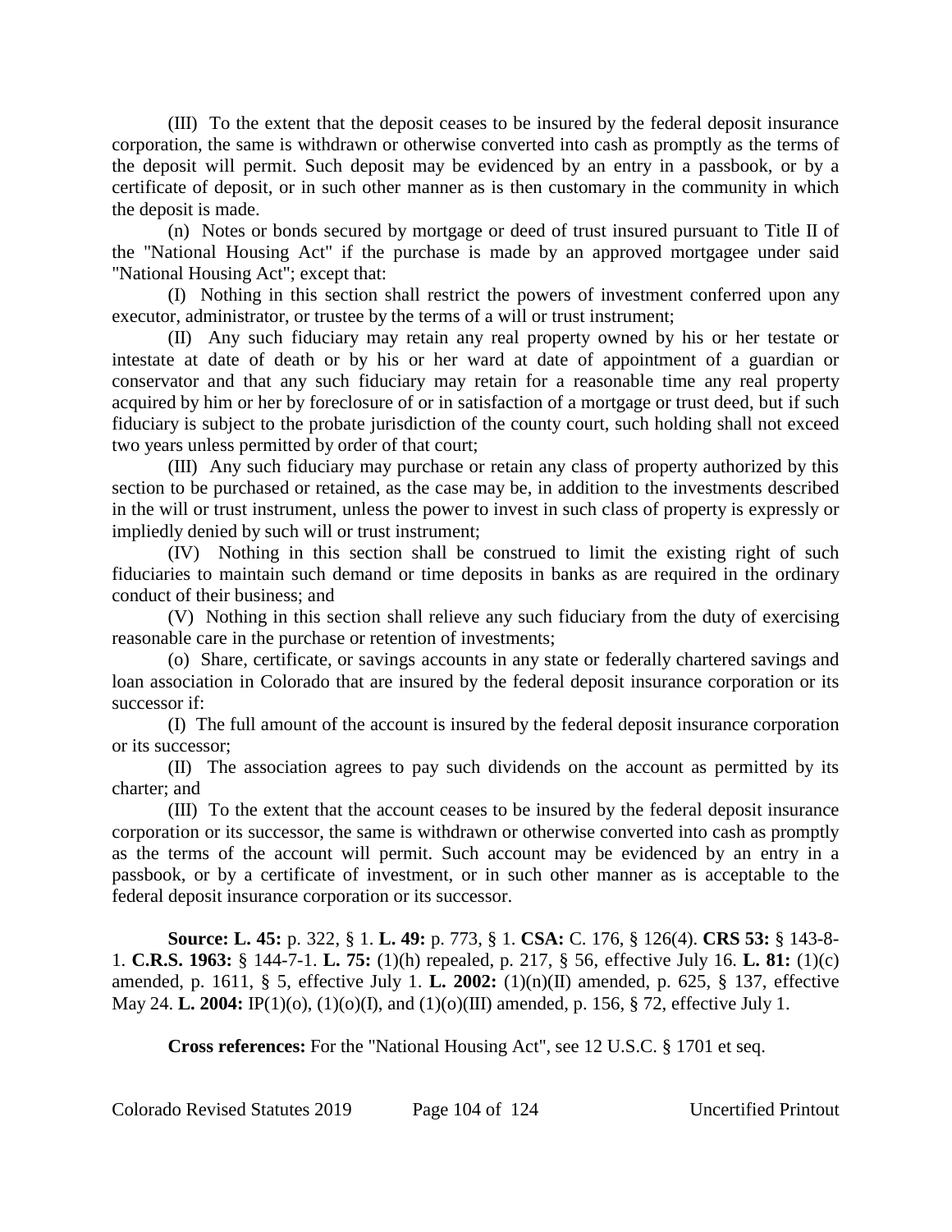(III) To the extent that the deposit ceases to be insured by the federal deposit insurance corporation, the same is withdrawn or otherwise converted into cash as promptly as the terms of the deposit will permit. Such deposit may be evidenced by an entry in a passbook, or by a certificate of deposit, or in such other manner as is then customary in the community in which the deposit is made.

(n) Notes or bonds secured by mortgage or deed of trust insured pursuant to Title II of the "National Housing Act" if the purchase is made by an approved mortgagee under said "National Housing Act"; except that:

(I) Nothing in this section shall restrict the powers of investment conferred upon any executor, administrator, or trustee by the terms of a will or trust instrument;

(II) Any such fiduciary may retain any real property owned by his or her testate or intestate at date of death or by his or her ward at date of appointment of a guardian or conservator and that any such fiduciary may retain for a reasonable time any real property acquired by him or her by foreclosure of or in satisfaction of a mortgage or trust deed, but if such fiduciary is subject to the probate jurisdiction of the county court, such holding shall not exceed two years unless permitted by order of that court;

(III) Any such fiduciary may purchase or retain any class of property authorized by this section to be purchased or retained, as the case may be, in addition to the investments described in the will or trust instrument, unless the power to invest in such class of property is expressly or impliedly denied by such will or trust instrument;

(IV) Nothing in this section shall be construed to limit the existing right of such fiduciaries to maintain such demand or time deposits in banks as are required in the ordinary conduct of their business; and

(V) Nothing in this section shall relieve any such fiduciary from the duty of exercising reasonable care in the purchase or retention of investments;

(o) Share, certificate, or savings accounts in any state or federally chartered savings and loan association in Colorado that are insured by the federal deposit insurance corporation or its successor if:

(I) The full amount of the account is insured by the federal deposit insurance corporation or its successor;

(II) The association agrees to pay such dividends on the account as permitted by its charter; and

(III) To the extent that the account ceases to be insured by the federal deposit insurance corporation or its successor, the same is withdrawn or otherwise converted into cash as promptly as the terms of the account will permit. Such account may be evidenced by an entry in a passbook, or by a certificate of investment, or in such other manner as is acceptable to the federal deposit insurance corporation or its successor.

**Source: L. 45:** p. 322, § 1. **L. 49:** p. 773, § 1. **CSA:** C. 176, § 126(4). **CRS 53:** § 143-8-1. **C.R.S. 1963:** § 144-7-1. **L. 75:** (1)(h) repealed, p. 217, § 56, effective July 16. **L. 81:** (1)(c) amended, p. 1611, § 5, effective July 1. **L. 2002:** (1)(n)(II) amended, p. 625, § 137, effective May 24. **L. 2004:** IP(1)(o), (1)(o)(I), and (1)(o)(III) amended, p. 156, § 72, effective July 1.

**Cross references:** For the "National Housing Act", see 12 U.S.C. § 1701 et seq.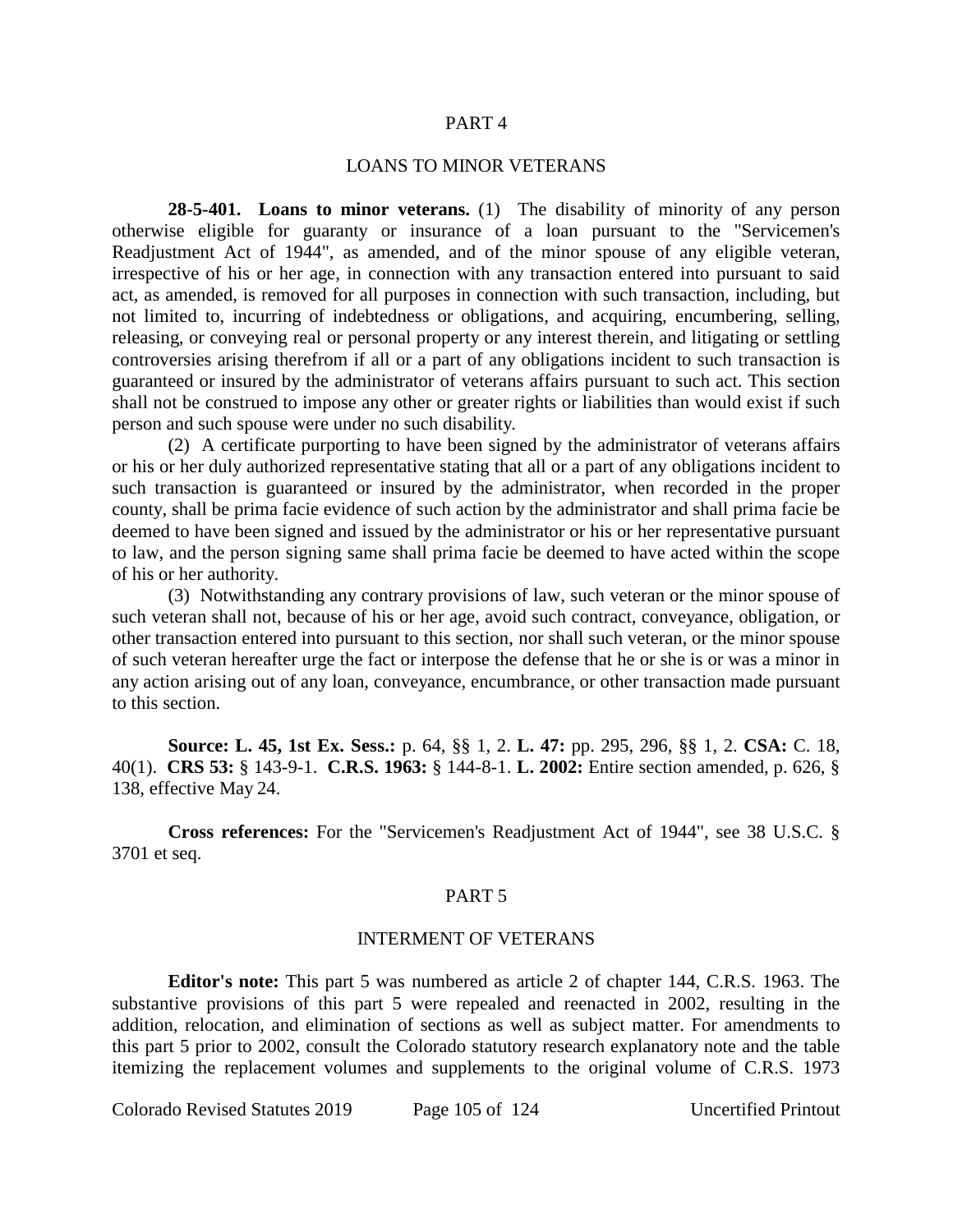## PART 4

## LOANS TO MINOR VETERANS

**28-5-401. Loans to minor veterans.** (1) The disability of minority of any person otherwise eligible for guaranty or insurance of a loan pursuant to the "Servicemen's Readjustment Act of 1944", as amended, and of the minor spouse of any eligible veteran, irrespective of his or her age, in connection with any transaction entered into pursuant to said act, as amended, is removed for all purposes in connection with such transaction, including, but not limited to, incurring of indebtedness or obligations, and acquiring, encumbering, selling, releasing, or conveying real or personal property or any interest therein, and litigating or settling controversies arising therefrom if all or a part of any obligations incident to such transaction is guaranteed or insured by the administrator of veterans affairs pursuant to such act. This section shall not be construed to impose any other or greater rights or liabilities than would exist if such person and such spouse were under no such disability.

(2) A certificate purporting to have been signed by the administrator of veterans affairs or his or her duly authorized representative stating that all or a part of any obligations incident to such transaction is guaranteed or insured by the administrator, when recorded in the proper county, shall be prima facie evidence of such action by the administrator and shall prima facie be deemed to have been signed and issued by the administrator or his or her representative pursuant to law, and the person signing same shall prima facie be deemed to have acted within the scope of his or her authority.

(3) Notwithstanding any contrary provisions of law, such veteran or the minor spouse of such veteran shall not, because of his or her age, avoid such contract, conveyance, obligation, or other transaction entered into pursuant to this section, nor shall such veteran, or the minor spouse of such veteran hereafter urge the fact or interpose the defense that he or she is or was a minor in any action arising out of any loan, conveyance, encumbrance, or other transaction made pursuant to this section.

**Source: L. 45, 1st Ex. Sess.:** p. 64, §§ 1, 2. **L. 47:** pp. 295, 296, §§ 1, 2. **CSA:** C. 18, 40(1). **CRS 53:** § 143-9-1. **C.R.S. 1963:** § 144-8-1. **L. 2002:** Entire section amended, p. 626, § 138, effective May 24.

**Cross references:** For the "Servicemen's Readjustment Act of 1944", see 38 U.S.C. § 3701 et seq.

## PART 5

## INTERMENT OF VETERANS

**Editor's note:** This part 5 was numbered as article 2 of chapter 144, C.R.S. 1963. The substantive provisions of this part 5 were repealed and reenacted in 2002, resulting in the addition, relocation, and elimination of sections as well as subject matter. For amendments to this part 5 prior to 2002, consult the Colorado statutory research explanatory note and the table itemizing the replacement volumes and supplements to the original volume of C.R.S. 1973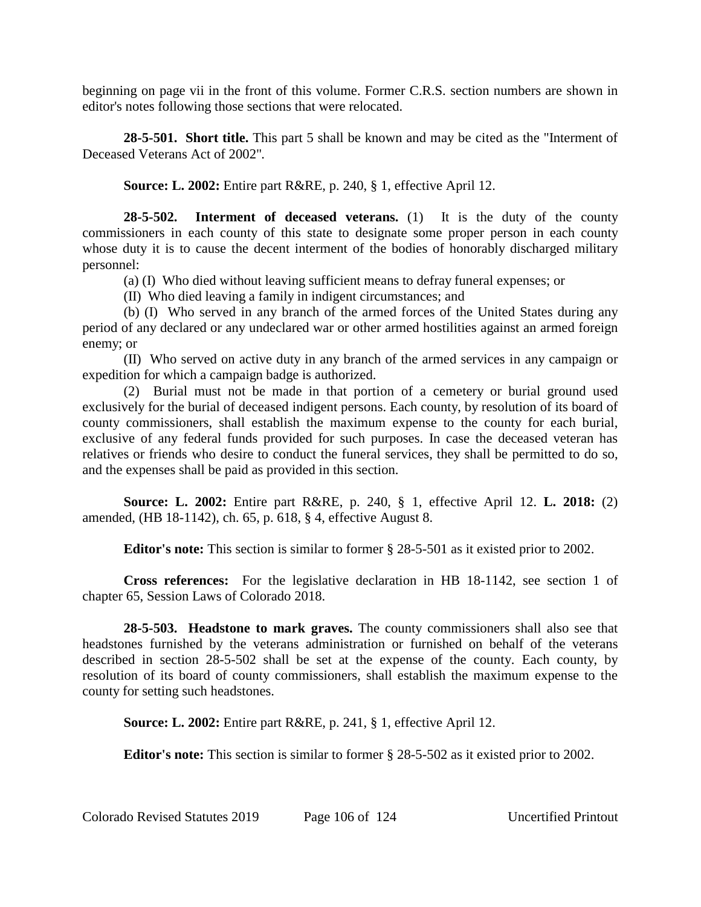beginning on page vii in the front of this volume. Former C.R.S. section numbers are shown in editor's notes following those sections that were relocated.

**28-5-501. Short title.** This part 5 shall be known and may be cited as the "Interment of Deceased Veterans Act of 2002".

**Source: L. 2002:** Entire part R&RE, p. 240, § 1, effective April 12.

**28-5-502. Interment of deceased veterans.** (1) It is the duty of the county commissioners in each county of this state to designate some proper person in each county whose duty it is to cause the decent interment of the bodies of honorably discharged military personnel:

(a) (I) Who died without leaving sufficient means to defray funeral expenses; or

(II) Who died leaving a family in indigent circumstances; and

(b) (I) Who served in any branch of the armed forces of the United States during any period of any declared or any undeclared war or other armed hostilities against an armed foreign enemy; or

(II) Who served on active duty in any branch of the armed services in any campaign or expedition for which a campaign badge is authorized.

(2) Burial must not be made in that portion of a cemetery or burial ground used exclusively for the burial of deceased indigent persons. Each county, by resolution of its board of county commissioners, shall establish the maximum expense to the county for each burial, exclusive of any federal funds provided for such purposes. In case the deceased veteran has relatives or friends who desire to conduct the funeral services, they shall be permitted to do so, and the expenses shall be paid as provided in this section.

**Source: L. 2002:** Entire part R&RE, p. 240, § 1, effective April 12. **L. 2018:** (2) amended, (HB 18-1142), ch. 65, p. 618, § 4, effective August 8.

**Editor's note:** This section is similar to former § 28-5-501 as it existed prior to 2002.

**Cross references:** For the legislative declaration in HB 18-1142, see section 1 of chapter 65, Session Laws of Colorado 2018.

**28-5-503. Headstone to mark graves.** The county commissioners shall also see that headstones furnished by the veterans administration or furnished on behalf of the veterans described in section 28-5-502 shall be set at the expense of the county. Each county, by resolution of its board of county commissioners, shall establish the maximum expense to the county for setting such headstones.

**Source: L. 2002:** Entire part R&RE, p. 241, § 1, effective April 12.

**Editor's note:** This section is similar to former § 28-5-502 as it existed prior to 2002.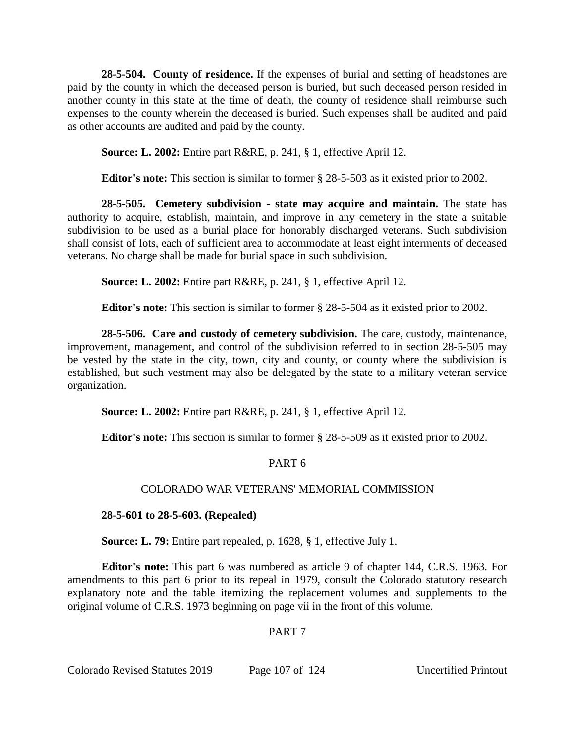**28-5-504. County of residence.** If the expenses of burial and setting of headstones are paid by the county in which the deceased person is buried, but such deceased person resided in another county in this state at the time of death, the county of residence shall reimburse such expenses to the county wherein the deceased is buried. Such expenses shall be audited and paid as other accounts are audited and paid by the county.

**Source: L. 2002:** Entire part R&RE, p. 241, § 1, effective April 12.

**Editor's note:** This section is similar to former § 28-5-503 as it existed prior to 2002.

**28-5-505. Cemetery subdivision - state may acquire and maintain.** The state has authority to acquire, establish, maintain, and improve in any cemetery in the state a suitable subdivision to be used as a burial place for honorably discharged veterans. Such subdivision shall consist of lots, each of sufficient area to accommodate at least eight interments of deceased veterans. No charge shall be made for burial space in such subdivision.

**Source: L. 2002:** Entire part R&RE, p. 241, § 1, effective April 12.

**Editor's note:** This section is similar to former § 28-5-504 as it existed prior to 2002.

**28-5-506. Care and custody of cemetery subdivision.** The care, custody, maintenance, improvement, management, and control of the subdivision referred to in section 28-5-505 may be vested by the state in the city, town, city and county, or county where the subdivision is established, but such vestment may also be delegated by the state to a military veteran service organization.

**Source: L. 2002:** Entire part R&RE, p. 241, § 1, effective April 12.

**Editor's note:** This section is similar to former § 28-5-509 as it existed prior to 2002.

## PART 6

## COLORADO WAR VETERANS' MEMORIAL COMMISSION

**28-5-601 to 28-5-603. (Repealed)**

**Source: L. 79:** Entire part repealed, p. 1628, § 1, effective July 1.

**Editor's note:** This part 6 was numbered as article 9 of chapter 144, C.R.S. 1963. For amendments to this part 6 prior to its repeal in 1979, consult the Colorado statutory research explanatory note and the table itemizing the replacement volumes and supplements to the original volume of C.R.S. 1973 beginning on page vii in the front of this volume.

## PART 7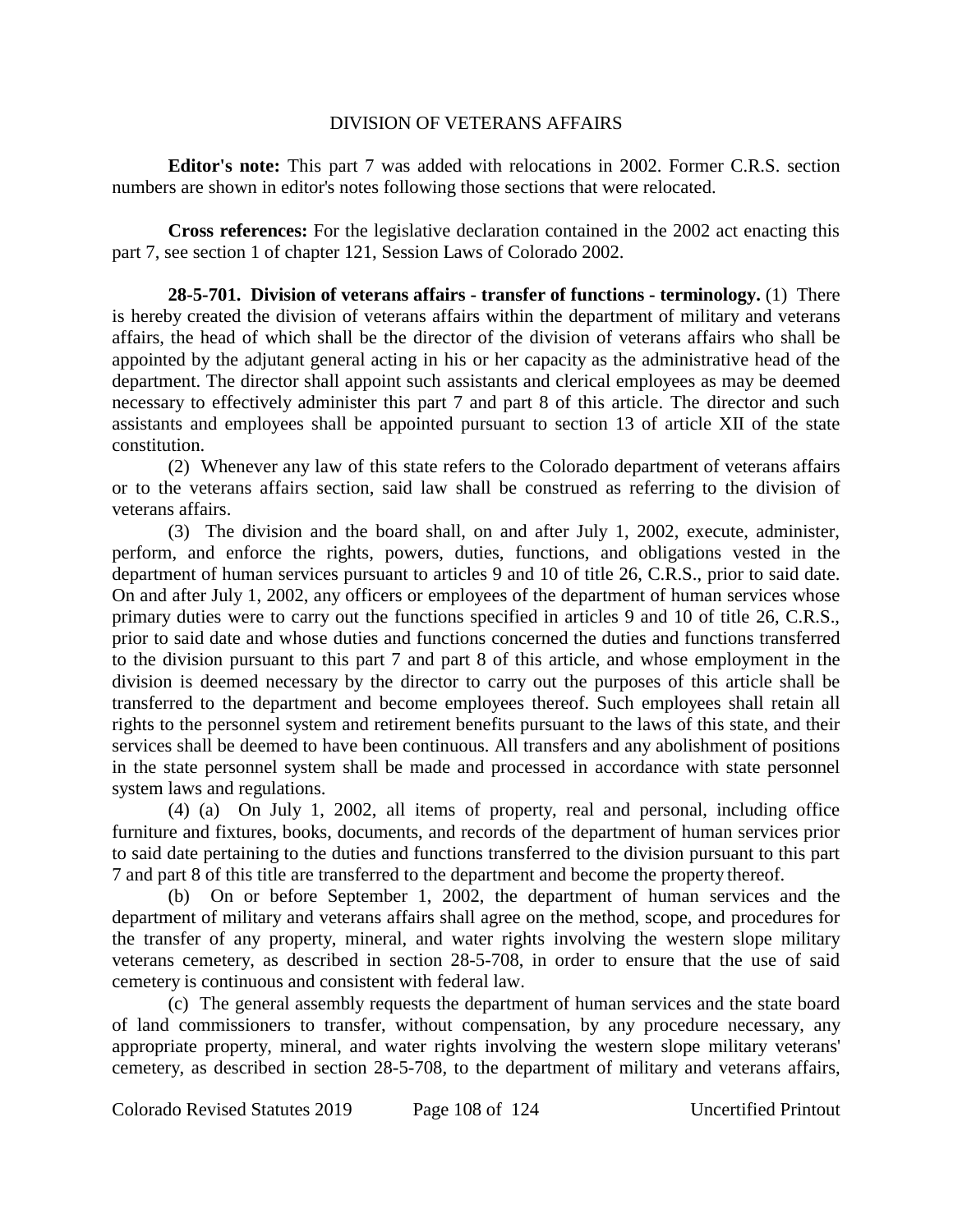## DIVISION OF VETERANS AFFAIRS

**Editor's note:** This part 7 was added with relocations in 2002. Former C.R.S. section numbers are shown in editor's notes following those sections that were relocated.

**Cross references:** For the legislative declaration contained in the 2002 act enacting this part 7, see section 1 of chapter 121, Session Laws of Colorado 2002.

**28-5-701. Division of veterans affairs - transfer of functions - terminology.** (1) There is hereby created the division of veterans affairs within the department of military and veterans affairs, the head of which shall be the director of the division of veterans affairs who shall be appointed by the adjutant general acting in his or her capacity as the administrative head of the department. The director shall appoint such assistants and clerical employees as may be deemed necessary to effectively administer this part 7 and part 8 of this article. The director and such assistants and employees shall be appointed pursuant to section 13 of article XII of the state constitution.

(2) Whenever any law of this state refers to the Colorado department of veterans affairs or to the veterans affairs section, said law shall be construed as referring to the division of veterans affairs.

(3) The division and the board shall, on and after July 1, 2002, execute, administer, perform, and enforce the rights, powers, duties, functions, and obligations vested in the department of human services pursuant to articles 9 and 10 of title 26, C.R.S., prior to said date. On and after July 1, 2002, any officers or employees of the department of human services whose primary duties were to carry out the functions specified in articles 9 and 10 of title 26, C.R.S., prior to said date and whose duties and functions concerned the duties and functions transferred to the division pursuant to this part 7 and part 8 of this article, and whose employment in the division is deemed necessary by the director to carry out the purposes of this article shall be transferred to the department and become employees thereof. Such employees shall retain all rights to the personnel system and retirement benefits pursuant to the laws of this state, and their services shall be deemed to have been continuous. All transfers and any abolishment of positions in the state personnel system shall be made and processed in accordance with state personnel system laws and regulations.

(4) (a) On July 1, 2002, all items of property, real and personal, including office furniture and fixtures, books, documents, and records of the department of human services prior to said date pertaining to the duties and functions transferred to the division pursuant to this part 7 and part 8 of this title are transferred to the department and become the property thereof.

(b) On or before September 1, 2002, the department of human services and the department of military and veterans affairs shall agree on the method, scope, and procedures for the transfer of any property, mineral, and water rights involving the western slope military veterans cemetery, as described in section 28-5-708, in order to ensure that the use of said cemetery is continuous and consistent with federal law.

(c) The general assembly requests the department of human services and the state board of land commissioners to transfer, without compensation, by any procedure necessary, any appropriate property, mineral, and water rights involving the western slope military veterans' cemetery, as described in section 28-5-708, to the department of military and veterans affairs,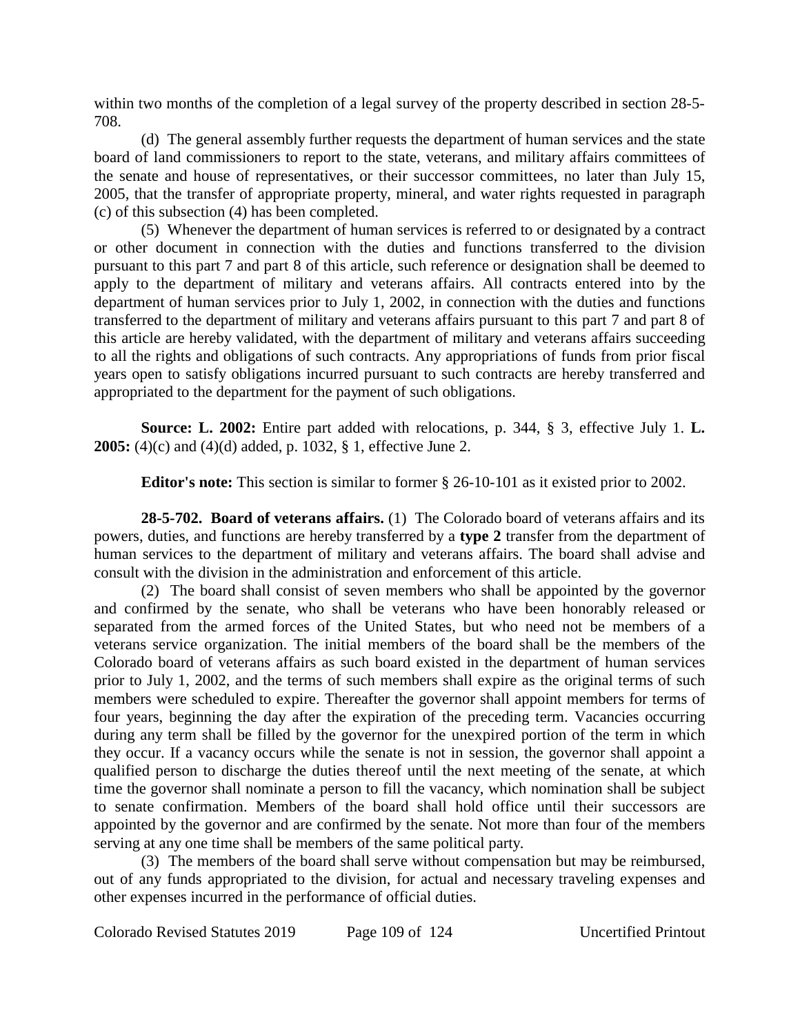within two months of the completion of a legal survey of the property described in section 28-5-708.

(d) The general assembly further requests the department of human services and the state board of land commissioners to report to the state, veterans, and military affairs committees of the senate and house of representatives, or their successor committees, no later than July 15, 2005, that the transfer of appropriate property, mineral, and water rights requested in paragraph (c) of this subsection (4) has been completed.

(5) Whenever the department of human services is referred to or designated by a contract or other document in connection with the duties and functions transferred to the division pursuant to this part 7 and part 8 of this article, such reference or designation shall be deemed to apply to the department of military and veterans affairs. All contracts entered into by the department of human services prior to July 1, 2002, in connection with the duties and functions transferred to the department of military and veterans affairs pursuant to this part 7 and part 8 of this article are hereby validated, with the department of military and veterans affairs succeeding to all the rights and obligations of such contracts. Any appropriations of funds from prior fiscal years open to satisfy obligations incurred pursuant to such contracts are hereby transferred and appropriated to the department for the payment of such obligations.

**Source: L. 2002:** Entire part added with relocations, p. 344, § 3, effective July 1. **L. 2005:** (4)(c) and (4)(d) added, p. 1032, § 1, effective June 2.

**Editor's note:** This section is similar to former § 26-10-101 as it existed prior to 2002.

**28-5-702. Board of veterans affairs.** (1) The Colorado board of veterans affairs and its powers, duties, and functions are hereby transferred by a **type 2** transfer from the department of human services to the department of military and veterans affairs. The board shall advise and consult with the division in the administration and enforcement of this article.

(2) The board shall consist of seven members who shall be appointed by the governor and confirmed by the senate, who shall be veterans who have been honorably released or separated from the armed forces of the United States, but who need not be members of a veterans service organization. The initial members of the board shall be the members of the Colorado board of veterans affairs as such board existed in the department of human services prior to July 1, 2002, and the terms of such members shall expire as the original terms of such members were scheduled to expire. Thereafter the governor shall appoint members for terms of four years, beginning the day after the expiration of the preceding term. Vacancies occurring during any term shall be filled by the governor for the unexpired portion of the term in which they occur. If a vacancy occurs while the senate is not in session, the governor shall appoint a qualified person to discharge the duties thereof until the next meeting of the senate, at which time the governor shall nominate a person to fill the vacancy, which nomination shall be subject to senate confirmation. Members of the board shall hold office until their successors are appointed by the governor and are confirmed by the senate. Not more than four of the members serving at any one time shall be members of the same political party.

(3) The members of the board shall serve without compensation but may be reimbursed, out of any funds appropriated to the division, for actual and necessary traveling expenses and other expenses incurred in the performance of official duties.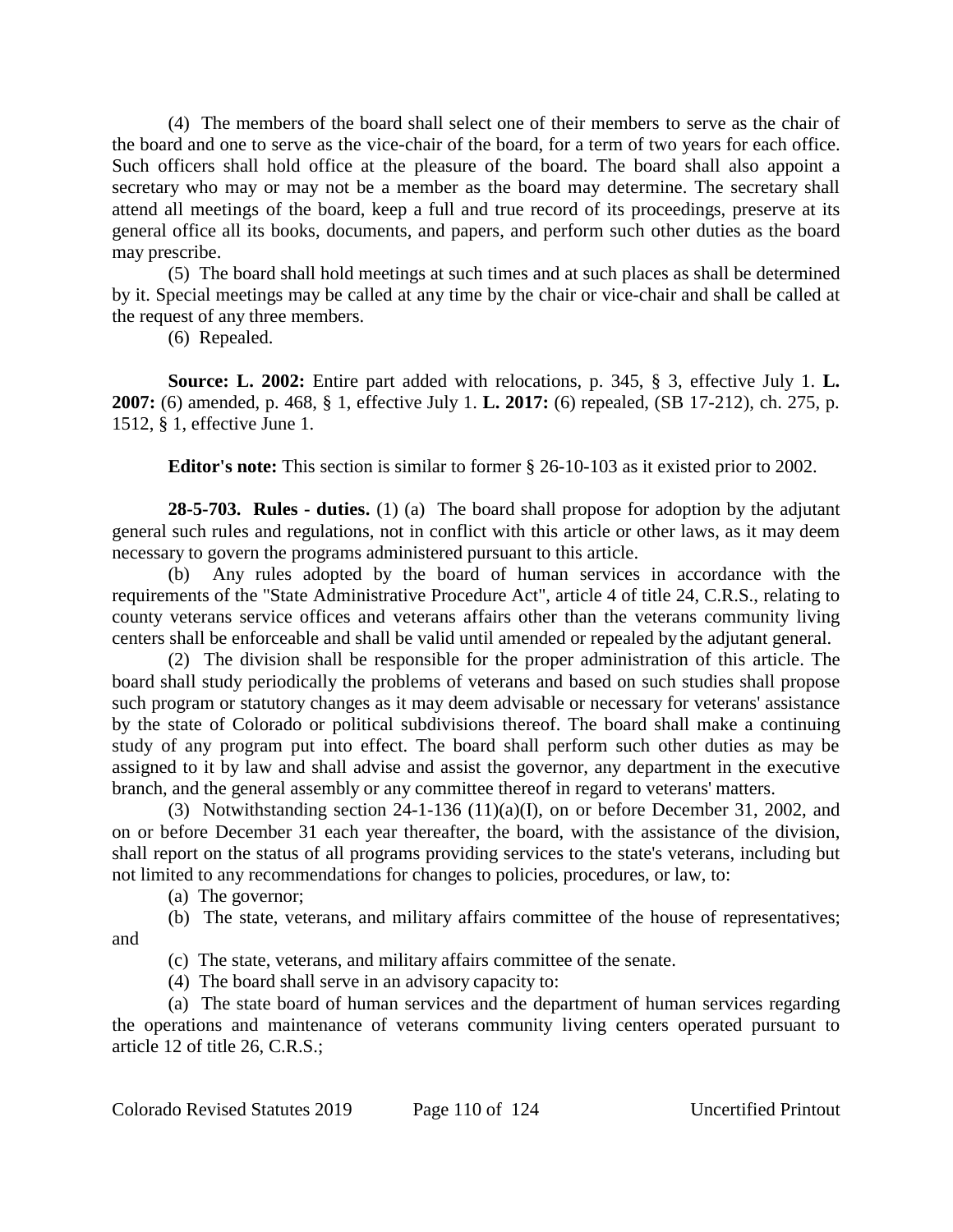(4) The members of the board shall select one of their members to serve as the chair of the board and one to serve as the vice-chair of the board, for a term of two years for each office. Such officers shall hold office at the pleasure of the board. The board shall also appoint a secretary who may or may not be a member as the board may determine. The secretary shall attend all meetings of the board, keep a full and true record of its proceedings, preserve at its general office all its books, documents, and papers, and perform such other duties as the board may prescribe.

(5) The board shall hold meetings at such times and at such places as shall be determined by it. Special meetings may be called at any time by the chair or vice-chair and shall be called at the request of any three members.

(6) Repealed.

**Source: L. 2002:** Entire part added with relocations, p. 345, § 3, effective July 1. **L. 2007:** (6) amended, p. 468, § 1, effective July 1. **L. 2017:** (6) repealed, (SB 17-212), ch. 275, p. 1512, § 1, effective June 1.

**Editor's note:** This section is similar to former § 26-10-103 as it existed prior to 2002.

**28-5-703. Rules - duties.** (1) (a) The board shall propose for adoption by the adjutant general such rules and regulations, not in conflict with this article or other laws, as it may deem necessary to govern the programs administered pursuant to this article.

(b) Any rules adopted by the board of human services in accordance with the requirements of the "State Administrative Procedure Act", article 4 of title 24, C.R.S., relating to county veterans service offices and veterans affairs other than the veterans community living centers shall be enforceable and shall be valid until amended or repealed by the adjutant general.

(2) The division shall be responsible for the proper administration of this article. The board shall study periodically the problems of veterans and based on such studies shall propose such program or statutory changes as it may deem advisable or necessary for veterans' assistance by the state of Colorado or political subdivisions thereof. The board shall make a continuing study of any program put into effect. The board shall perform such other duties as may be assigned to it by law and shall advise and assist the governor, any department in the executive branch, and the general assembly or any committee thereof in regard to veterans' matters.

(3) Notwithstanding section 24-1-136 (11)(a)(I), on or before December 31, 2002, and on or before December 31 each year thereafter, the board, with the assistance of the division, shall report on the status of all programs providing services to the state's veterans, including but not limited to any recommendations for changes to policies, procedures, or law, to:

(a) The governor;

(b) The state, veterans, and military affairs committee of the house of representatives; and

(c) The state, veterans, and military affairs committee of the senate.

(4) The board shall serve in an advisory capacity to:

(a) The state board of human services and the department of human services regarding the operations and maintenance of veterans community living centers operated pursuant to article 12 of title 26, C.R.S.;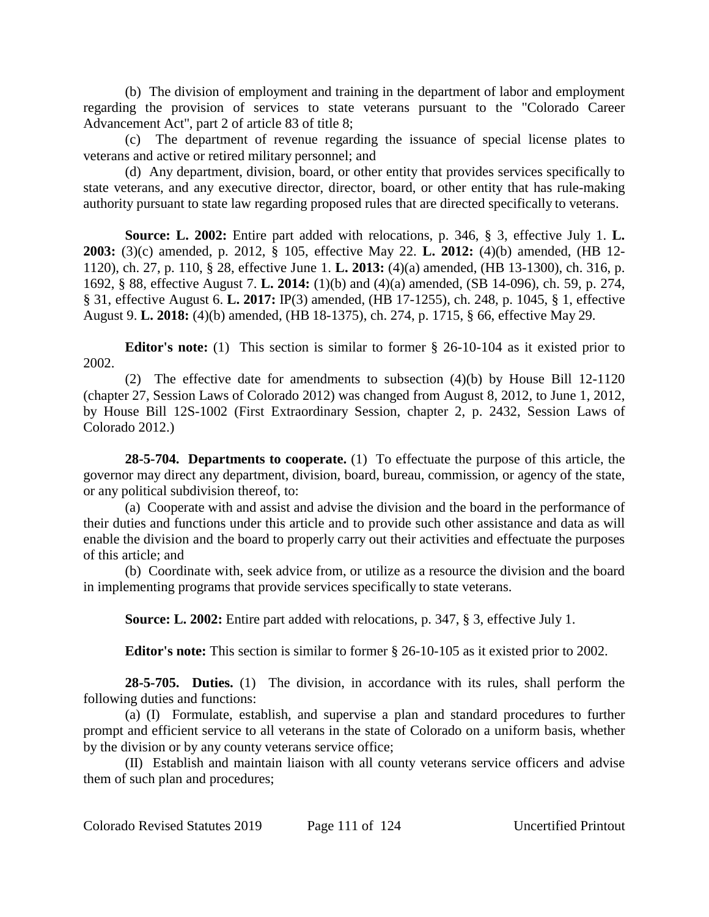(b) The division of employment and training in the department of labor and employment regarding the provision of services to state veterans pursuant to the "Colorado Career Advancement Act", part 2 of article 83 of title 8;

(c) The department of revenue regarding the issuance of special license plates to veterans and active or retired military personnel; and

(d) Any department, division, board, or other entity that provides services specifically to state veterans, and any executive director, director, board, or other entity that has rule-making authority pursuant to state law regarding proposed rules that are directed specifically to veterans.

**Source: L. 2002:** Entire part added with relocations, p. 346, § 3, effective July 1. **L. 2003:** (3)(c) amended, p. 2012, § 105, effective May 22. **L. 2012:** (4)(b) amended, (HB 12-1120), ch. 27, p. 110, § 28, effective June 1. **L. 2013:** (4)(a) amended, (HB 13-1300), ch. 316, p. 1692, § 88, effective August 7. **L. 2014:** (1)(b) and (4)(a) amended, (SB 14-096), ch. 59, p. 274, § 31, effective August 6. **L. 2017:** IP(3) amended, (HB 17-1255), ch. 248, p. 1045, § 1, effective August 9. **L. 2018:** (4)(b) amended, (HB 18-1375), ch. 274, p. 1715, § 66, effective May 29.

**Editor's note:** (1) This section is similar to former § 26-10-104 as it existed prior to 2002.

(2) The effective date for amendments to subsection (4)(b) by House Bill 12-1120 (chapter 27, Session Laws of Colorado 2012) was changed from August 8, 2012, to June 1, 2012, by House Bill 12S-1002 (First Extraordinary Session, chapter 2, p. 2432, Session Laws of Colorado 2012.)

**28-5-704. Departments to cooperate.** (1) To effectuate the purpose of this article, the governor may direct any department, division, board, bureau, commission, or agency of the state, or any political subdivision thereof, to:

(a) Cooperate with and assist and advise the division and the board in the performance of their duties and functions under this article and to provide such other assistance and data as will enable the division and the board to properly carry out their activities and effectuate the purposes of this article; and

(b) Coordinate with, seek advice from, or utilize as a resource the division and the board in implementing programs that provide services specifically to state veterans.

**Source: L. 2002:** Entire part added with relocations, p. 347, § 3, effective July 1.

**Editor's note:** This section is similar to former § 26-10-105 as it existed prior to 2002.

**28-5-705. Duties.** (1) The division, in accordance with its rules, shall perform the following duties and functions:

(a) (I) Formulate, establish, and supervise a plan and standard procedures to further prompt and efficient service to all veterans in the state of Colorado on a uniform basis, whether by the division or by any county veterans service office;

(II) Establish and maintain liaison with all county veterans service officers and advise them of such plan and procedures;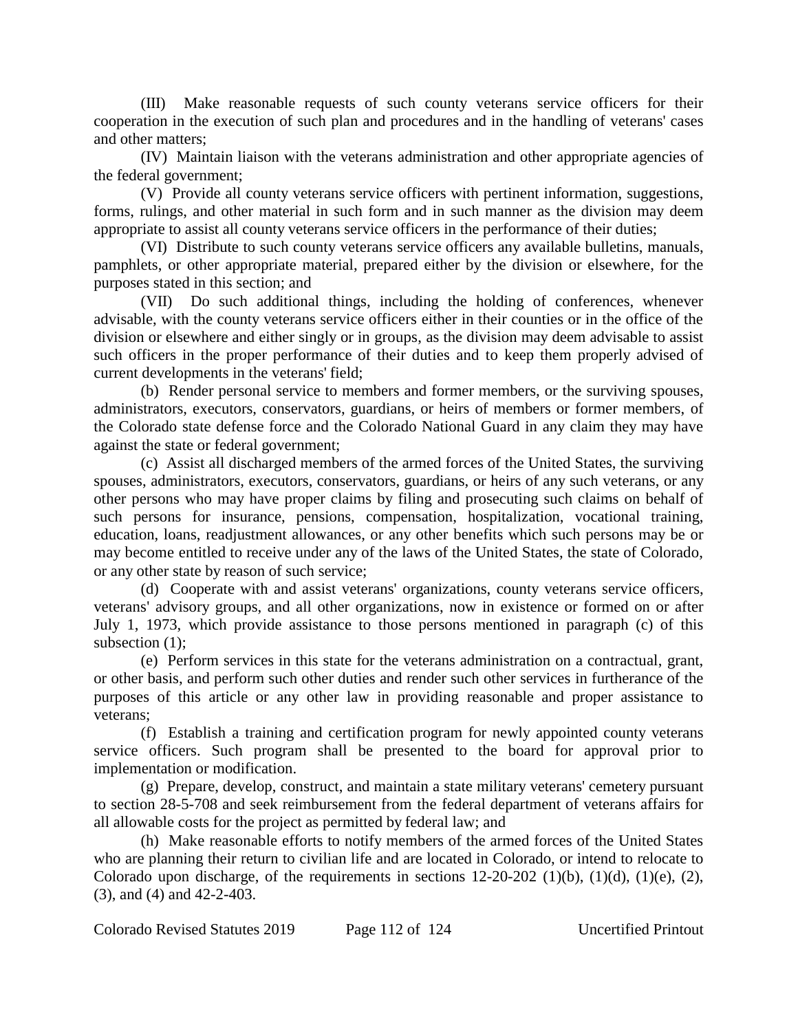(III) Make reasonable requests of such county veterans service officers for their cooperation in the execution of such plan and procedures and in the handling of veterans' cases and other matters;

(IV) Maintain liaison with the veterans administration and other appropriate agencies of the federal government;

(V) Provide all county veterans service officers with pertinent information, suggestions, forms, rulings, and other material in such form and in such manner as the division may deem appropriate to assist all county veterans service officers in the performance of their duties;

(VI) Distribute to such county veterans service officers any available bulletins, manuals, pamphlets, or other appropriate material, prepared either by the division or elsewhere, for the purposes stated in this section; and

(VII) Do such additional things, including the holding of conferences, whenever advisable, with the county veterans service officers either in their counties or in the office of the division or elsewhere and either singly or in groups, as the division may deem advisable to assist such officers in the proper performance of their duties and to keep them properly advised of current developments in the veterans' field;

(b) Render personal service to members and former members, or the surviving spouses, administrators, executors, conservators, guardians, or heirs of members or former members, of the Colorado state defense force and the Colorado National Guard in any claim they may have against the state or federal government;

(c) Assist all discharged members of the armed forces of the United States, the surviving spouses, administrators, executors, conservators, guardians, or heirs of any such veterans, or any other persons who may have proper claims by filing and prosecuting such claims on behalf of such persons for insurance, pensions, compensation, hospitalization, vocational training, education, loans, readjustment allowances, or any other benefits which such persons may be or may become entitled to receive under any of the laws of the United States, the state of Colorado, or any other state by reason of such service;

(d) Cooperate with and assist veterans' organizations, county veterans service officers, veterans' advisory groups, and all other organizations, now in existence or formed on or after July 1, 1973, which provide assistance to those persons mentioned in paragraph (c) of this subsection (1);

(e) Perform services in this state for the veterans administration on a contractual, grant, or other basis, and perform such other duties and render such other services in furtherance of the purposes of this article or any other law in providing reasonable and proper assistance to veterans;

(f) Establish a training and certification program for newly appointed county veterans service officers. Such program shall be presented to the board for approval prior to implementation or modification.

(g) Prepare, develop, construct, and maintain a state military veterans' cemetery pursuant to section 28-5-708 and seek reimbursement from the federal department of veterans affairs for all allowable costs for the project as permitted by federal law; and

(h) Make reasonable efforts to notify members of the armed forces of the United States who are planning their return to civilian life and are located in Colorado, or intend to relocate to Colorado upon discharge, of the requirements in sections 12-20-202 (1)(b), (1)(d), (1)(e), (2), (3), and (4) and 42-2-403.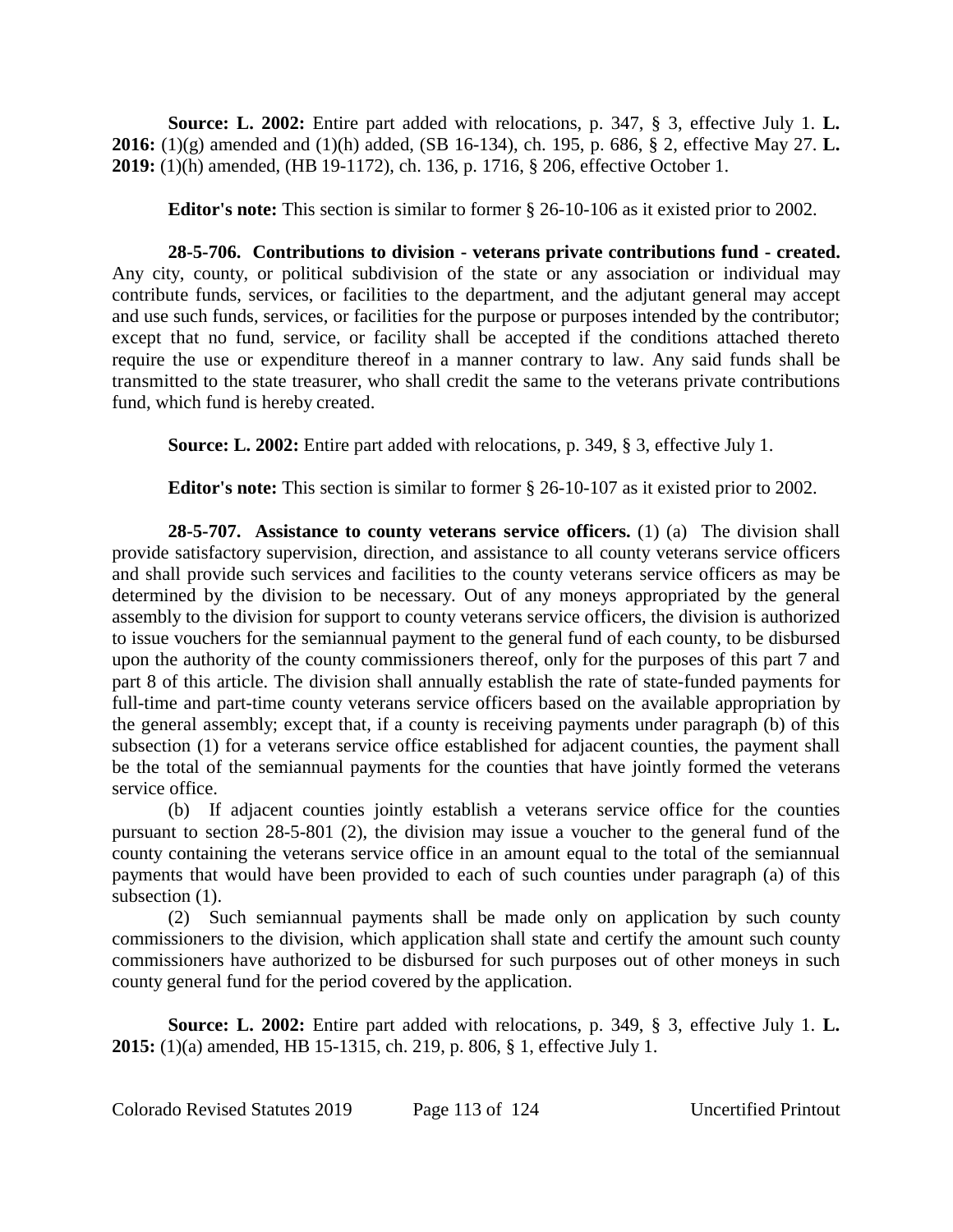**Source: L. 2002:** Entire part added with relocations, p. 347, § 3, effective July 1. **L. 2016:** (1)(g) amended and (1)(h) added, (SB 16-134), ch. 195, p. 686, § 2, effective May 27. **L. 2019:** (1)(h) amended, (HB 19-1172), ch. 136, p. 1716, § 206, effective October 1.

**Editor's note:** This section is similar to former § 26-10-106 as it existed prior to 2002.

**28-5-706. Contributions to division - veterans private contributions fund - created.** Any city, county, or political subdivision of the state or any association or individual may contribute funds, services, or facilities to the department, and the adjutant general may accept and use such funds, services, or facilities for the purpose or purposes intended by the contributor; except that no fund, service, or facility shall be accepted if the conditions attached thereto require the use or expenditure thereof in a manner contrary to law. Any said funds shall be transmitted to the state treasurer, who shall credit the same to the veterans private contributions fund, which fund is hereby created.

**Source: L. 2002:** Entire part added with relocations, p. 349, § 3, effective July 1.

**Editor's note:** This section is similar to former § 26-10-107 as it existed prior to 2002.

**28-5-707. Assistance to county veterans service officers.** (1) (a) The division shall provide satisfactory supervision, direction, and assistance to all county veterans service officers and shall provide such services and facilities to the county veterans service officers as may be determined by the division to be necessary. Out of any moneys appropriated by the general assembly to the division for support to county veterans service officers, the division is authorized to issue vouchers for the semiannual payment to the general fund of each county, to be disbursed upon the authority of the county commissioners thereof, only for the purposes of this part 7 and part 8 of this article. The division shall annually establish the rate of state-funded payments for full-time and part-time county veterans service officers based on the available appropriation by the general assembly; except that, if a county is receiving payments under paragraph (b) of this subsection (1) for a veterans service office established for adjacent counties, the payment shall be the total of the semiannual payments for the counties that have jointly formed the veterans service office.

(b) If adjacent counties jointly establish a veterans service office for the counties pursuant to section 28-5-801 (2), the division may issue a voucher to the general fund of the county containing the veterans service office in an amount equal to the total of the semiannual payments that would have been provided to each of such counties under paragraph (a) of this subsection (1).

(2) Such semiannual payments shall be made only on application by such county commissioners to the division, which application shall state and certify the amount such county commissioners have authorized to be disbursed for such purposes out of other moneys in such county general fund for the period covered by the application.

**Source: L. 2002:** Entire part added with relocations, p. 349, § 3, effective July 1. **L. 2015:** (1)(a) amended, HB 15-1315, ch. 219, p. 806, § 1, effective July 1.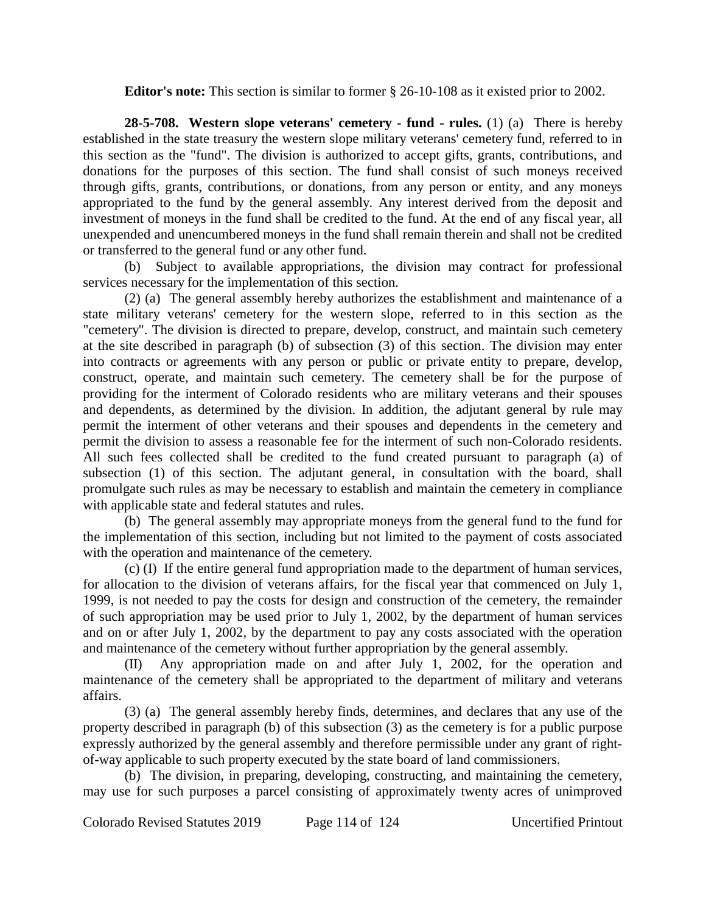**Editor's note:** This section is similar to former § 26-10-108 as it existed prior to 2002.

**28-5-708. Western slope veterans' cemetery - fund - rules.** (1) (a) There is hereby established in the state treasury the western slope military veterans' cemetery fund, referred to in this section as the "fund". The division is authorized to accept gifts, grants, contributions, and donations for the purposes of this section. The fund shall consist of such moneys received through gifts, grants, contributions, or donations, from any person or entity, and any moneys appropriated to the fund by the general assembly. Any interest derived from the deposit and investment of moneys in the fund shall be credited to the fund. At the end of any fiscal year, all unexpended and unencumbered moneys in the fund shall remain therein and shall not be credited or transferred to the general fund or any other fund.

(b) Subject to available appropriations, the division may contract for professional services necessary for the implementation of this section.

(2) (a) The general assembly hereby authorizes the establishment and maintenance of a state military veterans' cemetery for the western slope, referred to in this section as the "cemetery". The division is directed to prepare, develop, construct, and maintain such cemetery at the site described in paragraph (b) of subsection (3) of this section. The division may enter into contracts or agreements with any person or public or private entity to prepare, develop, construct, operate, and maintain such cemetery. The cemetery shall be for the purpose of providing for the interment of Colorado residents who are military veterans and their spouses and dependents, as determined by the division. In addition, the adjutant general by rule may permit the interment of other veterans and their spouses and dependents in the cemetery and permit the division to assess a reasonable fee for the interment of such non-Colorado residents. All such fees collected shall be credited to the fund created pursuant to paragraph (a) of subsection (1) of this section. The adjutant general, in consultation with the board, shall promulgate such rules as may be necessary to establish and maintain the cemetery in compliance with applicable state and federal statutes and rules.

(b) The general assembly may appropriate moneys from the general fund to the fund for the implementation of this section, including but not limited to the payment of costs associated with the operation and maintenance of the cemetery.

(c) (I) If the entire general fund appropriation made to the department of human services, for allocation to the division of veterans affairs, for the fiscal year that commenced on July 1, 1999, is not needed to pay the costs for design and construction of the cemetery, the remainder of such appropriation may be used prior to July 1, 2002, by the department of human services and on or after July 1, 2002, by the department to pay any costs associated with the operation and maintenance of the cemetery without further appropriation by the general assembly.

(II) Any appropriation made on and after July 1, 2002, for the operation and maintenance of the cemetery shall be appropriated to the department of military and veterans affairs.

(3) (a) The general assembly hereby finds, determines, and declares that any use of the property described in paragraph (b) of this subsection (3) as the cemetery is for a public purpose expressly authorized by the general assembly and therefore permissible under any grant of right-of-way applicable to such property executed by the state board of land commissioners.

(b) The division, in preparing, developing, constructing, and maintaining the cemetery, may use for such purposes a parcel consisting of approximately twenty acres of unimproved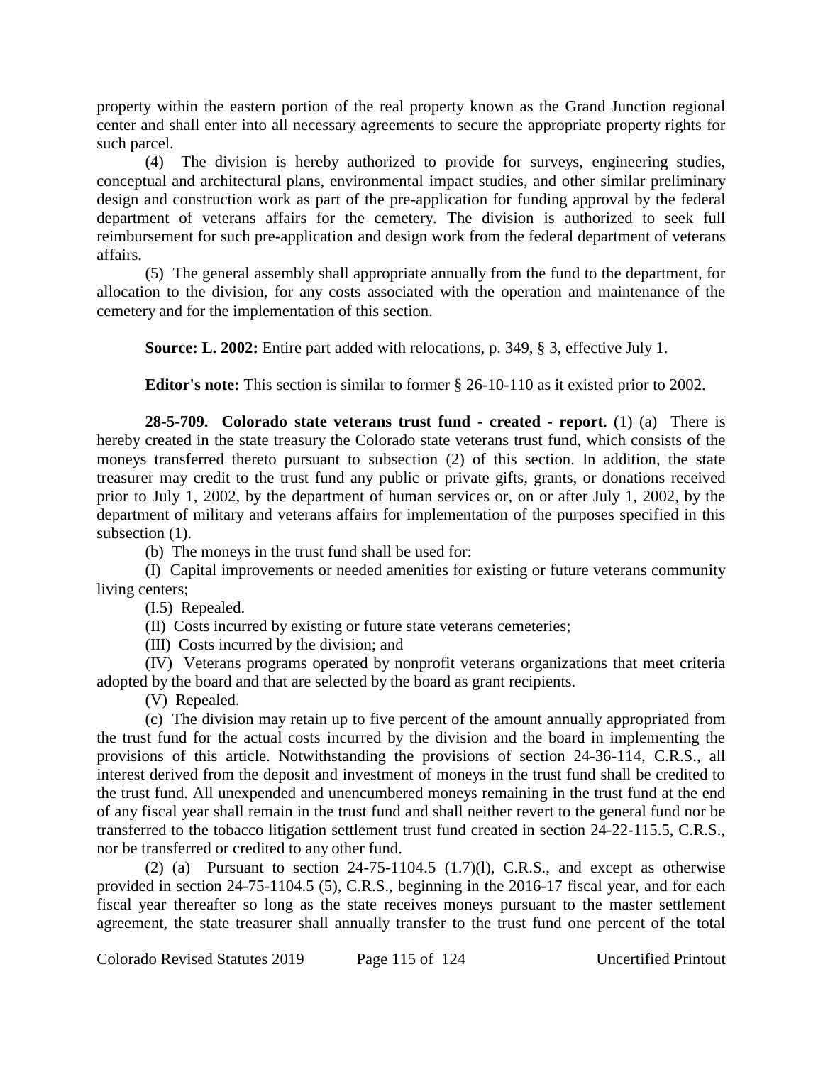property within the eastern portion of the real property known as the Grand Junction regional center and shall enter into all necessary agreements to secure the appropriate property rights for such parcel.

(4) The division is hereby authorized to provide for surveys, engineering studies, conceptual and architectural plans, environmental impact studies, and other similar preliminary design and construction work as part of the pre-application for funding approval by the federal department of veterans affairs for the cemetery. The division is authorized to seek full reimbursement for such pre-application and design work from the federal department of veterans affairs.

(5) The general assembly shall appropriate annually from the fund to the department, for allocation to the division, for any costs associated with the operation and maintenance of the cemetery and for the implementation of this section.

**Source: L. 2002:** Entire part added with relocations, p. 349, § 3, effective July 1.

**Editor's note:** This section is similar to former § 26-10-110 as it existed prior to 2002.

**28-5-709. Colorado state veterans trust fund - created - report.** (1) (a) There is hereby created in the state treasury the Colorado state veterans trust fund, which consists of the moneys transferred thereto pursuant to subsection (2) of this section. In addition, the state treasurer may credit to the trust fund any public or private gifts, grants, or donations received prior to July 1, 2002, by the department of human services or, on or after July 1, 2002, by the department of military and veterans affairs for implementation of the purposes specified in this subsection (1).

(b) The moneys in the trust fund shall be used for:

(I) Capital improvements or needed amenities for existing or future veterans community living centers;

(I.5) Repealed.

(II) Costs incurred by existing or future state veterans cemeteries;

(III) Costs incurred by the division; and

(IV) Veterans programs operated by nonprofit veterans organizations that meet criteria adopted by the board and that are selected by the board as grant recipients.

(V) Repealed.

(c) The division may retain up to five percent of the amount annually appropriated from the trust fund for the actual costs incurred by the division and the board in implementing the provisions of this article. Notwithstanding the provisions of section 24-36-114, C.R.S., all interest derived from the deposit and investment of moneys in the trust fund shall be credited to the trust fund. All unexpended and unencumbered moneys remaining in the trust fund at the end of any fiscal year shall remain in the trust fund and shall neither revert to the general fund nor be transferred to the tobacco litigation settlement trust fund created in section 24-22-115.5, C.R.S., nor be transferred or credited to any other fund.

(2) (a) Pursuant to section 24-75-1104.5 (1.7)(l), C.R.S., and except as otherwise provided in section 24-75-1104.5 (5), C.R.S., beginning in the 2016-17 fiscal year, and for each fiscal year thereafter so long as the state receives moneys pursuant to the master settlement agreement, the state treasurer shall annually transfer to the trust fund one percent of the total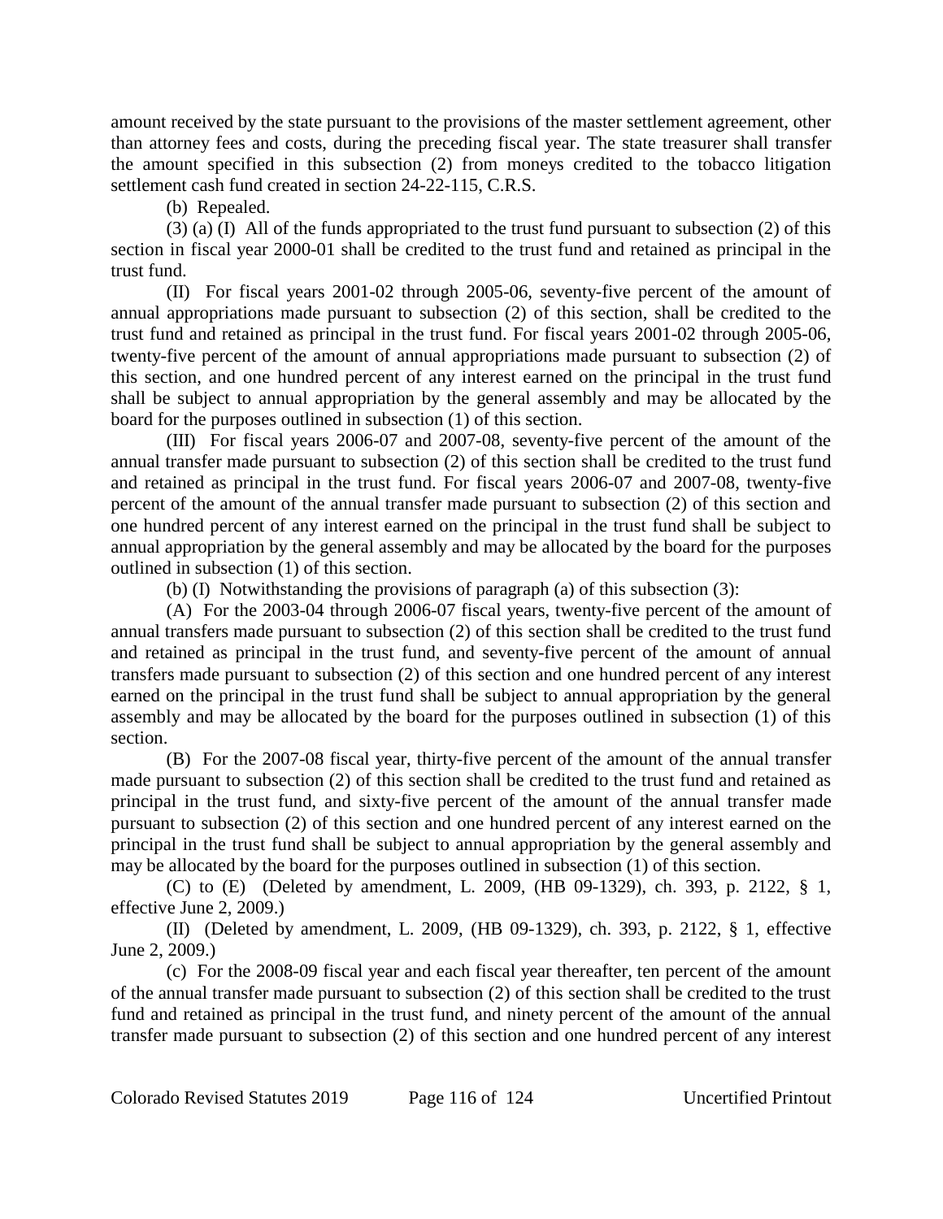amount received by the state pursuant to the provisions of the master settlement agreement, other than attorney fees and costs, during the preceding fiscal year. The state treasurer shall transfer the amount specified in this subsection (2) from moneys credited to the tobacco litigation settlement cash fund created in section 24-22-115, C.R.S.

(b) Repealed.

(3) (a) (I) All of the funds appropriated to the trust fund pursuant to subsection (2) of this section in fiscal year 2000-01 shall be credited to the trust fund and retained as principal in the trust fund.

(II) For fiscal years 2001-02 through 2005-06, seventy-five percent of the amount of annual appropriations made pursuant to subsection (2) of this section, shall be credited to the trust fund and retained as principal in the trust fund. For fiscal years 2001-02 through 2005-06, twenty-five percent of the amount of annual appropriations made pursuant to subsection (2) of this section, and one hundred percent of any interest earned on the principal in the trust fund shall be subject to annual appropriation by the general assembly and may be allocated by the board for the purposes outlined in subsection (1) of this section.

(III) For fiscal years 2006-07 and 2007-08, seventy-five percent of the amount of the annual transfer made pursuant to subsection (2) of this section shall be credited to the trust fund and retained as principal in the trust fund. For fiscal years 2006-07 and 2007-08, twenty-five percent of the amount of the annual transfer made pursuant to subsection (2) of this section and one hundred percent of any interest earned on the principal in the trust fund shall be subject to annual appropriation by the general assembly and may be allocated by the board for the purposes outlined in subsection (1) of this section.

(b) (I) Notwithstanding the provisions of paragraph (a) of this subsection (3):

(A) For the 2003-04 through 2006-07 fiscal years, twenty-five percent of the amount of annual transfers made pursuant to subsection (2) of this section shall be credited to the trust fund and retained as principal in the trust fund, and seventy-five percent of the amount of annual transfers made pursuant to subsection (2) of this section and one hundred percent of any interest earned on the principal in the trust fund shall be subject to annual appropriation by the general assembly and may be allocated by the board for the purposes outlined in subsection (1) of this section.

(B) For the 2007-08 fiscal year, thirty-five percent of the amount of the annual transfer made pursuant to subsection (2) of this section shall be credited to the trust fund and retained as principal in the trust fund, and sixty-five percent of the amount of the annual transfer made pursuant to subsection (2) of this section and one hundred percent of any interest earned on the principal in the trust fund shall be subject to annual appropriation by the general assembly and may be allocated by the board for the purposes outlined in subsection (1) of this section.

(C) to (E) (Deleted by amendment, L. 2009, (HB 09-1329), ch. 393, p. 2122, § 1, effective June 2, 2009.)

(II) (Deleted by amendment, L. 2009, (HB 09-1329), ch. 393, p. 2122, § 1, effective June 2, 2009.)

(c) For the 2008-09 fiscal year and each fiscal year thereafter, ten percent of the amount of the annual transfer made pursuant to subsection (2) of this section shall be credited to the trust fund and retained as principal in the trust fund, and ninety percent of the amount of the annual transfer made pursuant to subsection (2) of this section and one hundred percent of any interest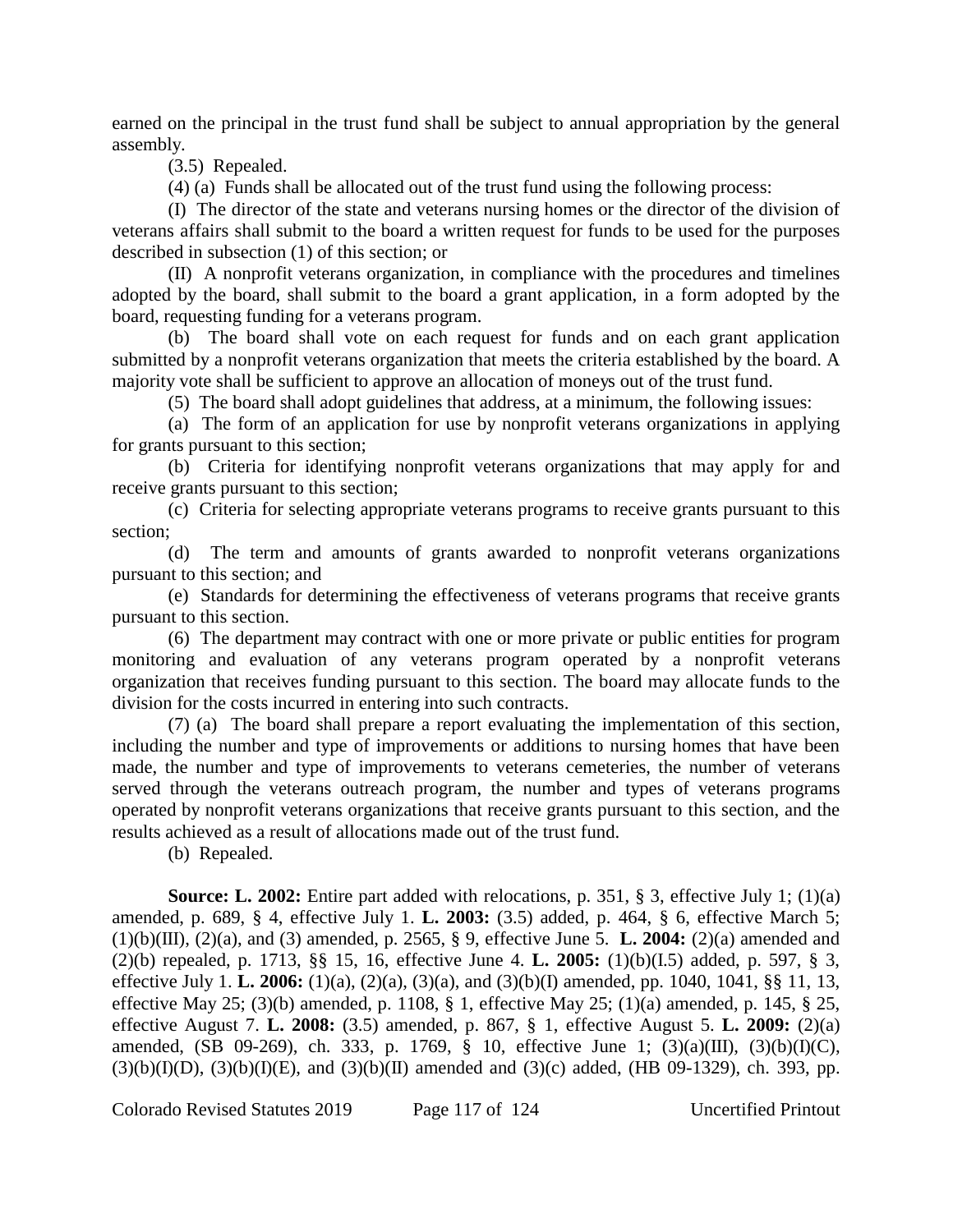earned on the principal in the trust fund shall be subject to annual appropriation by the general assembly.

(3.5) Repealed.

(4) (a) Funds shall be allocated out of the trust fund using the following process:

(I) The director of the state and veterans nursing homes or the director of the division of veterans affairs shall submit to the board a written request for funds to be used for the purposes described in subsection (1) of this section; or

(II) A nonprofit veterans organization, in compliance with the procedures and timelines adopted by the board, shall submit to the board a grant application, in a form adopted by the board, requesting funding for a veterans program.

(b) The board shall vote on each request for funds and on each grant application submitted by a nonprofit veterans organization that meets the criteria established by the board. A majority vote shall be sufficient to approve an allocation of moneys out of the trust fund.

(5) The board shall adopt guidelines that address, at a minimum, the following issues:

(a) The form of an application for use by nonprofit veterans organizations in applying for grants pursuant to this section;

(b) Criteria for identifying nonprofit veterans organizations that may apply for and receive grants pursuant to this section;

(c) Criteria for selecting appropriate veterans programs to receive grants pursuant to this section;

(d) The term and amounts of grants awarded to nonprofit veterans organizations pursuant to this section; and

(e) Standards for determining the effectiveness of veterans programs that receive grants pursuant to this section.

(6) The department may contract with one or more private or public entities for program monitoring and evaluation of any veterans program operated by a nonprofit veterans organization that receives funding pursuant to this section. The board may allocate funds to the division for the costs incurred in entering into such contracts.

(7) (a) The board shall prepare a report evaluating the implementation of this section, including the number and type of improvements or additions to nursing homes that have been made, the number and type of improvements to veterans cemeteries, the number of veterans served through the veterans outreach program, the number and types of veterans programs operated by nonprofit veterans organizations that receive grants pursuant to this section, and the results achieved as a result of allocations made out of the trust fund.

(b) Repealed.

**Source: L. 2002:** Entire part added with relocations, p. 351, § 3, effective July 1; (1)(a) amended, p. 689, § 4, effective July 1. **L. 2003:** (3.5) added, p. 464, § 6, effective March 5; (1)(b)(III), (2)(a), and (3) amended, p. 2565, § 9, effective June 5. **L. 2004:** (2)(a) amended and (2)(b) repealed, p. 1713, §§ 15, 16, effective June 4. **L. 2005:** (1)(b)(I.5) added, p. 597, § 3, effective July 1. **L. 2006:** (1)(a), (2)(a), (3)(a), and (3)(b)(I) amended, pp. 1040, 1041, §§ 11, 13, effective May 25; (3)(b) amended, p. 1108, § 1, effective May 25; (1)(a) amended, p. 145, § 25, effective August 7. **L. 2008:** (3.5) amended, p. 867, § 1, effective August 5. **L. 2009:** (2)(a) amended, (SB 09-269), ch. 333, p. 1769, § 10, effective June 1; (3)(a)(III), (3)(b)(I)(C), (3)(b)(I)(D), (3)(b)(I)(E), and (3)(b)(II) amended and (3)(c) added, (HB 09-1329), ch. 393, pp.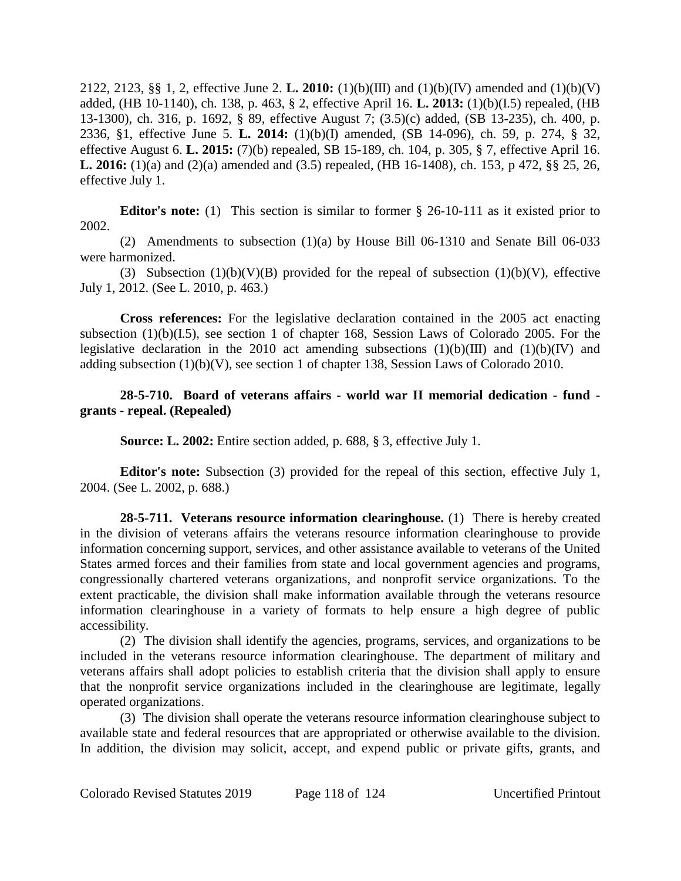2122, 2123, §§ 1, 2, effective June 2. **L. 2010:** (1)(b)(III) and (1)(b)(IV) amended and (1)(b)(V) added, (HB 10-1140), ch. 138, p. 463, § 2, effective April 16. **L. 2013:** (1)(b)(I.5) repealed, (HB 13-1300), ch. 316, p. 1692, § 89, effective August 7; (3.5)(c) added, (SB 13-235), ch. 400, p. 2336, §1, effective June 5. **L. 2014:** (1)(b)(I) amended, (SB 14-096), ch. 59, p. 274, § 32, effective August 6. **L. 2015:** (7)(b) repealed, SB 15-189, ch. 104, p. 305, § 7, effective April 16. **L. 2016:** (1)(a) and (2)(a) amended and (3.5) repealed, (HB 16-1408), ch. 153, p 472, §§ 25, 26, effective July 1.

**Editor's note:** (1) This section is similar to former § 26-10-111 as it existed prior to 2002.

(2) Amendments to subsection (1)(a) by House Bill 06-1310 and Senate Bill 06-033 were harmonized.

(3) Subsection (1)(b)(V)(B) provided for the repeal of subsection (1)(b)(V), effective July 1, 2012. (See L. 2010, p. 463.)

**Cross references:** For the legislative declaration contained in the 2005 act enacting subsection (1)(b)(I.5), see section 1 of chapter 168, Session Laws of Colorado 2005. For the legislative declaration in the 2010 act amending subsections (1)(b)(III) and (1)(b)(IV) and adding subsection (1)(b)(V), see section 1 of chapter 138, Session Laws of Colorado 2010.

**28-5-710. Board of veterans affairs - world war II memorial dedication - fund - grants - repeal. (Repealed)**

**Source: L. 2002:** Entire section added, p. 688, § 3, effective July 1.

**Editor's note:** Subsection (3) provided for the repeal of this section, effective July 1, 2004. (See L. 2002, p. 688.)

**28-5-711. Veterans resource information clearinghouse.** (1) There is hereby created in the division of veterans affairs the veterans resource information clearinghouse to provide information concerning support, services, and other assistance available to veterans of the United States armed forces and their families from state and local government agencies and programs, congressionally chartered veterans organizations, and nonprofit service organizations. To the extent practicable, the division shall make information available through the veterans resource information clearinghouse in a variety of formats to help ensure a high degree of public accessibility.

(2) The division shall identify the agencies, programs, services, and organizations to be included in the veterans resource information clearinghouse. The department of military and veterans affairs shall adopt policies to establish criteria that the division shall apply to ensure that the nonprofit service organizations included in the clearinghouse are legitimate, legally operated organizations.

(3) The division shall operate the veterans resource information clearinghouse subject to available state and federal resources that are appropriated or otherwise available to the division. In addition, the division may solicit, accept, and expend public or private gifts, grants, and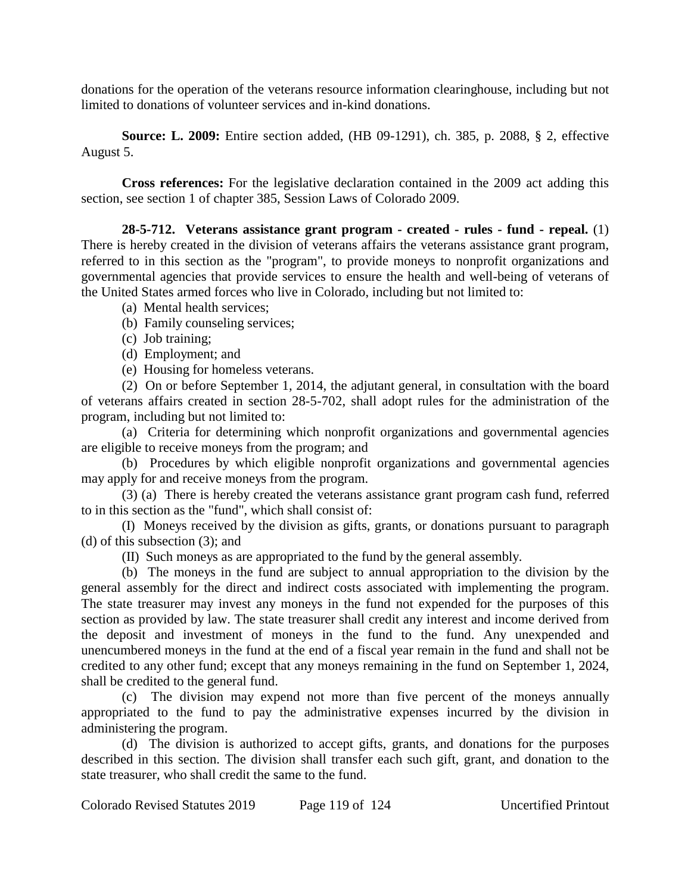donations for the operation of the veterans resource information clearinghouse, including but not limited to donations of volunteer services and in-kind donations.

**Source: L. 2009:** Entire section added, (HB 09-1291), ch. 385, p. 2088, § 2, effective August 5.

**Cross references:** For the legislative declaration contained in the 2009 act adding this section, see section 1 of chapter 385, Session Laws of Colorado 2009.

**28-5-712. Veterans assistance grant program - created - rules - fund - repeal.** (1) There is hereby created in the division of veterans affairs the veterans assistance grant program, referred to in this section as the "program", to provide moneys to nonprofit organizations and governmental agencies that provide services to ensure the health and well-being of veterans of the United States armed forces who live in Colorado, including but not limited to:

(a) Mental health services;

(b) Family counseling services;

(c) Job training;

(d) Employment; and

(e) Housing for homeless veterans.

(2) On or before September 1, 2014, the adjutant general, in consultation with the board of veterans affairs created in section 28-5-702, shall adopt rules for the administration of the program, including but not limited to:

(a) Criteria for determining which nonprofit organizations and governmental agencies are eligible to receive moneys from the program; and

(b) Procedures by which eligible nonprofit organizations and governmental agencies may apply for and receive moneys from the program.

(3) (a) There is hereby created the veterans assistance grant program cash fund, referred to in this section as the "fund", which shall consist of:

(I) Moneys received by the division as gifts, grants, or donations pursuant to paragraph (d) of this subsection (3); and

(II) Such moneys as are appropriated to the fund by the general assembly.

(b) The moneys in the fund are subject to annual appropriation to the division by the general assembly for the direct and indirect costs associated with implementing the program. The state treasurer may invest any moneys in the fund not expended for the purposes of this section as provided by law. The state treasurer shall credit any interest and income derived from the deposit and investment of moneys in the fund to the fund. Any unexpended and unencumbered moneys in the fund at the end of a fiscal year remain in the fund and shall not be credited to any other fund; except that any moneys remaining in the fund on September 1, 2024, shall be credited to the general fund.

(c) The division may expend not more than five percent of the moneys annually appropriated to the fund to pay the administrative expenses incurred by the division in administering the program.

(d) The division is authorized to accept gifts, grants, and donations for the purposes described in this section. The division shall transfer each such gift, grant, and donation to the state treasurer, who shall credit the same to the fund.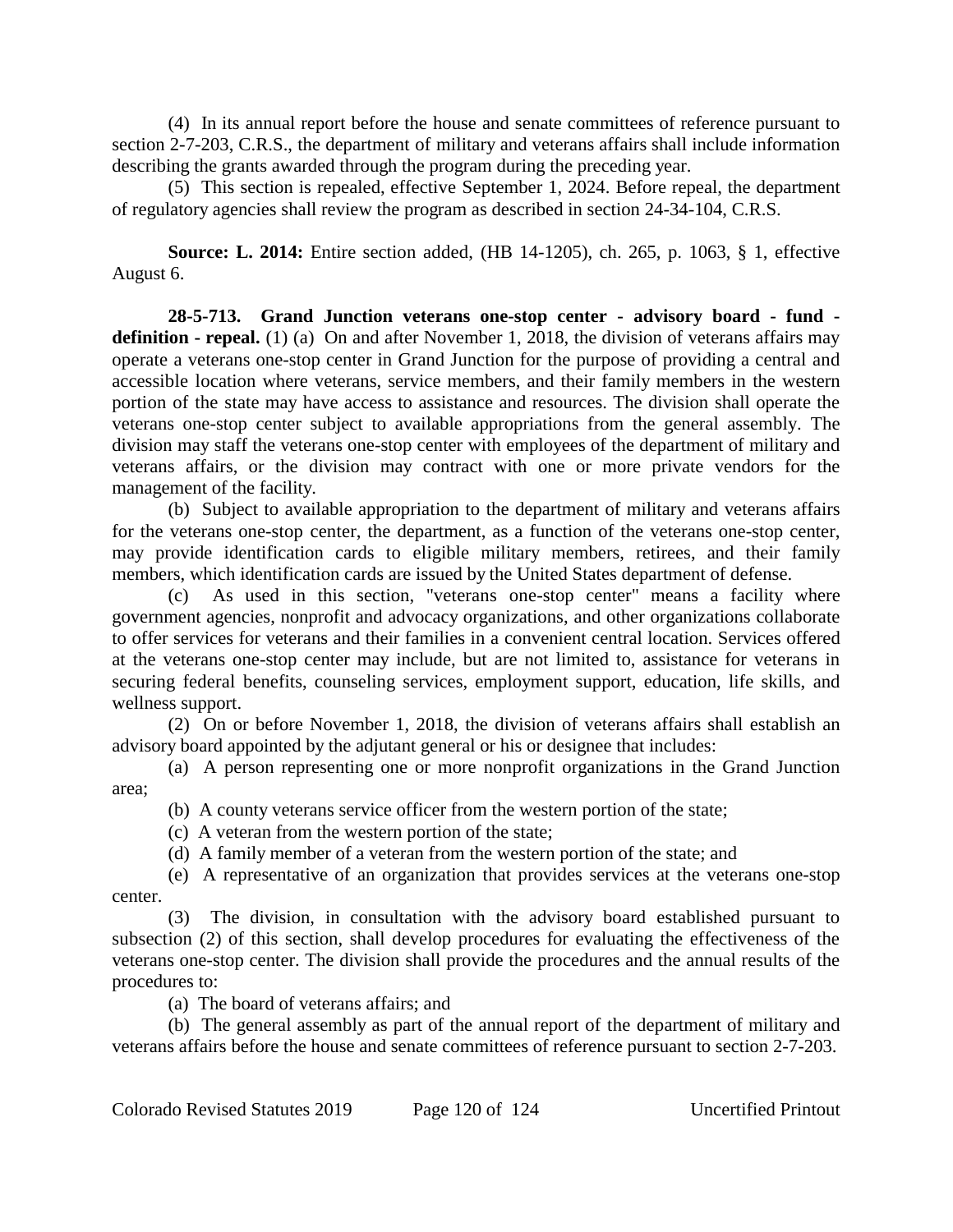(4) In its annual report before the house and senate committees of reference pursuant to section 2-7-203, C.R.S., the department of military and veterans affairs shall include information describing the grants awarded through the program during the preceding year.

(5) This section is repealed, effective September 1, 2024. Before repeal, the department of regulatory agencies shall review the program as described in section 24-34-104, C.R.S.

**Source: L. 2014:** Entire section added, (HB 14-1205), ch. 265, p. 1063, § 1, effective August 6.

**28-5-713. Grand Junction veterans one-stop center - advisory board - fund - definition - repeal.** (1) (a) On and after November 1, 2018, the division of veterans affairs may operate a veterans one-stop center in Grand Junction for the purpose of providing a central and accessible location where veterans, service members, and their family members in the western portion of the state may have access to assistance and resources. The division shall operate the veterans one-stop center subject to available appropriations from the general assembly. The division may staff the veterans one-stop center with employees of the department of military and veterans affairs, or the division may contract with one or more private vendors for the management of the facility.

(b) Subject to available appropriation to the department of military and veterans affairs for the veterans one-stop center, the department, as a function of the veterans one-stop center, may provide identification cards to eligible military members, retirees, and their family members, which identification cards are issued by the United States department of defense.

(c) As used in this section, "veterans one-stop center" means a facility where government agencies, nonprofit and advocacy organizations, and other organizations collaborate to offer services for veterans and their families in a convenient central location. Services offered at the veterans one-stop center may include, but are not limited to, assistance for veterans in securing federal benefits, counseling services, employment support, education, life skills, and wellness support.

(2) On or before November 1, 2018, the division of veterans affairs shall establish an advisory board appointed by the adjutant general or his or her designee that includes:

(a) A person representing one or more nonprofit organizations in the Grand Junction area;

(b) A county veterans service officer from the western portion of the state;

(c) A veteran from the western portion of the state;

(d) A family member of a veteran from the western portion of the state; and

(e) A representative of an organization that provides services at the veterans one-stop center.

(3) The division, in consultation with the advisory board established pursuant to subsection (2) of this section, shall develop procedures for evaluating the effectiveness of the veterans one-stop center. The division shall provide the procedures and the annual results of the procedures to:

(a) The board of veterans affairs; and

(b) The general assembly as part of the annual report of the department of military and veterans affairs before the house and senate committees of reference pursuant to section 2-7-203.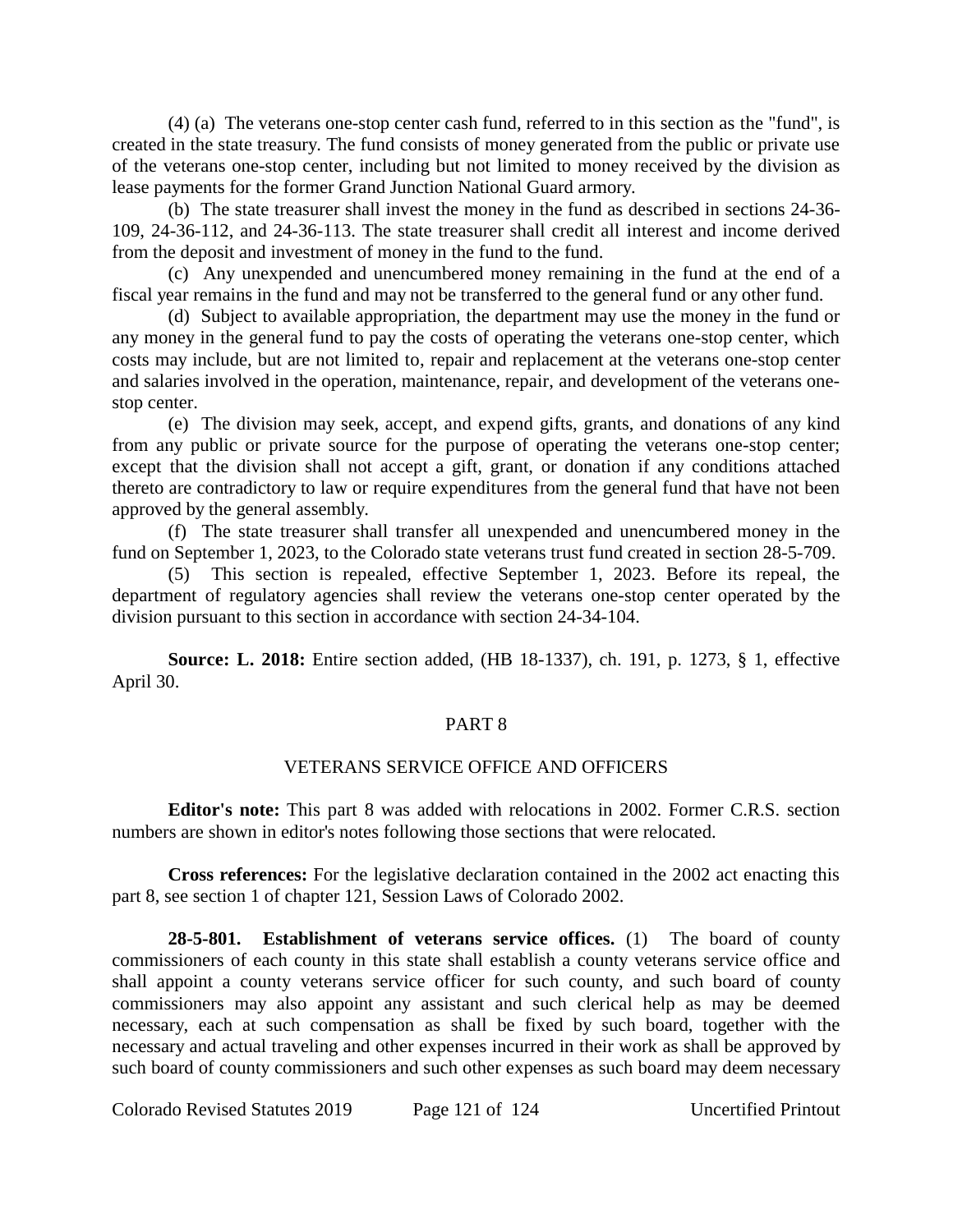(4) (a) The veterans one-stop center cash fund, referred to in this section as the "fund", is created in the state treasury. The fund consists of money generated from the public or private use of the veterans one-stop center, including but not limited to money received by the division as lease payments for the former Grand Junction National Guard armory.

(b) The state treasurer shall invest the money in the fund as described in sections 24-36-109, 24-36-112, and 24-36-113. The state treasurer shall credit all interest and income derived from the deposit and investment of money in the fund to the fund.

(c) Any unexpended and unencumbered money remaining in the fund at the end of a fiscal year remains in the fund and may not be transferred to the general fund or any other fund.

(d) Subject to available appropriation, the department may use the money in the fund or any money in the general fund to pay the costs of operating the veterans one-stop center, which costs may include, but are not limited to, repair and replacement at the veterans one-stop center and salaries involved in the operation, maintenance, repair, and development of the veterans one-stop center.

(e) The division may seek, accept, and expend gifts, grants, and donations of any kind from any public or private source for the purpose of operating the veterans one-stop center; except that the division shall not accept a gift, grant, or donation if any conditions attached thereto are contradictory to law or require expenditures from the general fund that have not been approved by the general assembly.

(f) The state treasurer shall transfer all unexpended and unencumbered money in the fund on September 1, 2023, to the Colorado state veterans trust fund created in section 28-5-709.

(5) This section is repealed, effective September 1, 2023. Before its repeal, the department of regulatory agencies shall review the veterans one-stop center operated by the division pursuant to this section in accordance with section 24-34-104.

**Source: L. 2018:** Entire section added, (HB 18-1337), ch. 191, p. 1273, § 1, effective April 30.

## PART 8

## VETERANS SERVICE OFFICE AND OFFICERS

**Editor's note:** This part 8 was added with relocations in 2002. Former C.R.S. section numbers are shown in editor's notes following those sections that were relocated.

**Cross references:** For the legislative declaration contained in the 2002 act enacting this part 8, see section 1 of chapter 121, Session Laws of Colorado 2002.

**28-5-801. Establishment of veterans service offices.** (1) The board of county commissioners of each county in this state shall establish a county veterans service office and shall appoint a county veterans service officer for such county, and such board of county commissioners may also appoint any assistant and such clerical help as may be deemed necessary, each at such compensation as shall be fixed by such board, together with the necessary and actual traveling and other expenses incurred in their work as shall be approved by such board of county commissioners and such other expenses as such board may deem necessary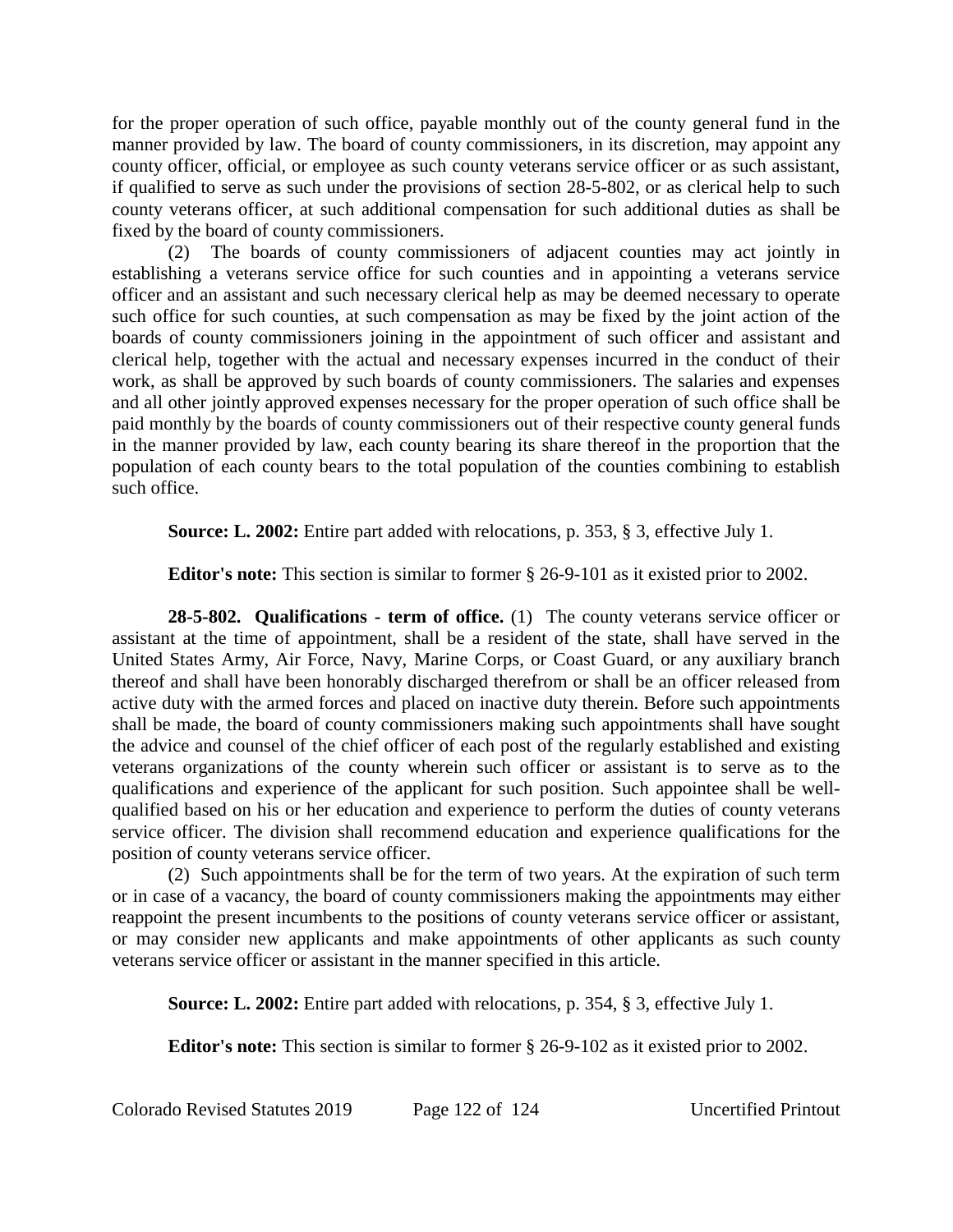for the proper operation of such office, payable monthly out of the county general fund in the manner provided by law. The board of county commissioners, in its discretion, may appoint any county officer, official, or employee as such county veterans service officer or as such assistant, if qualified to serve as such under the provisions of section 28-5-802, or as clerical help to such county veterans officer, at such additional compensation for such additional duties as shall be fixed by the board of county commissioners.

(2) The boards of county commissioners of adjacent counties may act jointly in establishing a veterans service office for such counties and in appointing a veterans service officer and an assistant and such necessary clerical help as may be deemed necessary to operate such office for such counties, at such compensation as may be fixed by the joint action of the boards of county commissioners joining in the appointment of such officer and assistant and clerical help, together with the actual and necessary expenses incurred in the conduct of their work, as shall be approved by such boards of county commissioners. The salaries and expenses and all other jointly approved expenses necessary for the proper operation of such office shall be paid monthly by the boards of county commissioners out of their respective county general funds in the manner provided by law, each county bearing its share thereof in the proportion that the population of each county bears to the total population of the counties combining to establish such office.

**Source: L. 2002:** Entire part added with relocations, p. 353, § 3, effective July 1.

**Editor's note:** This section is similar to former § 26-9-101 as it existed prior to 2002.

**28-5-802. Qualifications - term of office.** (1) The county veterans service officer or assistant at the time of appointment, shall be a resident of the state, shall have served in the United States Army, Air Force, Navy, Marine Corps, or Coast Guard, or any auxiliary branch thereof and shall have been honorably discharged therefrom or shall be an officer released from active duty with the armed forces and placed on inactive duty therein. Before such appointments shall be made, the board of county commissioners making such appointments shall have sought the advice and counsel of the chief officer of each post of the regularly established and existing veterans organizations of the county wherein such officer or assistant is to serve as to the qualifications and experience of the applicant for such position. Such appointee shall be well-qualified based on his or her education and experience to perform the duties of county veterans service officer. The division shall recommend education and experience qualifications for the position of county veterans service officer.

(2) Such appointments shall be for the term of two years. At the expiration of such term or in case of a vacancy, the board of county commissioners making the appointments may either reappoint the present incumbents to the positions of county veterans service officer or assistant, or may consider new applicants and make appointments of other applicants as such county veterans service officer or assistant in the manner specified in this article.

**Source: L. 2002:** Entire part added with relocations, p. 354, § 3, effective July 1.

**Editor's note:** This section is similar to former § 26-9-102 as it existed prior to 2002.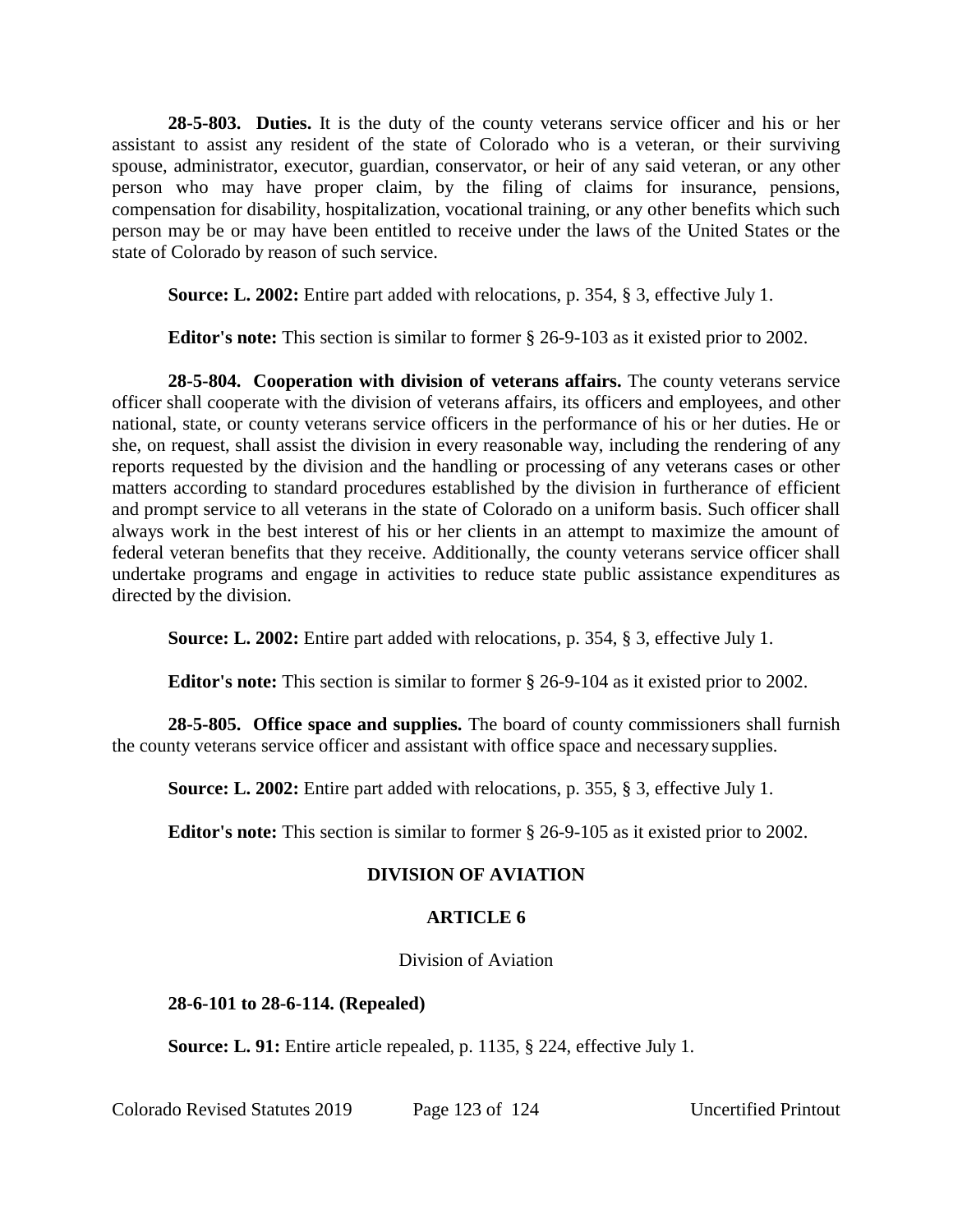**28-5-803. Duties.** It is the duty of the county veterans service officer and his or her assistant to assist any resident of the state of Colorado who is a veteran, or their surviving spouse, administrator, executor, guardian, conservator, or heir of any said veteran, or any other person who may have proper claim, by the filing of claims for insurance, pensions, compensation for disability, hospitalization, vocational training, or any other benefits which such person may be or may have been entitled to receive under the laws of the United States or the state of Colorado by reason of such service.

**Source: L. 2002:** Entire part added with relocations, p. 354, § 3, effective July 1.

**Editor's note:** This section is similar to former § 26-9-103 as it existed prior to 2002.

**28-5-804. Cooperation with division of veterans affairs.** The county veterans service officer shall cooperate with the division of veterans affairs, its officers and employees, and other national, state, or county veterans service officers in the performance of his or her duties. He or she, on request, shall assist the division in every reasonable way, including the rendering of any reports requested by the division and the handling or processing of any veterans cases or other matters according to standard procedures established by the division in furtherance of efficient and prompt service to all veterans in the state of Colorado on a uniform basis. Such officer shall always work in the best interest of his or her clients in an attempt to maximize the amount of federal veteran benefits that they receive. Additionally, the county veterans service officer shall undertake programs and engage in activities to reduce state public assistance expenditures as directed by the division.

**Source: L. 2002:** Entire part added with relocations, p. 354, § 3, effective July 1.

**Editor's note:** This section is similar to former § 26-9-104 as it existed prior to 2002.

**28-5-805. Office space and supplies.** The board of county commissioners shall furnish the county veterans service officer and assistant with office space and necessary supplies.

**Source: L. 2002:** Entire part added with relocations, p. 355, § 3, effective July 1.

**Editor's note:** This section is similar to former § 26-9-105 as it existed prior to 2002.

## DIVISION OF AVIATION

## ARTICLE 6

### Division of Aviation

**28-6-101 to 28-6-114. (Repealed)**

**Source: L. 91:** Entire article repealed, p. 1135, § 224, effective July 1.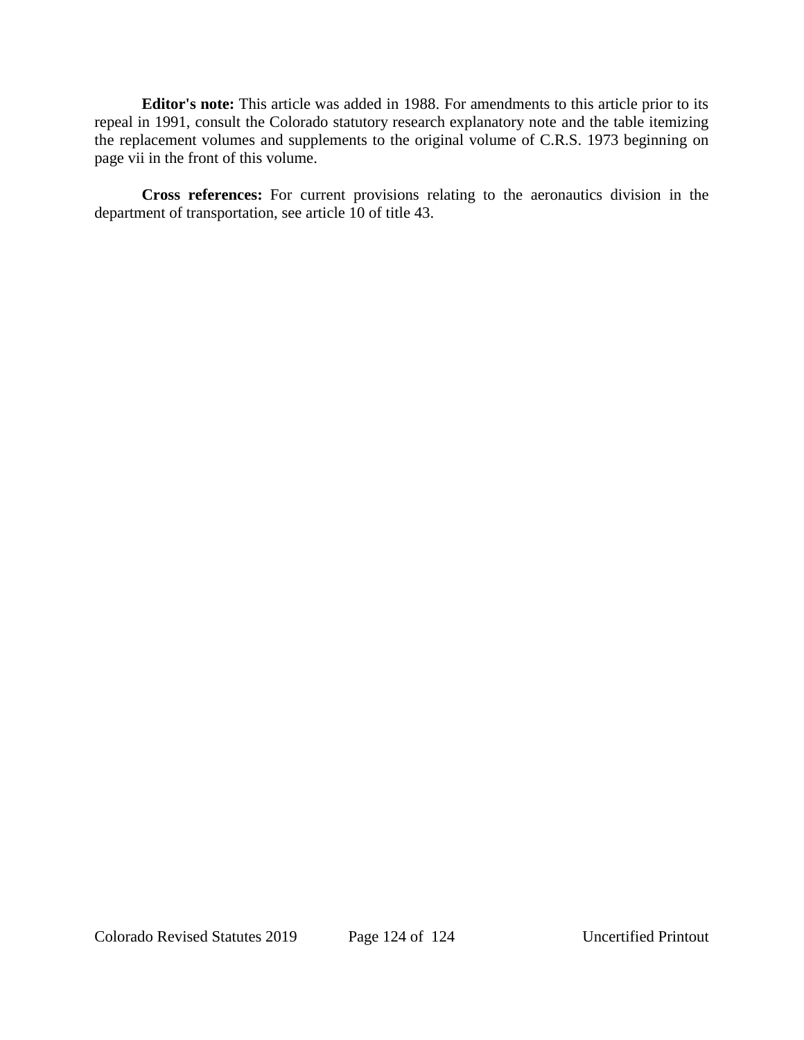**Editor's note:** This article was added in 1988. For amendments to this article prior to its repeal in 1991, consult the Colorado statutory research explanatory note and the table itemizing the replacement volumes and supplements to the original volume of C.R.S. 1973 beginning on page vii in the front of this volume.

**Cross references:** For current provisions relating to the aeronautics division in the department of transportation, see article 10 of title 43.